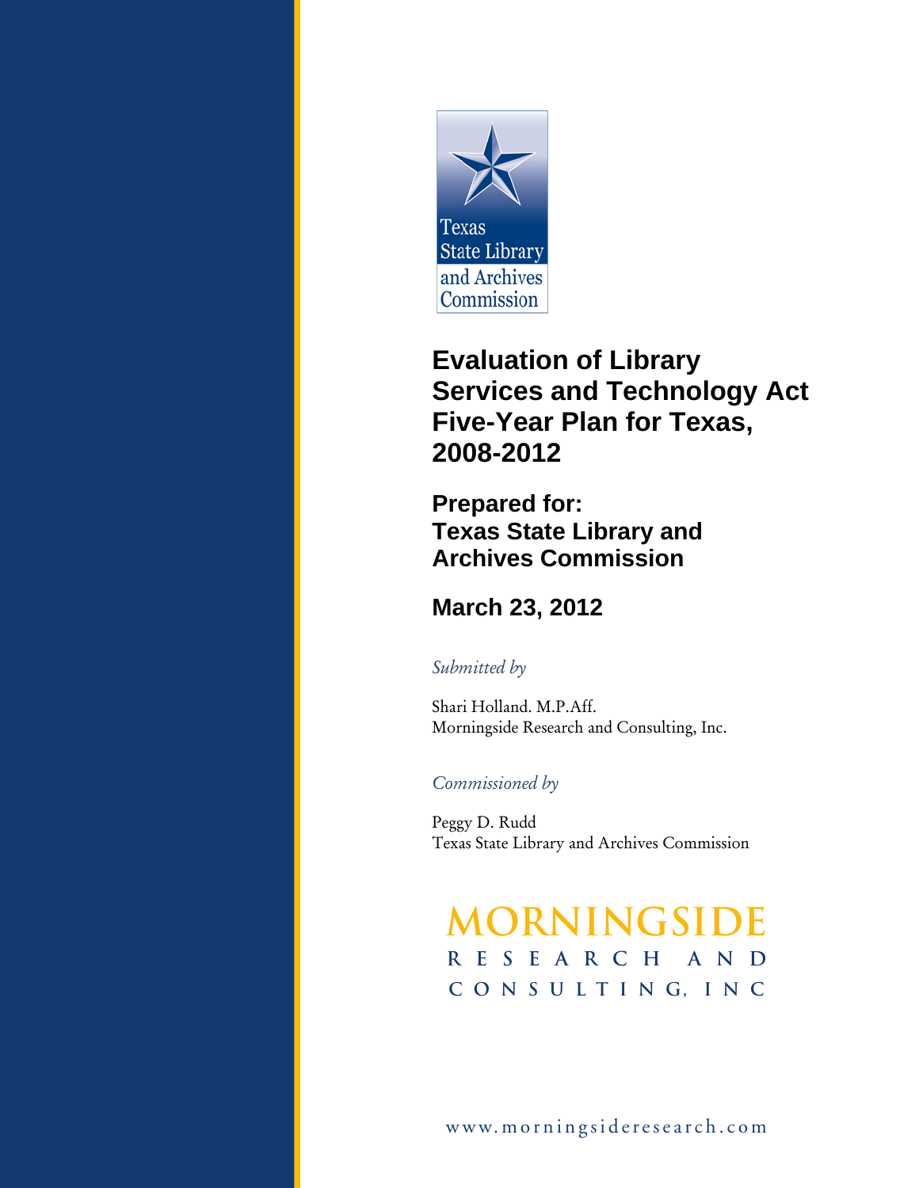Texas State Library and Archives Commission

# Evaluation of Library Services and Technology Act Five-Year Plan for Texas, 2008-2012

## Prepared for: Texas State Library and Archives Commission

## March 23, 2012

*Submitted by*

Shari Holland. M.P.Aff.
Morningside Research and Consulting, Inc.

*Commissioned by*

Peggy D. Rudd
Texas State Library and Archives Commission

MORNINGSIDE
RESEARCH AND
CONSULTING, INC

www.morningsideresearch.com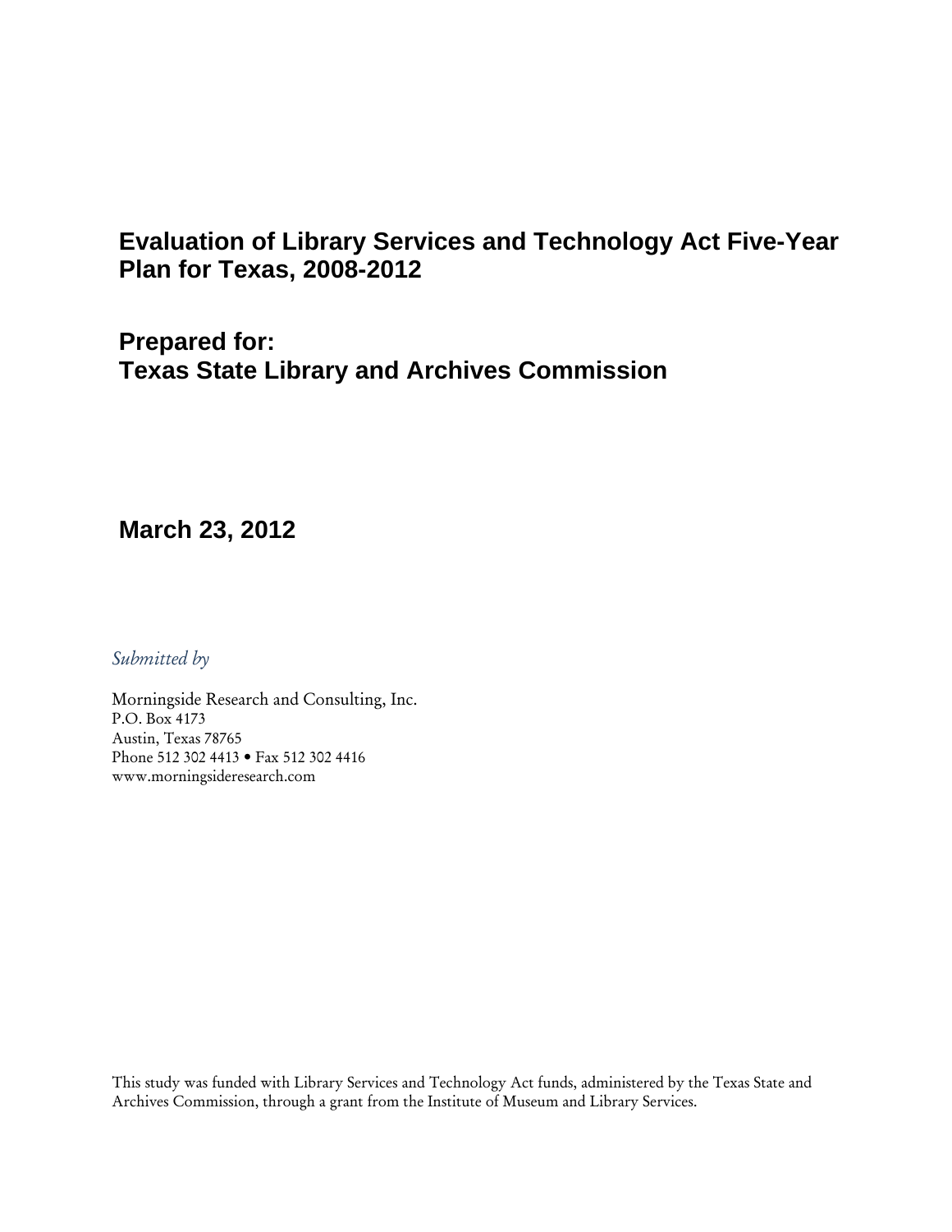# Evaluation of Library Services and Technology Act Five-Year Plan for Texas, 2008-2012

## Prepared for:
## Texas State Library and Archives Commission

**March 23, 2012**

*Submitted by*

Morningside Research and Consulting, Inc.
P.O. Box 4173
Austin, Texas 78765
Phone 512 302 4413 • Fax 512 302 4416
www.morningsideresearch.com

This study was funded with Library Services and Technology Act funds, administered by the Texas State and Archives Commission, through a grant from the Institute of Museum and Library Services.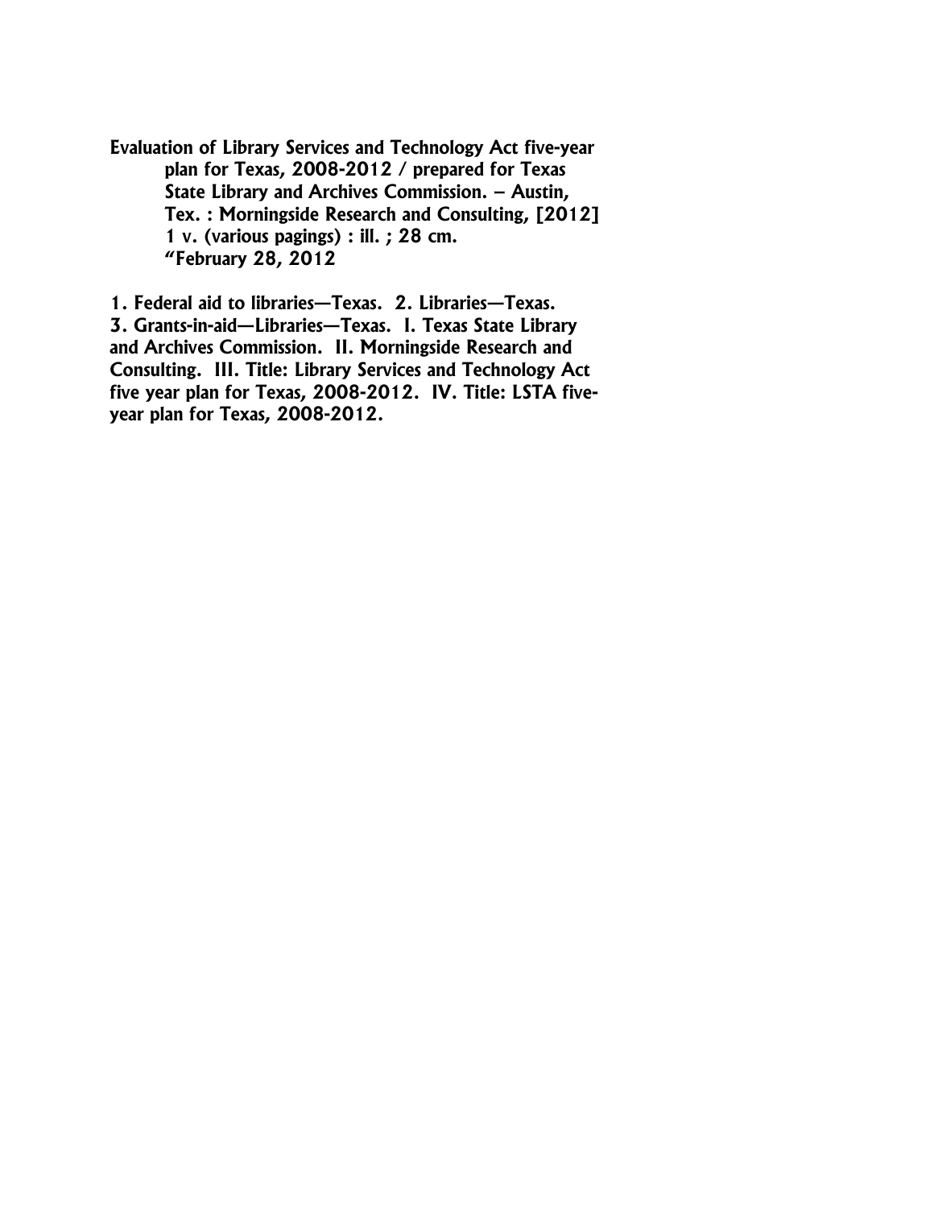**Evaluation of Library Services and Technology Act five-year plan for Texas, 2008-2012 / prepared for Texas State Library and Archives Commission. – Austin, Tex. : Morningside Research and Consulting, [2012]**
**1 v. (various pagings) : ill. ; 28 cm.**
**"February 28, 2012**

**1. Federal aid to libraries—Texas. 2. Libraries—Texas. 3. Grants-in-aid—Libraries—Texas. I. Texas State Library and Archives Commission. II. Morningside Research and Consulting. III. Title: Library Services and Technology Act five year plan for Texas, 2008-2012. IV. Title: LSTA five-year plan for Texas, 2008-2012.**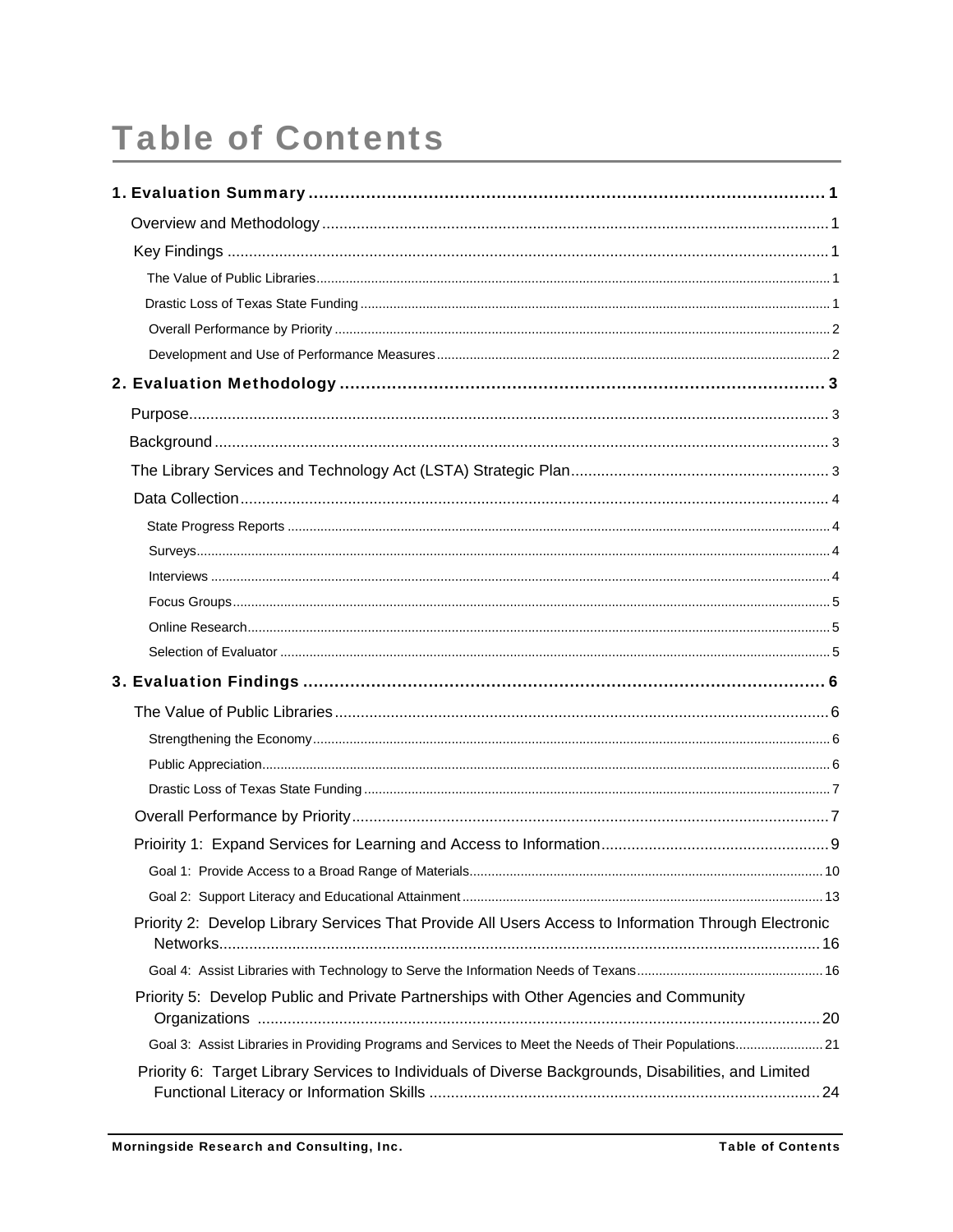# Table of Contents

**1. Evaluation Summary** ........ 1

- Overview and Methodology ........ 1
- Key Findings ........ 1
  - The Value of Public Libraries ........ 1
  - Drastic Loss of Texas State Funding ........ 1
  - Overall Performance by Priority ........ 2
  - Development and Use of Performance Measures ........ 2

**2. Evaluation Methodology** ........ 3

- Purpose ........ 3
- Background ........ 3
- The Library Services and Technology Act (LSTA) Strategic Plan ........ 3
- Data Collection ........ 4
  - State Progress Reports ........ 4
  - Surveys ........ 4
  - Interviews ........ 4
  - Focus Groups ........ 5
  - Online Research ........ 5
  - Selection of Evaluator ........ 5

**3. Evaluation Findings** ........ 6

- The Value of Public Libraries ........ 6
  - Strengthening the Economy ........ 6
  - Public Appreciation ........ 6
  - Drastic Loss of Texas State Funding ........ 7
- Overall Performance by Priority ........ 7
- Prioirity 1: Expand Services for Learning and Access to Information ........ 9
  - Goal 1: Provide Access to a Broad Range of Materials ........ 10
  - Goal 2: Support Literacy and Educational Attainment ........ 13
- Priority 2: Develop Library Services That Provide All Users Access to Information Through Electronic Networks ........ 16
  - Goal 4: Assist Libraries with Technology to Serve the Information Needs of Texans ........ 16
- Priority 5: Develop Public and Private Partnerships with Other Agencies and Community Organizations ........ 20
  - Goal 3: Assist Libraries in Providing Programs and Services to Meet the Needs of Their Populations ........ 21
- Priority 6: Target Library Services to Individuals of Diverse Backgrounds, Disabilities, and Limited Functional Literacy or Information Skills ........ 24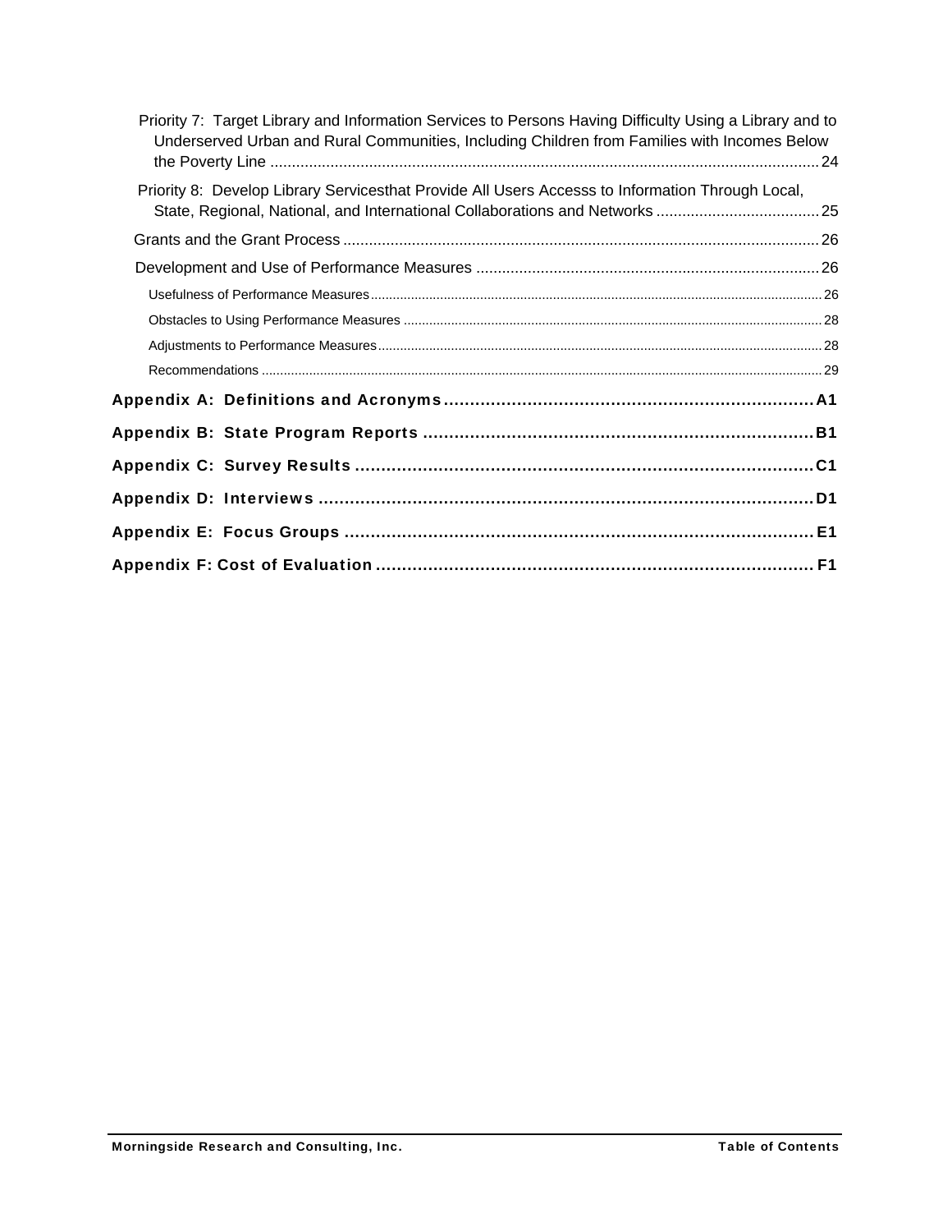Priority 7: Target Library and Information Services to Persons Having Difficulty Using a Library and to Underserved Urban and Rural Communities, Including Children from Families with Incomes Below the Poverty Line ........................................ 24

Priority 8: Develop Library Servicesthat Provide All Users Accesss to Information Through Local, State, Regional, National, and International Collaborations and Networks ........................................ 25

Grants and the Grant Process ........................................ 26

Development and Use of Performance Measures ........................................ 26

Usefulness of Performance Measures ........................................ 26

Obstacles to Using Performance Measures ........................................ 28

Adjustments to Performance Measures ........................................ 28

Recommendations ........................................ 29

**Appendix A: Definitions and Acronyms ........................................ A1**

**Appendix B: State Program Reports ........................................ B1**

**Appendix C: Survey Results ........................................ C1**

**Appendix D: Interviews ........................................ D1**

**Appendix E: Focus Groups ........................................ E1**

**Appendix F: Cost of Evaluation ........................................ F1**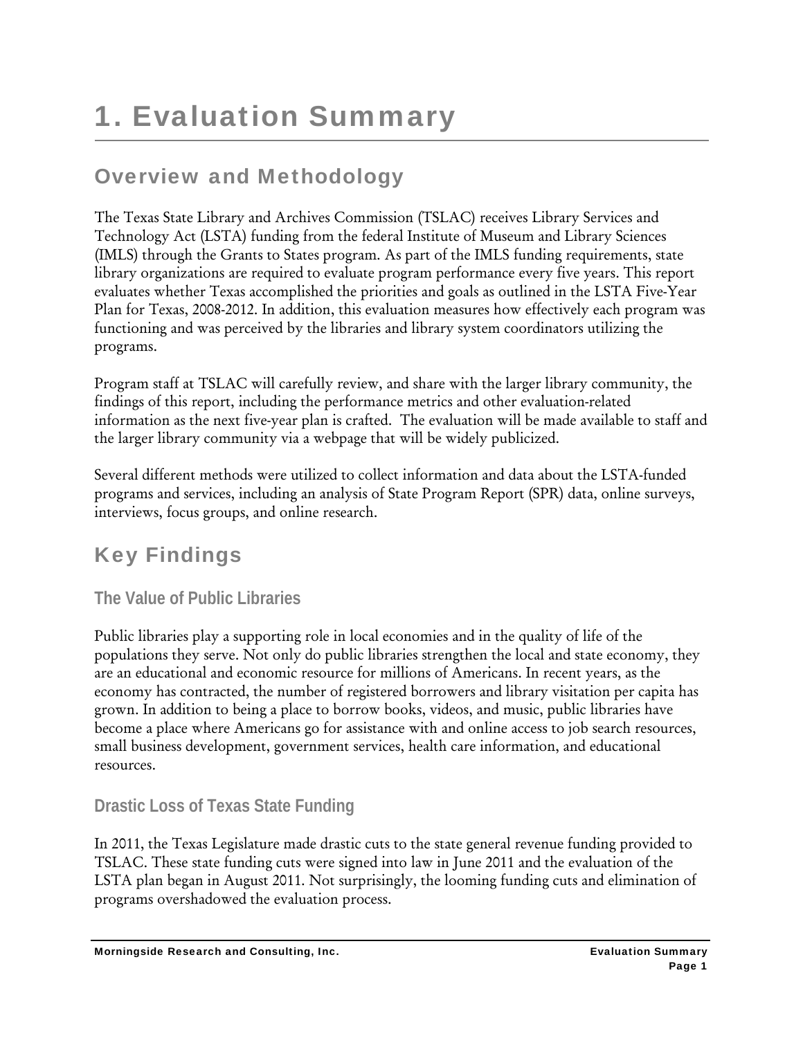# 1. Evaluation Summary

## Overview and Methodology

The Texas State Library and Archives Commission (TSLAC) receives Library Services and Technology Act (LSTA) funding from the federal Institute of Museum and Library Sciences (IMLS) through the Grants to States program. As part of the IMLS funding requirements, state library organizations are required to evaluate program performance every five years. This report evaluates whether Texas accomplished the priorities and goals as outlined in the LSTA Five-Year Plan for Texas, 2008-2012. In addition, this evaluation measures how effectively each program was functioning and was perceived by the libraries and library system coordinators utilizing the programs.

Program staff at TSLAC will carefully review, and share with the larger library community, the findings of this report, including the performance metrics and other evaluation-related information as the next five-year plan is crafted. The evaluation will be made available to staff and the larger library community via a webpage that will be widely publicized.

Several different methods were utilized to collect information and data about the LSTA-funded programs and services, including an analysis of State Program Report (SPR) data, online surveys, interviews, focus groups, and online research.

## Key Findings

### The Value of Public Libraries

Public libraries play a supporting role in local economies and in the quality of life of the populations they serve. Not only do public libraries strengthen the local and state economy, they are an educational and economic resource for millions of Americans. In recent years, as the economy has contracted, the number of registered borrowers and library visitation per capita has grown. In addition to being a place to borrow books, videos, and music, public libraries have become a place where Americans go for assistance with and online access to job search resources, small business development, government services, health care information, and educational resources.

### Drastic Loss of Texas State Funding

In 2011, the Texas Legislature made drastic cuts to the state general revenue funding provided to TSLAC. These state funding cuts were signed into law in June 2011 and the evaluation of the LSTA plan began in August 2011. Not surprisingly, the looming funding cuts and elimination of programs overshadowed the evaluation process.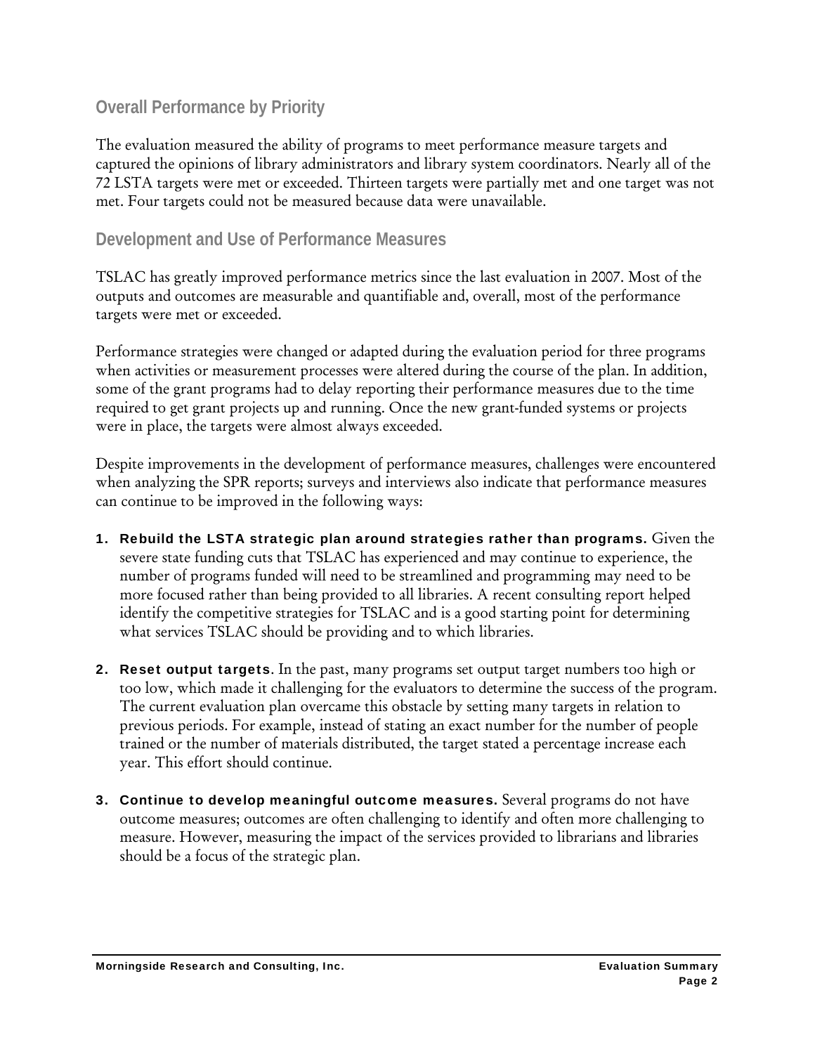## Overall Performance by Priority

The evaluation measured the ability of programs to meet performance measure targets and captured the opinions of library administrators and library system coordinators. Nearly all of the 72 LSTA targets were met or exceeded. Thirteen targets were partially met and one target was not met. Four targets could not be measured because data were unavailable.

## Development and Use of Performance Measures

TSLAC has greatly improved performance metrics since the last evaluation in 2007. Most of the outputs and outcomes are measurable and quantifiable and, overall, most of the performance targets were met or exceeded.

Performance strategies were changed or adapted during the evaluation period for three programs when activities or measurement processes were altered during the course of the plan. In addition, some of the grant programs had to delay reporting their performance measures due to the time required to get grant projects up and running. Once the new grant-funded systems or projects were in place, the targets were almost always exceeded.

Despite improvements in the development of performance measures, challenges were encountered when analyzing the SPR reports; surveys and interviews also indicate that performance measures can continue to be improved in the following ways:

1. **Rebuild the LSTA strategic plan around strategies rather than programs.** Given the severe state funding cuts that TSLAC has experienced and may continue to experience, the number of programs funded will need to be streamlined and programming may need to be more focused rather than being provided to all libraries. A recent consulting report helped identify the competitive strategies for TSLAC and is a good starting point for determining what services TSLAC should be providing and to which libraries.

2. **Reset output targets.** In the past, many programs set output target numbers too high or too low, which made it challenging for the evaluators to determine the success of the program. The current evaluation plan overcame this obstacle by setting many targets in relation to previous periods. For example, instead of stating an exact number for the number of people trained or the number of materials distributed, the target stated a percentage increase each year. This effort should continue.

3. **Continue to develop meaningful outcome measures.** Several programs do not have outcome measures; outcomes are often challenging to identify and often more challenging to measure. However, measuring the impact of the services provided to librarians and libraries should be a focus of the strategic plan.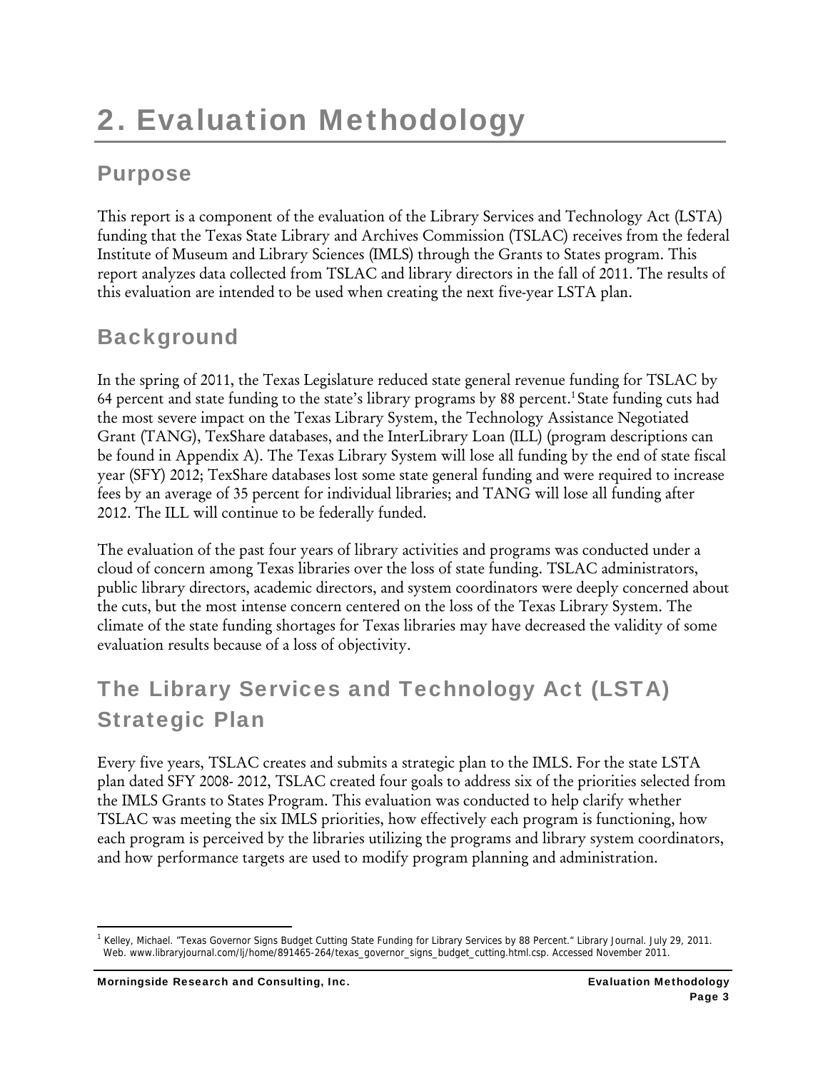# 2. Evaluation Methodology

## Purpose

This report is a component of the evaluation of the Library Services and Technology Act (LSTA) funding that the Texas State Library and Archives Commission (TSLAC) receives from the federal Institute of Museum and Library Sciences (IMLS) through the Grants to States program. This report analyzes data collected from TSLAC and library directors in the fall of 2011. The results of this evaluation are intended to be used when creating the next five-year LSTA plan.

## Background

In the spring of 2011, the Texas Legislature reduced state general revenue funding for TSLAC by 64 percent and state funding to the state's library programs by 88 percent.[1] State funding cuts had the most severe impact on the Texas Library System, the Technology Assistance Negotiated Grant (TANG), TexShare databases, and the InterLibrary Loan (ILL) (program descriptions can be found in Appendix A). The Texas Library System will lose all funding by the end of state fiscal year (SFY) 2012; TexShare databases lost some state general funding and were required to increase fees by an average of 35 percent for individual libraries; and TANG will lose all funding after 2012. The ILL will continue to be federally funded.

The evaluation of the past four years of library activities and programs was conducted under a cloud of concern among Texas libraries over the loss of state funding. TSLAC administrators, public library directors, academic directors, and system coordinators were deeply concerned about the cuts, but the most intense concern centered on the loss of the Texas Library System. The climate of the state funding shortages for Texas libraries may have decreased the validity of some evaluation results because of a loss of objectivity.

## The Library Services and Technology Act (LSTA) Strategic Plan

Every five years, TSLAC creates and submits a strategic plan to the IMLS. For the state LSTA plan dated SFY 2008- 2012, TSLAC created four goals to address six of the priorities selected from the IMLS Grants to States Program. This evaluation was conducted to help clarify whether TSLAC was meeting the six IMLS priorities, how effectively each program is functioning, how each program is perceived by the libraries utilizing the programs and library system coordinators, and how performance targets are used to modify program planning and administration.

---

[1] Kelley, Michael. "Texas Governor Signs Budget Cutting State Funding for Library Services by 88 Percent." Library Journal. July 29, 2011. Web. www.libraryjournal.com/lj/home/891465-264/texas_governor_signs_budget_cutting.html.csp. Accessed November 2011.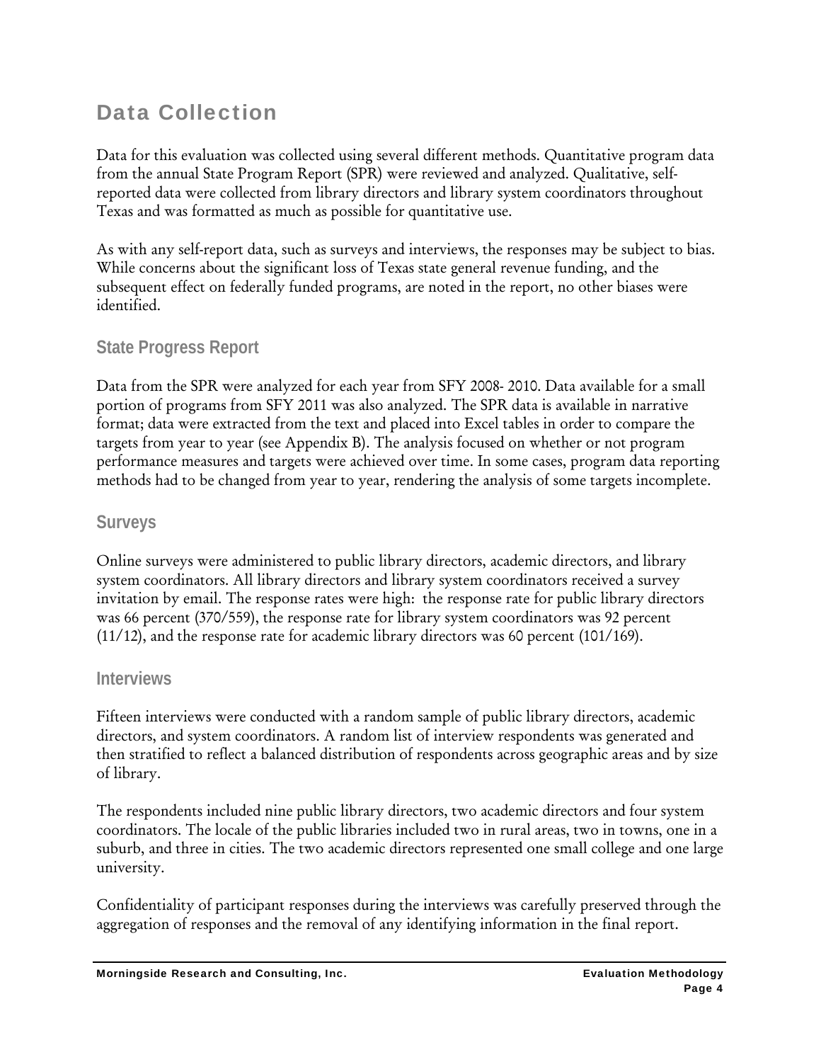## Data Collection

Data for this evaluation was collected using several different methods. Quantitative program data from the annual State Program Report (SPR) were reviewed and analyzed. Qualitative, self-reported data were collected from library directors and library system coordinators throughout Texas and was formatted as much as possible for quantitative use.

As with any self-report data, such as surveys and interviews, the responses may be subject to bias. While concerns about the significant loss of Texas state general revenue funding, and the subsequent effect on federally funded programs, are noted in the report, no other biases were identified.

### State Progress Report

Data from the SPR were analyzed for each year from SFY 2008- 2010. Data available for a small portion of programs from SFY 2011 was also analyzed. The SPR data is available in narrative format; data were extracted from the text and placed into Excel tables in order to compare the targets from year to year (see Appendix B). The analysis focused on whether or not program performance measures and targets were achieved over time. In some cases, program data reporting methods had to be changed from year to year, rendering the analysis of some targets incomplete.

### Surveys

Online surveys were administered to public library directors, academic directors, and library system coordinators. All library directors and library system coordinators received a survey invitation by email. The response rates were high: the response rate for public library directors was 66 percent (370/559), the response rate for library system coordinators was 92 percent (11/12), and the response rate for academic library directors was 60 percent (101/169).

### Interviews

Fifteen interviews were conducted with a random sample of public library directors, academic directors, and system coordinators. A random list of interview respondents was generated and then stratified to reflect a balanced distribution of respondents across geographic areas and by size of library.

The respondents included nine public library directors, two academic directors and four system coordinators. The locale of the public libraries included two in rural areas, two in towns, one in a suburb, and three in cities. The two academic directors represented one small college and one large university.

Confidentiality of participant responses during the interviews was carefully preserved through the aggregation of responses and the removal of any identifying information in the final report.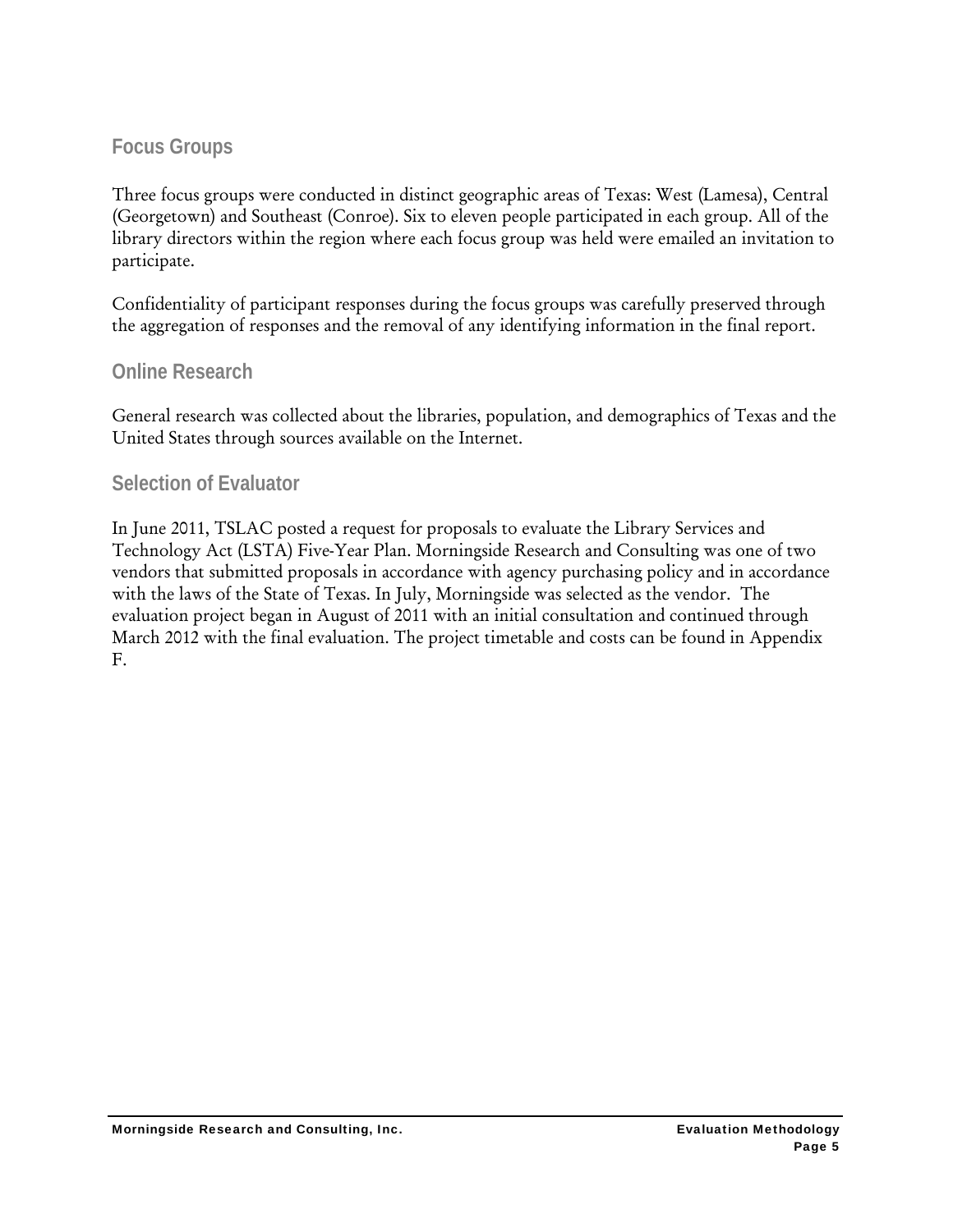## Focus Groups

Three focus groups were conducted in distinct geographic areas of Texas: West (Lamesa), Central (Georgetown) and Southeast (Conroe). Six to eleven people participated in each group. All of the library directors within the region where each focus group was held were emailed an invitation to participate.

Confidentiality of participant responses during the focus groups was carefully preserved through the aggregation of responses and the removal of any identifying information in the final report.

## Online Research

General research was collected about the libraries, population, and demographics of Texas and the United States through sources available on the Internet.

## Selection of Evaluator

In June 2011, TSLAC posted a request for proposals to evaluate the Library Services and Technology Act (LSTA) Five-Year Plan. Morningside Research and Consulting was one of two vendors that submitted proposals in accordance with agency purchasing policy and in accordance with the laws of the State of Texas. In July, Morningside was selected as the vendor. The evaluation project began in August of 2011 with an initial consultation and continued through March 2012 with the final evaluation. The project timetable and costs can be found in Appendix F.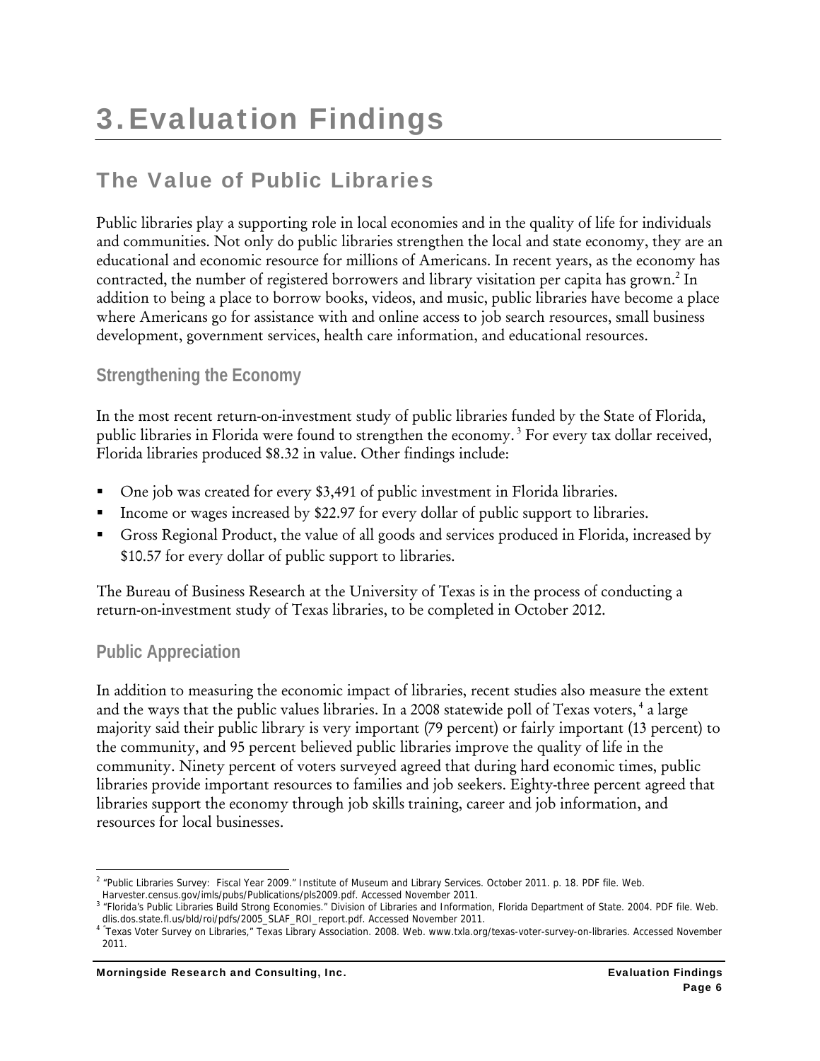# 3. Evaluation Findings

## The Value of Public Libraries

Public libraries play a supporting role in local economies and in the quality of life for individuals and communities. Not only do public libraries strengthen the local and state economy, they are an educational and economic resource for millions of Americans. In recent years, as the economy has contracted, the number of registered borrowers and library visitation per capita has grown.[2] In addition to being a place to borrow books, videos, and music, public libraries have become a place where Americans go for assistance with and online access to job search resources, small business development, government services, health care information, and educational resources.

### Strengthening the Economy

In the most recent return-on-investment study of public libraries funded by the State of Florida, public libraries in Florida were found to strengthen the economy.[3] For every tax dollar received, Florida libraries produced $8.32 in value. Other findings include:

- One job was created for every $3,491 of public investment in Florida libraries.
- Income or wages increased by $22.97 for every dollar of public support to libraries.
- Gross Regional Product, the value of all goods and services produced in Florida, increased by $10.57 for every dollar of public support to libraries.

The Bureau of Business Research at the University of Texas is in the process of conducting a return-on-investment study of Texas libraries, to be completed in October 2012.

### Public Appreciation

In addition to measuring the economic impact of libraries, recent studies also measure the extent and the ways that the public values libraries. In a 2008 statewide poll of Texas voters,[4] a large majority said their public library is very important (79 percent) or fairly important (13 percent) to the community, and 95 percent believed public libraries improve the quality of life in the community. Ninety percent of voters surveyed agreed that during hard economic times, public libraries provide important resources to families and job seekers. Eighty-three percent agreed that libraries support the economy through job skills training, career and job information, and resources for local businesses.

---

[2] "Public Libraries Survey: Fiscal Year 2009." Institute of Museum and Library Services. October 2011. p. 18. PDF file. Web. Harvester.census.gov/imls/pubs/Publications/pls2009.pdf. Accessed November 2011.

[3] "Florida's Public Libraries Build Strong Economies." Division of Libraries and Information, Florida Department of State. 2004. PDF file. Web. dlis.dos.state.fl.us/bld/roi/pdfs/2005_SLAF_ROI_report.pdf. Accessed November 2011.

[4] "Texas Voter Survey on Libraries," Texas Library Association. 2008. Web. www.txla.org/texas-voter-survey-on-libraries. Accessed November 2011.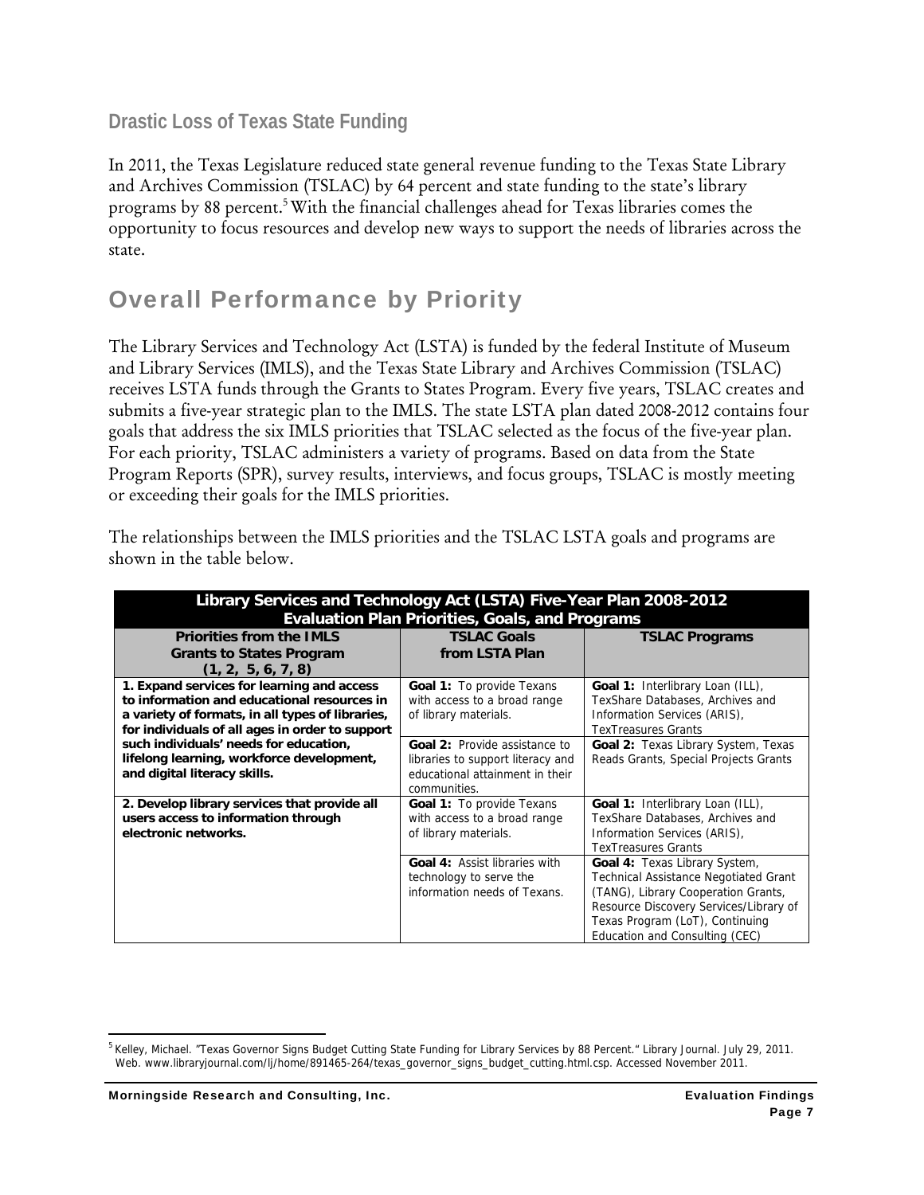### Drastic Loss of Texas State Funding

In 2011, the Texas Legislature reduced state general revenue funding to the Texas State Library and Archives Commission (TSLAC) by 64 percent and state funding to the state's library programs by 88 percent.[5] With the financial challenges ahead for Texas libraries comes the opportunity to focus resources and develop new ways to support the needs of libraries across the state.

## Overall Performance by Priority

The Library Services and Technology Act (LSTA) is funded by the federal Institute of Museum and Library Services (IMLS), and the Texas State Library and Archives Commission (TSLAC) receives LSTA funds through the Grants to States Program. Every five years, TSLAC creates and submits a five-year strategic plan to the IMLS. The state LSTA plan dated 2008-2012 contains four goals that address the six IMLS priorities that TSLAC selected as the focus of the five-year plan. For each priority, TSLAC administers a variety of programs. Based on data from the State Program Reports (SPR), survey results, interviews, and focus groups, TSLAC is mostly meeting or exceeding their goals for the IMLS priorities.

The relationships between the IMLS priorities and the TSLAC LSTA goals and programs are shown in the table below.

| Library Services and Technology Act (LSTA) Five-Year Plan 2008-2012 Evaluation Plan Priorities, Goals, and Programs | | |
|---|---|---|
| **Priorities from the IMLS Grants to States Program (1, 2, 5, 6, 7, 8)** | **TSLAC Goals from LSTA Plan** | **TSLAC Programs** |
| **1. Expand services for learning and access to information and educational resources in a variety of formats, in all types of libraries, for individuals of all ages in order to support such individuals' needs for education, lifelong learning, workforce development, and digital literacy skills.** | **Goal 1:** To provide Texans with access to a broad range of library materials. | **Goal 1:** Interlibrary Loan (ILL), TexShare Databases, Archives and Information Services (ARIS), TexTreasures Grants |
| | **Goal 2:** Provide assistance to libraries to support literacy and educational attainment in their communities. | **Goal 2:** Texas Library System, Texas Reads Grants, Special Projects Grants |
| **2. Develop library services that provide all users access to information through electronic networks.** | **Goal 1:** To provide Texans with access to a broad range of library materials. | **Goal 1:** Interlibrary Loan (ILL), TexShare Databases, Archives and Information Services (ARIS), TexTreasures Grants |
| | **Goal 4:** Assist libraries with technology to serve the information needs of Texans. | **Goal 4:** Texas Library System, Technical Assistance Negotiated Grant (TANG), Library Cooperation Grants, Resource Discovery Services/Library of Texas Program (LoT), Continuing Education and Consulting (CEC) |

[5] Kelley, Michael. "Texas Governor Signs Budget Cutting State Funding for Library Services by 88 Percent." Library Journal. July 29, 2011. Web. www.libraryjournal.com/lj/home/891465-264/texas_governor_signs_budget_cutting.html.csp. Accessed November 2011.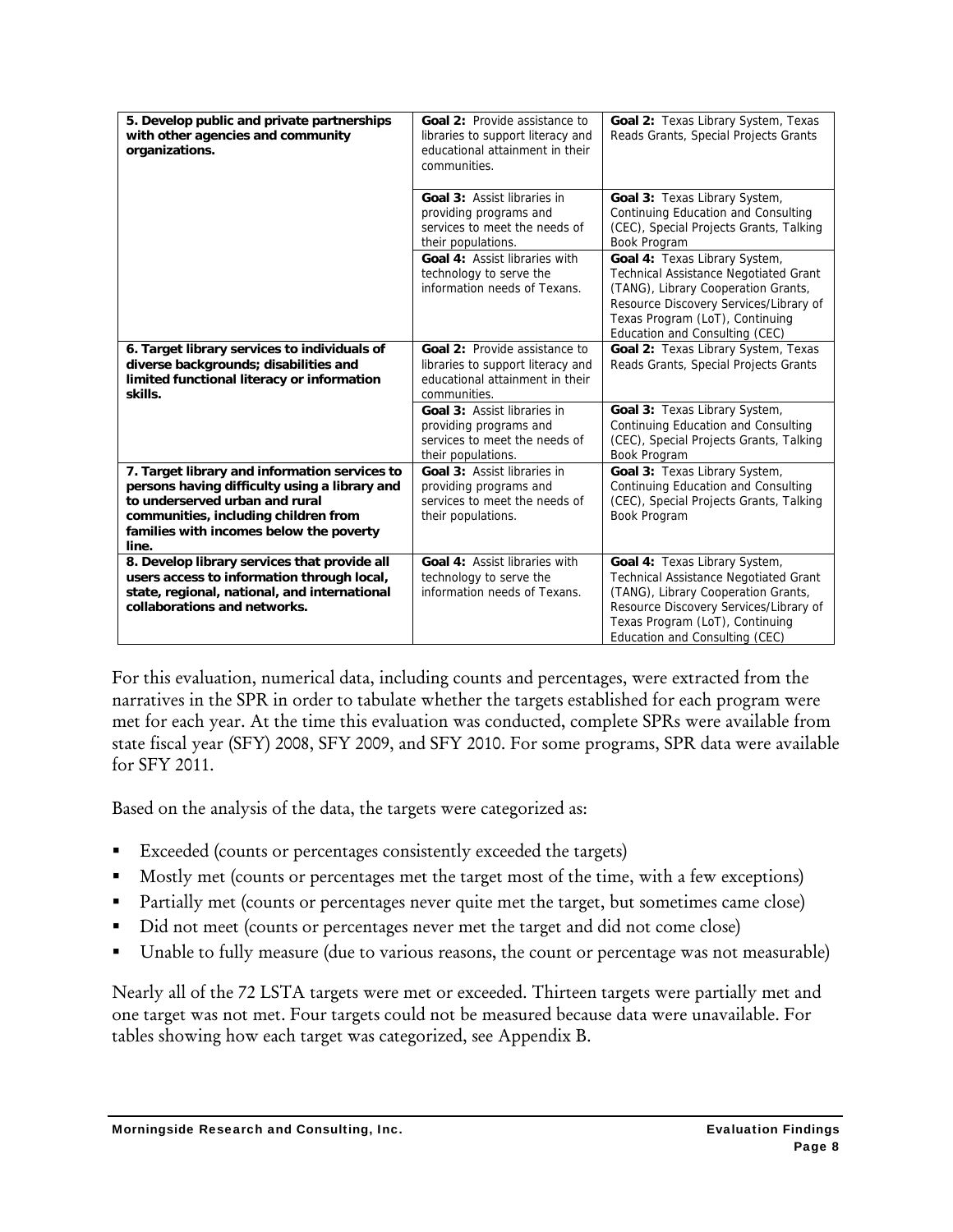| | | |
|---|---|---|
| **5. Develop public and private partnerships with other agencies and community organizations.** | **Goal 2:** Provide assistance to libraries to support literacy and educational attainment in their communities. | **Goal 2:** Texas Library System, Texas Reads Grants, Special Projects Grants |
| | **Goal 3:** Assist libraries in providing programs and services to meet the needs of their populations. | **Goal 3:** Texas Library System, Continuing Education and Consulting (CEC), Special Projects Grants, Talking Book Program |
| | **Goal 4:** Assist libraries with technology to serve the information needs of Texans. | **Goal 4:** Texas Library System, Technical Assistance Negotiated Grant (TANG), Library Cooperation Grants, Resource Discovery Services/Library of Texas Program (LoT), Continuing Education and Consulting (CEC) |
| **6. Target library services to individuals of diverse backgrounds; disabilities and limited functional literacy or information skills.** | **Goal 2:** Provide assistance to libraries to support literacy and educational attainment in their communities. | **Goal 2:** Texas Library System, Texas Reads Grants, Special Projects Grants |
| | **Goal 3:** Assist libraries in providing programs and services to meet the needs of their populations. | **Goal 3:** Texas Library System, Continuing Education and Consulting (CEC), Special Projects Grants, Talking Book Program |
| **7. Target library and information services to persons having difficulty using a library and to underserved urban and rural communities, including children from families with incomes below the poverty line.** | **Goal 3:** Assist libraries in providing programs and services to meet the needs of their populations. | **Goal 3:** Texas Library System, Continuing Education and Consulting (CEC), Special Projects Grants, Talking Book Program |
| **8. Develop library services that provide all users access to information through local, state, regional, national, and international collaborations and networks.** | **Goal 4:** Assist libraries with technology to serve the information needs of Texans. | **Goal 4:** Texas Library System, Technical Assistance Negotiated Grant (TANG), Library Cooperation Grants, Resource Discovery Services/Library of Texas Program (LoT), Continuing Education and Consulting (CEC) |

For this evaluation, numerical data, including counts and percentages, were extracted from the narratives in the SPR in order to tabulate whether the targets established for each program were met for each year. At the time this evaluation was conducted, complete SPRs were available from state fiscal year (SFY) 2008, SFY 2009, and SFY 2010. For some programs, SPR data were available for SFY 2011.

Based on the analysis of the data, the targets were categorized as:

- Exceeded (counts or percentages consistently exceeded the targets)
- Mostly met (counts or percentages met the target most of the time, with a few exceptions)
- Partially met (counts or percentages never quite met the target, but sometimes came close)
- Did not meet (counts or percentages never met the target and did not come close)
- Unable to fully measure (due to various reasons, the count or percentage was not measurable)

Nearly all of the 72 LSTA targets were met or exceeded. Thirteen targets were partially met and one target was not met. Four targets could not be measured because data were unavailable. For tables showing how each target was categorized, see Appendix B.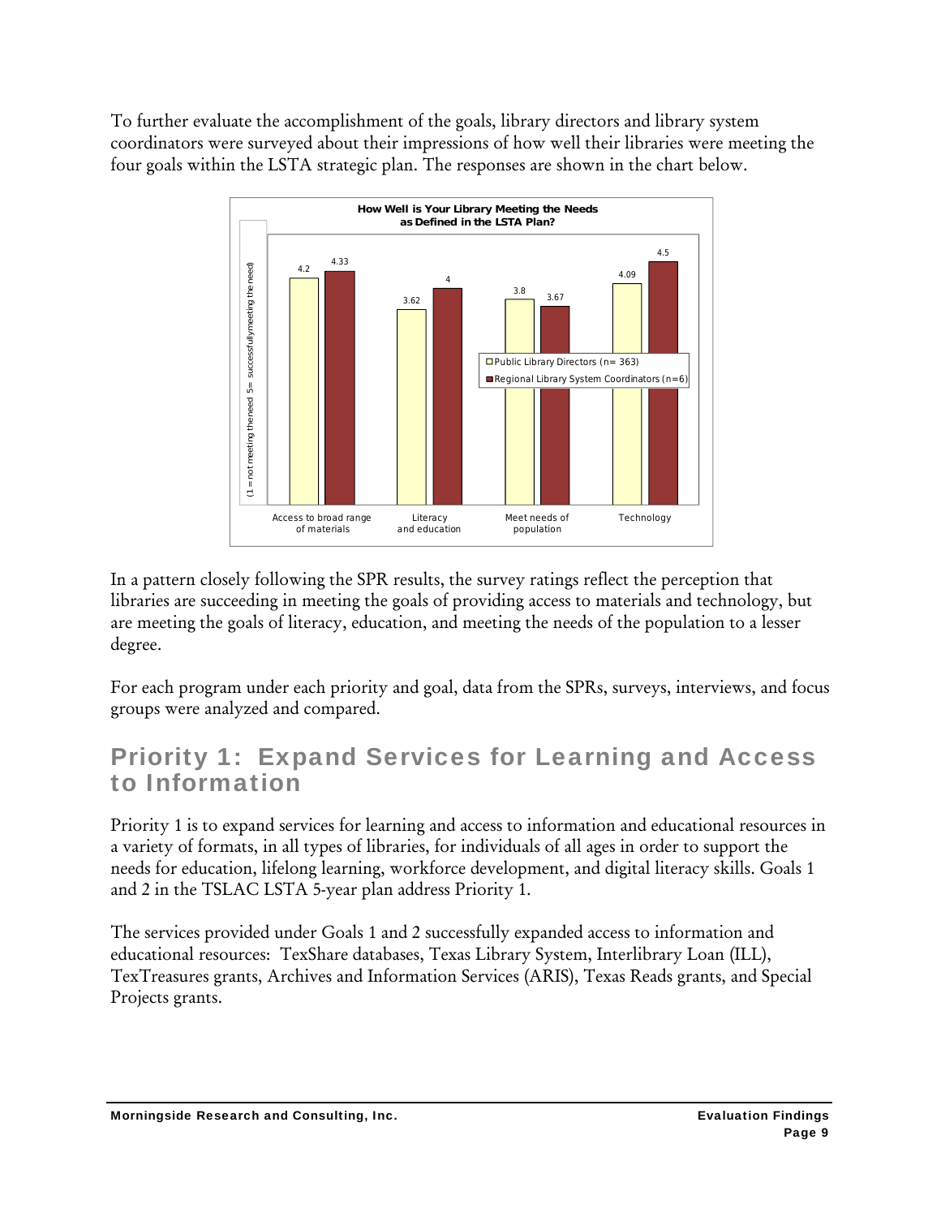To further evaluate the accomplishment of the goals, library directors and library system coordinators were surveyed about their impressions of how well their libraries were meeting the four goals within the LSTA strategic plan. The responses are shown in the chart below.

**How Well is Your Library Meeting the Needs as Defined in the LSTA Plan?**

(1 = not meeting the need 5= successfully meeting the need)

| | Access to broad range of materials | Literacy and education | Meet needs of population | Technology |
|---|---|---|---|---|
| Public Library Directors (n= 363) | 4.2 | 3.62 | 3.8 | 4.09 |
| Regional Library System Coordinators (n=6) | 4.33 | 4 | 3.67 | 4.5 |

In a pattern closely following the SPR results, the survey ratings reflect the perception that libraries are succeeding in meeting the goals of providing access to materials and technology, but are meeting the goals of literacy, education, and meeting the needs of the population to a lesser degree.

For each program under each priority and goal, data from the SPRs, surveys, interviews, and focus groups were analyzed and compared.

## Priority 1: Expand Services for Learning and Access to Information

Priority 1 is to expand services for learning and access to information and educational resources in a variety of formats, in all types of libraries, for individuals of all ages in order to support the needs for education, lifelong learning, workforce development, and digital literacy skills. Goals 1 and 2 in the TSLAC LSTA 5-year plan address Priority 1.

The services provided under Goals 1 and 2 successfully expanded access to information and educational resources: TexShare databases, Texas Library System, Interlibrary Loan (ILL), TexTreasures grants, Archives and Information Services (ARIS), Texas Reads grants, and Special Projects grants.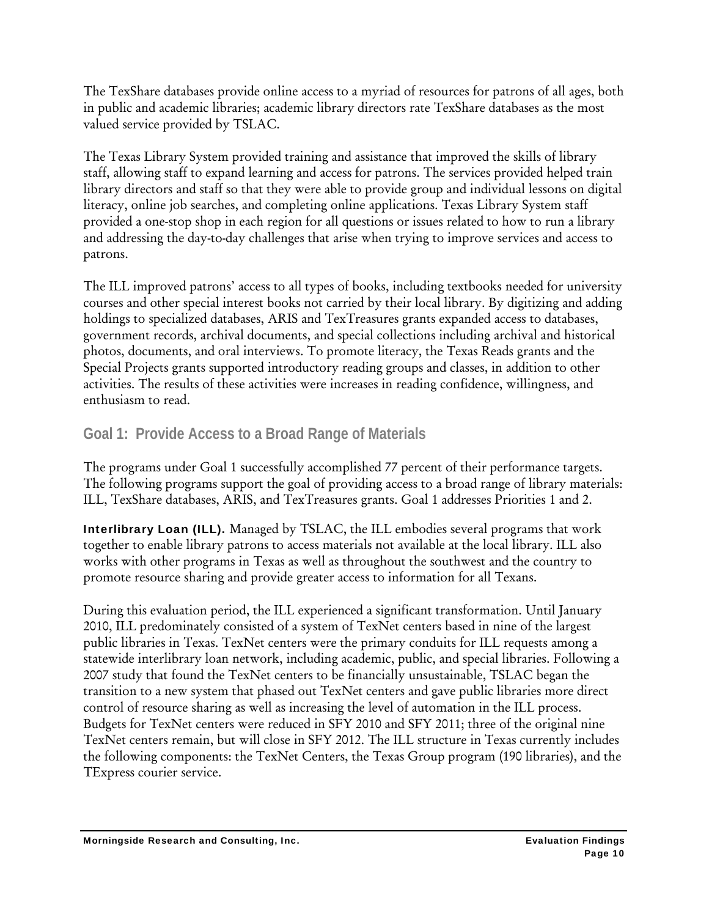The TexShare databases provide online access to a myriad of resources for patrons of all ages, both in public and academic libraries; academic library directors rate TexShare databases as the most valued service provided by TSLAC.

The Texas Library System provided training and assistance that improved the skills of library staff, allowing staff to expand learning and access for patrons. The services provided helped train library directors and staff so that they were able to provide group and individual lessons on digital literacy, online job searches, and completing online applications. Texas Library System staff provided a one-stop shop in each region for all questions or issues related to how to run a library and addressing the day-to-day challenges that arise when trying to improve services and access to patrons.

The ILL improved patrons' access to all types of books, including textbooks needed for university courses and other special interest books not carried by their local library. By digitizing and adding holdings to specialized databases, ARIS and TexTreasures grants expanded access to databases, government records, archival documents, and special collections including archival and historical photos, documents, and oral interviews. To promote literacy, the Texas Reads grants and the Special Projects grants supported introductory reading groups and classes, in addition to other activities. The results of these activities were increases in reading confidence, willingness, and enthusiasm to read.

## Goal 1: Provide Access to a Broad Range of Materials

The programs under Goal 1 successfully accomplished 77 percent of their performance targets. The following programs support the goal of providing access to a broad range of library materials: ILL, TexShare databases, ARIS, and TexTreasures grants. Goal 1 addresses Priorities 1 and 2.

**Interlibrary Loan (ILL).** Managed by TSLAC, the ILL embodies several programs that work together to enable library patrons to access materials not available at the local library. ILL also works with other programs in Texas as well as throughout the southwest and the country to promote resource sharing and provide greater access to information for all Texans.

During this evaluation period, the ILL experienced a significant transformation. Until January 2010, ILL predominately consisted of a system of TexNet centers based in nine of the largest public libraries in Texas. TexNet centers were the primary conduits for ILL requests among a statewide interlibrary loan network, including academic, public, and special libraries. Following a 2007 study that found the TexNet centers to be financially unsustainable, TSLAC began the transition to a new system that phased out TexNet centers and gave public libraries more direct control of resource sharing as well as increasing the level of automation in the ILL process. Budgets for TexNet centers were reduced in SFY 2010 and SFY 2011; three of the original nine TexNet centers remain, but will close in SFY 2012. The ILL structure in Texas currently includes the following components: the TexNet Centers, the Texas Group program (190 libraries), and the TExpress courier service.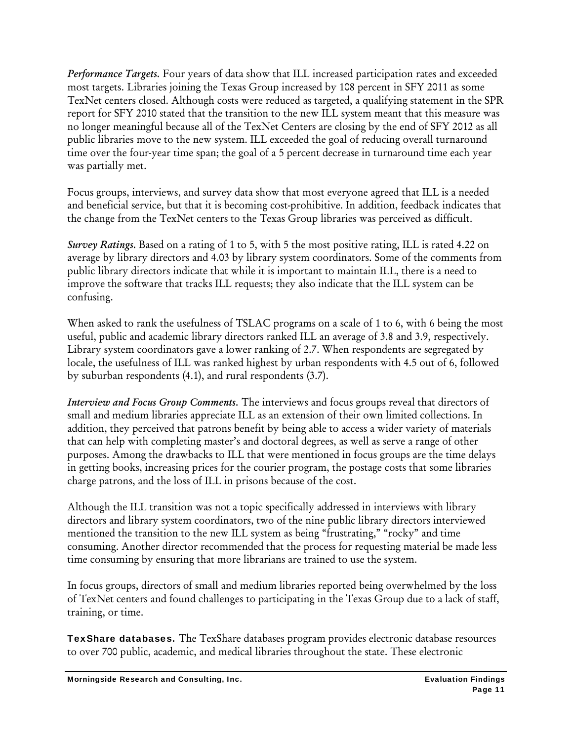*Performance Targets.* Four years of data show that ILL increased participation rates and exceeded most targets. Libraries joining the Texas Group increased by 108 percent in SFY 2011 as some TexNet centers closed. Although costs were reduced as targeted, a qualifying statement in the SPR report for SFY 2010 stated that the transition to the new ILL system meant that this measure was no longer meaningful because all of the TexNet Centers are closing by the end of SFY 2012 as all public libraries move to the new system. ILL exceeded the goal of reducing overall turnaround time over the four-year time span; the goal of a 5 percent decrease in turnaround time each year was partially met.

Focus groups, interviews, and survey data show that most everyone agreed that ILL is a needed and beneficial service, but that it is becoming cost-prohibitive. In addition, feedback indicates that the change from the TexNet centers to the Texas Group libraries was perceived as difficult.

*Survey Ratings.* Based on a rating of 1 to 5, with 5 the most positive rating, ILL is rated 4.22 on average by library directors and 4.03 by library system coordinators. Some of the comments from public library directors indicate that while it is important to maintain ILL, there is a need to improve the software that tracks ILL requests; they also indicate that the ILL system can be confusing.

When asked to rank the usefulness of TSLAC programs on a scale of 1 to 6, with 6 being the most useful, public and academic library directors ranked ILL an average of 3.8 and 3.9, respectively. Library system coordinators gave a lower ranking of 2.7. When respondents are segregated by locale, the usefulness of ILL was ranked highest by urban respondents with 4.5 out of 6, followed by suburban respondents (4.1), and rural respondents (3.7).

*Interview and Focus Group Comments.* The interviews and focus groups reveal that directors of small and medium libraries appreciate ILL as an extension of their own limited collections. In addition, they perceived that patrons benefit by being able to access a wider variety of materials that can help with completing master's and doctoral degrees, as well as serve a range of other purposes. Among the drawbacks to ILL that were mentioned in focus groups are the time delays in getting books, increasing prices for the courier program, the postage costs that some libraries charge patrons, and the loss of ILL in prisons because of the cost.

Although the ILL transition was not a topic specifically addressed in interviews with library directors and library system coordinators, two of the nine public library directors interviewed mentioned the transition to the new ILL system as being "frustrating," "rocky" and time consuming. Another director recommended that the process for requesting material be made less time consuming by ensuring that more librarians are trained to use the system.

In focus groups, directors of small and medium libraries reported being overwhelmed by the loss of TexNet centers and found challenges to participating in the Texas Group due to a lack of staff, training, or time.

**TexShare databases.** The TexShare databases program provides electronic database resources to over 700 public, academic, and medical libraries throughout the state. These electronic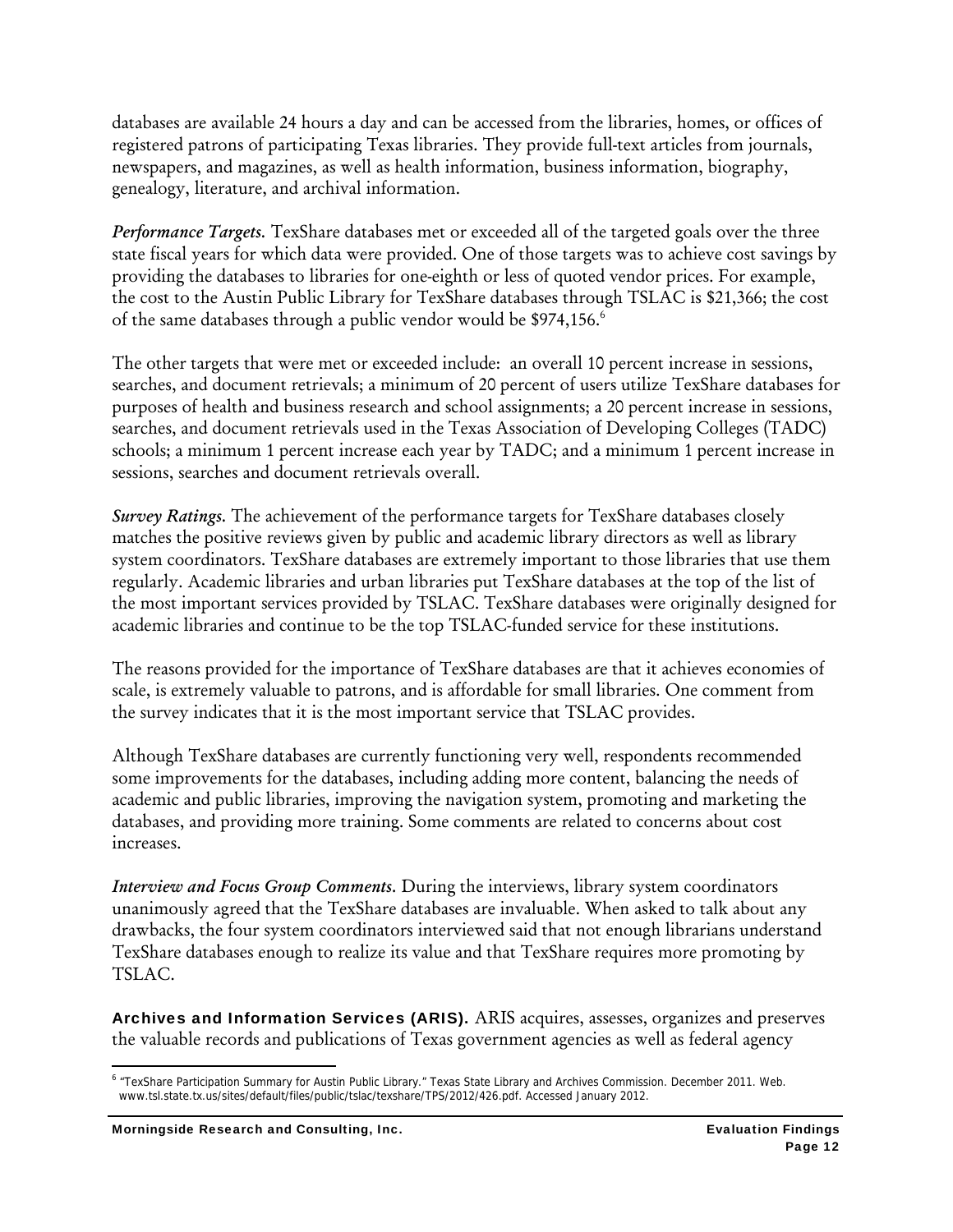databases are available 24 hours a day and can be accessed from the libraries, homes, or offices of registered patrons of participating Texas libraries. They provide full-text articles from journals, newspapers, and magazines, as well as health information, business information, biography, genealogy, literature, and archival information.

***Performance Targets.*** TexShare databases met or exceeded all of the targeted goals over the three state fiscal years for which data were provided. One of those targets was to achieve cost savings by providing the databases to libraries for one-eighth or less of quoted vendor prices. For example, the cost to the Austin Public Library for TexShare databases through TSLAC is $21,366; the cost of the same databases through a public vendor would be $974,156.[6]

The other targets that were met or exceeded include: an overall 10 percent increase in sessions, searches, and document retrievals; a minimum of 20 percent of users utilize TexShare databases for purposes of health and business research and school assignments; a 20 percent increase in sessions, searches, and document retrievals used in the Texas Association of Developing Colleges (TADC) schools; a minimum 1 percent increase each year by TADC; and a minimum 1 percent increase in sessions, searches and document retrievals overall.

***Survey Ratings.*** The achievement of the performance targets for TexShare databases closely matches the positive reviews given by public and academic library directors as well as library system coordinators. TexShare databases are extremely important to those libraries that use them regularly. Academic libraries and urban libraries put TexShare databases at the top of the list of the most important services provided by TSLAC. TexShare databases were originally designed for academic libraries and continue to be the top TSLAC-funded service for these institutions.

The reasons provided for the importance of TexShare databases are that it achieves economies of scale, is extremely valuable to patrons, and is affordable for small libraries. One comment from the survey indicates that it is the most important service that TSLAC provides.

Although TexShare databases are currently functioning very well, respondents recommended some improvements for the databases, including adding more content, balancing the needs of academic and public libraries, improving the navigation system, promoting and marketing the databases, and providing more training. Some comments are related to concerns about cost increases.

***Interview and Focus Group Comments.*** During the interviews, library system coordinators unanimously agreed that the TexShare databases are invaluable. When asked to talk about any drawbacks, the four system coordinators interviewed said that not enough librarians understand TexShare databases enough to realize its value and that TexShare requires more promoting by TSLAC.

**Archives and Information Services (ARIS).** ARIS acquires, assesses, organizes and preserves the valuable records and publications of Texas government agencies as well as federal agency

[6] "TexShare Participation Summary for Austin Public Library." Texas State Library and Archives Commission. December 2011. Web. www.tsl.state.tx.us/sites/default/files/public/tslac/texshare/TPS/2012/426.pdf. Accessed January 2012.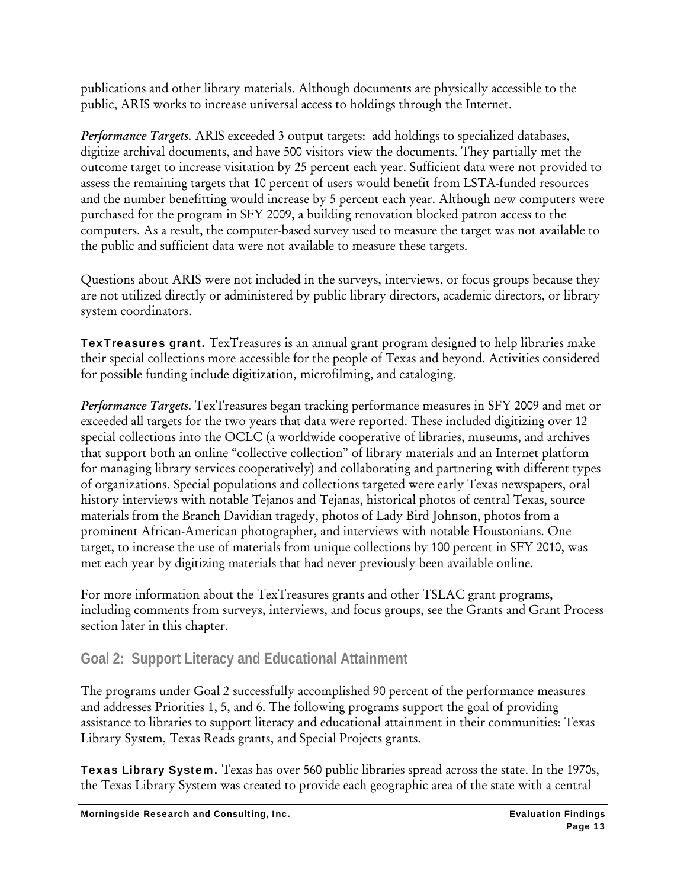publications and other library materials. Although documents are physically accessible to the public, ARIS works to increase universal access to holdings through the Internet.

*Performance Targets.* ARIS exceeded 3 output targets: add holdings to specialized databases, digitize archival documents, and have 500 visitors view the documents. They partially met the outcome target to increase visitation by 25 percent each year. Sufficient data were not provided to assess the remaining targets that 10 percent of users would benefit from LSTA-funded resources and the number benefitting would increase by 5 percent each year. Although new computers were purchased for the program in SFY 2009, a building renovation blocked patron access to the computers. As a result, the computer-based survey used to measure the target was not available to the public and sufficient data were not available to measure these targets.

Questions about ARIS were not included in the surveys, interviews, or focus groups because they are not utilized directly or administered by public library directors, academic directors, or library system coordinators.

**TexTreasures grant.** TexTreasures is an annual grant program designed to help libraries make their special collections more accessible for the people of Texas and beyond. Activities considered for possible funding include digitization, microfilming, and cataloging.

*Performance Targets.* TexTreasures began tracking performance measures in SFY 2009 and met or exceeded all targets for the two years that data were reported. These included digitizing over 12 special collections into the OCLC (a worldwide cooperative of libraries, museums, and archives that support both an online "collective collection" of library materials and an Internet platform for managing library services cooperatively) and collaborating and partnering with different types of organizations. Special populations and collections targeted were early Texas newspapers, oral history interviews with notable Tejanos and Tejanas, historical photos of central Texas, source materials from the Branch Davidian tragedy, photos of Lady Bird Johnson, photos from a prominent African-American photographer, and interviews with notable Houstonians. One target, to increase the use of materials from unique collections by 100 percent in SFY 2010, was met each year by digitizing materials that had never previously been available online.

For more information about the TexTreasures grants and other TSLAC grant programs, including comments from surveys, interviews, and focus groups, see the Grants and Grant Process section later in this chapter.

## Goal 2: Support Literacy and Educational Attainment

The programs under Goal 2 successfully accomplished 90 percent of the performance measures and addresses Priorities 1, 5, and 6. The following programs support the goal of providing assistance to libraries to support literacy and educational attainment in their communities: Texas Library System, Texas Reads grants, and Special Projects grants.

**Texas Library System.** Texas has over 560 public libraries spread across the state. In the 1970s, the Texas Library System was created to provide each geographic area of the state with a central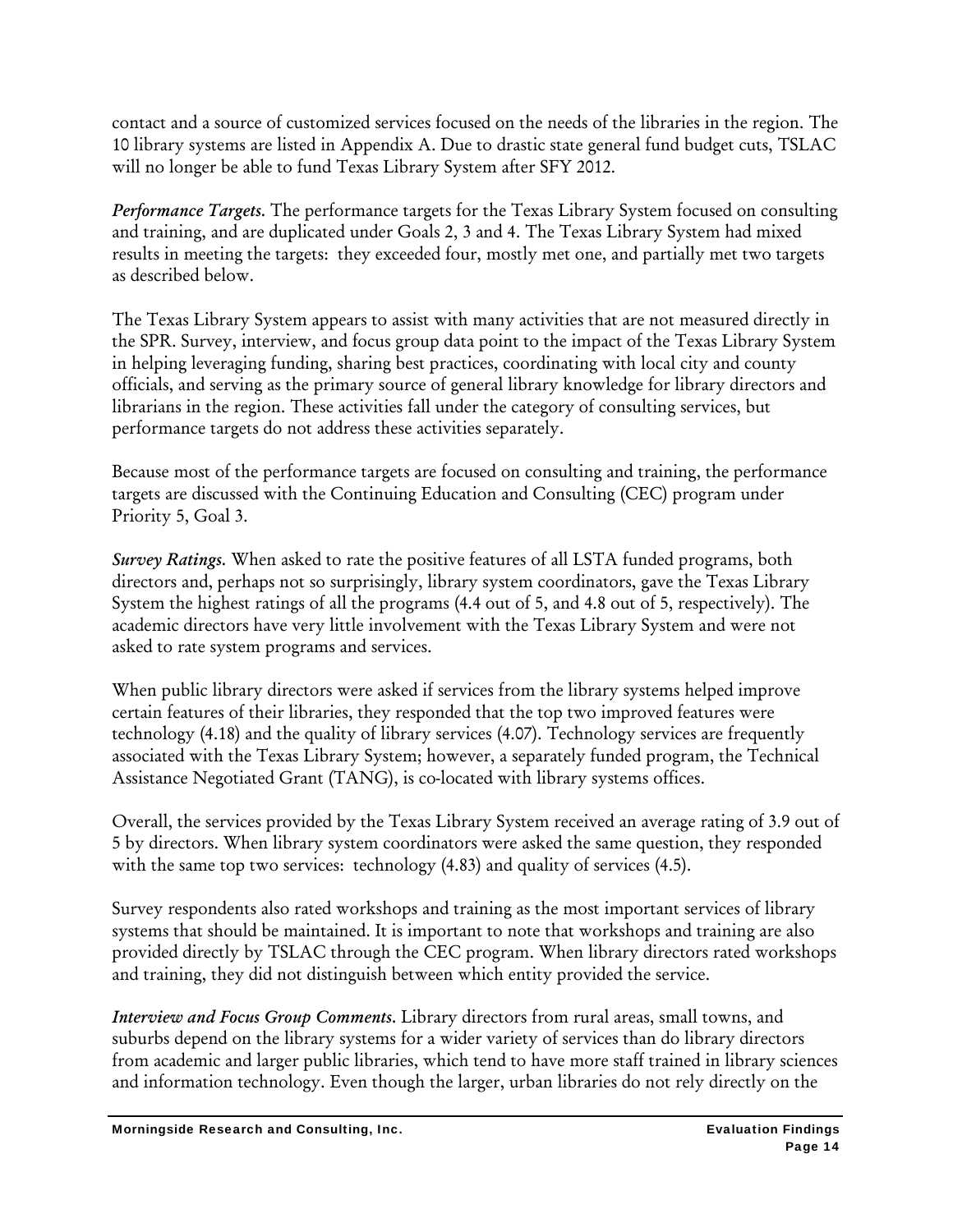contact and a source of customized services focused on the needs of the libraries in the region. The 10 library systems are listed in Appendix A. Due to drastic state general fund budget cuts, TSLAC will no longer be able to fund Texas Library System after SFY 2012.

***Performance Targets.*** The performance targets for the Texas Library System focused on consulting and training, and are duplicated under Goals 2, 3 and 4. The Texas Library System had mixed results in meeting the targets: they exceeded four, mostly met one, and partially met two targets as described below.

The Texas Library System appears to assist with many activities that are not measured directly in the SPR. Survey, interview, and focus group data point to the impact of the Texas Library System in helping leveraging funding, sharing best practices, coordinating with local city and county officials, and serving as the primary source of general library knowledge for library directors and librarians in the region. These activities fall under the category of consulting services, but performance targets do not address these activities separately.

Because most of the performance targets are focused on consulting and training, the performance targets are discussed with the Continuing Education and Consulting (CEC) program under Priority 5, Goal 3.

***Survey Ratings.*** When asked to rate the positive features of all LSTA funded programs, both directors and, perhaps not so surprisingly, library system coordinators, gave the Texas Library System the highest ratings of all the programs (4.4 out of 5, and 4.8 out of 5, respectively). The academic directors have very little involvement with the Texas Library System and were not asked to rate system programs and services.

When public library directors were asked if services from the library systems helped improve certain features of their libraries, they responded that the top two improved features were technology (4.18) and the quality of library services (4.07). Technology services are frequently associated with the Texas Library System; however, a separately funded program, the Technical Assistance Negotiated Grant (TANG), is co-located with library systems offices.

Overall, the services provided by the Texas Library System received an average rating of 3.9 out of 5 by directors. When library system coordinators were asked the same question, they responded with the same top two services: technology (4.83) and quality of services (4.5).

Survey respondents also rated workshops and training as the most important services of library systems that should be maintained. It is important to note that workshops and training are also provided directly by TSLAC through the CEC program. When library directors rated workshops and training, they did not distinguish between which entity provided the service.

***Interview and Focus Group Comments.*** Library directors from rural areas, small towns, and suburbs depend on the library systems for a wider variety of services than do library directors from academic and larger public libraries, which tend to have more staff trained in library sciences and information technology. Even though the larger, urban libraries do not rely directly on the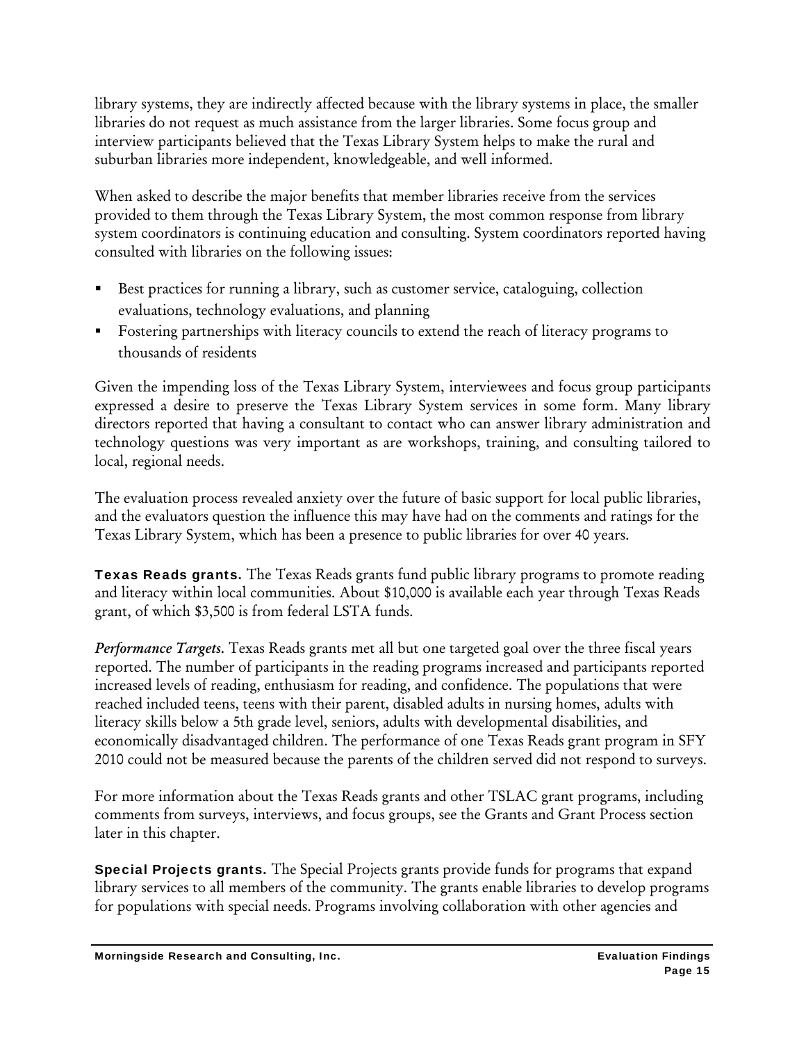library systems, they are indirectly affected because with the library systems in place, the smaller libraries do not request as much assistance from the larger libraries. Some focus group and interview participants believed that the Texas Library System helps to make the rural and suburban libraries more independent, knowledgeable, and well informed.

When asked to describe the major benefits that member libraries receive from the services provided to them through the Texas Library System, the most common response from library system coordinators is continuing education and consulting. System coordinators reported having consulted with libraries on the following issues:

- Best practices for running a library, such as customer service, cataloguing, collection evaluations, technology evaluations, and planning
- Fostering partnerships with literacy councils to extend the reach of literacy programs to thousands of residents

Given the impending loss of the Texas Library System, interviewees and focus group participants expressed a desire to preserve the Texas Library System services in some form. Many library directors reported that having a consultant to contact who can answer library administration and technology questions was very important as are workshops, training, and consulting tailored to local, regional needs.

The evaluation process revealed anxiety over the future of basic support for local public libraries, and the evaluators question the influence this may have had on the comments and ratings for the Texas Library System, which has been a presence to public libraries for over 40 years.

**Texas Reads grants.** The Texas Reads grants fund public library programs to promote reading and literacy within local communities. About $10,000 is available each year through Texas Reads grant, of which $3,500 is from federal LSTA funds.

***Performance Targets.*** Texas Reads grants met all but one targeted goal over the three fiscal years reported. The number of participants in the reading programs increased and participants reported increased levels of reading, enthusiasm for reading, and confidence. The populations that were reached included teens, teens with their parent, disabled adults in nursing homes, adults with literacy skills below a 5th grade level, seniors, adults with developmental disabilities, and economically disadvantaged children. The performance of one Texas Reads grant program in SFY 2010 could not be measured because the parents of the children served did not respond to surveys.

For more information about the Texas Reads grants and other TSLAC grant programs, including comments from surveys, interviews, and focus groups, see the Grants and Grant Process section later in this chapter.

**Special Projects grants.** The Special Projects grants provide funds for programs that expand library services to all members of the community. The grants enable libraries to develop programs for populations with special needs. Programs involving collaboration with other agencies and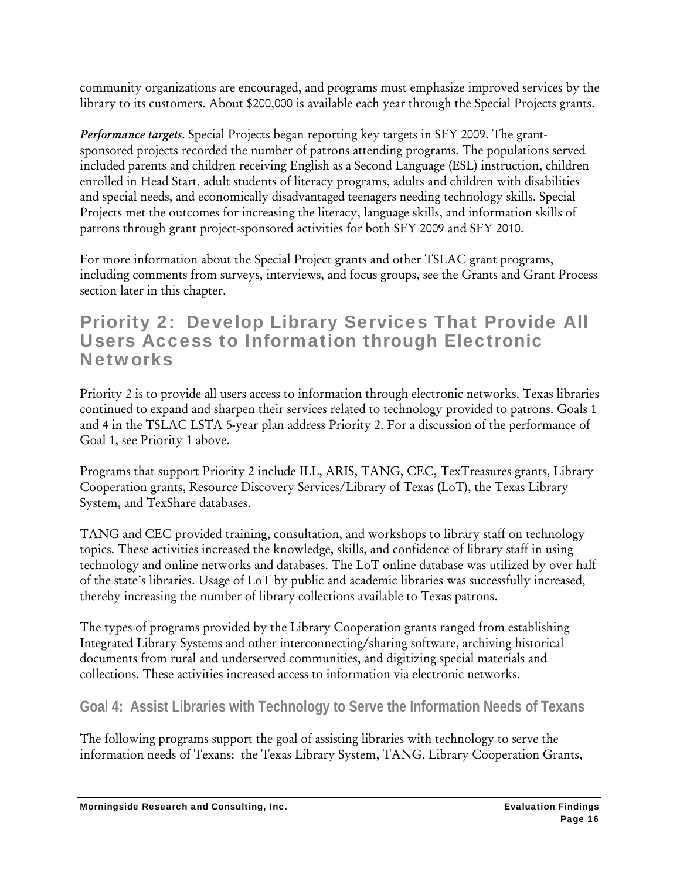community organizations are encouraged, and programs must emphasize improved services by the library to its customers. About $200,000 is available each year through the Special Projects grants.

*Performance targets*. Special Projects began reporting key targets in SFY 2009. The grant-sponsored projects recorded the number of patrons attending programs. The populations served included parents and children receiving English as a Second Language (ESL) instruction, children enrolled in Head Start, adult students of literacy programs, adults and children with disabilities and special needs, and economically disadvantaged teenagers needing technology skills. Special Projects met the outcomes for increasing the literacy, language skills, and information skills of patrons through grant project-sponsored activities for both SFY 2009 and SFY 2010.

For more information about the Special Project grants and other TSLAC grant programs, including comments from surveys, interviews, and focus groups, see the Grants and Grant Process section later in this chapter.

## Priority 2: Develop Library Services That Provide All Users Access to Information through Electronic Networks

Priority 2 is to provide all users access to information through electronic networks. Texas libraries continued to expand and sharpen their services related to technology provided to patrons. Goals 1 and 4 in the TSLAC LSTA 5-year plan address Priority 2. For a discussion of the performance of Goal 1, see Priority 1 above.

Programs that support Priority 2 include ILL, ARIS, TANG, CEC, TexTreasures grants, Library Cooperation grants, Resource Discovery Services/Library of Texas (LoT), the Texas Library System, and TexShare databases.

TANG and CEC provided training, consultation, and workshops to library staff on technology topics. These activities increased the knowledge, skills, and confidence of library staff in using technology and online networks and databases. The LoT online database was utilized by over half of the state's libraries. Usage of LoT by public and academic libraries was successfully increased, thereby increasing the number of library collections available to Texas patrons.

The types of programs provided by the Library Cooperation grants ranged from establishing Integrated Library Systems and other interconnecting/sharing software, archiving historical documents from rural and underserved communities, and digitizing special materials and collections. These activities increased access to information via electronic networks.

### Goal 4: Assist Libraries with Technology to Serve the Information Needs of Texans

The following programs support the goal of assisting libraries with technology to serve the information needs of Texans: the Texas Library System, TANG, Library Cooperation Grants,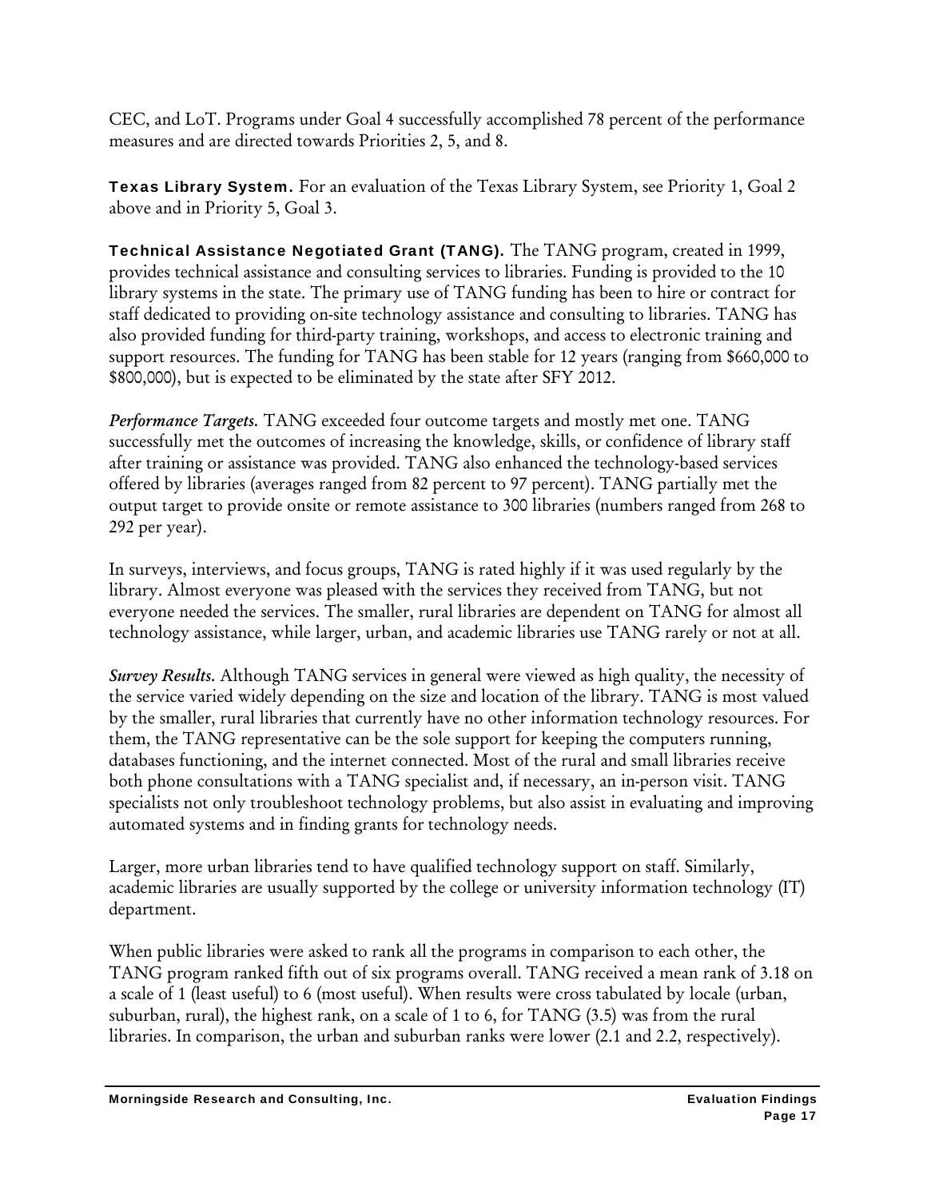CEC, and LoT. Programs under Goal 4 successfully accomplished 78 percent of the performance measures and are directed towards Priorities 2, 5, and 8.

**Texas Library System.** For an evaluation of the Texas Library System, see Priority 1, Goal 2 above and in Priority 5, Goal 3.

**Technical Assistance Negotiated Grant (TANG).** The TANG program, created in 1999, provides technical assistance and consulting services to libraries. Funding is provided to the 10 library systems in the state. The primary use of TANG funding has been to hire or contract for staff dedicated to providing on-site technology assistance and consulting to libraries. TANG has also provided funding for third-party training, workshops, and access to electronic training and support resources. The funding for TANG has been stable for 12 years (ranging from $660,000 to $800,000), but is expected to be eliminated by the state after SFY 2012.

***Performance Targets.*** TANG exceeded four outcome targets and mostly met one. TANG successfully met the outcomes of increasing the knowledge, skills, or confidence of library staff after training or assistance was provided. TANG also enhanced the technology-based services offered by libraries (averages ranged from 82 percent to 97 percent). TANG partially met the output target to provide onsite or remote assistance to 300 libraries (numbers ranged from 268 to 292 per year).

In surveys, interviews, and focus groups, TANG is rated highly if it was used regularly by the library. Almost everyone was pleased with the services they received from TANG, but not everyone needed the services. The smaller, rural libraries are dependent on TANG for almost all technology assistance, while larger, urban, and academic libraries use TANG rarely or not at all.

***Survey Results.*** Although TANG services in general were viewed as high quality, the necessity of the service varied widely depending on the size and location of the library. TANG is most valued by the smaller, rural libraries that currently have no other information technology resources. For them, the TANG representative can be the sole support for keeping the computers running, databases functioning, and the internet connected. Most of the rural and small libraries receive both phone consultations with a TANG specialist and, if necessary, an in-person visit. TANG specialists not only troubleshoot technology problems, but also assist in evaluating and improving automated systems and in finding grants for technology needs.

Larger, more urban libraries tend to have qualified technology support on staff. Similarly, academic libraries are usually supported by the college or university information technology (IT) department.

When public libraries were asked to rank all the programs in comparison to each other, the TANG program ranked fifth out of six programs overall. TANG received a mean rank of 3.18 on a scale of 1 (least useful) to 6 (most useful). When results were cross tabulated by locale (urban, suburban, rural), the highest rank, on a scale of 1 to 6, for TANG (3.5) was from the rural libraries. In comparison, the urban and suburban ranks were lower (2.1 and 2.2, respectively).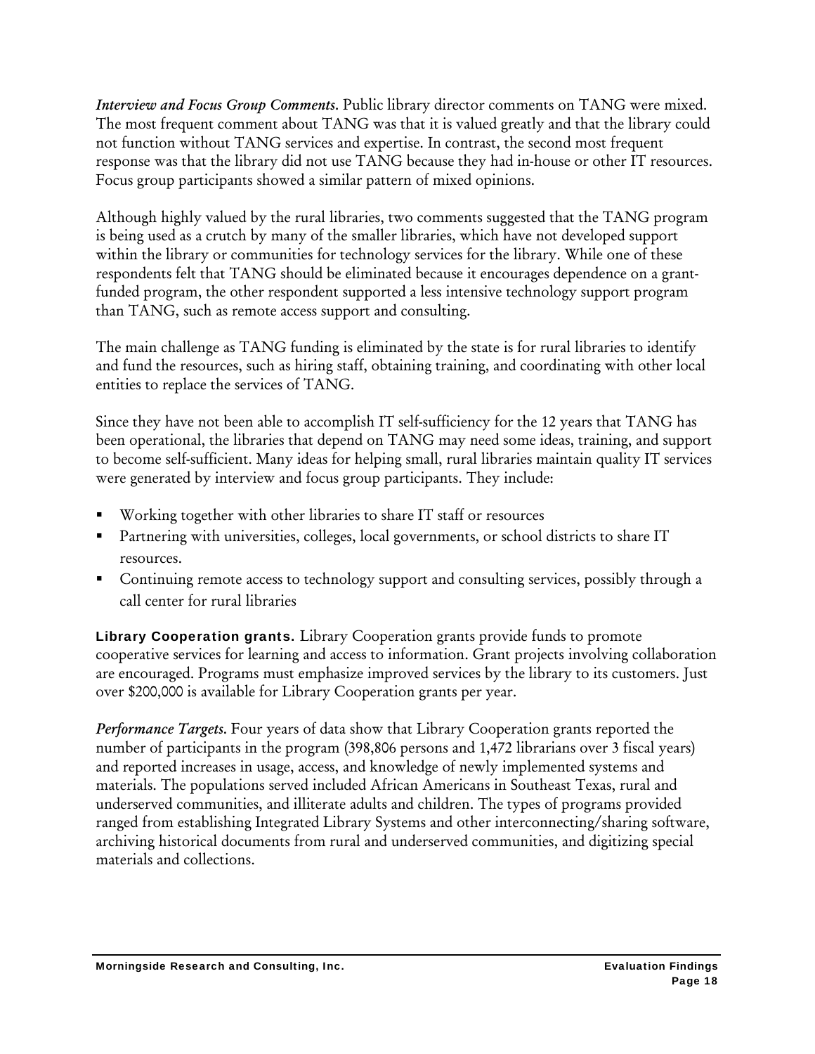*Interview and Focus Group Comments.* Public library director comments on TANG were mixed. The most frequent comment about TANG was that it is valued greatly and that the library could not function without TANG services and expertise. In contrast, the second most frequent response was that the library did not use TANG because they had in-house or other IT resources. Focus group participants showed a similar pattern of mixed opinions.

Although highly valued by the rural libraries, two comments suggested that the TANG program is being used as a crutch by many of the smaller libraries, which have not developed support within the library or communities for technology services for the library. While one of these respondents felt that TANG should be eliminated because it encourages dependence on a grant-funded program, the other respondent supported a less intensive technology support program than TANG, such as remote access support and consulting.

The main challenge as TANG funding is eliminated by the state is for rural libraries to identify and fund the resources, such as hiring staff, obtaining training, and coordinating with other local entities to replace the services of TANG.

Since they have not been able to accomplish IT self-sufficiency for the 12 years that TANG has been operational, the libraries that depend on TANG may need some ideas, training, and support to become self-sufficient. Many ideas for helping small, rural libraries maintain quality IT services were generated by interview and focus group participants. They include:

- Working together with other libraries to share IT staff or resources
- Partnering with universities, colleges, local governments, or school districts to share IT resources.
- Continuing remote access to technology support and consulting services, possibly through a call center for rural libraries

**Library Cooperation grants.** Library Cooperation grants provide funds to promote cooperative services for learning and access to information. Grant projects involving collaboration are encouraged. Programs must emphasize improved services by the library to its customers. Just over $200,000 is available for Library Cooperation grants per year.

*Performance Targets.* Four years of data show that Library Cooperation grants reported the number of participants in the program (398,806 persons and 1,472 librarians over 3 fiscal years) and reported increases in usage, access, and knowledge of newly implemented systems and materials. The populations served included African Americans in Southeast Texas, rural and underserved communities, and illiterate adults and children. The types of programs provided ranged from establishing Integrated Library Systems and other interconnecting/sharing software, archiving historical documents from rural and underserved communities, and digitizing special materials and collections.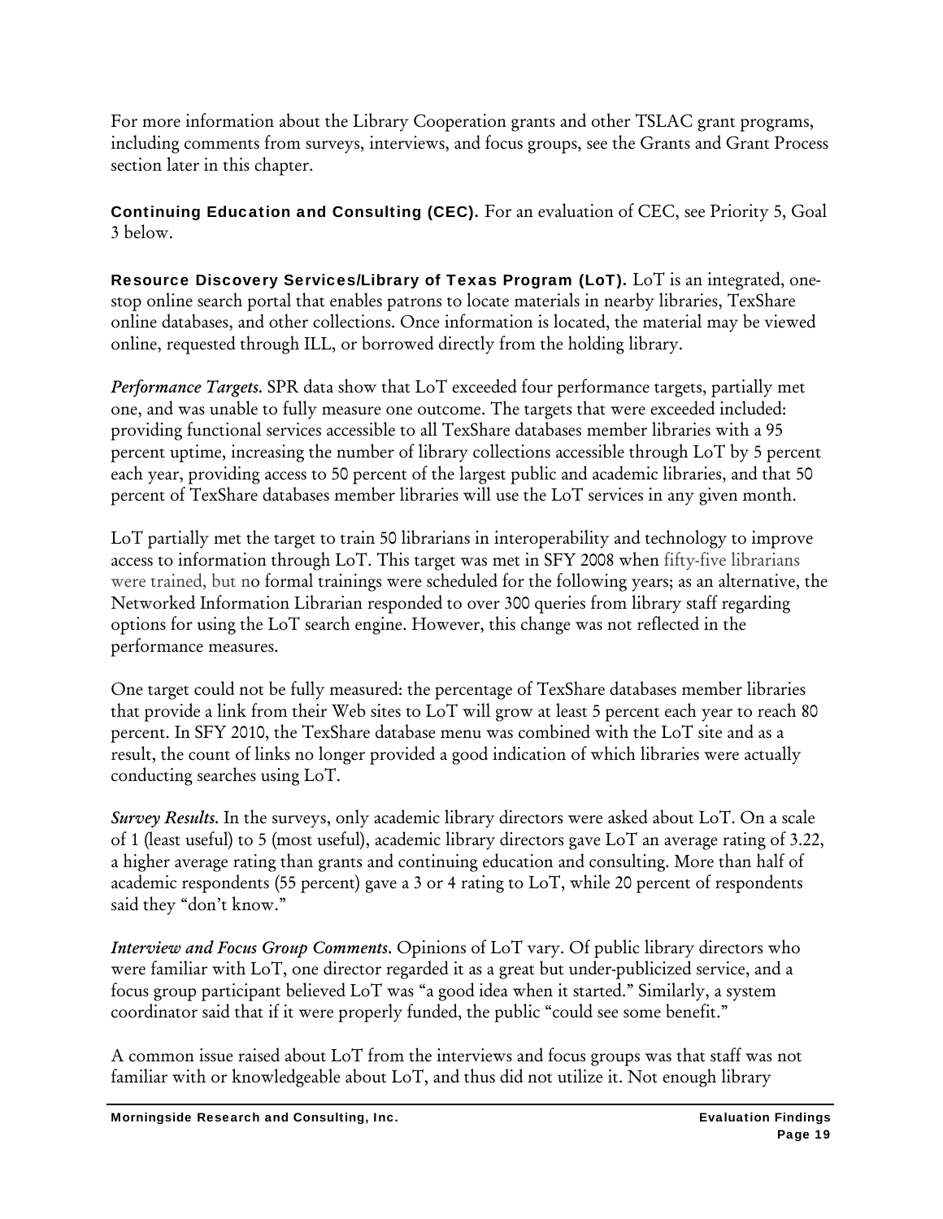For more information about the Library Cooperation grants and other TSLAC grant programs, including comments from surveys, interviews, and focus groups, see the Grants and Grant Process section later in this chapter.

**Continuing Education and Consulting (CEC).** For an evaluation of CEC, see Priority 5, Goal 3 below.

**Resource Discovery Services/Library of Texas Program (LoT).** LoT is an integrated, one-stop online search portal that enables patrons to locate materials in nearby libraries, TexShare online databases, and other collections. Once information is located, the material may be viewed online, requested through ILL, or borrowed directly from the holding library.

***Performance Targets.*** SPR data show that LoT exceeded four performance targets, partially met one, and was unable to fully measure one outcome. The targets that were exceeded included: providing functional services accessible to all TexShare databases member libraries with a 95 percent uptime, increasing the number of library collections accessible through LoT by 5 percent each year, providing access to 50 percent of the largest public and academic libraries, and that 50 percent of TexShare databases member libraries will use the LoT services in any given month.

LoT partially met the target to train 50 librarians in interoperability and technology to improve access to information through LoT. This target was met in SFY 2008 when fifty-five librarians were trained, but no formal trainings were scheduled for the following years; as an alternative, the Networked Information Librarian responded to over 300 queries from library staff regarding options for using the LoT search engine. However, this change was not reflected in the performance measures.

One target could not be fully measured: the percentage of TexShare databases member libraries that provide a link from their Web sites to LoT will grow at least 5 percent each year to reach 80 percent. In SFY 2010, the TexShare database menu was combined with the LoT site and as a result, the count of links no longer provided a good indication of which libraries were actually conducting searches using LoT.

***Survey Results.*** In the surveys, only academic library directors were asked about LoT. On a scale of 1 (least useful) to 5 (most useful), academic library directors gave LoT an average rating of 3.22, a higher average rating than grants and continuing education and consulting. More than half of academic respondents (55 percent) gave a 3 or 4 rating to LoT, while 20 percent of respondents said they "don't know."

***Interview and Focus Group Comments.*** Opinions of LoT vary. Of public library directors who were familiar with LoT, one director regarded it as a great but under-publicized service, and a focus group participant believed LoT was "a good idea when it started." Similarly, a system coordinator said that if it were properly funded, the public "could see some benefit."

A common issue raised about LoT from the interviews and focus groups was that staff was not familiar with or knowledgeable about LoT, and thus did not utilize it. Not enough library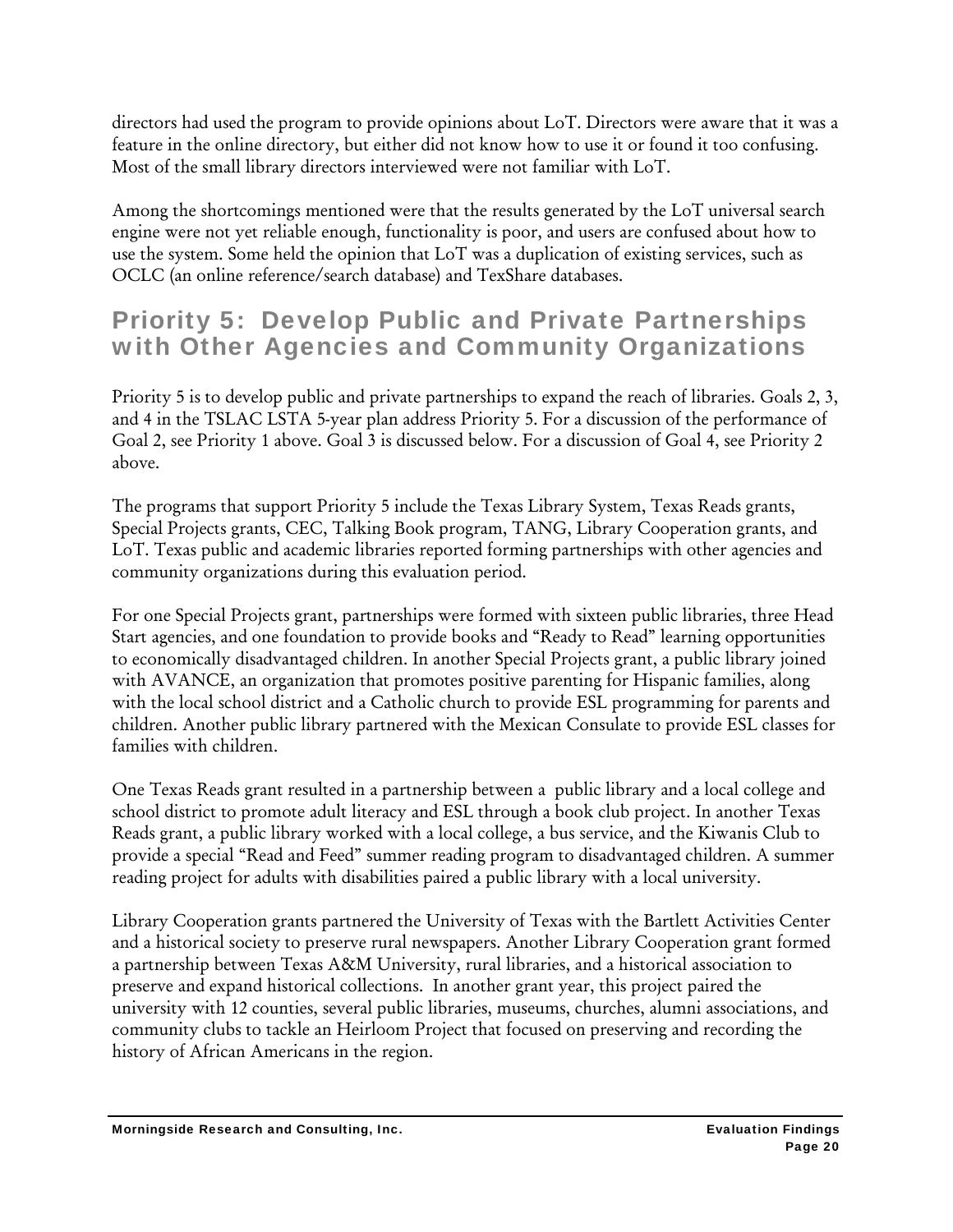directors had used the program to provide opinions about LoT. Directors were aware that it was a feature in the online directory, but either did not know how to use it or found it too confusing. Most of the small library directors interviewed were not familiar with LoT.

Among the shortcomings mentioned were that the results generated by the LoT universal search engine were not yet reliable enough, functionality is poor, and users are confused about how to use the system. Some held the opinion that LoT was a duplication of existing services, such as OCLC (an online reference/search database) and TexShare databases.

## Priority 5: Develop Public and Private Partnerships with Other Agencies and Community Organizations

Priority 5 is to develop public and private partnerships to expand the reach of libraries. Goals 2, 3, and 4 in the TSLAC LSTA 5-year plan address Priority 5. For a discussion of the performance of Goal 2, see Priority 1 above. Goal 3 is discussed below. For a discussion of Goal 4, see Priority 2 above.

The programs that support Priority 5 include the Texas Library System, Texas Reads grants, Special Projects grants, CEC, Talking Book program, TANG, Library Cooperation grants, and LoT. Texas public and academic libraries reported forming partnerships with other agencies and community organizations during this evaluation period.

For one Special Projects grant, partnerships were formed with sixteen public libraries, three Head Start agencies, and one foundation to provide books and "Ready to Read" learning opportunities to economically disadvantaged children. In another Special Projects grant, a public library joined with AVANCE, an organization that promotes positive parenting for Hispanic families, along with the local school district and a Catholic church to provide ESL programming for parents and children. Another public library partnered with the Mexican Consulate to provide ESL classes for families with children.

One Texas Reads grant resulted in a partnership between a public library and a local college and school district to promote adult literacy and ESL through a book club project. In another Texas Reads grant, a public library worked with a local college, a bus service, and the Kiwanis Club to provide a special "Read and Feed" summer reading program to disadvantaged children. A summer reading project for adults with disabilities paired a public library with a local university.

Library Cooperation grants partnered the University of Texas with the Bartlett Activities Center and a historical society to preserve rural newspapers. Another Library Cooperation grant formed a partnership between Texas A&M University, rural libraries, and a historical association to preserve and expand historical collections. In another grant year, this project paired the university with 12 counties, several public libraries, museums, churches, alumni associations, and community clubs to tackle an Heirloom Project that focused on preserving and recording the history of African Americans in the region.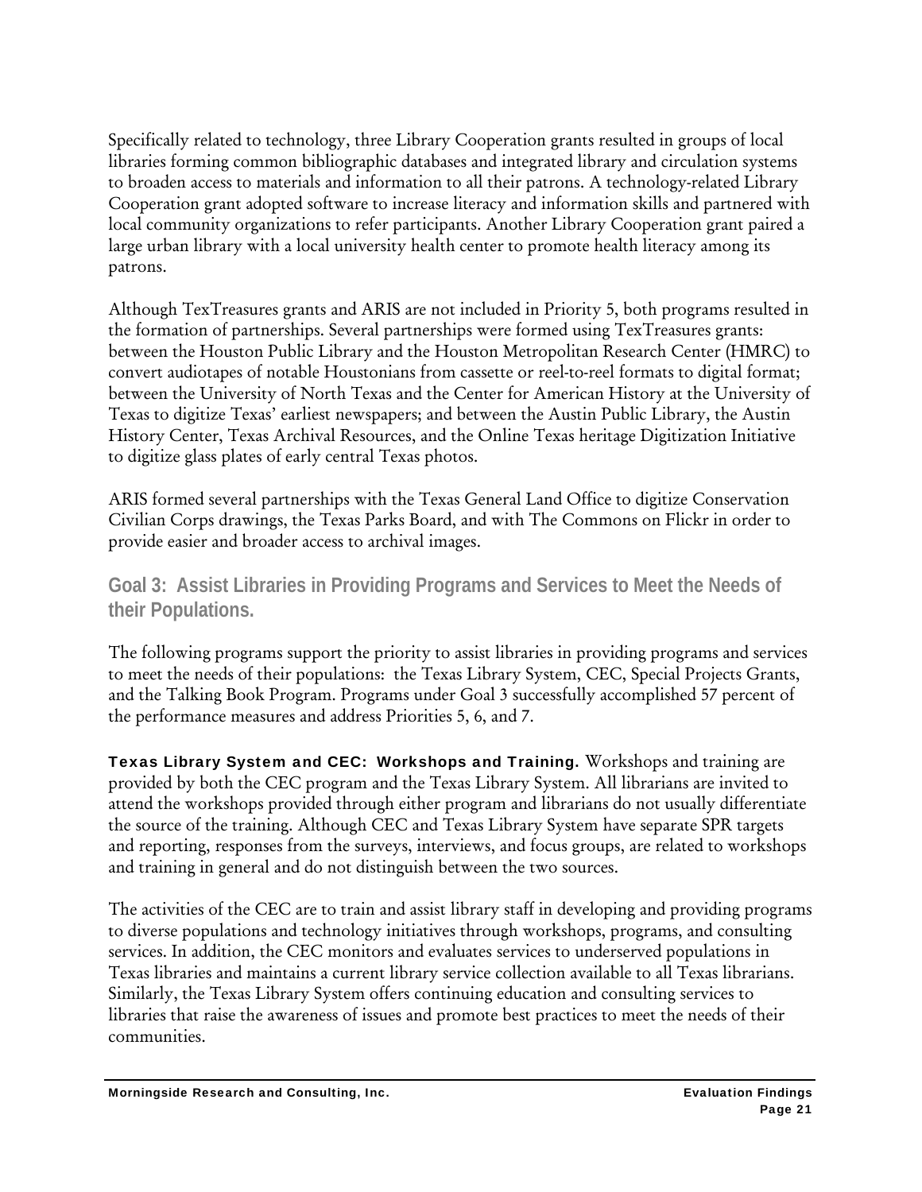Specifically related to technology, three Library Cooperation grants resulted in groups of local libraries forming common bibliographic databases and integrated library and circulation systems to broaden access to materials and information to all their patrons. A technology-related Library Cooperation grant adopted software to increase literacy and information skills and partnered with local community organizations to refer participants. Another Library Cooperation grant paired a large urban library with a local university health center to promote health literacy among its patrons.

Although TexTreasures grants and ARIS are not included in Priority 5, both programs resulted in the formation of partnerships. Several partnerships were formed using TexTreasures grants: between the Houston Public Library and the Houston Metropolitan Research Center (HMRC) to convert audiotapes of notable Houstonians from cassette or reel-to-reel formats to digital format; between the University of North Texas and the Center for American History at the University of Texas to digitize Texas' earliest newspapers; and between the Austin Public Library, the Austin History Center, Texas Archival Resources, and the Online Texas heritage Digitization Initiative to digitize glass plates of early central Texas photos.

ARIS formed several partnerships with the Texas General Land Office to digitize Conservation Civilian Corps drawings, the Texas Parks Board, and with The Commons on Flickr in order to provide easier and broader access to archival images.

## Goal 3: Assist Libraries in Providing Programs and Services to Meet the Needs of their Populations.

The following programs support the priority to assist libraries in providing programs and services to meet the needs of their populations: the Texas Library System, CEC, Special Projects Grants, and the Talking Book Program. Programs under Goal 3 successfully accomplished 57 percent of the performance measures and address Priorities 5, 6, and 7.

**Texas Library System and CEC: Workshops and Training.** Workshops and training are provided by both the CEC program and the Texas Library System. All librarians are invited to attend the workshops provided through either program and librarians do not usually differentiate the source of the training. Although CEC and Texas Library System have separate SPR targets and reporting, responses from the surveys, interviews, and focus groups, are related to workshops and training in general and do not distinguish between the two sources.

The activities of the CEC are to train and assist library staff in developing and providing programs to diverse populations and technology initiatives through workshops, programs, and consulting services. In addition, the CEC monitors and evaluates services to underserved populations in Texas libraries and maintains a current library service collection available to all Texas librarians. Similarly, the Texas Library System offers continuing education and consulting services to libraries that raise the awareness of issues and promote best practices to meet the needs of their communities.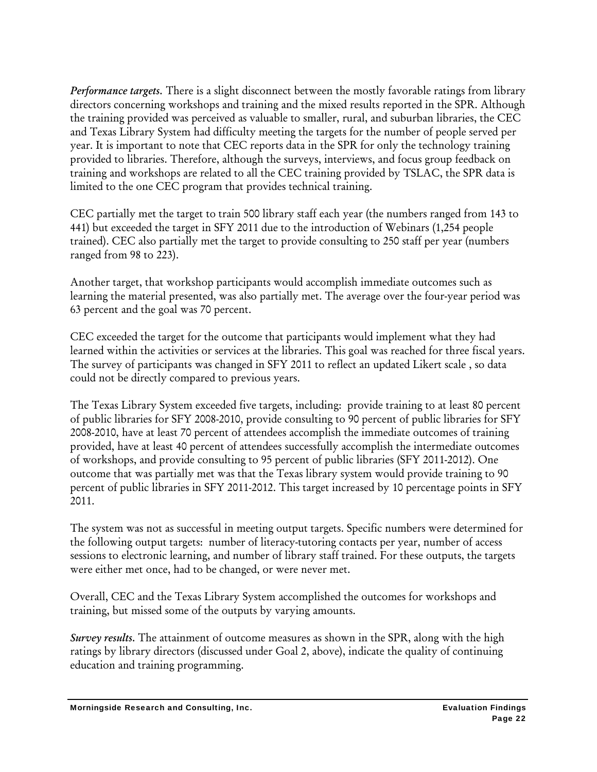***Performance targets.*** There is a slight disconnect between the mostly favorable ratings from library directors concerning workshops and training and the mixed results reported in the SPR. Although the training provided was perceived as valuable to smaller, rural, and suburban libraries, the CEC and Texas Library System had difficulty meeting the targets for the number of people served per year. It is important to note that CEC reports data in the SPR for only the technology training provided to libraries. Therefore, although the surveys, interviews, and focus group feedback on training and workshops are related to all the CEC training provided by TSLAC, the SPR data is limited to the one CEC program that provides technical training.

CEC partially met the target to train 500 library staff each year (the numbers ranged from 143 to 441) but exceeded the target in SFY 2011 due to the introduction of Webinars (1,254 people trained). CEC also partially met the target to provide consulting to 250 staff per year (numbers ranged from 98 to 223).

Another target, that workshop participants would accomplish immediate outcomes such as learning the material presented, was also partially met. The average over the four-year period was 63 percent and the goal was 70 percent.

CEC exceeded the target for the outcome that participants would implement what they had learned within the activities or services at the libraries. This goal was reached for three fiscal years. The survey of participants was changed in SFY 2011 to reflect an updated Likert scale , so data could not be directly compared to previous years.

The Texas Library System exceeded five targets, including: provide training to at least 80 percent of public libraries for SFY 2008-2010, provide consulting to 90 percent of public libraries for SFY 2008-2010, have at least 70 percent of attendees accomplish the immediate outcomes of training provided, have at least 40 percent of attendees successfully accomplish the intermediate outcomes of workshops, and provide consulting to 95 percent of public libraries (SFY 2011-2012). One outcome that was partially met was that the Texas library system would provide training to 90 percent of public libraries in SFY 2011-2012. This target increased by 10 percentage points in SFY 2011.

The system was not as successful in meeting output targets. Specific numbers were determined for the following output targets: number of literacy-tutoring contacts per year, number of access sessions to electronic learning, and number of library staff trained. For these outputs, the targets were either met once, had to be changed, or were never met.

Overall, CEC and the Texas Library System accomplished the outcomes for workshops and training, but missed some of the outputs by varying amounts.

***Survey results.*** The attainment of outcome measures as shown in the SPR, along with the high ratings by library directors (discussed under Goal 2, above), indicate the quality of continuing education and training programming.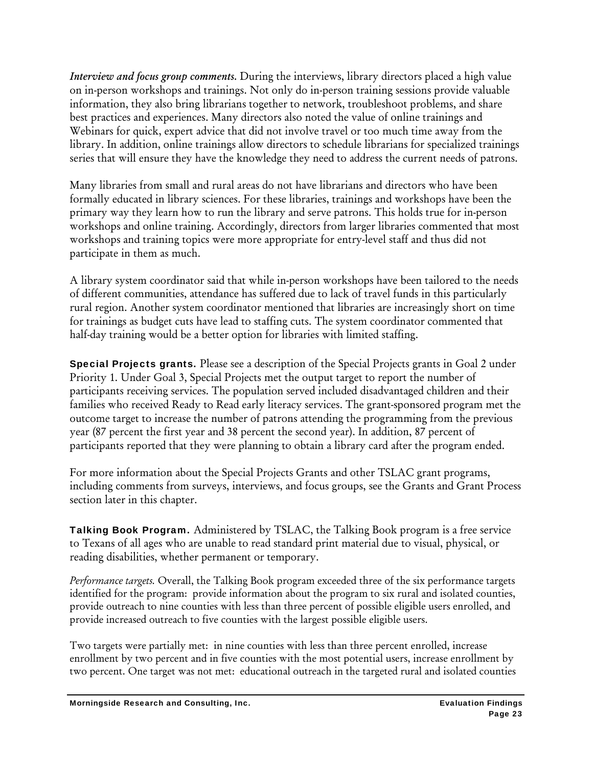*Interview and focus group comments.* During the interviews, library directors placed a high value on in-person workshops and trainings. Not only do in-person training sessions provide valuable information, they also bring librarians together to network, troubleshoot problems, and share best practices and experiences. Many directors also noted the value of online trainings and Webinars for quick, expert advice that did not involve travel or too much time away from the library. In addition, online trainings allow directors to schedule librarians for specialized trainings series that will ensure they have the knowledge they need to address the current needs of patrons.

Many libraries from small and rural areas do not have librarians and directors who have been formally educated in library sciences. For these libraries, trainings and workshops have been the primary way they learn how to run the library and serve patrons. This holds true for in-person workshops and online training. Accordingly, directors from larger libraries commented that most workshops and training topics were more appropriate for entry-level staff and thus did not participate in them as much.

A library system coordinator said that while in-person workshops have been tailored to the needs of different communities, attendance has suffered due to lack of travel funds in this particularly rural region. Another system coordinator mentioned that libraries are increasingly short on time for trainings as budget cuts have lead to staffing cuts. The system coordinator commented that half-day training would be a better option for libraries with limited staffing.

**Special Projects grants.** Please see a description of the Special Projects grants in Goal 2 under Priority 1. Under Goal 3, Special Projects met the output target to report the number of participants receiving services. The population served included disadvantaged children and their families who received Ready to Read early literacy services. The grant-sponsored program met the outcome target to increase the number of patrons attending the programming from the previous year (87 percent the first year and 38 percent the second year). In addition, 87 percent of participants reported that they were planning to obtain a library card after the program ended.

For more information about the Special Projects Grants and other TSLAC grant programs, including comments from surveys, interviews, and focus groups, see the Grants and Grant Process section later in this chapter.

**Talking Book Program.** Administered by TSLAC, the Talking Book program is a free service to Texans of all ages who are unable to read standard print material due to visual, physical, or reading disabilities, whether permanent or temporary.

*Performance targets.* Overall, the Talking Book program exceeded three of the six performance targets identified for the program: provide information about the program to six rural and isolated counties, provide outreach to nine counties with less than three percent of possible eligible users enrolled, and provide increased outreach to five counties with the largest possible eligible users.

Two targets were partially met: in nine counties with less than three percent enrolled, increase enrollment by two percent and in five counties with the most potential users, increase enrollment by two percent. One target was not met: educational outreach in the targeted rural and isolated counties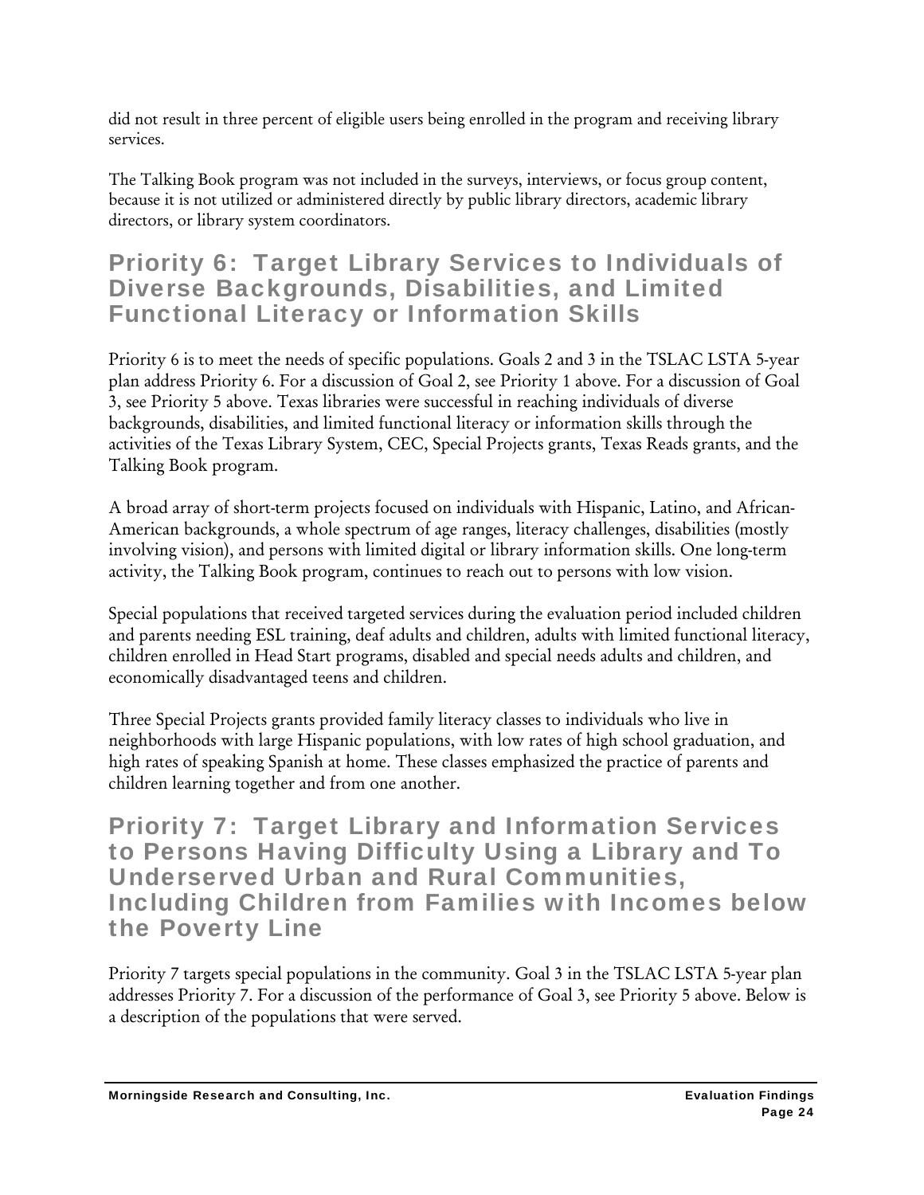did not result in three percent of eligible users being enrolled in the program and receiving library services.

The Talking Book program was not included in the surveys, interviews, or focus group content, because it is not utilized or administered directly by public library directors, academic library directors, or library system coordinators.

## Priority 6: Target Library Services to Individuals of Diverse Backgrounds, Disabilities, and Limited Functional Literacy or Information Skills

Priority 6 is to meet the needs of specific populations. Goals 2 and 3 in the TSLAC LSTA 5-year plan address Priority 6. For a discussion of Goal 2, see Priority 1 above. For a discussion of Goal 3, see Priority 5 above. Texas libraries were successful in reaching individuals of diverse backgrounds, disabilities, and limited functional literacy or information skills through the activities of the Texas Library System, CEC, Special Projects grants, Texas Reads grants, and the Talking Book program.

A broad array of short-term projects focused on individuals with Hispanic, Latino, and African-American backgrounds, a whole spectrum of age ranges, literacy challenges, disabilities (mostly involving vision), and persons with limited digital or library information skills. One long-term activity, the Talking Book program, continues to reach out to persons with low vision.

Special populations that received targeted services during the evaluation period included children and parents needing ESL training, deaf adults and children, adults with limited functional literacy, children enrolled in Head Start programs, disabled and special needs adults and children, and economically disadvantaged teens and children.

Three Special Projects grants provided family literacy classes to individuals who live in neighborhoods with large Hispanic populations, with low rates of high school graduation, and high rates of speaking Spanish at home. These classes emphasized the practice of parents and children learning together and from one another.

## Priority 7: Target Library and Information Services to Persons Having Difficulty Using a Library and To Underserved Urban and Rural Communities, Including Children from Families with Incomes below the Poverty Line

Priority 7 targets special populations in the community. Goal 3 in the TSLAC LSTA 5-year plan addresses Priority 7. For a discussion of the performance of Goal 3, see Priority 5 above. Below is a description of the populations that were served.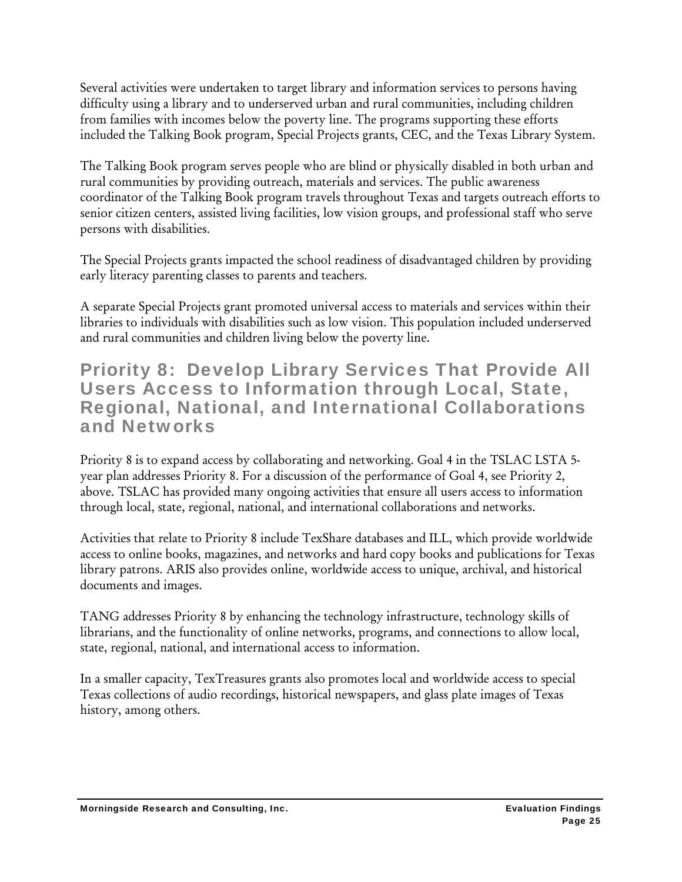Several activities were undertaken to target library and information services to persons having difficulty using a library and to underserved urban and rural communities, including children from families with incomes below the poverty line. The programs supporting these efforts included the Talking Book program, Special Projects grants, CEC, and the Texas Library System.

The Talking Book program serves people who are blind or physically disabled in both urban and rural communities by providing outreach, materials and services. The public awareness coordinator of the Talking Book program travels throughout Texas and targets outreach efforts to senior citizen centers, assisted living facilities, low vision groups, and professional staff who serve persons with disabilities.

The Special Projects grants impacted the school readiness of disadvantaged children by providing early literacy parenting classes to parents and teachers.

A separate Special Projects grant promoted universal access to materials and services within their libraries to individuals with disabilities such as low vision. This population included underserved and rural communities and children living below the poverty line.

## Priority 8: Develop Library Services That Provide All Users Access to Information through Local, State, Regional, National, and International Collaborations and Networks

Priority 8 is to expand access by collaborating and networking. Goal 4 in the TSLAC LSTA 5-year plan addresses Priority 8. For a discussion of the performance of Goal 4, see Priority 2, above. TSLAC has provided many ongoing activities that ensure all users access to information through local, state, regional, national, and international collaborations and networks.

Activities that relate to Priority 8 include TexShare databases and ILL, which provide worldwide access to online books, magazines, and networks and hard copy books and publications for Texas library patrons. ARIS also provides online, worldwide access to unique, archival, and historical documents and images.

TANG addresses Priority 8 by enhancing the technology infrastructure, technology skills of librarians, and the functionality of online networks, programs, and connections to allow local, state, regional, national, and international access to information.

In a smaller capacity, TexTreasures grants also promotes local and worldwide access to special Texas collections of audio recordings, historical newspapers, and glass plate images of Texas history, among others.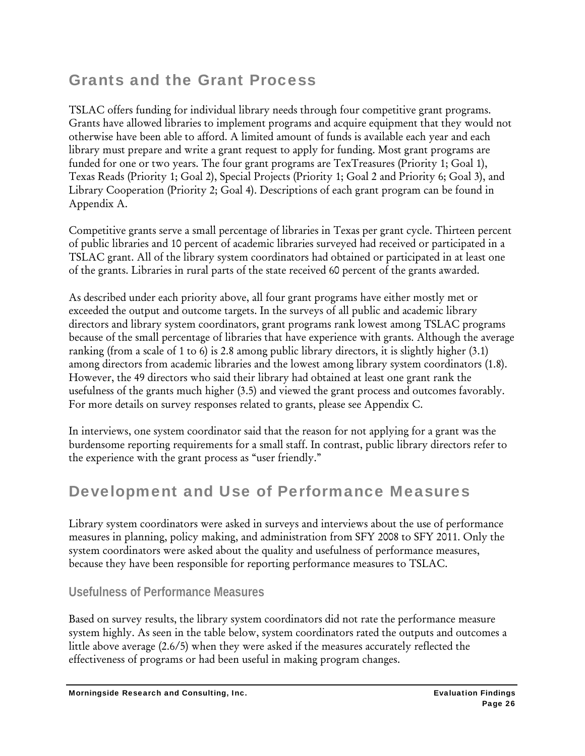## Grants and the Grant Process

TSLAC offers funding for individual library needs through four competitive grant programs. Grants have allowed libraries to implement programs and acquire equipment that they would not otherwise have been able to afford. A limited amount of funds is available each year and each library must prepare and write a grant request to apply for funding. Most grant programs are funded for one or two years. The four grant programs are TexTreasures (Priority 1; Goal 1), Texas Reads (Priority 1; Goal 2), Special Projects (Priority 1; Goal 2 and Priority 6; Goal 3), and Library Cooperation (Priority 2; Goal 4). Descriptions of each grant program can be found in Appendix A.

Competitive grants serve a small percentage of libraries in Texas per grant cycle. Thirteen percent of public libraries and 10 percent of academic libraries surveyed had received or participated in a TSLAC grant. All of the library system coordinators had obtained or participated in at least one of the grants. Libraries in rural parts of the state received 60 percent of the grants awarded.

As described under each priority above, all four grant programs have either mostly met or exceeded the output and outcome targets. In the surveys of all public and academic library directors and library system coordinators, grant programs rank lowest among TSLAC programs because of the small percentage of libraries that have experience with grants. Although the average ranking (from a scale of 1 to 6) is 2.8 among public library directors, it is slightly higher (3.1) among directors from academic libraries and the lowest among library system coordinators (1.8). However, the 49 directors who said their library had obtained at least one grant rank the usefulness of the grants much higher (3.5) and viewed the grant process and outcomes favorably. For more details on survey responses related to grants, please see Appendix C.

In interviews, one system coordinator said that the reason for not applying for a grant was the burdensome reporting requirements for a small staff. In contrast, public library directors refer to the experience with the grant process as "user friendly."

## Development and Use of Performance Measures

Library system coordinators were asked in surveys and interviews about the use of performance measures in planning, policy making, and administration from SFY 2008 to SFY 2011. Only the system coordinators were asked about the quality and usefulness of performance measures, because they have been responsible for reporting performance measures to TSLAC.

### Usefulness of Performance Measures

Based on survey results, the library system coordinators did not rate the performance measure system highly. As seen in the table below, system coordinators rated the outputs and outcomes a little above average (2.6/5) when they were asked if the measures accurately reflected the effectiveness of programs or had been useful in making program changes.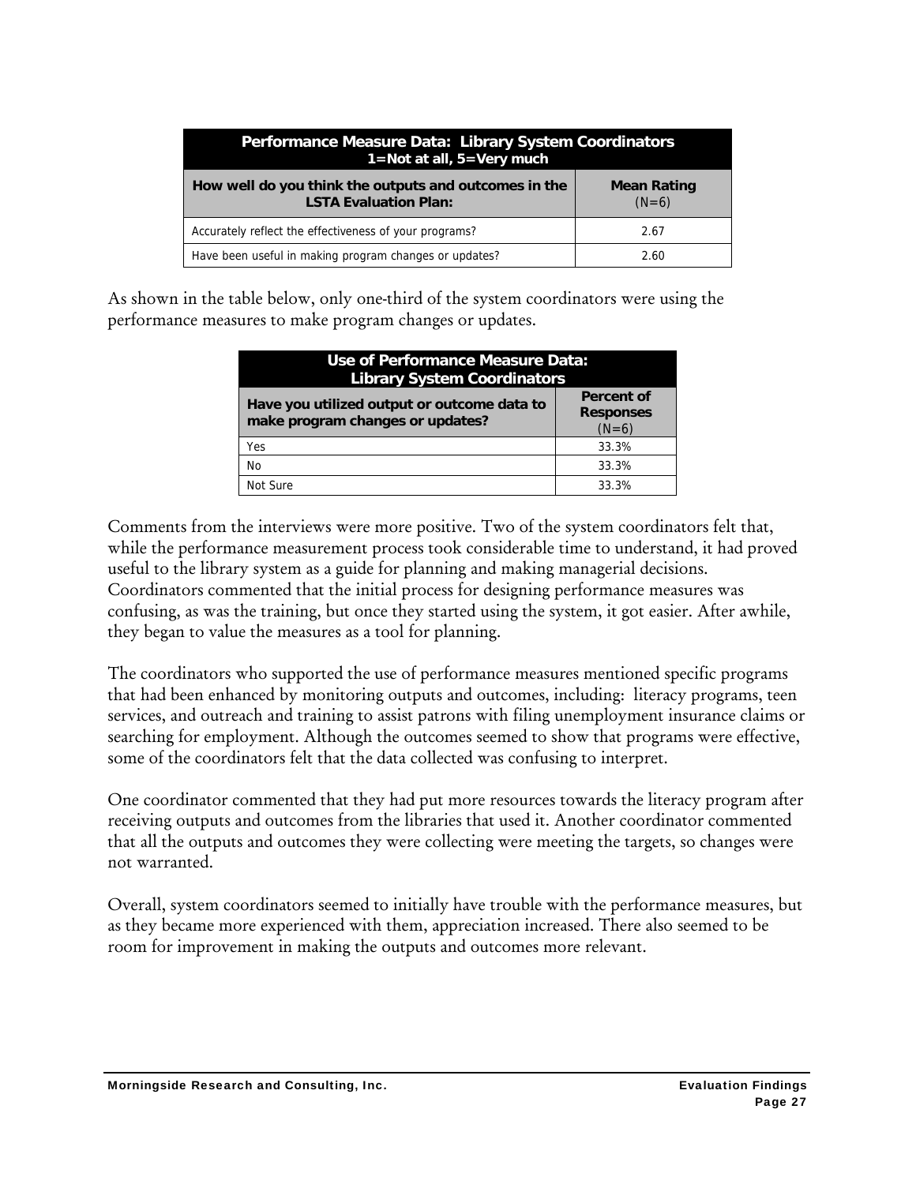| Performance Measure Data: Library System Coordinators<br>1=Not at all, 5=Very much | |
|---|---|
| **How well do you think the outputs and outcomes in the LSTA Evaluation Plan:** | **Mean Rating** (N=6) |
| Accurately reflect the effectiveness of your programs? | 2.67 |
| Have been useful in making program changes or updates? | 2.60 |

As shown in the table below, only one-third of the system coordinators were using the performance measures to make program changes or updates.

| Use of Performance Measure Data:<br>Library System Coordinators | |
|---|---|
| **Have you utilized output or outcome data to make program changes or updates?** | **Percent of Responses** (N=6) |
| Yes | 33.3% |
| No | 33.3% |
| Not Sure | 33.3% |

Comments from the interviews were more positive. Two of the system coordinators felt that, while the performance measurement process took considerable time to understand, it had proved useful to the library system as a guide for planning and making managerial decisions. Coordinators commented that the initial process for designing performance measures was confusing, as was the training, but once they started using the system, it got easier. After awhile, they began to value the measures as a tool for planning.

The coordinators who supported the use of performance measures mentioned specific programs that had been enhanced by monitoring outputs and outcomes, including: literacy programs, teen services, and outreach and training to assist patrons with filing unemployment insurance claims or searching for employment. Although the outcomes seemed to show that programs were effective, some of the coordinators felt that the data collected was confusing to interpret.

One coordinator commented that they had put more resources towards the literacy program after receiving outputs and outcomes from the libraries that used it. Another coordinator commented that all the outputs and outcomes they were collecting were meeting the targets, so changes were not warranted.

Overall, system coordinators seemed to initially have trouble with the performance measures, but as they became more experienced with them, appreciation increased. There also seemed to be room for improvement in making the outputs and outcomes more relevant.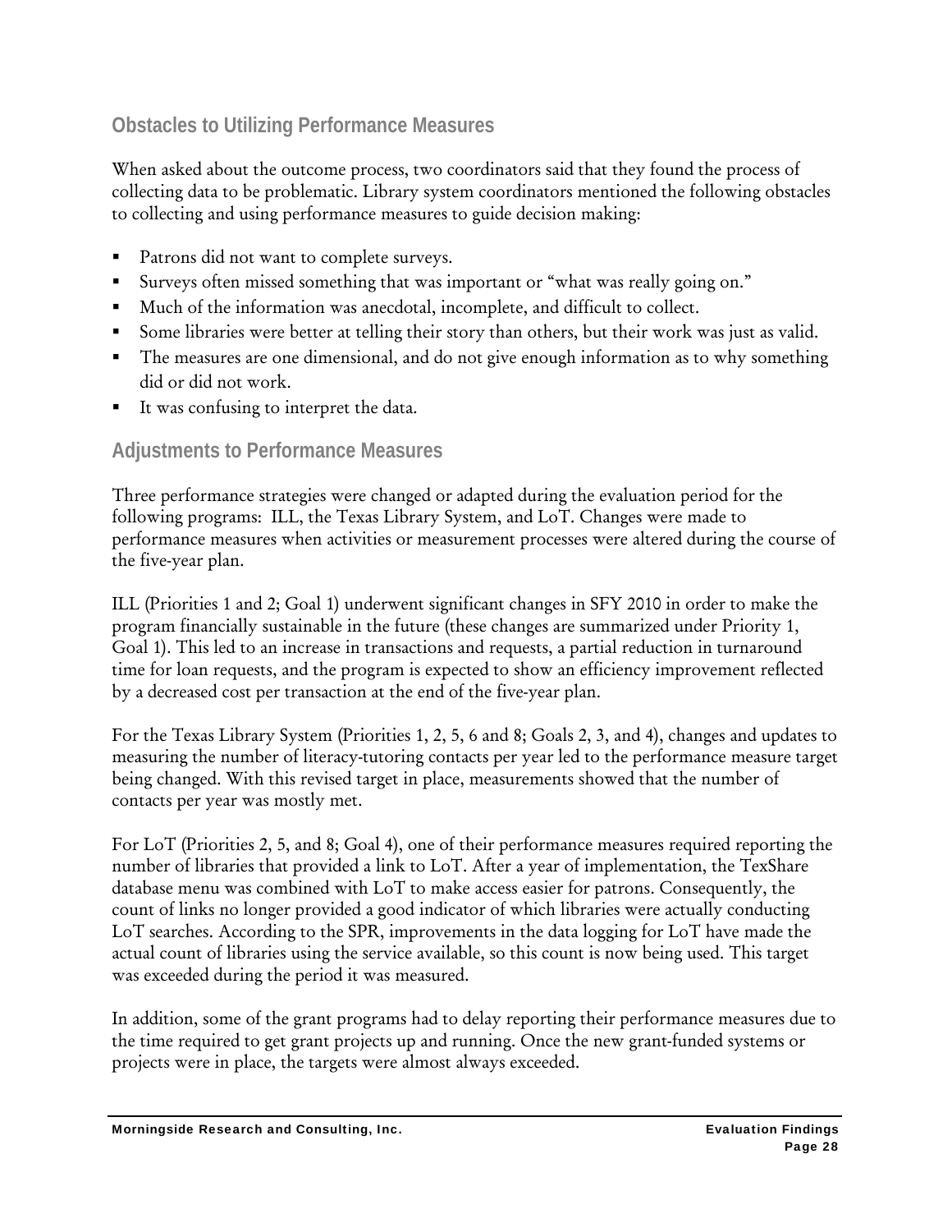## Obstacles to Utilizing Performance Measures

When asked about the outcome process, two coordinators said that they found the process of collecting data to be problematic. Library system coordinators mentioned the following obstacles to collecting and using performance measures to guide decision making:

- Patrons did not want to complete surveys.
- Surveys often missed something that was important or "what was really going on."
- Much of the information was anecdotal, incomplete, and difficult to collect.
- Some libraries were better at telling their story than others, but their work was just as valid.
- The measures are one dimensional, and do not give enough information as to why something did or did not work.
- It was confusing to interpret the data.

## Adjustments to Performance Measures

Three performance strategies were changed or adapted during the evaluation period for the following programs: ILL, the Texas Library System, and LoT. Changes were made to performance measures when activities or measurement processes were altered during the course of the five-year plan.

ILL (Priorities 1 and 2; Goal 1) underwent significant changes in SFY 2010 in order to make the program financially sustainable in the future (these changes are summarized under Priority 1, Goal 1). This led to an increase in transactions and requests, a partial reduction in turnaround time for loan requests, and the program is expected to show an efficiency improvement reflected by a decreased cost per transaction at the end of the five-year plan.

For the Texas Library System (Priorities 1, 2, 5, 6 and 8; Goals 2, 3, and 4), changes and updates to measuring the number of literacy-tutoring contacts per year led to the performance measure target being changed. With this revised target in place, measurements showed that the number of contacts per year was mostly met.

For LoT (Priorities 2, 5, and 8; Goal 4), one of their performance measures required reporting the number of libraries that provided a link to LoT. After a year of implementation, the TexShare database menu was combined with LoT to make access easier for patrons. Consequently, the count of links no longer provided a good indicator of which libraries were actually conducting LoT searches. According to the SPR, improvements in the data logging for LoT have made the actual count of libraries using the service available, so this count is now being used. This target was exceeded during the period it was measured.

In addition, some of the grant programs had to delay reporting their performance measures due to the time required to get grant projects up and running. Once the new grant-funded systems or projects were in place, the targets were almost always exceeded.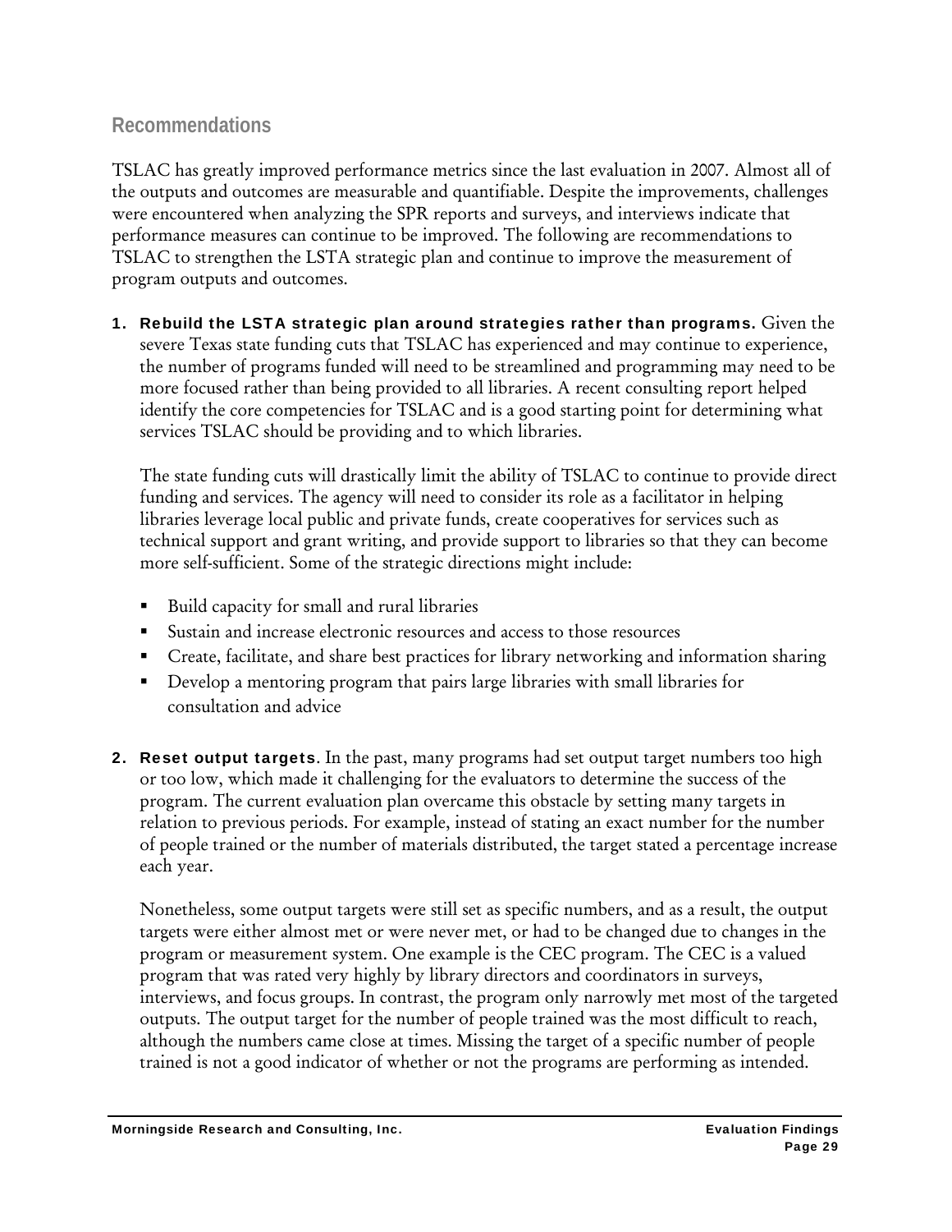## Recommendations

TSLAC has greatly improved performance metrics since the last evaluation in 2007. Almost all of the outputs and outcomes are measurable and quantifiable. Despite the improvements, challenges were encountered when analyzing the SPR reports and surveys, and interviews indicate that performance measures can continue to be improved. The following are recommendations to TSLAC to strengthen the LSTA strategic plan and continue to improve the measurement of program outputs and outcomes.

1. **Rebuild the LSTA strategic plan around strategies rather than programs.** Given the severe Texas state funding cuts that TSLAC has experienced and may continue to experience, the number of programs funded will need to be streamlined and programming may need to be more focused rather than being provided to all libraries. A recent consulting report helped identify the core competencies for TSLAC and is a good starting point for determining what services TSLAC should be providing and to which libraries.

   The state funding cuts will drastically limit the ability of TSLAC to continue to provide direct funding and services. The agency will need to consider its role as a facilitator in helping libraries leverage local public and private funds, create cooperatives for services such as technical support and grant writing, and provide support to libraries so that they can become more self-sufficient. Some of the strategic directions might include:

   - Build capacity for small and rural libraries
   - Sustain and increase electronic resources and access to those resources
   - Create, facilitate, and share best practices for library networking and information sharing
   - Develop a mentoring program that pairs large libraries with small libraries for consultation and advice

2. **Reset output targets.** In the past, many programs had set output target numbers too high or too low, which made it challenging for the evaluators to determine the success of the program. The current evaluation plan overcame this obstacle by setting many targets in relation to previous periods. For example, instead of stating an exact number for the number of people trained or the number of materials distributed, the target stated a percentage increase each year.

   Nonetheless, some output targets were still set as specific numbers, and as a result, the output targets were either almost met or were never met, or had to be changed due to changes in the program or measurement system. One example is the CEC program. The CEC is a valued program that was rated very highly by library directors and coordinators in surveys, interviews, and focus groups. In contrast, the program only narrowly met most of the targeted outputs. The output target for the number of people trained was the most difficult to reach, although the numbers came close at times. Missing the target of a specific number of people trained is not a good indicator of whether or not the programs are performing as intended.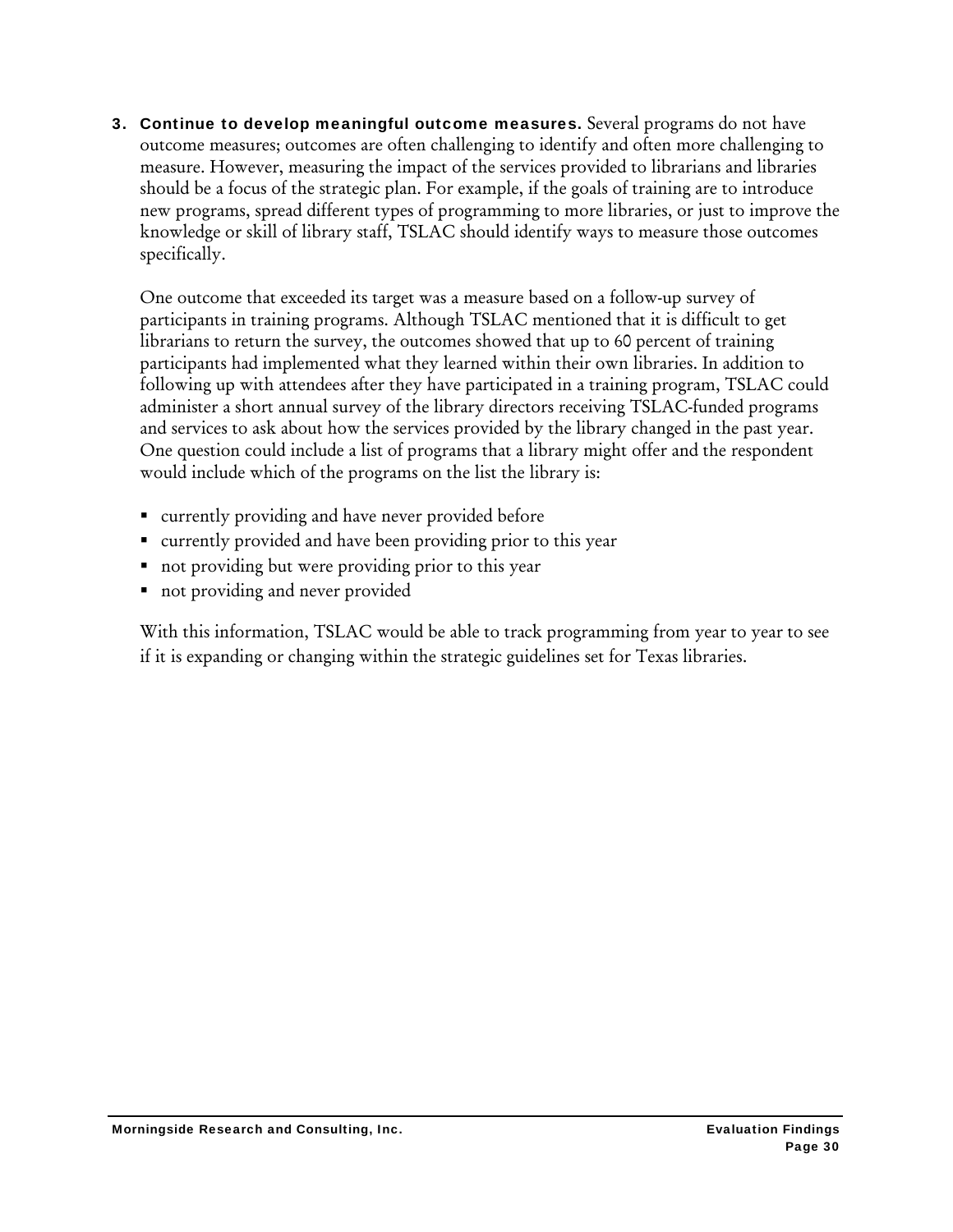3. **Continue to develop meaningful outcome measures.** Several programs do not have outcome measures; outcomes are often challenging to identify and often more challenging to measure. However, measuring the impact of the services provided to librarians and libraries should be a focus of the strategic plan. For example, if the goals of training are to introduce new programs, spread different types of programming to more libraries, or just to improve the knowledge or skill of library staff, TSLAC should identify ways to measure those outcomes specifically.

   One outcome that exceeded its target was a measure based on a follow-up survey of participants in training programs. Although TSLAC mentioned that it is difficult to get librarians to return the survey, the outcomes showed that up to 60 percent of training participants had implemented what they learned within their own libraries. In addition to following up with attendees after they have participated in a training program, TSLAC could administer a short annual survey of the library directors receiving TSLAC-funded programs and services to ask about how the services provided by the library changed in the past year. One question could include a list of programs that a library might offer and the respondent would include which of the programs on the list the library is:

   - currently providing and have never provided before
   - currently provided and have been providing prior to this year
   - not providing but were providing prior to this year
   - not providing and never provided

   With this information, TSLAC would be able to track programming from year to year to see if it is expanding or changing within the strategic guidelines set for Texas libraries.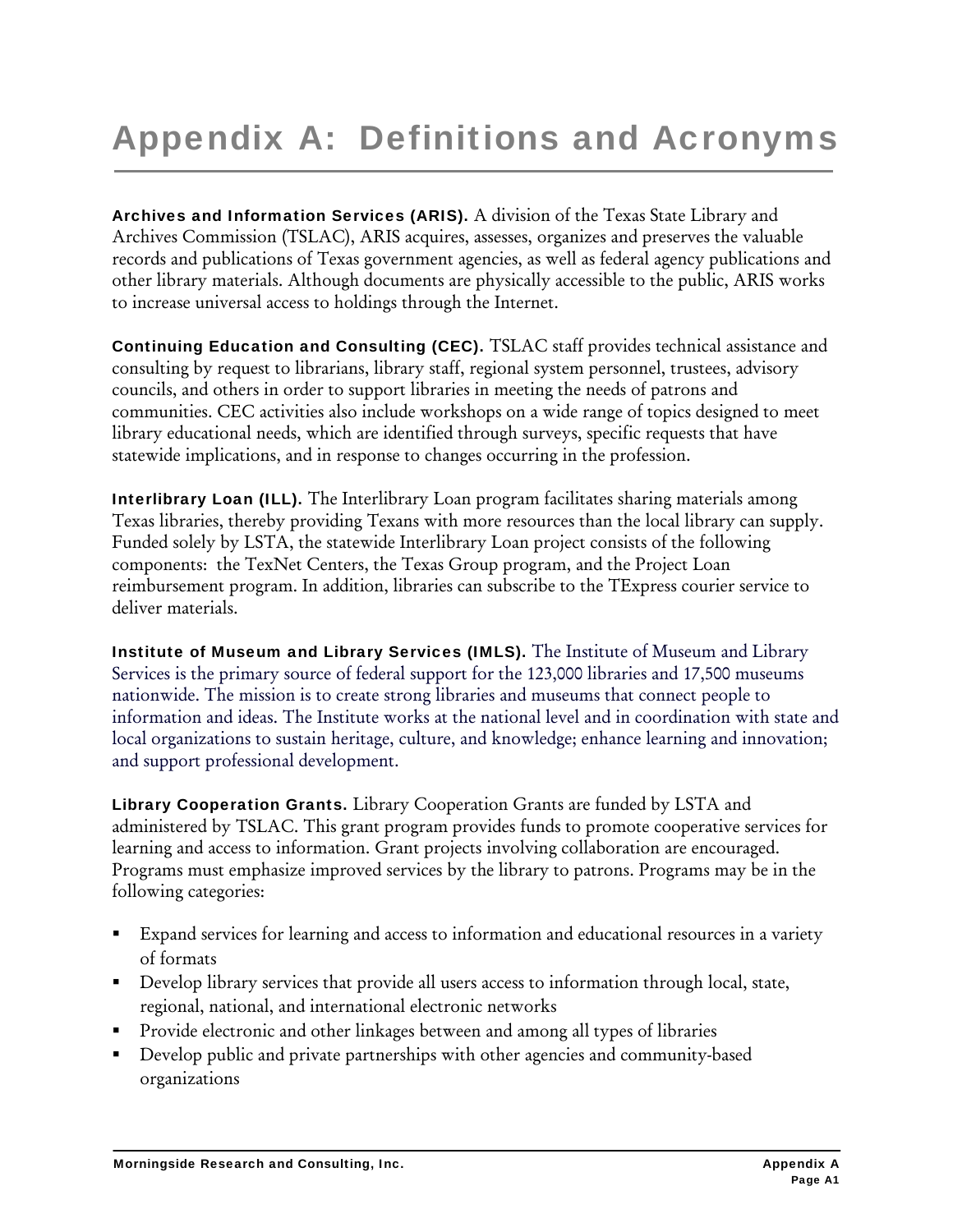# Appendix A: Definitions and Acronyms

**Archives and Information Services (ARIS).** A division of the Texas State Library and Archives Commission (TSLAC), ARIS acquires, assesses, organizes and preserves the valuable records and publications of Texas government agencies, as well as federal agency publications and other library materials. Although documents are physically accessible to the public, ARIS works to increase universal access to holdings through the Internet.

**Continuing Education and Consulting (CEC).** TSLAC staff provides technical assistance and consulting by request to librarians, library staff, regional system personnel, trustees, advisory councils, and others in order to support libraries in meeting the needs of patrons and communities. CEC activities also include workshops on a wide range of topics designed to meet library educational needs, which are identified through surveys, specific requests that have statewide implications, and in response to changes occurring in the profession.

**Interlibrary Loan (ILL).** The Interlibrary Loan program facilitates sharing materials among Texas libraries, thereby providing Texans with more resources than the local library can supply. Funded solely by LSTA, the statewide Interlibrary Loan project consists of the following components: the TexNet Centers, the Texas Group program, and the Project Loan reimbursement program. In addition, libraries can subscribe to the TExpress courier service to deliver materials.

**Institute of Museum and Library Services (IMLS).** The Institute of Museum and Library Services is the primary source of federal support for the 123,000 libraries and 17,500 museums nationwide. The mission is to create strong libraries and museums that connect people to information and ideas. The Institute works at the national level and in coordination with state and local organizations to sustain heritage, culture, and knowledge; enhance learning and innovation; and support professional development.

**Library Cooperation Grants.** Library Cooperation Grants are funded by LSTA and administered by TSLAC. This grant program provides funds to promote cooperative services for learning and access to information. Grant projects involving collaboration are encouraged. Programs must emphasize improved services by the library to patrons. Programs may be in the following categories:

- Expand services for learning and access to information and educational resources in a variety of formats
- Develop library services that provide all users access to information through local, state, regional, national, and international electronic networks
- Provide electronic and other linkages between and among all types of libraries
- Develop public and private partnerships with other agencies and community-based organizations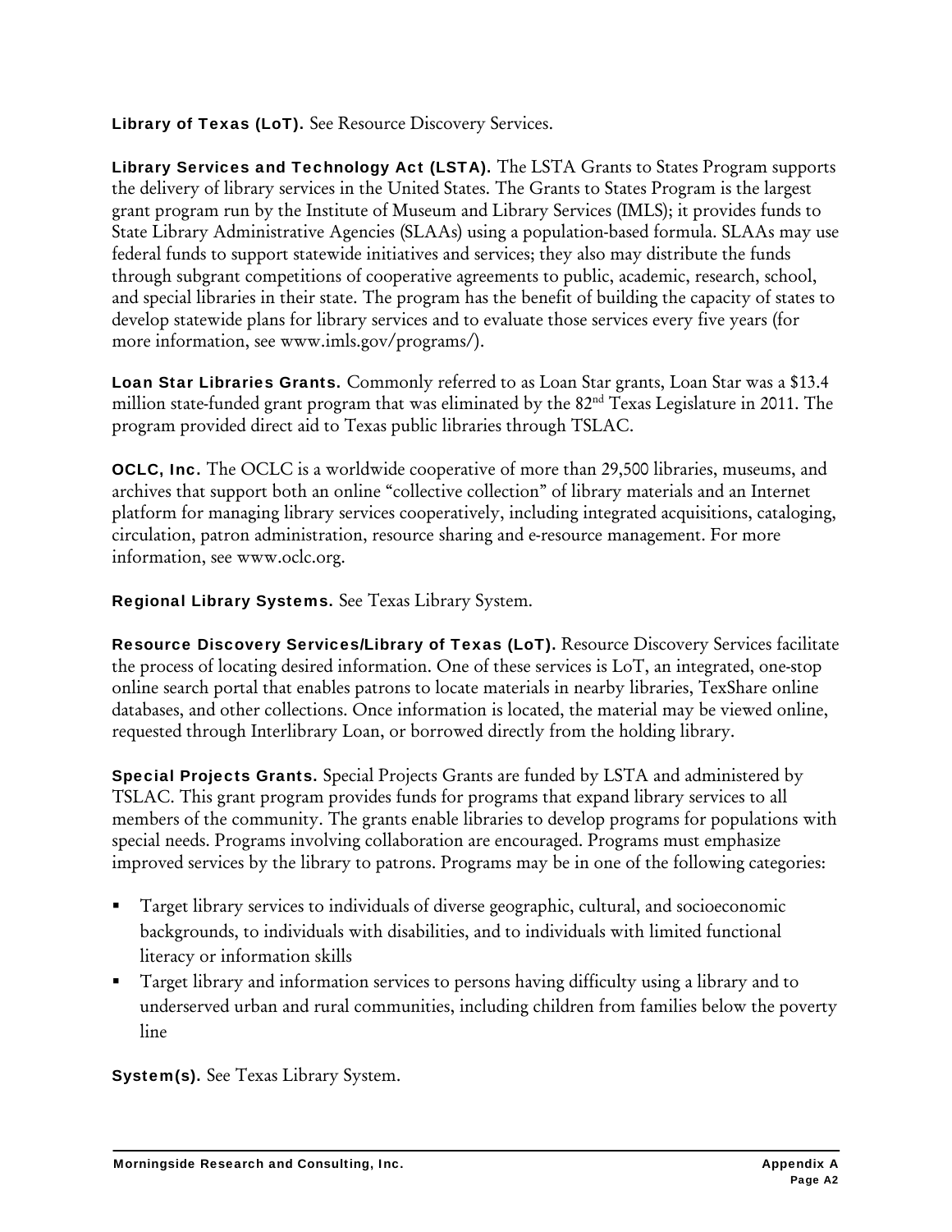**Library of Texas (LoT).** See Resource Discovery Services.

**Library Services and Technology Act (LSTA).** The LSTA Grants to States Program supports the delivery of library services in the United States. The Grants to States Program is the largest grant program run by the Institute of Museum and Library Services (IMLS); it provides funds to State Library Administrative Agencies (SLAAs) using a population-based formula. SLAAs may use federal funds to support statewide initiatives and services; they also may distribute the funds through subgrant competitions of cooperative agreements to public, academic, research, school, and special libraries in their state. The program has the benefit of building the capacity of states to develop statewide plans for library services and to evaluate those services every five years (for more information, see www.imls.gov/programs/).

**Loan Star Libraries Grants.** Commonly referred to as Loan Star grants, Loan Star was a $13.4 million state-funded grant program that was eliminated by the 82nd Texas Legislature in 2011. The program provided direct aid to Texas public libraries through TSLAC.

**OCLC, Inc.** The OCLC is a worldwide cooperative of more than 29,500 libraries, museums, and archives that support both an online "collective collection" of library materials and an Internet platform for managing library services cooperatively, including integrated acquisitions, cataloging, circulation, patron administration, resource sharing and e-resource management. For more information, see www.oclc.org.

**Regional Library Systems.** See Texas Library System.

**Resource Discovery Services/Library of Texas (LoT).** Resource Discovery Services facilitate the process of locating desired information. One of these services is LoT, an integrated, one-stop online search portal that enables patrons to locate materials in nearby libraries, TexShare online databases, and other collections. Once information is located, the material may be viewed online, requested through Interlibrary Loan, or borrowed directly from the holding library.

**Special Projects Grants.** Special Projects Grants are funded by LSTA and administered by TSLAC. This grant program provides funds for programs that expand library services to all members of the community. The grants enable libraries to develop programs for populations with special needs. Programs involving collaboration are encouraged. Programs must emphasize improved services by the library to patrons. Programs may be in one of the following categories:

- Target library services to individuals of diverse geographic, cultural, and socioeconomic backgrounds, to individuals with disabilities, and to individuals with limited functional literacy or information skills
- Target library and information services to persons having difficulty using a library and to underserved urban and rural communities, including children from families below the poverty line

**System(s).** See Texas Library System.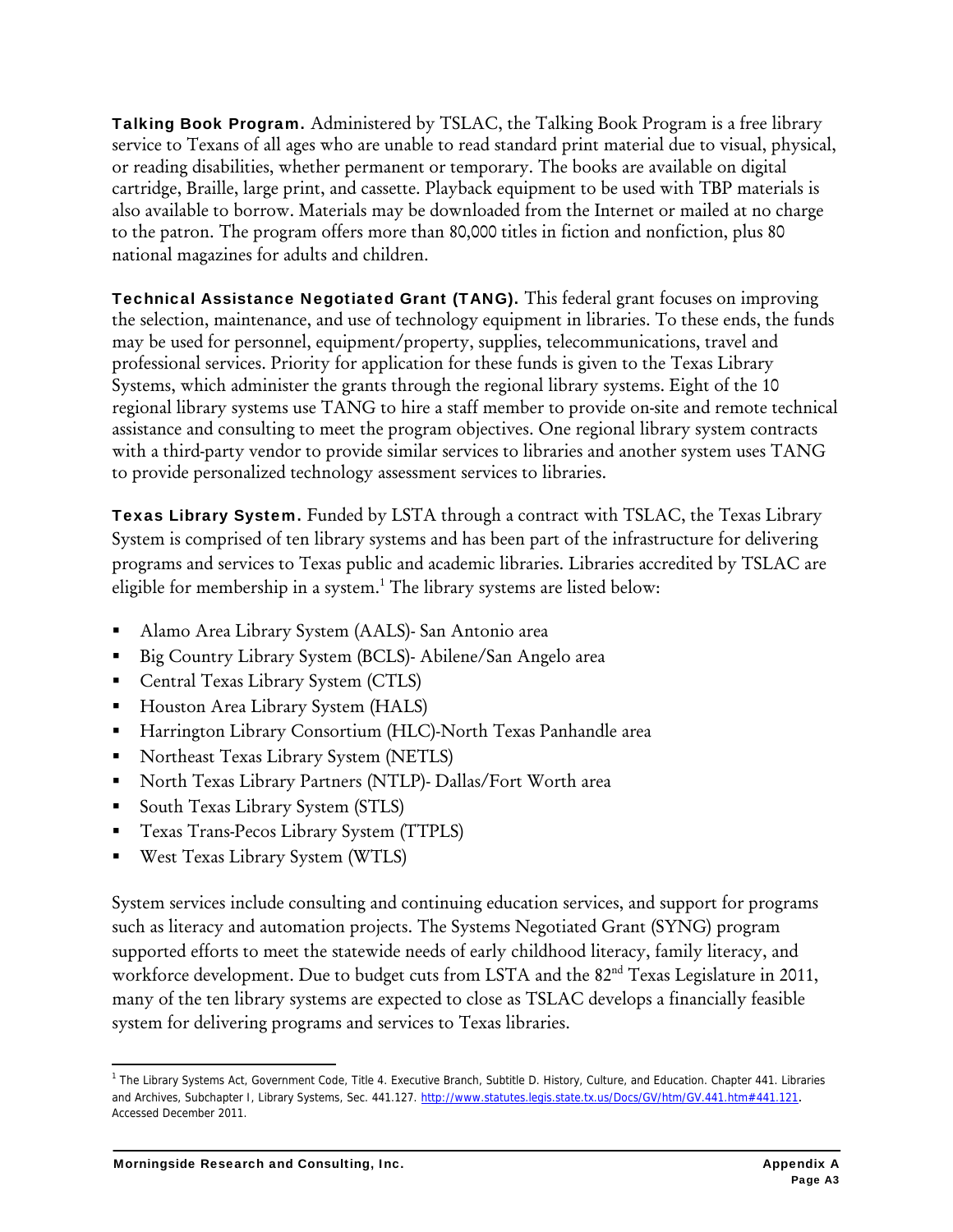**Talking Book Program.** Administered by TSLAC, the Talking Book Program is a free library service to Texans of all ages who are unable to read standard print material due to visual, physical, or reading disabilities, whether permanent or temporary. The books are available on digital cartridge, Braille, large print, and cassette. Playback equipment to be used with TBP materials is also available to borrow. Materials may be downloaded from the Internet or mailed at no charge to the patron. The program offers more than 80,000 titles in fiction and nonfiction, plus 80 national magazines for adults and children.

**Technical Assistance Negotiated Grant (TANG).** This federal grant focuses on improving the selection, maintenance, and use of technology equipment in libraries. To these ends, the funds may be used for personnel, equipment/property, supplies, telecommunications, travel and professional services. Priority for application for these funds is given to the Texas Library Systems, which administer the grants through the regional library systems. Eight of the 10 regional library systems use TANG to hire a staff member to provide on-site and remote technical assistance and consulting to meet the program objectives. One regional library system contracts with a third-party vendor to provide similar services to libraries and another system uses TANG to provide personalized technology assessment services to libraries.

**Texas Library System.** Funded by LSTA through a contract with TSLAC, the Texas Library System is comprised of ten library systems and has been part of the infrastructure for delivering programs and services to Texas public and academic libraries. Libraries accredited by TSLAC are eligible for membership in a system.[1] The library systems are listed below:

- Alamo Area Library System (AALS)- San Antonio area
- Big Country Library System (BCLS)- Abilene/San Angelo area
- Central Texas Library System (CTLS)
- Houston Area Library System (HALS)
- Harrington Library Consortium (HLC)-North Texas Panhandle area
- Northeast Texas Library System (NETLS)
- North Texas Library Partners (NTLP)- Dallas/Fort Worth area
- South Texas Library System (STLS)
- Texas Trans-Pecos Library System (TTPLS)
- West Texas Library System (WTLS)

System services include consulting and continuing education services, and support for programs such as literacy and automation projects. The Systems Negotiated Grant (SYNG) program supported efforts to meet the statewide needs of early childhood literacy, family literacy, and workforce development. Due to budget cuts from LSTA and the 82nd Texas Legislature in 2011, many of the ten library systems are expected to close as TSLAC develops a financially feasible system for delivering programs and services to Texas libraries.

---

[1] The Library Systems Act, Government Code, Title 4. Executive Branch, Subtitle D. History, Culture, and Education. Chapter 441. Libraries and Archives, Subchapter I, Library Systems, Sec. 441.127. http://www.statutes.legis.state.tx.us/Docs/GV/htm/GV.441.htm#441.121. Accessed December 2011.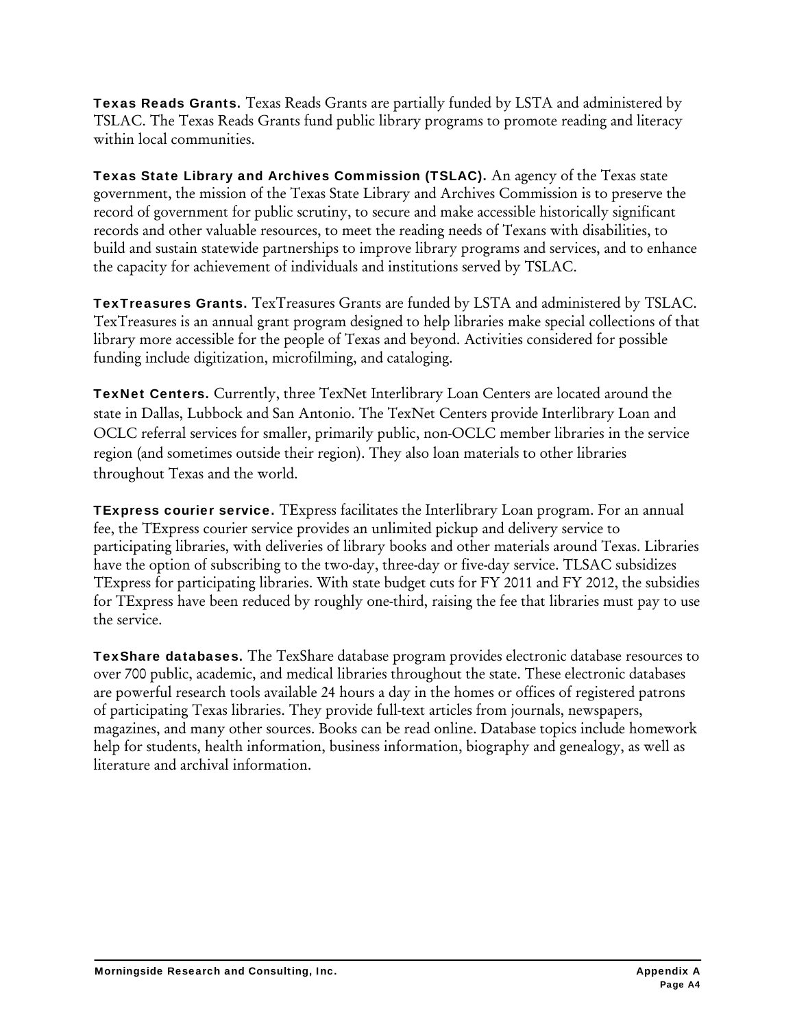**Texas Reads Grants.** Texas Reads Grants are partially funded by LSTA and administered by TSLAC. The Texas Reads Grants fund public library programs to promote reading and literacy within local communities.

**Texas State Library and Archives Commission (TSLAC).** An agency of the Texas state government, the mission of the Texas State Library and Archives Commission is to preserve the record of government for public scrutiny, to secure and make accessible historically significant records and other valuable resources, to meet the reading needs of Texans with disabilities, to build and sustain statewide partnerships to improve library programs and services, and to enhance the capacity for achievement of individuals and institutions served by TSLAC.

**TexTreasures Grants.** TexTreasures Grants are funded by LSTA and administered by TSLAC. TexTreasures is an annual grant program designed to help libraries make special collections of that library more accessible for the people of Texas and beyond. Activities considered for possible funding include digitization, microfilming, and cataloging.

**TexNet Centers.** Currently, three TexNet Interlibrary Loan Centers are located around the state in Dallas, Lubbock and San Antonio. The TexNet Centers provide Interlibrary Loan and OCLC referral services for smaller, primarily public, non-OCLC member libraries in the service region (and sometimes outside their region). They also loan materials to other libraries throughout Texas and the world.

**TExpress courier service.** TExpress facilitates the Interlibrary Loan program. For an annual fee, the TExpress courier service provides an unlimited pickup and delivery service to participating libraries, with deliveries of library books and other materials around Texas. Libraries have the option of subscribing to the two-day, three-day or five-day service. TLSAC subsidizes TExpress for participating libraries. With state budget cuts for FY 2011 and FY 2012, the subsidies for TExpress have been reduced by roughly one-third, raising the fee that libraries must pay to use the service.

**TexShare databases.** The TexShare database program provides electronic database resources to over 700 public, academic, and medical libraries throughout the state. These electronic databases are powerful research tools available 24 hours a day in the homes or offices of registered patrons of participating Texas libraries. They provide full-text articles from journals, newspapers, magazines, and many other sources. Books can be read online. Database topics include homework help for students, health information, business information, biography and genealogy, as well as literature and archival information.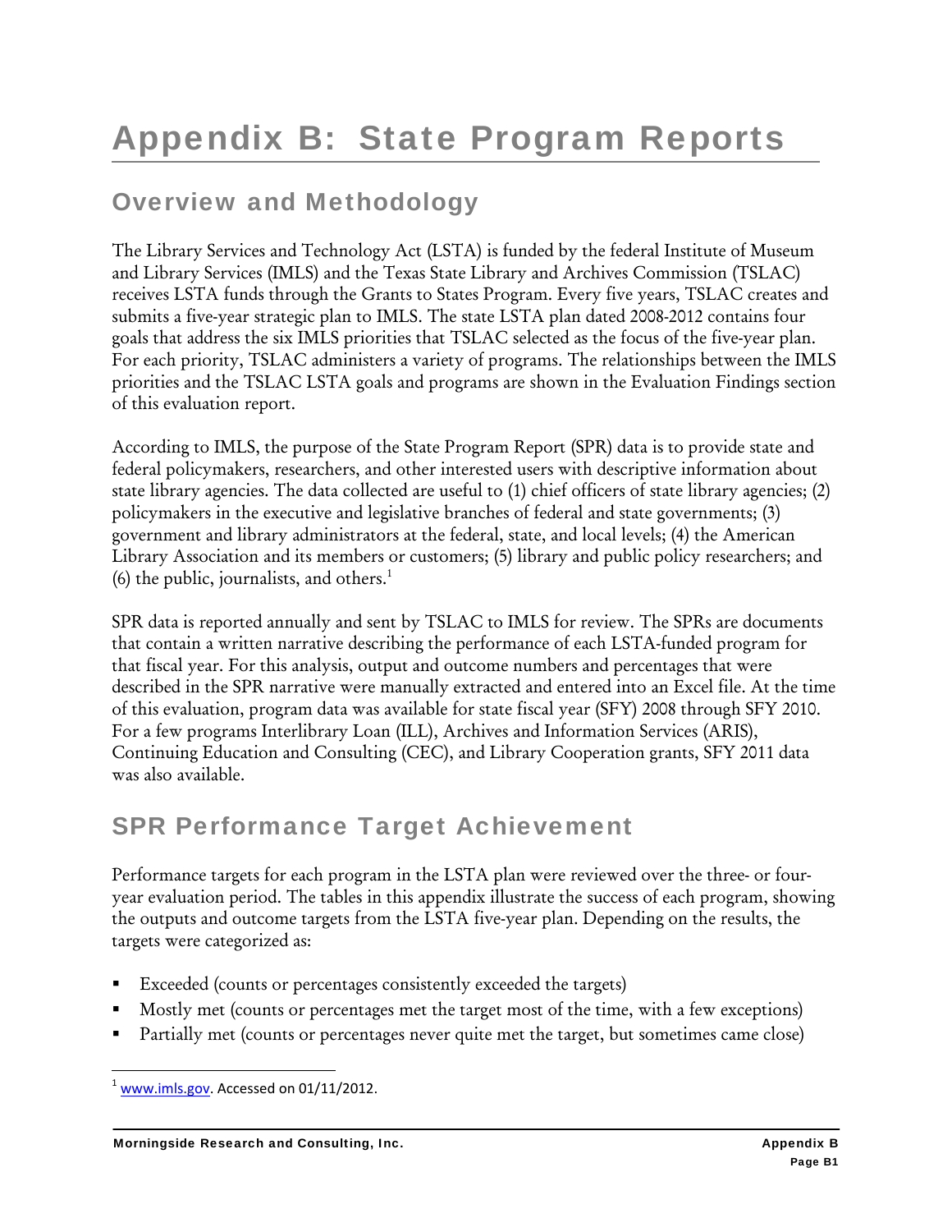# Appendix B: State Program Reports

## Overview and Methodology

The Library Services and Technology Act (LSTA) is funded by the federal Institute of Museum and Library Services (IMLS) and the Texas State Library and Archives Commission (TSLAC) receives LSTA funds through the Grants to States Program. Every five years, TSLAC creates and submits a five-year strategic plan to IMLS. The state LSTA plan dated 2008-2012 contains four goals that address the six IMLS priorities that TSLAC selected as the focus of the five-year plan. For each priority, TSLAC administers a variety of programs. The relationships between the IMLS priorities and the TSLAC LSTA goals and programs are shown in the Evaluation Findings section of this evaluation report.

According to IMLS, the purpose of the State Program Report (SPR) data is to provide state and federal policymakers, researchers, and other interested users with descriptive information about state library agencies. The data collected are useful to (1) chief officers of state library agencies; (2) policymakers in the executive and legislative branches of federal and state governments; (3) government and library administrators at the federal, state, and local levels; (4) the American Library Association and its members or customers; (5) library and public policy researchers; and (6) the public, journalists, and others.[1]

SPR data is reported annually and sent by TSLAC to IMLS for review. The SPRs are documents that contain a written narrative describing the performance of each LSTA-funded program for that fiscal year. For this analysis, output and outcome numbers and percentages that were described in the SPR narrative were manually extracted and entered into an Excel file. At the time of this evaluation, program data was available for state fiscal year (SFY) 2008 through SFY 2010. For a few programs Interlibrary Loan (ILL), Archives and Information Services (ARIS), Continuing Education and Consulting (CEC), and Library Cooperation grants, SFY 2011 data was also available.

## SPR Performance Target Achievement

Performance targets for each program in the LSTA plan were reviewed over the three- or four-year evaluation period. The tables in this appendix illustrate the success of each program, showing the outputs and outcome targets from the LSTA five-year plan. Depending on the results, the targets were categorized as:

- Exceeded (counts or percentages consistently exceeded the targets)
- Mostly met (counts or percentages met the target most of the time, with a few exceptions)
- Partially met (counts or percentages never quite met the target, but sometimes came close)

[1] www.imls.gov. Accessed on 01/11/2012.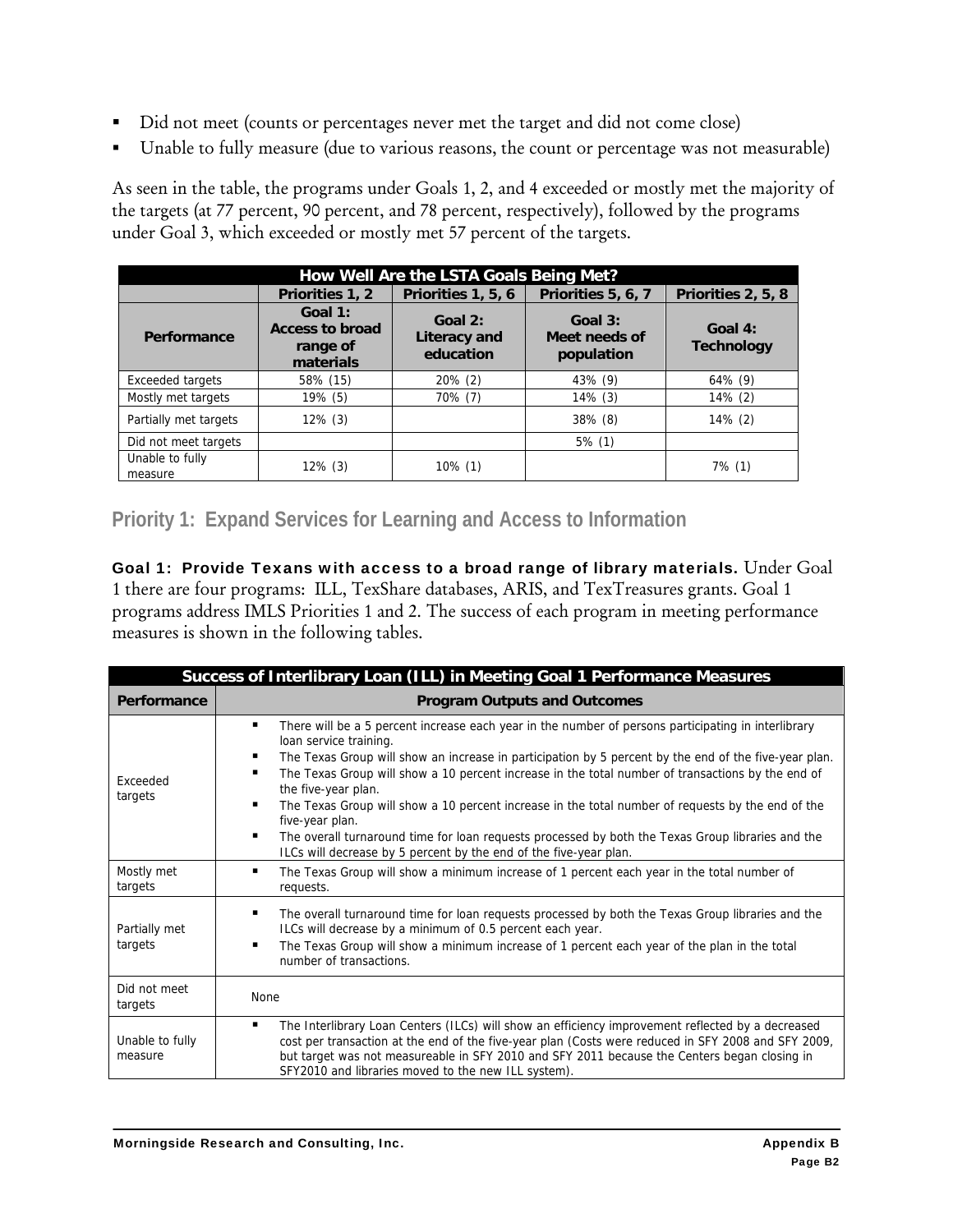- Did not meet (counts or percentages never met the target and did not come close)
- Unable to fully measure (due to various reasons, the count or percentage was not measurable)

As seen in the table, the programs under Goals 1, 2, and 4 exceeded or mostly met the majority of the targets (at 77 percent, 90 percent, and 78 percent, respectively), followed by the programs under Goal 3, which exceeded or mostly met 57 percent of the targets.

| How Well Are the LSTA Goals Being Met? | | | | |
|---|---|---|---|---|
| | Priorities 1, 2 | Priorities 1, 5, 6 | Priorities 5, 6, 7 | Priorities 2, 5, 8 |
| Performance | Goal 1: Access to broad range of materials | Goal 2: Literacy and education | Goal 3: Meet needs of population | Goal 4: Technology |
| Exceeded targets | 58% (15) | 20% (2) | 43% (9) | 64% (9) |
| Mostly met targets | 19% (5) | 70% (7) | 14% (3) | 14% (2) |
| Partially met targets | 12% (3) | | 38% (8) | 14% (2) |
| Did not meet targets | | | 5% (1) | |
| Unable to fully measure | 12% (3) | 10% (1) | | 7% (1) |

## Priority 1: Expand Services for Learning and Access to Information

**Goal 1: Provide Texans with access to a broad range of library materials.** Under Goal 1 there are four programs: ILL, TexShare databases, ARIS, and TexTreasures grants. Goal 1 programs address IMLS Priorities 1 and 2. The success of each program in meeting performance measures is shown in the following tables.

| Success of Interlibrary Loan (ILL) in Meeting Goal 1 Performance Measures | |
|---|---|
| Performance | Program Outputs and Outcomes |
| Exceeded targets | ▪ There will be a 5 percent increase each year in the number of persons participating in interlibrary loan service training. ▪ The Texas Group will show an increase in participation by 5 percent by the end of the five-year plan. ▪ The Texas Group will show a 10 percent increase in the total number of transactions by the end of the five-year plan. ▪ The Texas Group will show a 10 percent increase in the total number of requests by the end of the five-year plan. ▪ The overall turnaround time for loan requests processed by both the Texas Group libraries and the ILCs will decrease by 5 percent by the end of the five-year plan. |
| Mostly met targets | ▪ The Texas Group will show a minimum increase of 1 percent each year in the total number of requests. |
| Partially met targets | ▪ The overall turnaround time for loan requests processed by both the Texas Group libraries and the ILCs will decrease by a minimum of 0.5 percent each year. ▪ The Texas Group will show a minimum increase of 1 percent each year of the plan in the total number of transactions. |
| Did not meet targets | None |
| Unable to fully measure | ▪ The Interlibrary Loan Centers (ILCs) will show an efficiency improvement reflected by a decreased cost per transaction at the end of the five-year plan (Costs were reduced in SFY 2008 and SFY 2009, but target was not measureable in SFY 2010 and SFY 2011 because the Centers began closing in SFY2010 and libraries moved to the new ILL system). |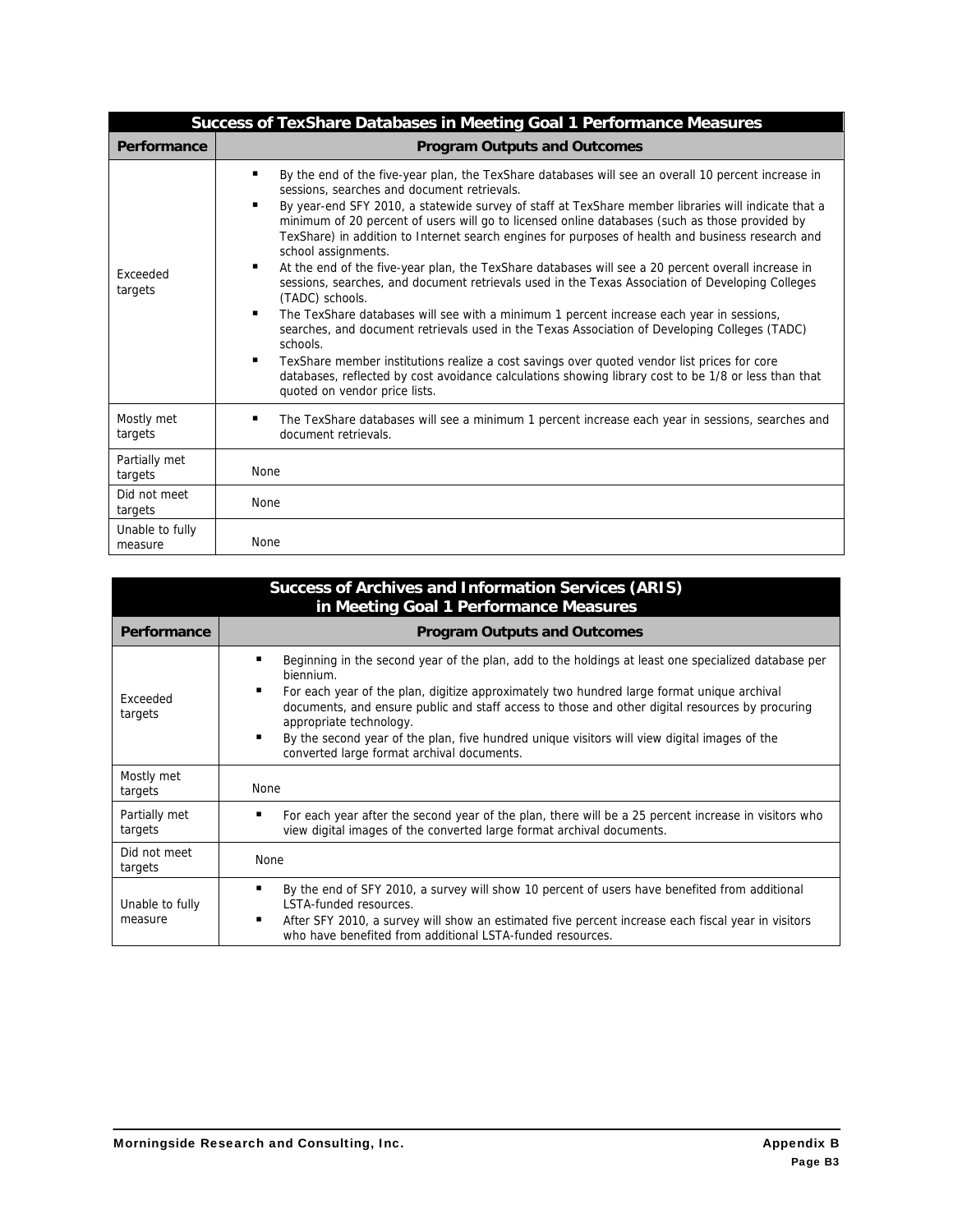| Success of TexShare Databases in Meeting Goal 1 Performance Measures | |
|---|---|
| **Performance** | **Program Outputs and Outcomes** |
| Exceeded targets | ▪ By the end of the five-year plan, the TexShare databases will see an overall 10 percent increase in sessions, searches and document retrievals.<br>▪ By year-end SFY 2010, a statewide survey of staff at TexShare member libraries will indicate that a minimum of 20 percent of users will go to licensed online databases (such as those provided by TexShare) in addition to Internet search engines for purposes of health and business research and school assignments.<br>▪ At the end of the five-year plan, the TexShare databases will see a 20 percent overall increase in sessions, searches, and document retrievals used in the Texas Association of Developing Colleges (TADC) schools.<br>▪ The TexShare databases will see with a minimum 1 percent increase each year in sessions, searches, and document retrievals used in the Texas Association of Developing Colleges (TADC) schools.<br>▪ TexShare member institutions realize a cost savings over quoted vendor list prices for core databases, reflected by cost avoidance calculations showing library cost to be 1/8 or less than that quoted on vendor price lists. |
| Mostly met targets | ▪ The TexShare databases will see a minimum 1 percent increase each year in sessions, searches and document retrievals. |
| Partially met targets | None |
| Did not meet targets | None |
| Unable to fully measure | None |

| Success of Archives and Information Services (ARIS) in Meeting Goal 1 Performance Measures | |
|---|---|
| **Performance** | **Program Outputs and Outcomes** |
| Exceeded targets | ▪ Beginning in the second year of the plan, add to the holdings at least one specialized database per biennium.<br>▪ For each year of the plan, digitize approximately two hundred large format unique archival documents, and ensure public and staff access to those and other digital resources by procuring appropriate technology.<br>▪ By the second year of the plan, five hundred unique visitors will view digital images of the converted large format archival documents. |
| Mostly met targets | None |
| Partially met targets | ▪ For each year after the second year of the plan, there will be a 25 percent increase in visitors who view digital images of the converted large format archival documents. |
| Did not meet targets | None |
| Unable to fully measure | ▪ By the end of SFY 2010, a survey will show 10 percent of users have benefited from additional LSTA-funded resources.<br>▪ After SFY 2010, a survey will show an estimated five percent increase each fiscal year in visitors who have benefited from additional LSTA-funded resources. |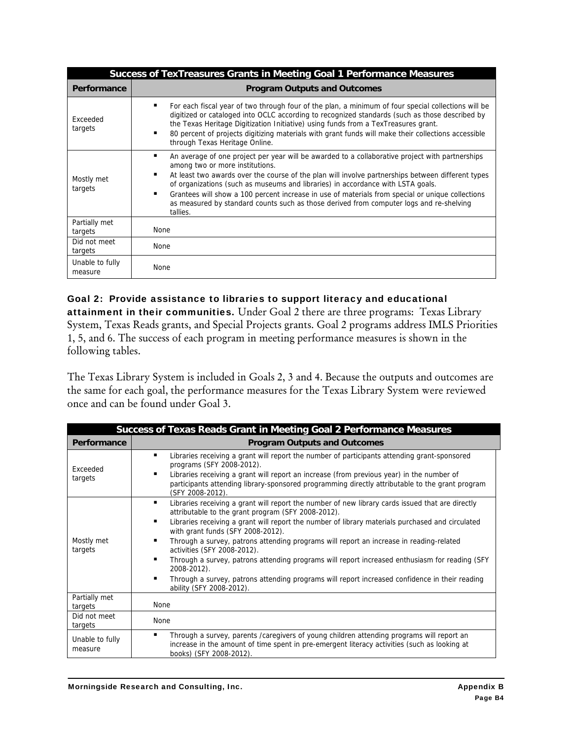| Success of TexTreasures Grants in Meeting Goal 1 Performance Measures | |
|---|---|
| **Performance** | **Program Outputs and Outcomes** |
| Exceeded targets | ▪ For each fiscal year of two through four of the plan, a minimum of four special collections will be digitized or cataloged into OCLC according to recognized standards (such as those described by the Texas Heritage Digitization Initiative) using funds from a TexTreasures grant.<br>▪ 80 percent of projects digitizing materials with grant funds will make their collections accessible through Texas Heritage Online. |
| Mostly met targets | ▪ An average of one project per year will be awarded to a collaborative project with partnerships among two or more institutions.<br>▪ At least two awards over the course of the plan will involve partnerships between different types of organizations (such as museums and libraries) in accordance with LSTA goals.<br>▪ Grantees will show a 100 percent increase in use of materials from special or unique collections as measured by standard counts such as those derived from computer logs and re-shelving tallies. |
| Partially met targets | None |
| Did not meet targets | None |
| Unable to fully measure | None |

**Goal 2: Provide assistance to libraries to support literacy and educational attainment in their communities.** Under Goal 2 there are three programs: Texas Library System, Texas Reads grants, and Special Projects grants. Goal 2 programs address IMLS Priorities 1, 5, and 6. The success of each program in meeting performance measures is shown in the following tables.

The Texas Library System is included in Goals 2, 3 and 4. Because the outputs and outcomes are the same for each goal, the performance measures for the Texas Library System were reviewed once and can be found under Goal 3.

| Success of Texas Reads Grant in Meeting Goal 2 Performance Measures | |
|---|---|
| **Performance** | **Program Outputs and Outcomes** |
| Exceeded targets | ▪ Libraries receiving a grant will report the number of participants attending grant-sponsored programs (SFY 2008-2012).<br>▪ Libraries receiving a grant will report an increase (from previous year) in the number of participants attending library-sponsored programming directly attributable to the grant program (SFY 2008-2012). |
| Mostly met targets | ▪ Libraries receiving a grant will report the number of new library cards issued that are directly attributable to the grant program (SFY 2008-2012).<br>▪ Libraries receiving a grant will report the number of library materials purchased and circulated with grant funds (SFY 2008-2012).<br>▪ Through a survey, patrons attending programs will report an increase in reading-related activities (SFY 2008-2012).<br>▪ Through a survey, patrons attending programs will report increased enthusiasm for reading (SFY 2008-2012).<br>▪ Through a survey, patrons attending programs will report increased confidence in their reading ability (SFY 2008-2012). |
| Partially met targets | None |
| Did not meet targets | None |
| Unable to fully measure | ▪ Through a survey, parents /caregivers of young children attending programs will report an increase in the amount of time spent in pre-emergent literacy activities (such as looking at books) (SFY 2008-2012). |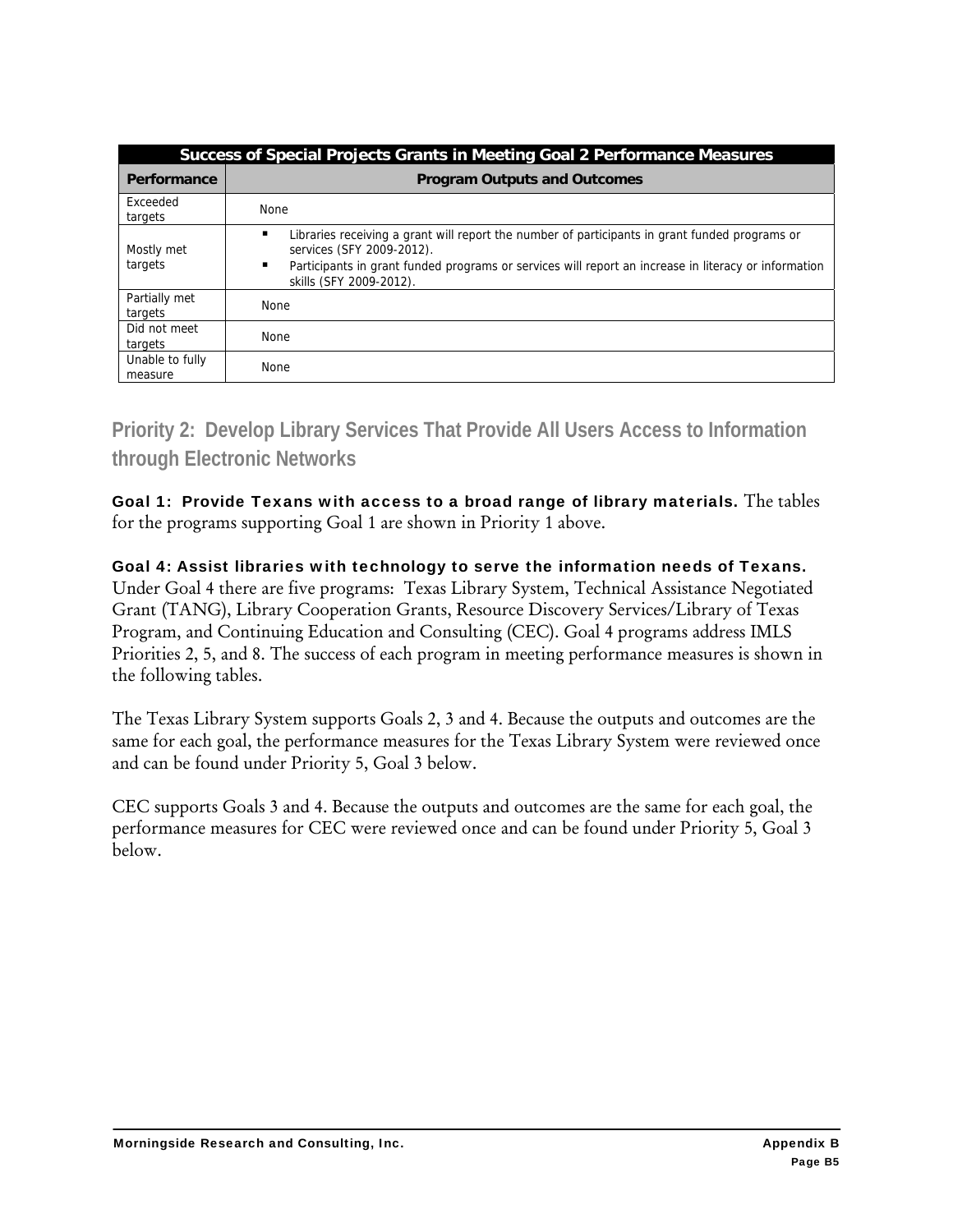| Success of Special Projects Grants in Meeting Goal 2 Performance Measures | |
|---|---|
| **Performance** | **Program Outputs and Outcomes** |
| Exceeded targets | None |
| Mostly met targets | ▪ Libraries receiving a grant will report the number of participants in grant funded programs or services (SFY 2009-2012).<br>▪ Participants in grant funded programs or services will report an increase in literacy or information skills (SFY 2009-2012). |
| Partially met targets | None |
| Did not meet targets | None |
| Unable to fully measure | None |

## Priority 2: Develop Library Services That Provide All Users Access to Information through Electronic Networks

**Goal 1: Provide Texans with access to a broad range of library materials.** The tables for the programs supporting Goal 1 are shown in Priority 1 above.

**Goal 4: Assist libraries with technology to serve the information needs of Texans.** Under Goal 4 there are five programs: Texas Library System, Technical Assistance Negotiated Grant (TANG), Library Cooperation Grants, Resource Discovery Services/Library of Texas Program, and Continuing Education and Consulting (CEC). Goal 4 programs address IMLS Priorities 2, 5, and 8. The success of each program in meeting performance measures is shown in the following tables.

The Texas Library System supports Goals 2, 3 and 4. Because the outputs and outcomes are the same for each goal, the performance measures for the Texas Library System were reviewed once and can be found under Priority 5, Goal 3 below.

CEC supports Goals 3 and 4. Because the outputs and outcomes are the same for each goal, the performance measures for CEC were reviewed once and can be found under Priority 5, Goal 3 below.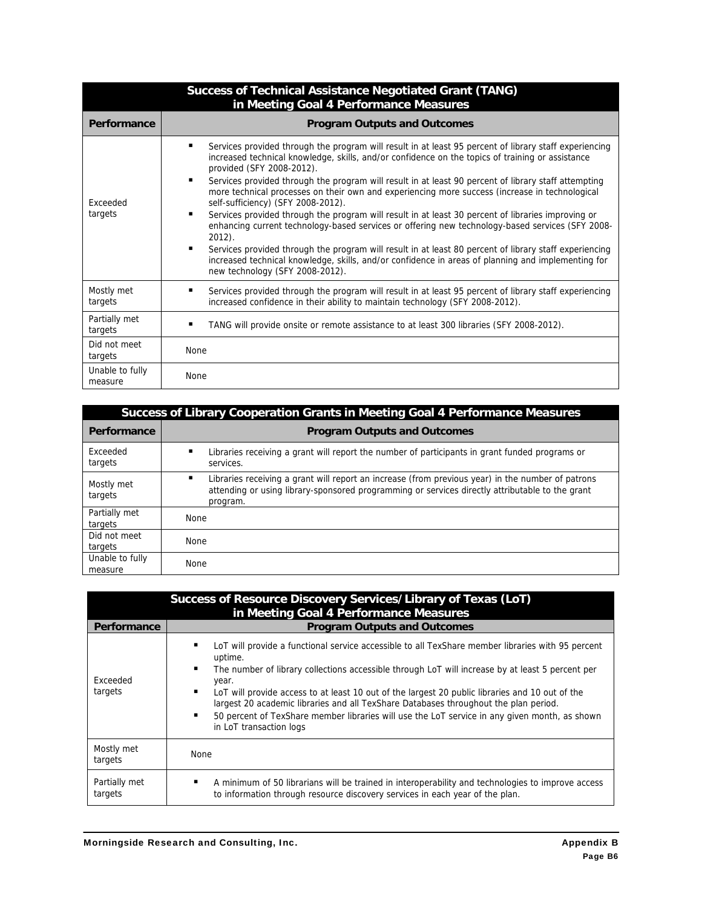| Success of Technical Assistance Negotiated Grant (TANG) in Meeting Goal 4 Performance Measures | |
|---|---|
| **Performance** | **Program Outputs and Outcomes** |
| Exceeded targets | ▪ Services provided through the program will result in at least 95 percent of library staff experiencing increased technical knowledge, skills, and/or confidence on the topics of training or assistance provided (SFY 2008-2012).<br>▪ Services provided through the program will result in at least 90 percent of library staff attempting more technical processes on their own and experiencing more success (increase in technological self-sufficiency) (SFY 2008-2012).<br>▪ Services provided through the program will result in at least 30 percent of libraries improving or enhancing current technology-based services or offering new technology-based services (SFY 2008-2012).<br>▪ Services provided through the program will result in at least 80 percent of library staff experiencing increased technical knowledge, skills, and/or confidence in areas of planning and implementing for new technology (SFY 2008-2012). |
| Mostly met targets | ▪ Services provided through the program will result in at least 95 percent of library staff experiencing increased confidence in their ability to maintain technology (SFY 2008-2012). |
| Partially met targets | ▪ TANG will provide onsite or remote assistance to at least 300 libraries (SFY 2008-2012). |
| Did not meet targets | None |
| Unable to fully measure | None |

| Success of Library Cooperation Grants in Meeting Goal 4 Performance Measures | |
|---|---|
| **Performance** | **Program Outputs and Outcomes** |
| Exceeded targets | ▪ Libraries receiving a grant will report the number of participants in grant funded programs or services. |
| Mostly met targets | ▪ Libraries receiving a grant will report an increase (from previous year) in the number of patrons attending or using library-sponsored programming or services directly attributable to the grant program. |
| Partially met targets | None |
| Did not meet targets | None |
| Unable to fully measure | None |

| Success of Resource Discovery Services/Library of Texas (LoT) in Meeting Goal 4 Performance Measures | |
|---|---|
| **Performance** | **Program Outputs and Outcomes** |
| Exceeded targets | ▪ LoT will provide a functional service accessible to all TexShare member libraries with 95 percent uptime.<br>▪ The number of library collections accessible through LoT will increase by at least 5 percent per year.<br>▪ LoT will provide access to at least 10 out of the largest 20 public libraries and 10 out of the largest 20 academic libraries and all TexShare Databases throughout the plan period.<br>▪ 50 percent of TexShare member libraries will use the LoT service in any given month, as shown in LoT transaction logs |
| Mostly met targets | None |
| Partially met targets | ▪ A minimum of 50 librarians will be trained in interoperability and technologies to improve access to information through resource discovery services in each year of the plan. |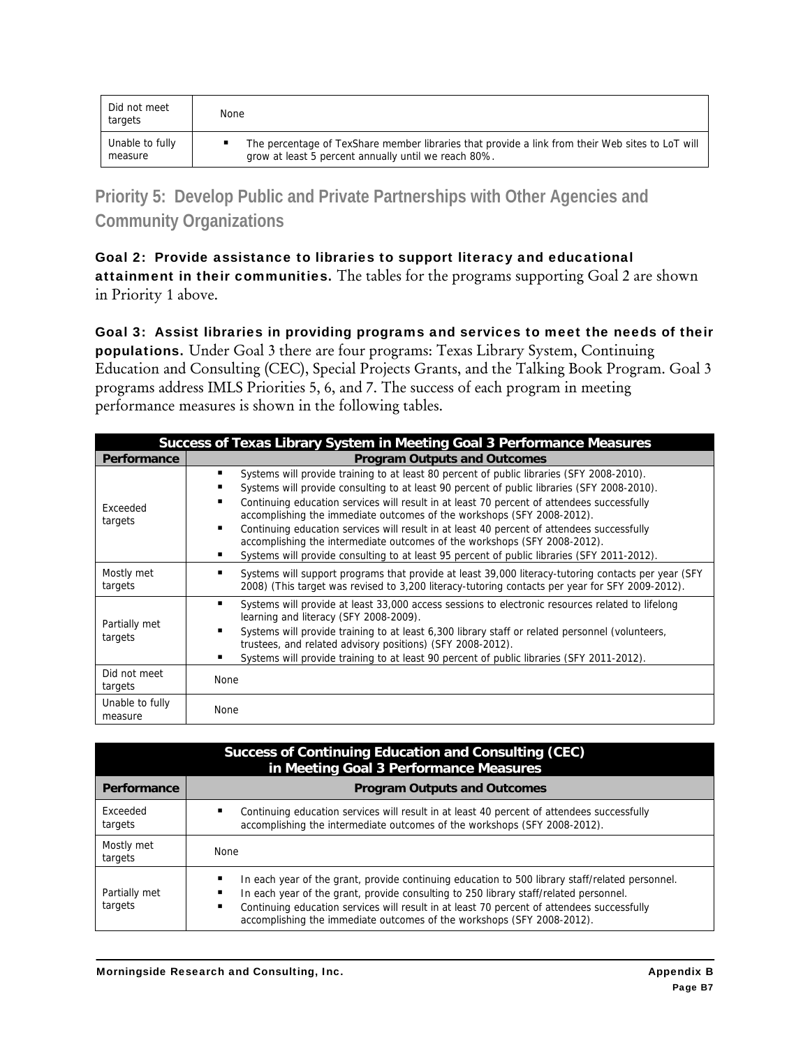| | |
|---|---|
| Did not meet targets | None |
| Unable to fully measure | ▪ The percentage of TexShare member libraries that provide a link from their Web sites to LoT will grow at least 5 percent annually until we reach 80%. |

## Priority 5: Develop Public and Private Partnerships with Other Agencies and Community Organizations

**Goal 2: Provide assistance to libraries to support literacy and educational attainment in their communities.** The tables for the programs supporting Goal 2 are shown in Priority 1 above.

**Goal 3: Assist libraries in providing programs and services to meet the needs of their populations.** Under Goal 3 there are four programs: Texas Library System, Continuing Education and Consulting (CEC), Special Projects Grants, and the Talking Book Program. Goal 3 programs address IMLS Priorities 5, 6, and 7. The success of each program in meeting performance measures is shown in the following tables.

| Success of Texas Library System in Meeting Goal 3 Performance Measures | |
|---|---|
| **Performance** | **Program Outputs and Outcomes** |
| Exceeded targets | ▪ Systems will provide training to at least 80 percent of public libraries (SFY 2008-2010).<br>▪ Systems will provide consulting to at least 90 percent of public libraries (SFY 2008-2010).<br>▪ Continuing education services will result in at least 70 percent of attendees successfully accomplishing the immediate outcomes of the workshops (SFY 2008-2012).<br>▪ Continuing education services will result in at least 40 percent of attendees successfully accomplishing the intermediate outcomes of the workshops (SFY 2008-2012).<br>▪ Systems will provide consulting to at least 95 percent of public libraries (SFY 2011-2012). |
| Mostly met targets | ▪ Systems will support programs that provide at least 39,000 literacy-tutoring contacts per year (SFY 2008) (This target was revised to 3,200 literacy-tutoring contacts per year for SFY 2009-2012). |
| Partially met targets | ▪ Systems will provide at least 33,000 access sessions to electronic resources related to lifelong learning and literacy (SFY 2008-2009).<br>▪ Systems will provide training to at least 6,300 library staff or related personnel (volunteers, trustees, and related advisory positions) (SFY 2008-2012).<br>▪ Systems will provide training to at least 90 percent of public libraries (SFY 2011-2012). |
| Did not meet targets | None |
| Unable to fully measure | None |

| Success of Continuing Education and Consulting (CEC) in Meeting Goal 3 Performance Measures | |
|---|---|
| **Performance** | **Program Outputs and Outcomes** |
| Exceeded targets | ▪ Continuing education services will result in at least 40 percent of attendees successfully accomplishing the intermediate outcomes of the workshops (SFY 2008-2012). |
| Mostly met targets | None |
| Partially met targets | ▪ In each year of the grant, provide continuing education to 500 library staff/related personnel.<br>▪ In each year of the grant, provide consulting to 250 library staff/related personnel.<br>▪ Continuing education services will result in at least 70 percent of attendees successfully accomplishing the immediate outcomes of the workshops (SFY 2008-2012). |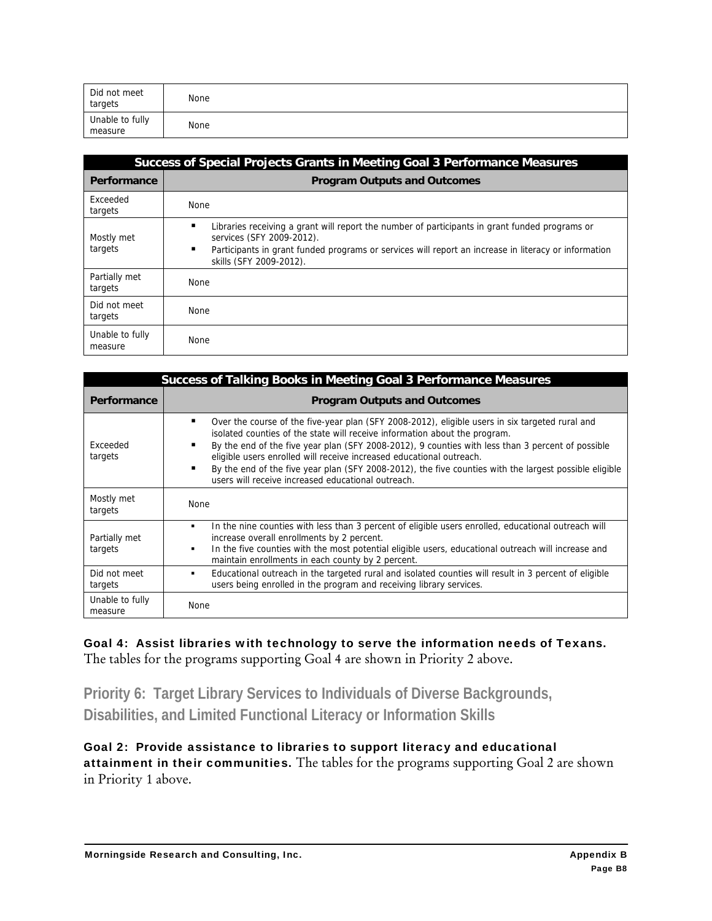| | |
|---|---|
| Did not meet targets | None |
| Unable to fully measure | None |

| Success of Special Projects Grants in Meeting Goal 3 Performance Measures | |
|---|---|
| **Performance** | **Program Outputs and Outcomes** |
| Exceeded targets | None |
| Mostly met targets | ▪ Libraries receiving a grant will report the number of participants in grant funded programs or services (SFY 2009-2012).<br>▪ Participants in grant funded programs or services will report an increase in literacy or information skills (SFY 2009-2012). |
| Partially met targets | None |
| Did not meet targets | None |
| Unable to fully measure | None |

| Success of Talking Books in Meeting Goal 3 Performance Measures | |
|---|---|
| **Performance** | **Program Outputs and Outcomes** |
| Exceeded targets | ▪ Over the course of the five-year plan (SFY 2008-2012), eligible users in six targeted rural and isolated counties of the state will receive information about the program.<br>▪ By the end of the five year plan (SFY 2008-2012), 9 counties with less than 3 percent of possible eligible users enrolled will receive increased educational outreach.<br>▪ By the end of the five year plan (SFY 2008-2012), the five counties with the largest possible eligible users will receive increased educational outreach. |
| Mostly met targets | None |
| Partially met targets | ▪ In the nine counties with less than 3 percent of eligible users enrolled, educational outreach will increase overall enrollments by 2 percent.<br>▪ In the five counties with the most potential eligible users, educational outreach will increase and maintain enrollments in each county by 2 percent. |
| Did not meet targets | ▪ Educational outreach in the targeted rural and isolated counties will result in 3 percent of eligible users being enrolled in the program and receiving library services. |
| Unable to fully measure | None |

**Goal 4: Assist libraries with technology to serve the information needs of Texans.** The tables for the programs supporting Goal 4 are shown in Priority 2 above.

## Priority 6: Target Library Services to Individuals of Diverse Backgrounds, Disabilities, and Limited Functional Literacy or Information Skills

**Goal 2: Provide assistance to libraries to support literacy and educational attainment in their communities.** The tables for the programs supporting Goal 2 are shown in Priority 1 above.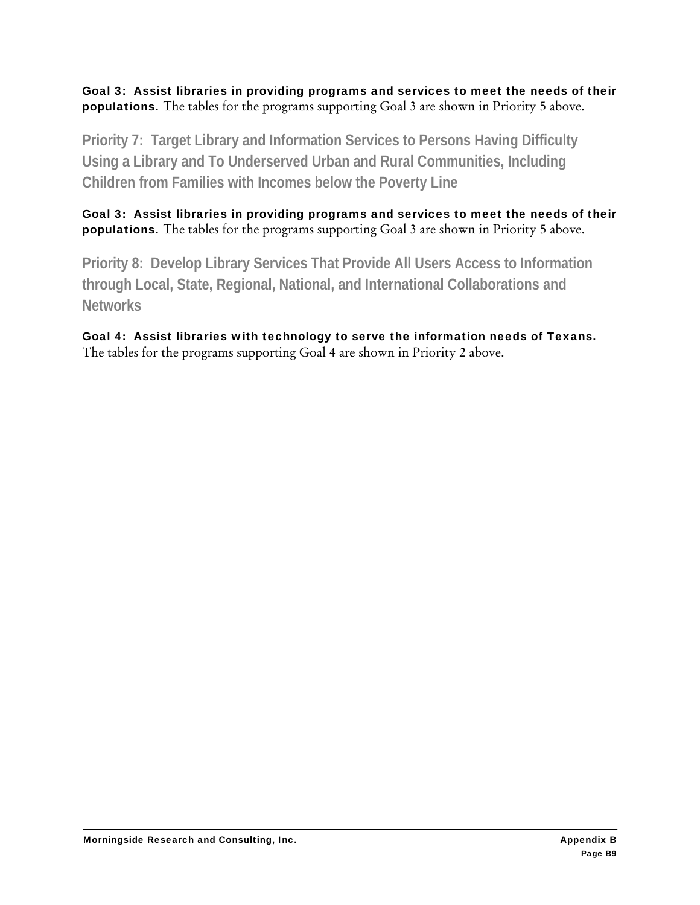**Goal 3: Assist libraries in providing programs and services to meet the needs of their populations.** The tables for the programs supporting Goal 3 are shown in Priority 5 above.

## Priority 7: Target Library and Information Services to Persons Having Difficulty Using a Library and To Underserved Urban and Rural Communities, Including Children from Families with Incomes below the Poverty Line

**Goal 3: Assist libraries in providing programs and services to meet the needs of their populations.** The tables for the programs supporting Goal 3 are shown in Priority 5 above.

## Priority 8: Develop Library Services That Provide All Users Access to Information through Local, State, Regional, National, and International Collaborations and Networks

**Goal 4: Assist libraries with technology to serve the information needs of Texans.** The tables for the programs supporting Goal 4 are shown in Priority 2 above.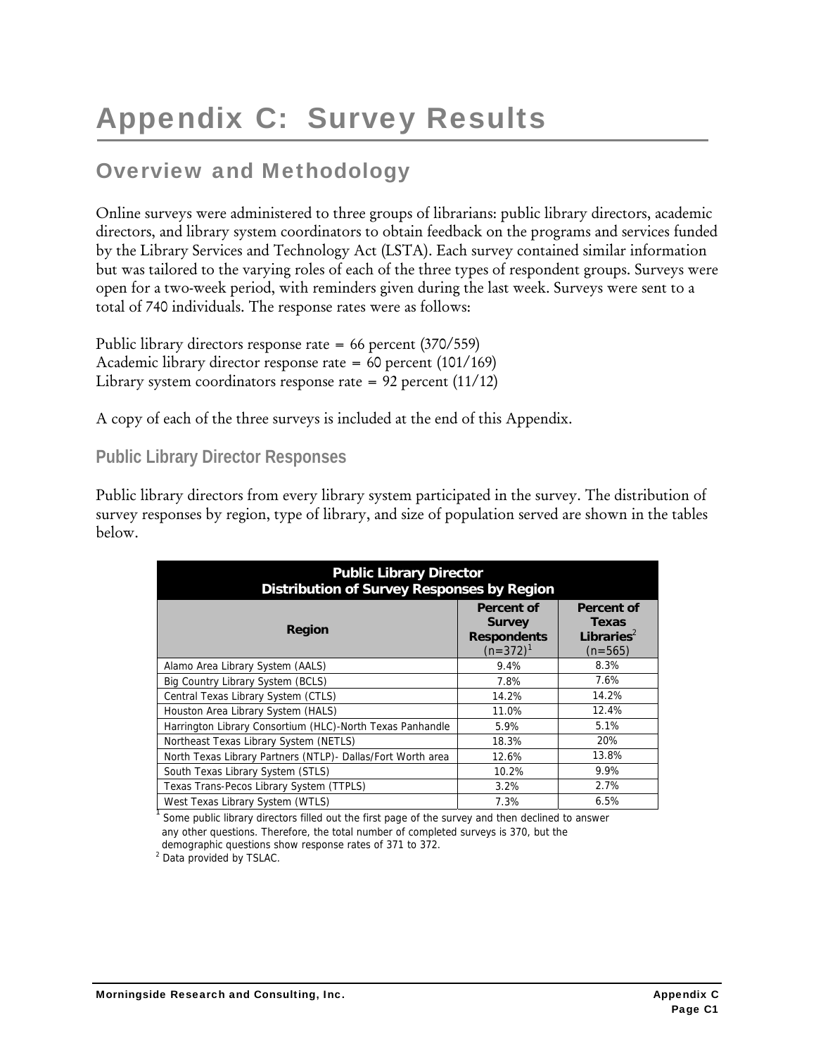// Appendix C: Survey Results

# Appendix C: Survey Results

## Overview and Methodology

Online surveys were administered to three groups of librarians: public library directors, academic directors, and library system coordinators to obtain feedback on the programs and services funded by the Library Services and Technology Act (LSTA). Each survey contained similar information but was tailored to the varying roles of each of the three types of respondent groups. Surveys were open for a two-week period, with reminders given during the last week. Surveys were sent to a total of 740 individuals. The response rates were as follows:

Public library directors response rate = 66 percent (370/559)
Academic library director response rate = 60 percent (101/169)
Library system coordinators response rate = 92 percent (11/12)

A copy of each of the three surveys is included at the end of this Appendix.

### Public Library Director Responses

Public library directors from every library system participated in the survey. The distribution of survey responses by region, type of library, and size of population served are shown in the tables below.

| Public Library Director<br>Distribution of Survey Responses by Region | | |
|---|---|---|
| **Region** | **Percent of Survey Respondents (n=372)[1]** | **Percent of Texas Libraries[2] (n=565)** |
| Alamo Area Library System (AALS) | 9.4% | 8.3% |
| Big Country Library System (BCLS) | 7.8% | 7.6% |
| Central Texas Library System (CTLS) | 14.2% | 14.2% |
| Houston Area Library System (HALS) | 11.0% | 12.4% |
| Harrington Library Consortium (HLC)-North Texas Panhandle | 5.9% | 5.1% |
| Northeast Texas Library System (NETLS) | 18.3% | 20% |
| North Texas Library Partners (NTLP)- Dallas/Fort Worth area | 12.6% | 13.8% |
| South Texas Library System (STLS) | 10.2% | 9.9% |
| Texas Trans-Pecos Library System (TTPLS) | 3.2% | 2.7% |
| West Texas Library System (WTLS) | 7.3% | 6.5% |

[1] Some public library directors filled out the first page of the survey and then declined to answer any other questions. Therefore, the total number of completed surveys is 370, but the demographic questions show response rates of 371 to 372.
[2] Data provided by TSLAC.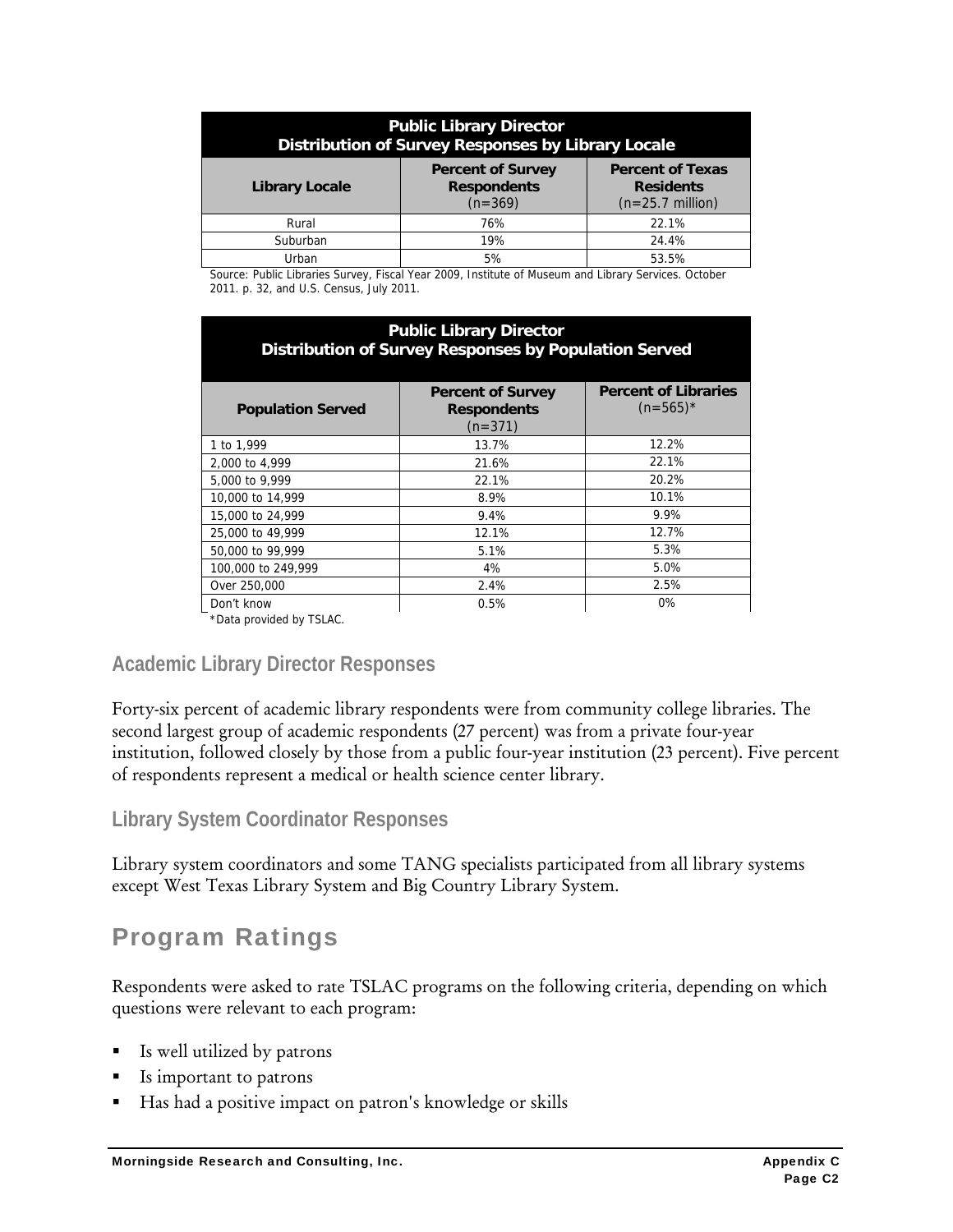| Public Library Director<br>Distribution of Survey Responses by Library Locale | | |
|---|---|---|
| **Library Locale** | **Percent of Survey Respondents** (n=369) | **Percent of Texas Residents** (n=25.7 million) |
| Rural | 76% | 22.1% |
| Suburban | 19% | 24.4% |
| Urban | 5% | 53.5% |

Source: Public Libraries Survey, Fiscal Year 2009, Institute of Museum and Library Services. October 2011. p. 32, and U.S. Census, July 2011.

| Public Library Director<br>Distribution of Survey Responses by Population Served | | |
|---|---|---|
| **Population Served** | **Percent of Survey Respondents** (n=371) | **Percent of Libraries** (n=565)* |
| 1 to 1,999 | 13.7% | 12.2% |
| 2,000 to 4,999 | 21.6% | 22.1% |
| 5,000 to 9,999 | 22.1% | 20.2% |
| 10,000 to 14,999 | 8.9% | 10.1% |
| 15,000 to 24,999 | 9.4% | 9.9% |
| 25,000 to 49,999 | 12.1% | 12.7% |
| 50,000 to 99,999 | 5.1% | 5.3% |
| 100,000 to 249,999 | 4% | 5.0% |
| Over 250,000 | 2.4% | 2.5% |
| Don't know | 0.5% | 0% |

*Data provided by TSLAC.

### Academic Library Director Responses

Forty-six percent of academic library respondents were from community college libraries. The second largest group of academic respondents (27 percent) was from a private four-year institution, followed closely by those from a public four-year institution (23 percent). Five percent of respondents represent a medical or health science center library.

### Library System Coordinator Responses

Library system coordinators and some TANG specialists participated from all library systems except West Texas Library System and Big Country Library System.

## Program Ratings

Respondents were asked to rate TSLAC programs on the following criteria, depending on which questions were relevant to each program:

- Is well utilized by patrons
- Is important to patrons
- Has had a positive impact on patron's knowledge or skills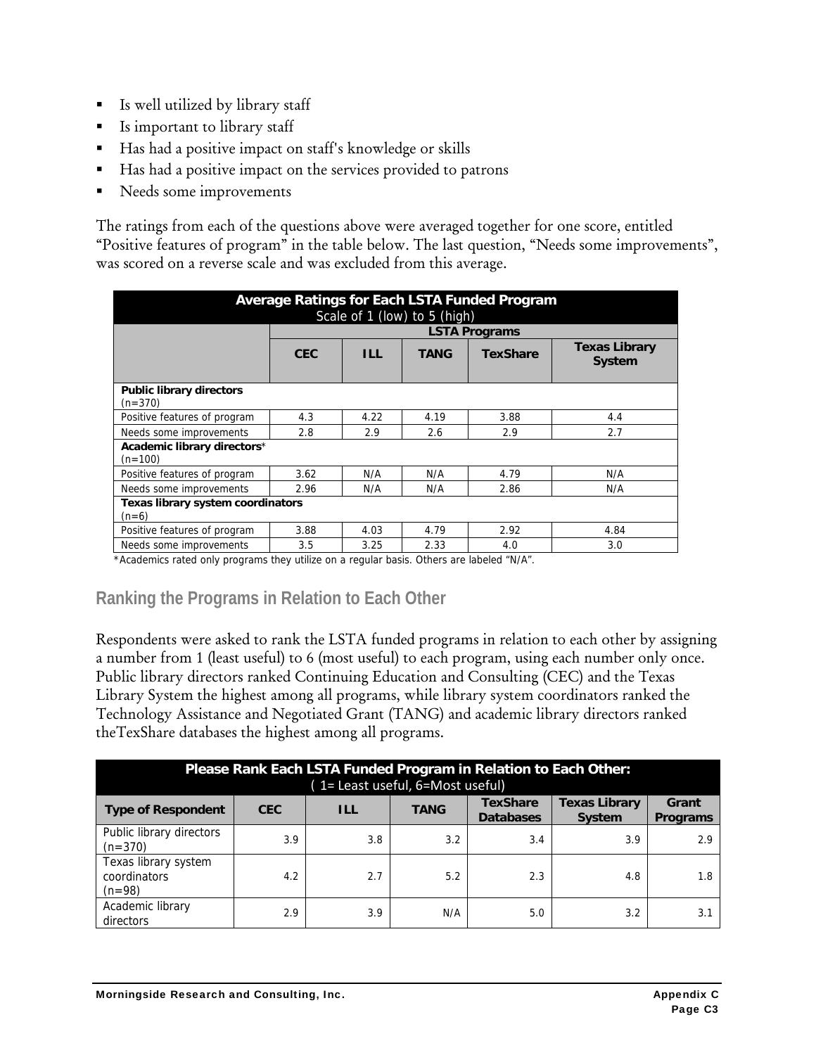- Is well utilized by library staff
- Is important to library staff
- Has had a positive impact on staff's knowledge or skills
- Has had a positive impact on the services provided to patrons
- Needs some improvements

The ratings from each of the questions above were averaged together for one score, entitled "Positive features of program" in the table below. The last question, "Needs some improvements", was scored on a reverse scale and was excluded from this average.

| **Average Ratings for Each LSTA Funded Program**<br>Scale of 1 (low) to 5 (high) | | | | | |
|---|---|---|---|---|---|
| | **LSTA Programs** | | | | |
| | **CEC** | **ILL** | **TANG** | **TexShare** | **Texas Library System** |
| **Public library directors** (n=370) | | | | | |
| Positive features of program | 4.3 | 4.22 | 4.19 | 3.88 | 4.4 |
| Needs some improvements | 2.8 | 2.9 | 2.6 | 2.9 | 2.7 |
| **Academic library directors*** (n=100) | | | | | |
| Positive features of program | 3.62 | N/A | N/A | 4.79 | N/A |
| Needs some improvements | 2.96 | N/A | N/A | 2.86 | N/A |
| **Texas library system coordinators** (n=6) | | | | | |
| Positive features of program | 3.88 | 4.03 | 4.79 | 2.92 | 4.84 |
| Needs some improvements | 3.5 | 3.25 | 2.33 | 4.0 | 3.0 |

*Academics rated only programs they utilize on a regular basis. Others are labeled "N/A".

## Ranking the Programs in Relation to Each Other

Respondents were asked to rank the LSTA funded programs in relation to each other by assigning a number from 1 (least useful) to 6 (most useful) to each program, using each number only once. Public library directors ranked Continuing Education and Consulting (CEC) and the Texas Library System the highest among all programs, while library system coordinators ranked the Technology Assistance and Negotiated Grant (TANG) and academic library directors ranked theTexShare databases the highest among all programs.

| **Please Rank Each LSTA Funded Program in Relation to Each Other:**<br>( 1= Least useful, 6=Most useful) | | | | | | |
|---|---|---|---|---|---|---|
| **Type of Respondent** | **CEC** | **ILL** | **TANG** | **TexShare Databases** | **Texas Library System** | **Grant Programs** |
| Public library directors (n=370) | 3.9 | 3.8 | 3.2 | 3.4 | 3.9 | 2.9 |
| Texas library system coordinators (n=98) | 4.2 | 2.7 | 5.2 | 2.3 | 4.8 | 1.8 |
| Academic library directors | 2.9 | 3.9 | N/A | 5.0 | 3.2 | 3.1 |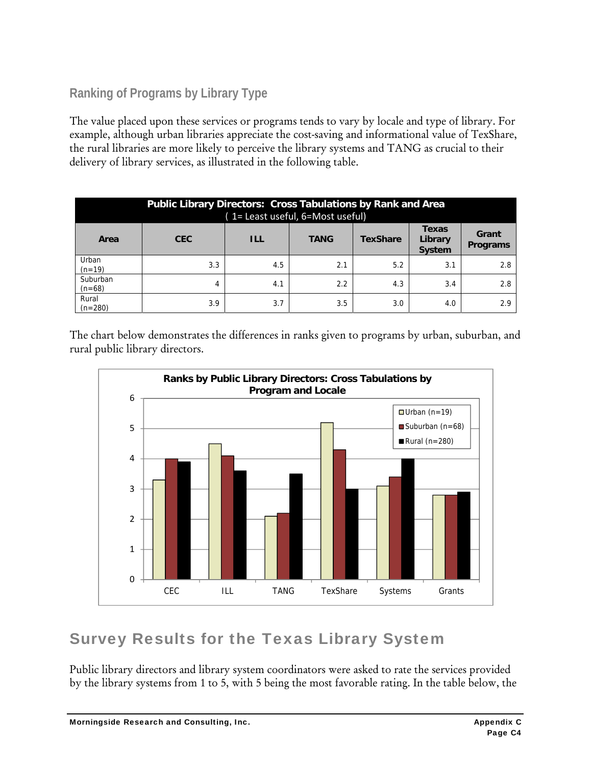### Ranking of Programs by Library Type

The value placed upon these services or programs tends to vary by locale and type of library. For example, although urban libraries appreciate the cost-saving and informational value of TexShare, the rural libraries are more likely to perceive the library systems and TANG as crucial to their delivery of library services, as illustrated in the following table.

**Public Library Directors: Cross Tabulations by Rank and Area**
( 1= Least useful, 6=Most useful)

| Area | CEC | ILL | TANG | TexShare | Texas Library System | Grant Programs |
|---|---|---|---|---|---|---|
| Urban (n=19) | 3.3 | 4.5 | 2.1 | 5.2 | 3.1 | 2.8 |
| Suburban (n=68) | 4 | 4.1 | 2.2 | 4.3 | 3.4 | 2.8 |
| Rural (n=280) | 3.9 | 3.7 | 3.5 | 3.0 | 4.0 | 2.9 |

The chart below demonstrates the differences in ranks given to programs by urban, suburban, and rural public library directors.

**Ranks by Public Library Directors: Cross Tabulations by Program and Locale**

## Survey Results for the Texas Library System

Public library directors and library system coordinators were asked to rate the services provided by the library systems from 1 to 5, with 5 being the most favorable rating. In the table below, the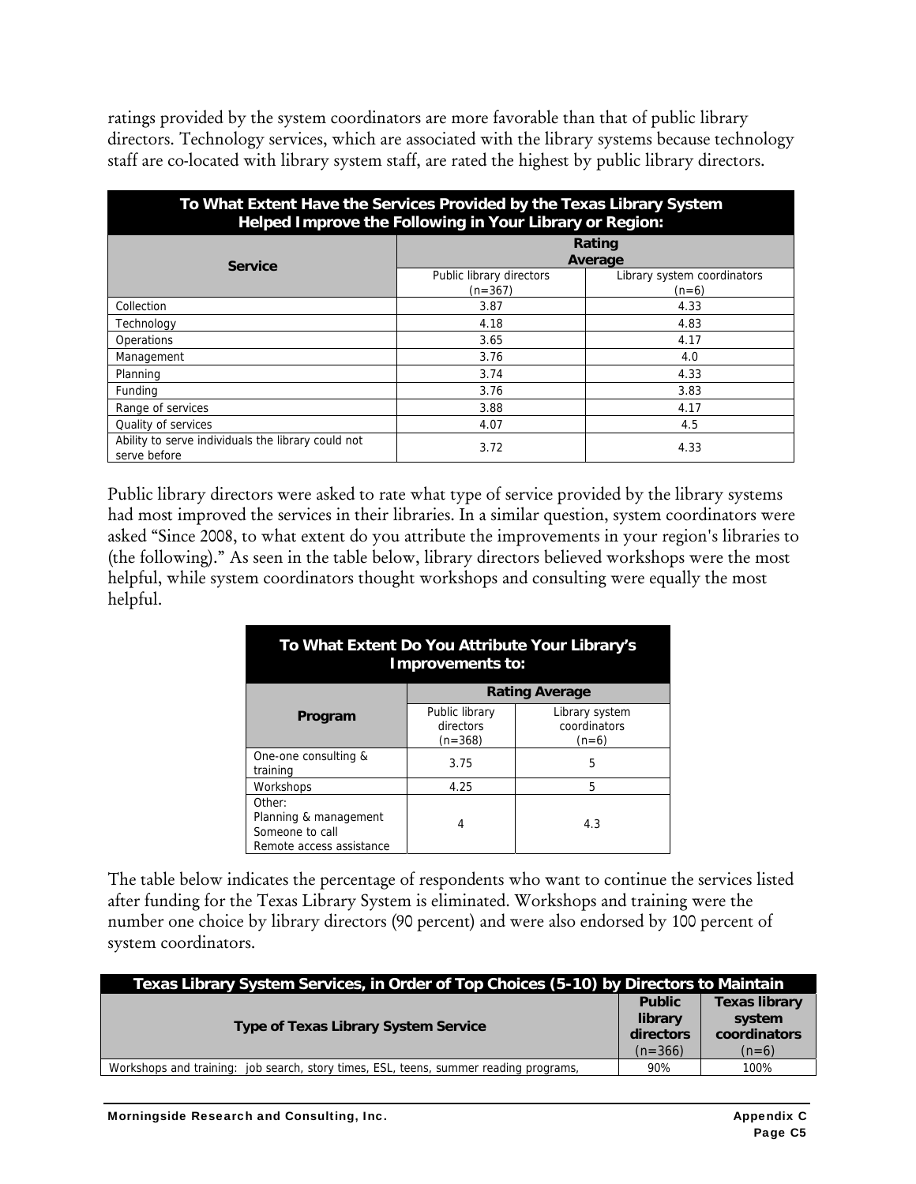ratings provided by the system coordinators are more favorable than that of public library directors. Technology services, which are associated with the library systems because technology staff are co-located with library system staff, are rated the highest by public library directors.

| To What Extent Have the Services Provided by the Texas Library System Helped Improve the Following in Your Library or Region: | | |
|---|---|---|
| **Service** | **Rating Average** | |
| | Public library directors (n=367) | Library system coordinators (n=6) |
| Collection | 3.87 | 4.33 |
| Technology | 4.18 | 4.83 |
| Operations | 3.65 | 4.17 |
| Management | 3.76 | 4.0 |
| Planning | 3.74 | 4.33 |
| Funding | 3.76 | 3.83 |
| Range of services | 3.88 | 4.17 |
| Quality of services | 4.07 | 4.5 |
| Ability to serve individuals the library could not serve before | 3.72 | 4.33 |

Public library directors were asked to rate what type of service provided by the library systems had most improved the services in their libraries. In a similar question, system coordinators were asked "Since 2008, to what extent do you attribute the improvements in your region's libraries to (the following)." As seen in the table below, library directors believed workshops were the most helpful, while system coordinators thought workshops and consulting were equally the most helpful.

| To What Extent Do You Attribute Your Library's Improvements to: | | |
|---|---|---|
| **Program** | **Rating Average** | |
| | Public library directors (n=368) | Library system coordinators (n=6) |
| One-one consulting & training | 3.75 | 5 |
| Workshops | 4.25 | 5 |
| Other: Planning & management Someone to call Remote access assistance | 4 | 4.3 |

The table below indicates the percentage of respondents who want to continue the services listed after funding for the Texas Library System is eliminated. Workshops and training were the number one choice by library directors (90 percent) and were also endorsed by 100 percent of system coordinators.

| Texas Library System Services, in Order of Top Choices (5-10) by Directors to Maintain | | |
|---|---|---|
| **Type of Texas Library System Service** | **Public library directors** (n=366) | **Texas library system coordinators** (n=6) |
| Workshops and training: job search, story times, ESL, teens, summer reading programs, | 90% | 100% |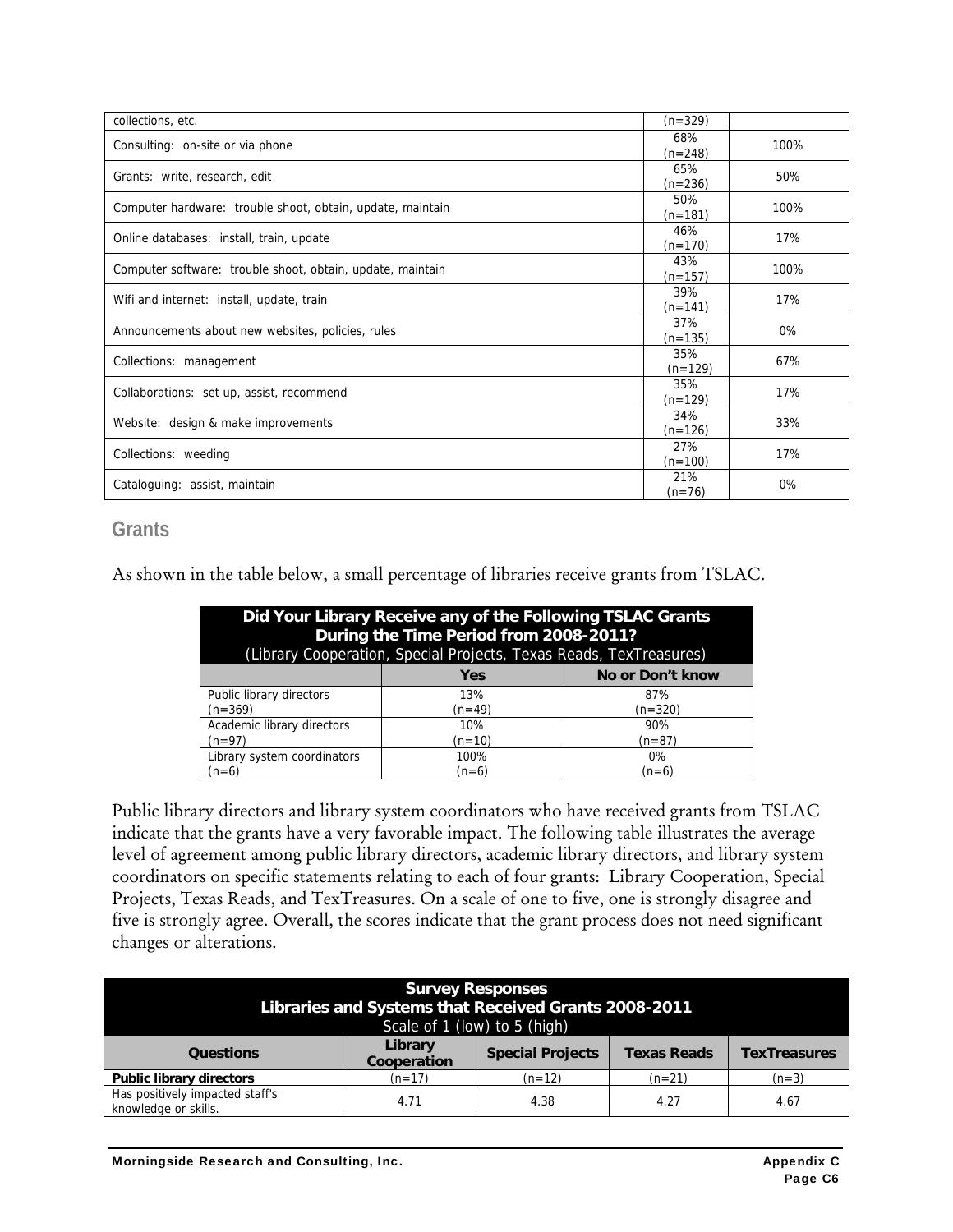| | | |
|---|---|---|
| collections, etc. | (n=329) | |
| Consulting: on-site or via phone | 68% (n=248) | 100% |
| Grants: write, research, edit | 65% (n=236) | 50% |
| Computer hardware: trouble shoot, obtain, update, maintain | 50% (n=181) | 100% |
| Online databases: install, train, update | 46% (n=170) | 17% |
| Computer software: trouble shoot, obtain, update, maintain | 43% (n=157) | 100% |
| Wifi and internet: install, update, train | 39% (n=141) | 17% |
| Announcements about new websites, policies, rules | 37% (n=135) | 0% |
| Collections: management | 35% (n=129) | 67% |
| Collaborations: set up, assist, recommend | 35% (n=129) | 17% |
| Website: design & make improvements | 34% (n=126) | 33% |
| Collections: weeding | 27% (n=100) | 17% |
| Cataloguing: assist, maintain | 21% (n=76) | 0% |

## Grants

As shown in the table below, a small percentage of libraries receive grants from TSLAC.

| **Did Your Library Receive any of the Following TSLAC Grants During the Time Period from 2008-2011?** (Library Cooperation, Special Projects, Texas Reads, TexTreasures) | | |
|---|---|---|
| | **Yes** | **No or Don't know** |
| Public library directors (n=369) | 13% (n=49) | 87% (n=320) |
| Academic library directors (n=97) | 10% (n=10) | 90% (n=87) |
| Library system coordinators (n=6) | 100% (n=6) | 0% (n=6) |

Public library directors and library system coordinators who have received grants from TSLAC indicate that the grants have a very favorable impact. The following table illustrates the average level of agreement among public library directors, academic library directors, and library system coordinators on specific statements relating to each of four grants: Library Cooperation, Special Projects, Texas Reads, and TexTreasures. On a scale of one to five, one is strongly disagree and five is strongly agree. Overall, the scores indicate that the grant process does not need significant changes or alterations.

| **Survey Responses Libraries and Systems that Received Grants 2008-2011** Scale of 1 (low) to 5 (high) | | | | |
|---|---|---|---|---|
| **Questions** | **Library Cooperation** | **Special Projects** | **Texas Reads** | **TexTreasures** |
| **Public library directors** | (n=17) | (n=12) | (n=21) | (n=3) |
| Has positively impacted staff's knowledge or skills. | 4.71 | 4.38 | 4.27 | 4.67 |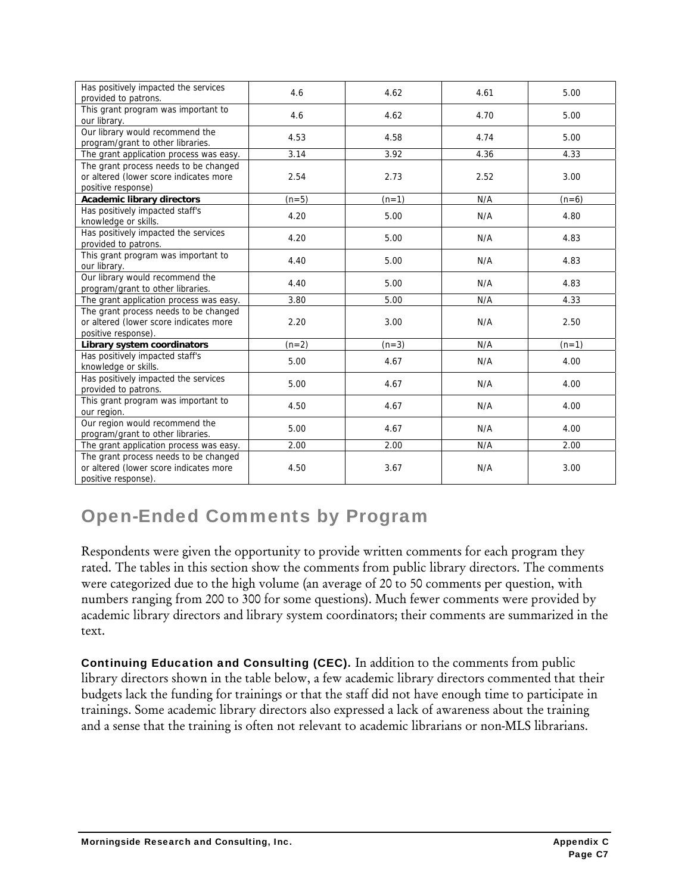| | | | | |
|---|---|---|---|---|
| Has positively impacted the services provided to patrons. | 4.6 | 4.62 | 4.61 | 5.00 |
| This grant program was important to our library. | 4.6 | 4.62 | 4.70 | 5.00 |
| Our library would recommend the program/grant to other libraries. | 4.53 | 4.58 | 4.74 | 5.00 |
| The grant application process was easy. | 3.14 | 3.92 | 4.36 | 4.33 |
| The grant process needs to be changed or altered (lower score indicates more positive response) | 2.54 | 2.73 | 2.52 | 3.00 |
| **Academic library directors** | (n=5) | (n=1) | N/A | (n=6) |
| Has positively impacted staff's knowledge or skills. | 4.20 | 5.00 | N/A | 4.80 |
| Has positively impacted the services provided to patrons. | 4.20 | 5.00 | N/A | 4.83 |
| This grant program was important to our library. | 4.40 | 5.00 | N/A | 4.83 |
| Our library would recommend the program/grant to other libraries. | 4.40 | 5.00 | N/A | 4.83 |
| The grant application process was easy. | 3.80 | 5.00 | N/A | 4.33 |
| The grant process needs to be changed or altered (lower score indicates more positive response). | 2.20 | 3.00 | N/A | 2.50 |
| **Library system coordinators** | (n=2) | (n=3) | N/A | (n=1) |
| Has positively impacted staff's knowledge or skills. | 5.00 | 4.67 | N/A | 4.00 |
| Has positively impacted the services provided to patrons. | 5.00 | 4.67 | N/A | 4.00 |
| This grant program was important to our region. | 4.50 | 4.67 | N/A | 4.00 |
| Our region would recommend the program/grant to other libraries. | 5.00 | 4.67 | N/A | 4.00 |
| The grant application process was easy. | 2.00 | 2.00 | N/A | 2.00 |
| The grant process needs to be changed or altered (lower score indicates more positive response). | 4.50 | 3.67 | N/A | 3.00 |

## Open-Ended Comments by Program

Respondents were given the opportunity to provide written comments for each program they rated. The tables in this section show the comments from public library directors. The comments were categorized due to the high volume (an average of 20 to 50 comments per question, with numbers ranging from 200 to 300 for some questions). Much fewer comments were provided by academic library directors and library system coordinators; their comments are summarized in the text.

**Continuing Education and Consulting (CEC).** In addition to the comments from public library directors shown in the table below, a few academic library directors commented that their budgets lack the funding for trainings or that the staff did not have enough time to participate in trainings. Some academic library directors also expressed a lack of awareness about the training and a sense that the training is often not relevant to academic librarians or non-MLS librarians.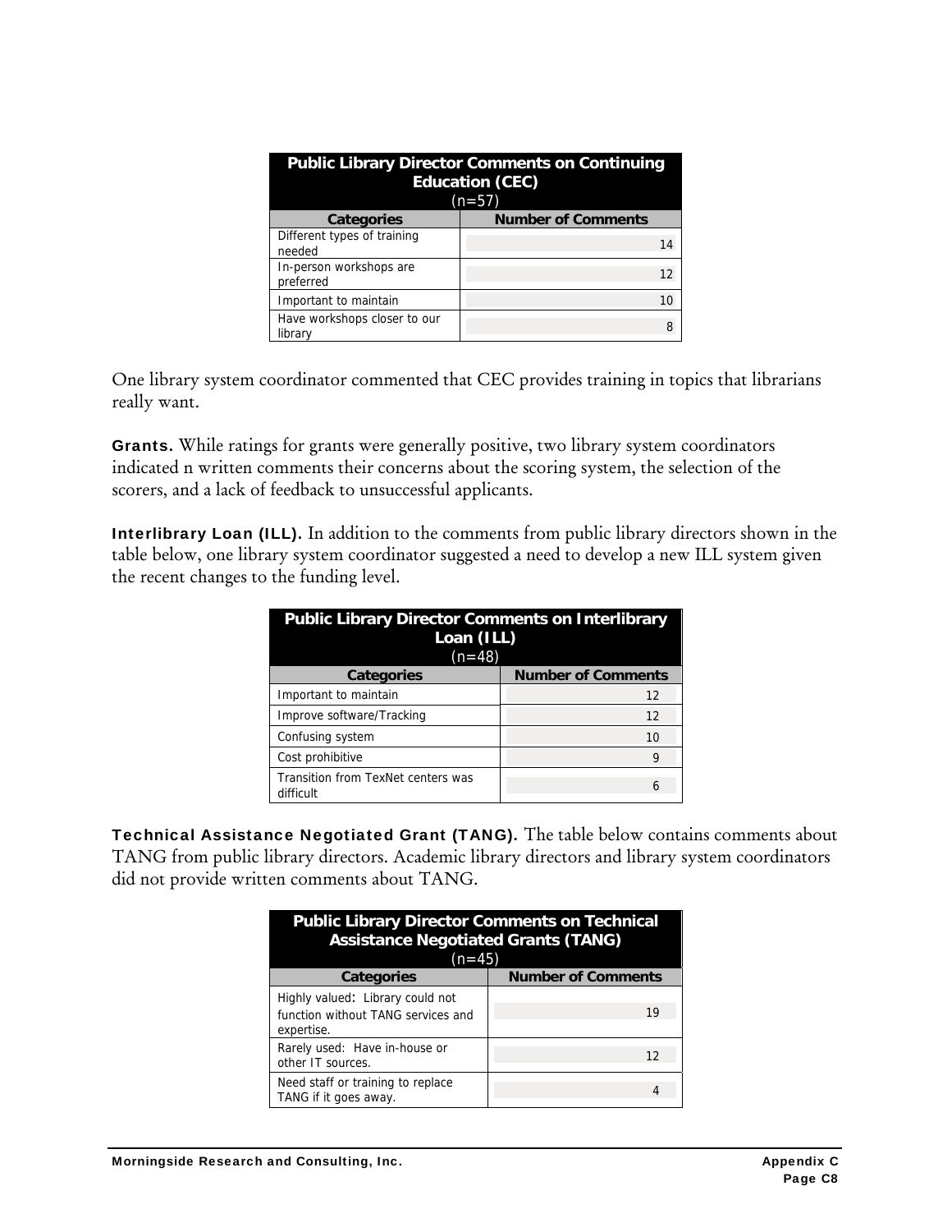| Public Library Director Comments on Continuing Education (CEC) (n=57) | |
|---|---|
| **Categories** | **Number of Comments** |
| Different types of training needed | 14 |
| In-person workshops are preferred | 12 |
| Important to maintain | 10 |
| Have workshops closer to our library | 8 |

One library system coordinator commented that CEC provides training in topics that librarians really want.

**Grants.** While ratings for grants were generally positive, two library system coordinators indicated n written comments their concerns about the scoring system, the selection of the scorers, and a lack of feedback to unsuccessful applicants.

**Interlibrary Loan (ILL).** In addition to the comments from public library directors shown in the table below, one library system coordinator suggested a need to develop a new ILL system given the recent changes to the funding level.

| Public Library Director Comments on Interlibrary Loan (ILL) (n=48) | |
|---|---|
| **Categories** | **Number of Comments** |
| Important to maintain | 12 |
| Improve software/Tracking | 12 |
| Confusing system | 10 |
| Cost prohibitive | 9 |
| Transition from TexNet centers was difficult | 6 |

**Technical Assistance Negotiated Grant (TANG).** The table below contains comments about TANG from public library directors. Academic library directors and library system coordinators did not provide written comments about TANG.

| Public Library Director Comments on Technical Assistance Negotiated Grants (TANG) (n=45) | |
|---|---|
| **Categories** | **Number of Comments** |
| Highly valued: Library could not function without TANG services and expertise. | 19 |
| Rarely used: Have in-house or other IT sources. | 12 |
| Need staff or training to replace TANG if it goes away. | 4 |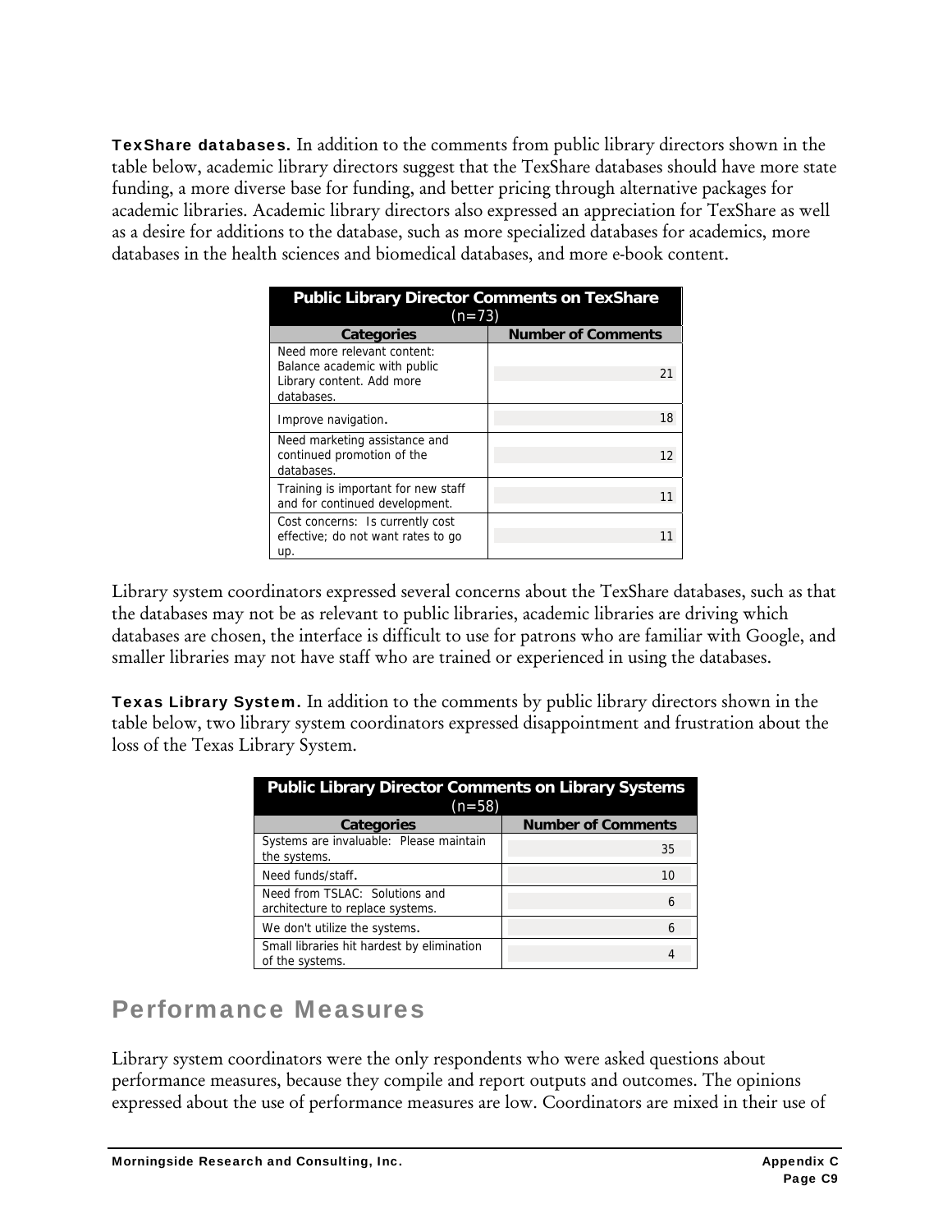**TexShare databases.** In addition to the comments from public library directors shown in the table below, academic library directors suggest that the TexShare databases should have more state funding, a more diverse base for funding, and better pricing through alternative packages for academic libraries. Academic library directors also expressed an appreciation for TexShare as well as a desire for additions to the database, such as more specialized databases for academics, more databases in the health sciences and biomedical databases, and more e-book content.

| Public Library Director Comments on TexShare (n=73) | |
|---|---|
| **Categories** | **Number of Comments** |
| Need more relevant content: Balance academic with public Library content. Add more databases. | 21 |
| Improve navigation. | 18 |
| Need marketing assistance and continued promotion of the databases. | 12 |
| Training is important for new staff and for continued development. | 11 |
| Cost concerns: Is currently cost effective; do not want rates to go up. | 11 |

Library system coordinators expressed several concerns about the TexShare databases, such as that the databases may not be as relevant to public libraries, academic libraries are driving which databases are chosen, the interface is difficult to use for patrons who are familiar with Google, and smaller libraries may not have staff who are trained or experienced in using the databases.

**Texas Library System.** In addition to the comments by public library directors shown in the table below, two library system coordinators expressed disappointment and frustration about the loss of the Texas Library System.

| Public Library Director Comments on Library Systems (n=58) | |
|---|---|
| **Categories** | **Number of Comments** |
| Systems are invaluable: Please maintain the systems. | 35 |
| Need funds/staff. | 10 |
| Need from TSLAC: Solutions and architecture to replace systems. | 6 |
| We don't utilize the systems. | 6 |
| Small libraries hit hardest by elimination of the systems. | 4 |

## Performance Measures

Library system coordinators were the only respondents who were asked questions about performance measures, because they compile and report outputs and outcomes. The opinions expressed about the use of performance measures are low. Coordinators are mixed in their use of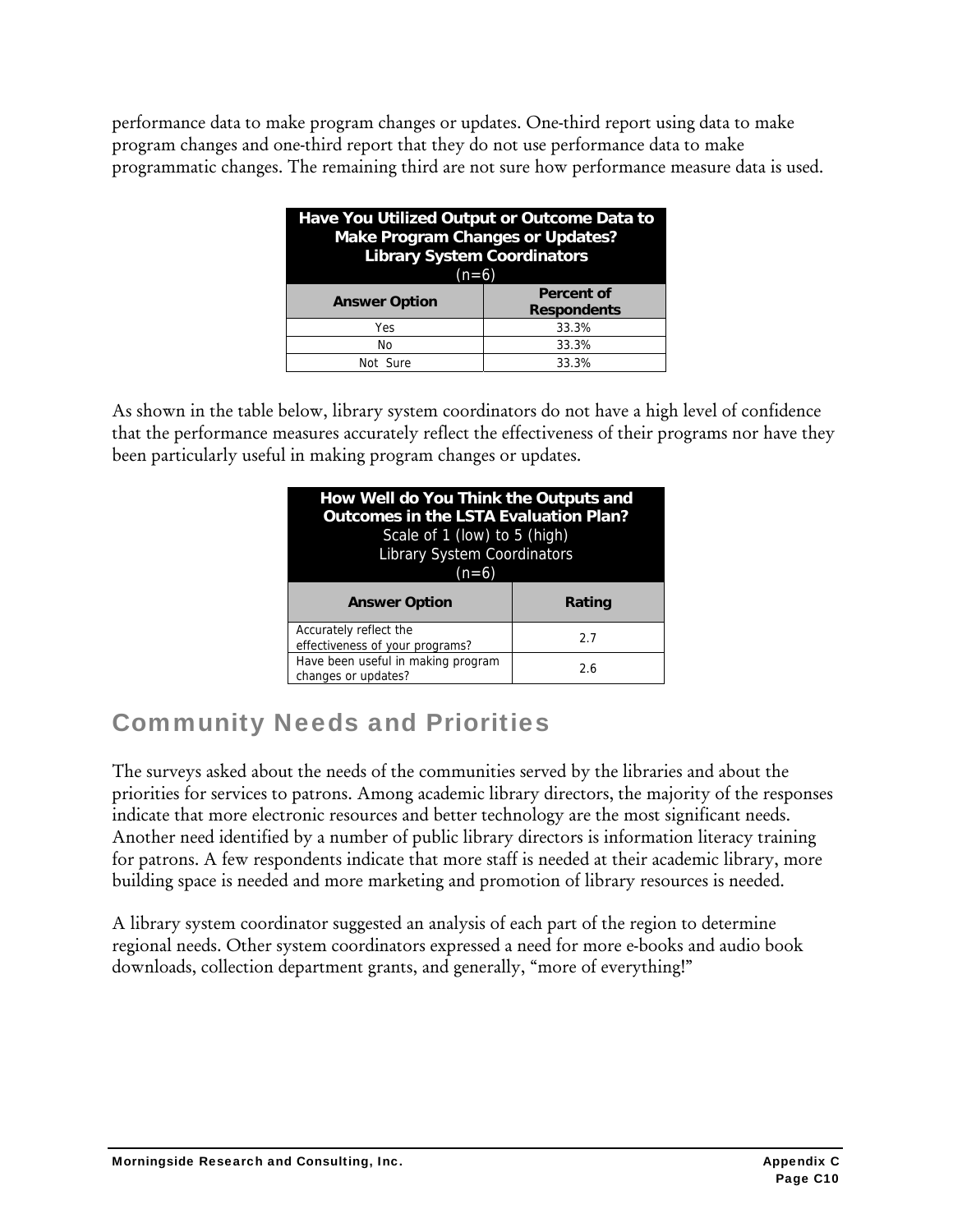performance data to make program changes or updates. One-third report using data to make program changes and one-third report that they do not use performance data to make programmatic changes. The remaining third are not sure how performance measure data is used.

| **Have You Utilized Output or Outcome Data to Make Program Changes or Updates? Library System Coordinators** (n=6) | |
|---|---|
| **Answer Option** | **Percent of Respondents** |
| Yes | 33.3% |
| No | 33.3% |
| Not Sure | 33.3% |

As shown in the table below, library system coordinators do not have a high level of confidence that the performance measures accurately reflect the effectiveness of their programs nor have they been particularly useful in making program changes or updates.

| **How Well do You Think the Outputs and Outcomes in the LSTA Evaluation Plan?** Scale of 1 (low) to 5 (high) Library System Coordinators (n=6) | |
|---|---|
| **Answer Option** | **Rating** |
| Accurately reflect the effectiveness of your programs? | 2.7 |
| Have been useful in making program changes or updates? | 2.6 |

## Community Needs and Priorities

The surveys asked about the needs of the communities served by the libraries and about the priorities for services to patrons. Among academic library directors, the majority of the responses indicate that more electronic resources and better technology are the most significant needs. Another need identified by a number of public library directors is information literacy training for patrons. A few respondents indicate that more staff is needed at their academic library, more building space is needed and more marketing and promotion of library resources is needed.

A library system coordinator suggested an analysis of each part of the region to determine regional needs. Other system coordinators expressed a need for more e-books and audio book downloads, collection department grants, and generally, "more of everything!"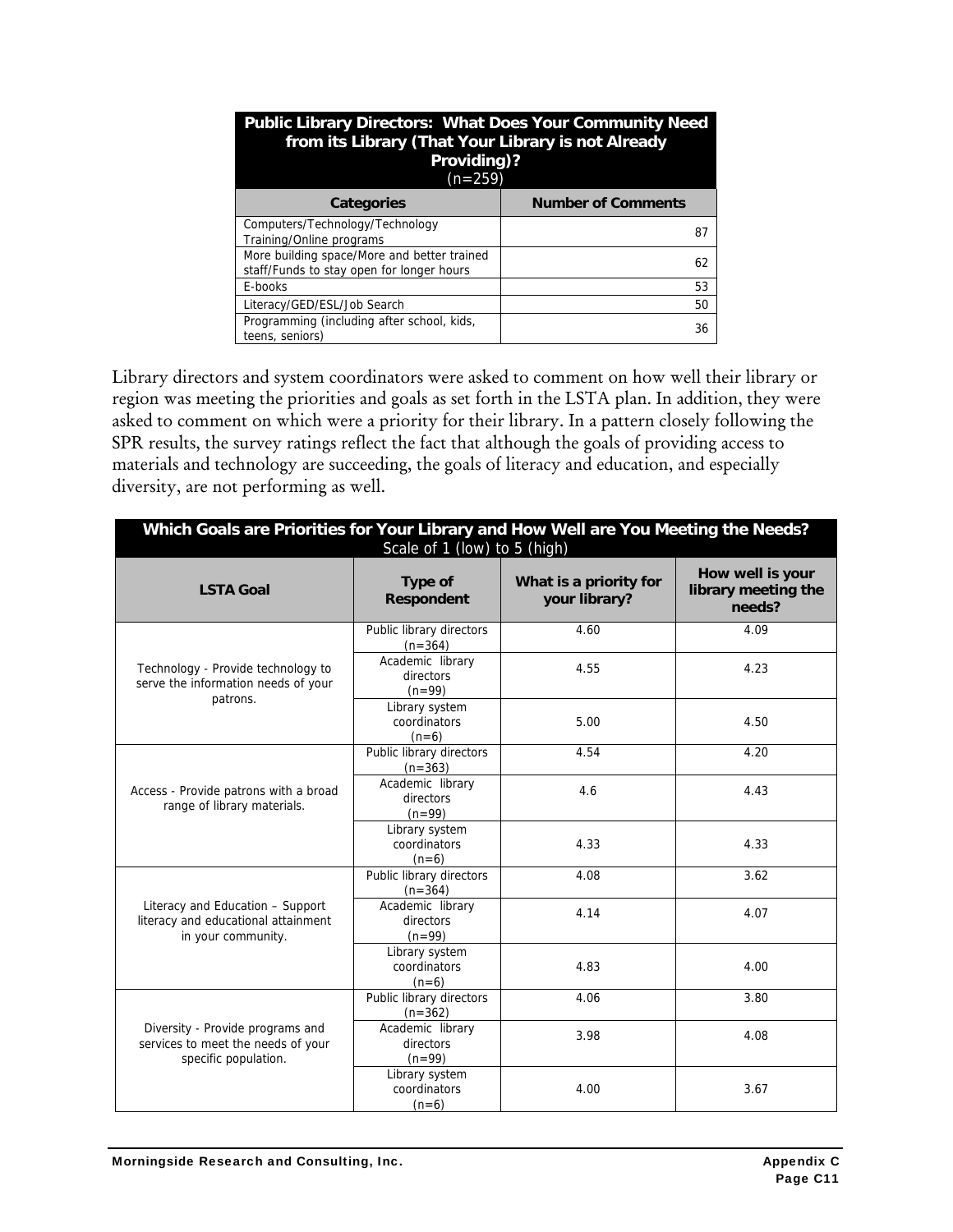| Public Library Directors: What Does Your Community Need from its Library (That Your Library is not Already Providing)? (n=259) | |
|---|---|
| **Categories** | **Number of Comments** |
| Computers/Technology/Technology Training/Online programs | 87 |
| More building space/More and better trained staff/Funds to stay open for longer hours | 62 |
| E-books | 53 |
| Literacy/GED/ESL/Job Search | 50 |
| Programming (including after school, kids, teens, seniors) | 36 |

Library directors and system coordinators were asked to comment on how well their library or region was meeting the priorities and goals as set forth in the LSTA plan. In addition, they were asked to comment on which were a priority for their library. In a pattern closely following the SPR results, the survey ratings reflect the fact that although the goals of providing access to materials and technology are succeeding, the goals of literacy and education, and especially diversity, are not performing as well.

| Which Goals are Priorities for Your Library and How Well are You Meeting the Needs? Scale of 1 (low) to 5 (high) | | | |
|---|---|---|---|
| **LSTA Goal** | **Type of Respondent** | **What is a priority for your library?** | **How well is your library meeting the needs?** |
| Technology - Provide technology to serve the information needs of your patrons. | Public library directors (n=364) | 4.60 | 4.09 |
| | Academic library directors (n=99) | 4.55 | 4.23 |
| | Library system coordinators (n=6) | 5.00 | 4.50 |
| Access - Provide patrons with a broad range of library materials. | Public library directors (n=363) | 4.54 | 4.20 |
| | Academic library directors (n=99) | 4.6 | 4.43 |
| | Library system coordinators (n=6) | 4.33 | 4.33 |
| Literacy and Education – Support literacy and educational attainment in your community. | Public library directors (n=364) | 4.08 | 3.62 |
| | Academic library directors (n=99) | 4.14 | 4.07 |
| | Library system coordinators (n=6) | 4.83 | 4.00 |
| Diversity - Provide programs and services to meet the needs of your specific population. | Public library directors (n=362) | 4.06 | 3.80 |
| | Academic library directors (n=99) | 3.98 | 4.08 |
| | Library system coordinators (n=6) | 4.00 | 3.67 |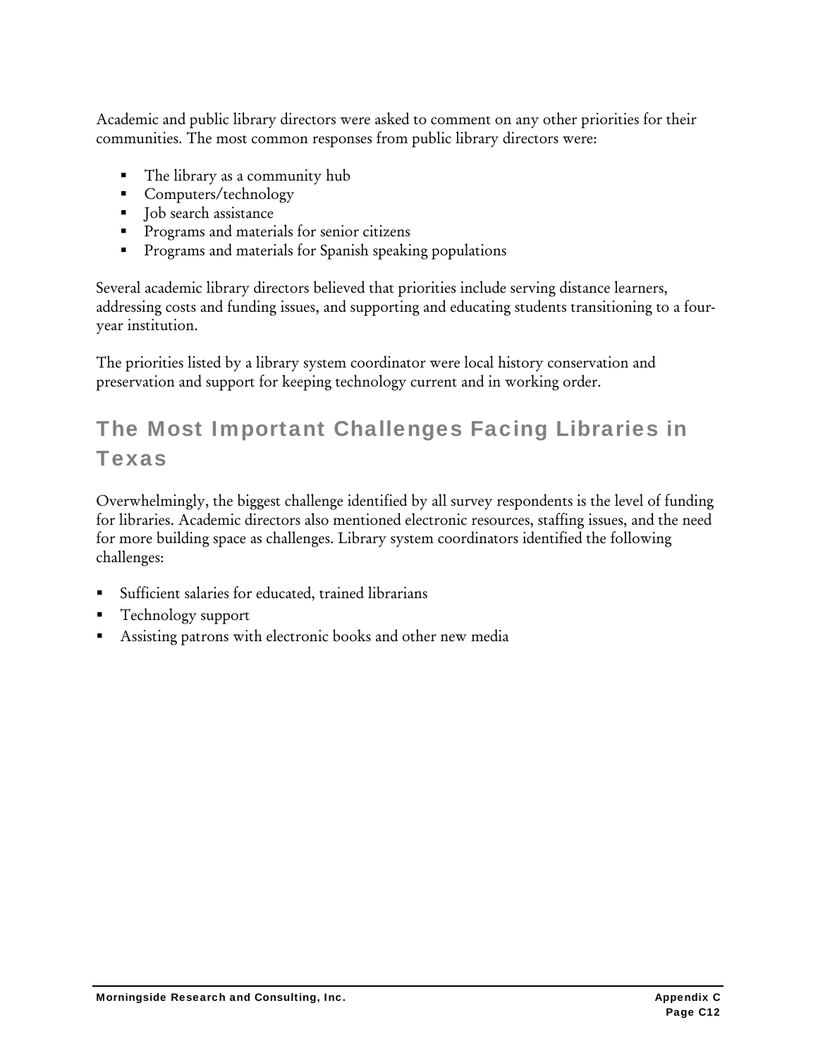Academic and public library directors were asked to comment on any other priorities for their communities. The most common responses from public library directors were:

- The library as a community hub
- Computers/technology
- Job search assistance
- Programs and materials for senior citizens
- Programs and materials for Spanish speaking populations

Several academic library directors believed that priorities include serving distance learners, addressing costs and funding issues, and supporting and educating students transitioning to a four-year institution.

The priorities listed by a library system coordinator were local history conservation and preservation and support for keeping technology current and in working order.

## The Most Important Challenges Facing Libraries in Texas

Overwhelmingly, the biggest challenge identified by all survey respondents is the level of funding for libraries. Academic directors also mentioned electronic resources, staffing issues, and the need for more building space as challenges. Library system coordinators identified the following challenges:

- Sufficient salaries for educated, trained librarians
- Technology support
- Assisting patrons with electronic books and other new media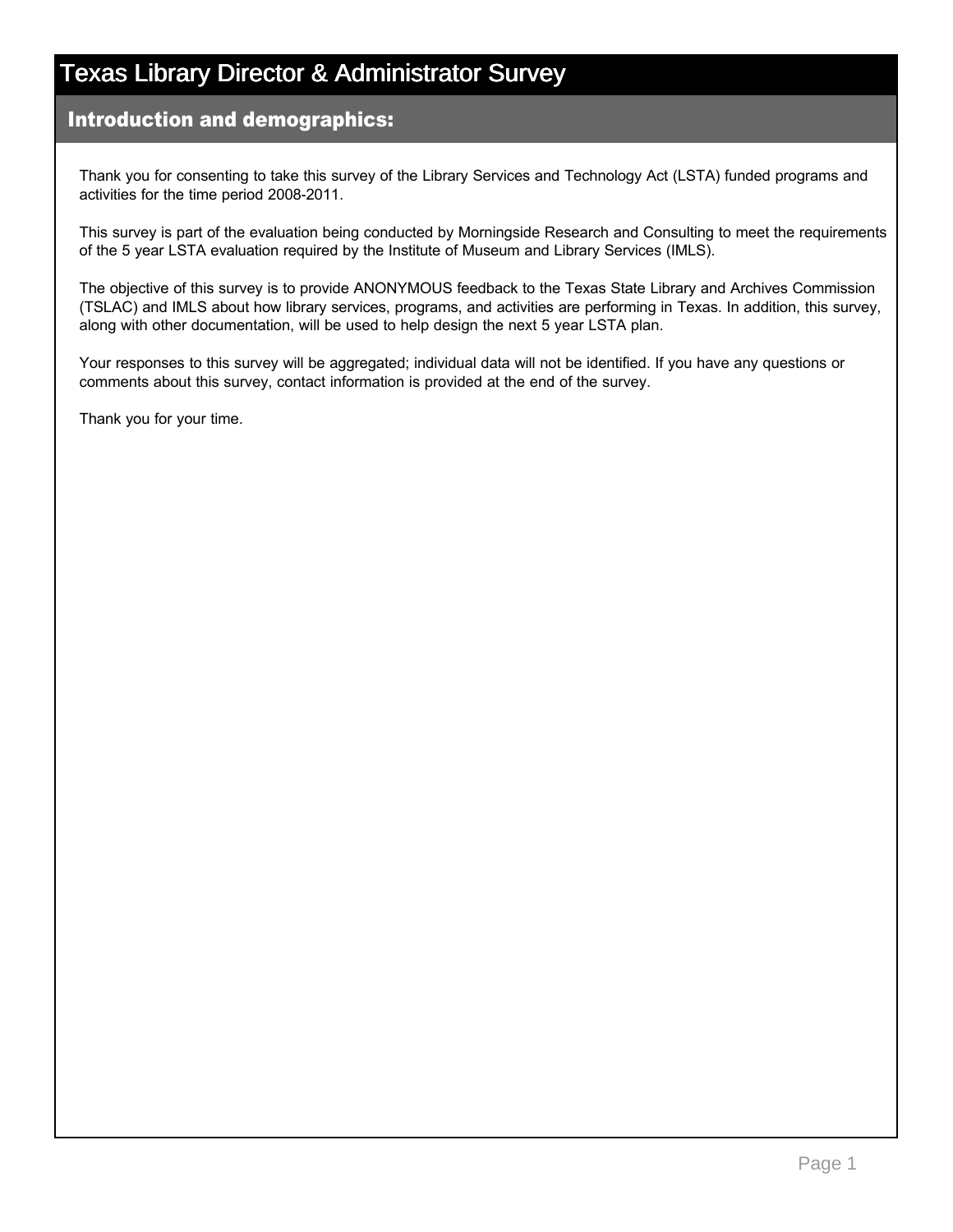# Texas Library Director & Administrator Survey

## Introduction and demographics:

Thank you for consenting to take this survey of the Library Services and Technology Act (LSTA) funded programs and activities for the time period 2008-2011.

This survey is part of the evaluation being conducted by Morningside Research and Consulting to meet the requirements of the 5 year LSTA evaluation required by the Institute of Museum and Library Services (IMLS).

The objective of this survey is to provide ANONYMOUS feedback to the Texas State Library and Archives Commission (TSLAC) and IMLS about how library services, programs, and activities are performing in Texas. In addition, this survey, along with other documentation, will be used to help design the next 5 year LSTA plan.

Your responses to this survey will be aggregated; individual data will not be identified. If you have any questions or comments about this survey, contact information is provided at the end of the survey.

Thank you for your time.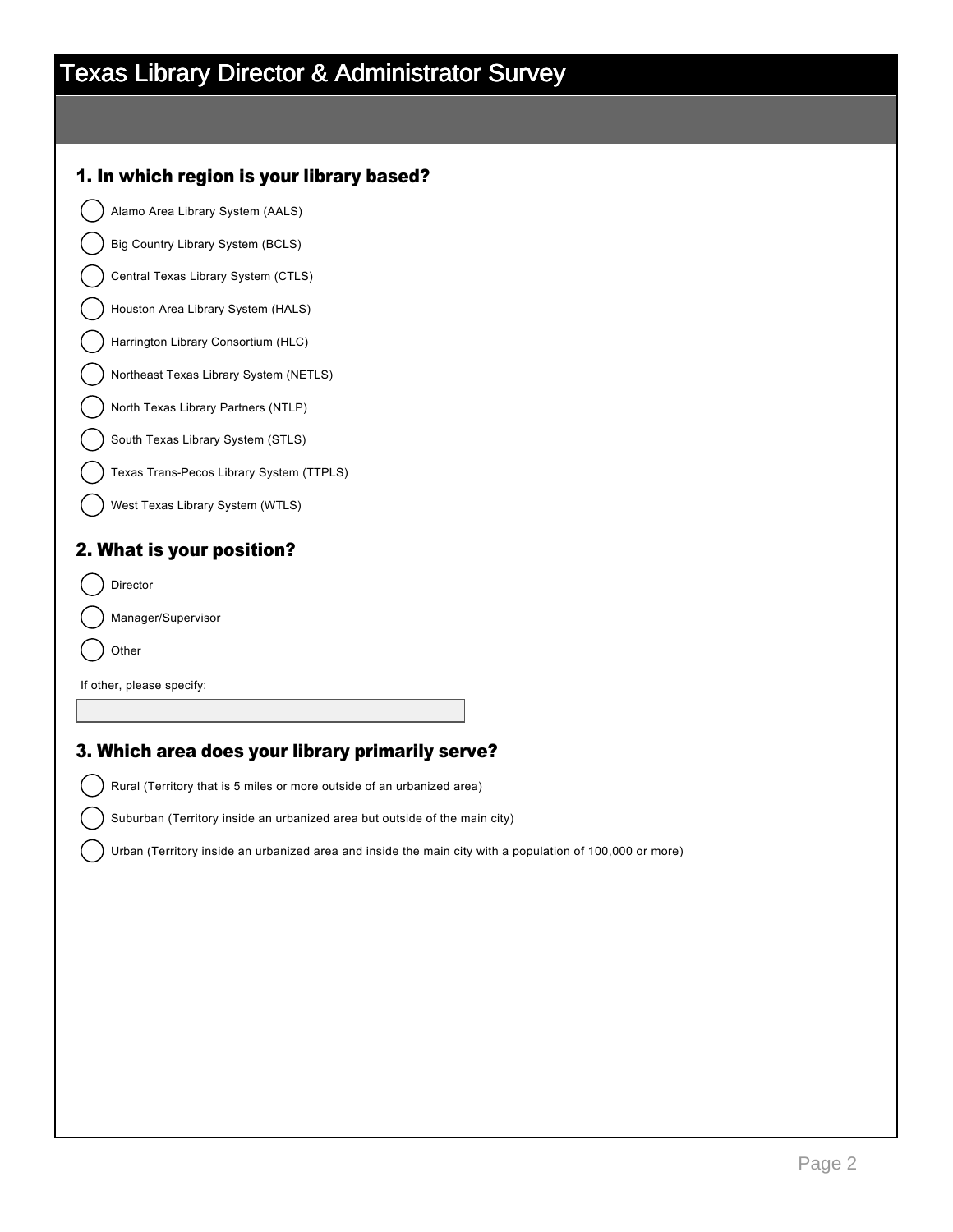# Texas Library Director & Administrator Survey

## 1. In which region is your library based?

- ◯ Alamo Area Library System (AALS)
- ◯ Big Country Library System (BCLS)
- ◯ Central Texas Library System (CTLS)
- ◯ Houston Area Library System (HALS)
- ◯ Harrington Library Consortium (HLC)
- ◯ Northeast Texas Library System (NETLS)
- ◯ North Texas Library Partners (NTLP)
- ◯ South Texas Library System (STLS)
- ◯ Texas Trans-Pecos Library System (TTPLS)
- ◯ West Texas Library System (WTLS)

## 2. What is your position?

- ◯ Director
- ◯ Manager/Supervisor
- ◯ Other

If other, please specify:

[ ]

## 3. Which area does your library primarily serve?

- ◯ Rural (Territory that is 5 miles or more outside of an urbanized area)
- ◯ Suburban (Territory inside an urbanized area but outside of the main city)
- ◯ Urban (Territory inside an urbanized area and inside the main city with a population of 100,000 or more)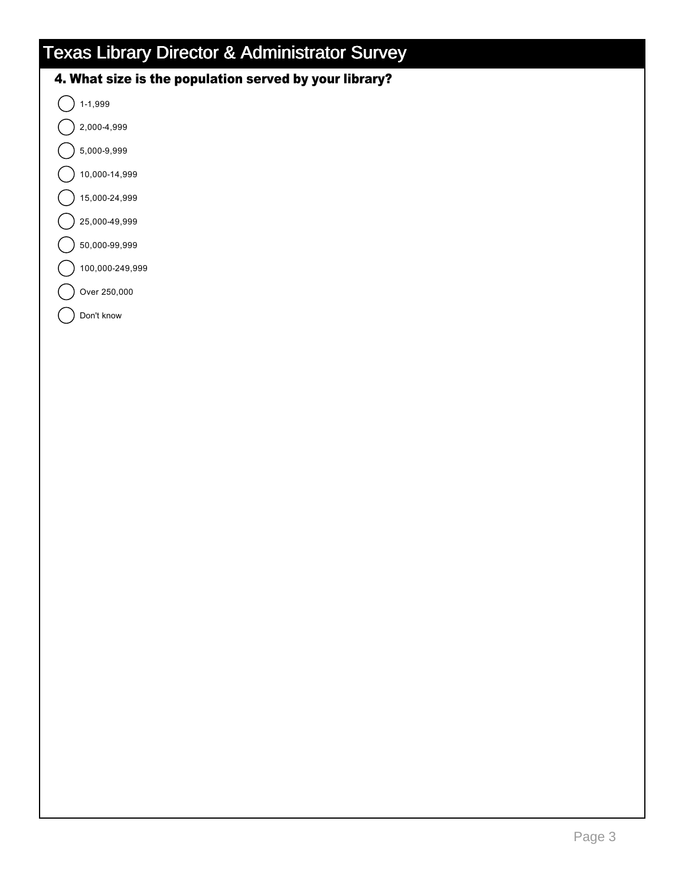# Texas Library Director & Administrator Survey

## 4. What size is the population served by your library?

- ( ) 1-1,999
- ( ) 2,000-4,999
- ( ) 5,000-9,999
- ( ) 10,000-14,999
- ( ) 15,000-24,999
- ( ) 25,000-49,999
- ( ) 50,000-99,999
- ( ) 100,000-249,999
- ( ) Over 250,000
- ( ) Don't know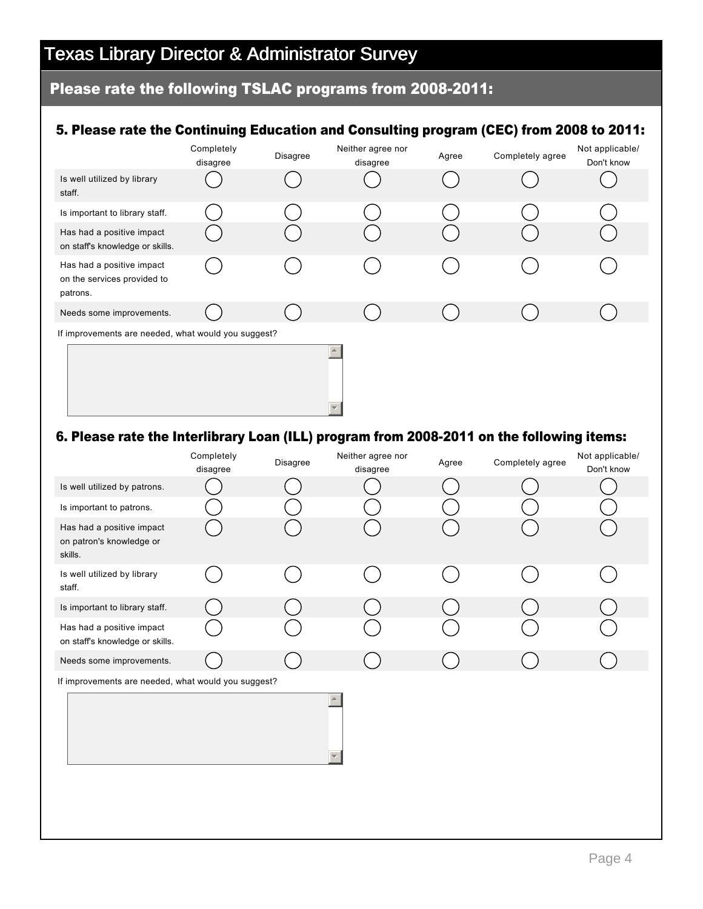# Texas Library Director & Administrator Survey

## Please rate the following TSLAC programs from 2008-2011:

### 5. Please rate the Continuing Education and Consulting program (CEC) from 2008 to 2011:

| | Completely disagree | Disagree | Neither agree nor disagree | Agree | Completely agree | Not applicable/ Don't know |
|---|---|---|---|---|---|---|
| Is well utilized by library staff. | ◯ | ◯ | ◯ | ◯ | ◯ | ◯ |
| Is important to library staff. | ◯ | ◯ | ◯ | ◯ | ◯ | ◯ |
| Has had a positive impact on staff's knowledge or skills. | ◯ | ◯ | ◯ | ◯ | ◯ | ◯ |
| Has had a positive impact on the services provided to patrons. | ◯ | ◯ | ◯ | ◯ | ◯ | ◯ |
| Needs some improvements. | ◯ | ◯ | ◯ | ◯ | ◯ | ◯ |

If improvements are needed, what would you suggest?

### 6. Please rate the Interlibrary Loan (ILL) program from 2008-2011 on the following items:

| | Completely disagree | Disagree | Neither agree nor disagree | Agree | Completely agree | Not applicable/ Don't know |
|---|---|---|---|---|---|---|
| Is well utilized by patrons. | ◯ | ◯ | ◯ | ◯ | ◯ | ◯ |
| Is important to patrons. | ◯ | ◯ | ◯ | ◯ | ◯ | ◯ |
| Has had a positive impact on patron's knowledge or skills. | ◯ | ◯ | ◯ | ◯ | ◯ | ◯ |
| Is well utilized by library staff. | ◯ | ◯ | ◯ | ◯ | ◯ | ◯ |
| Is important to library staff. | ◯ | ◯ | ◯ | ◯ | ◯ | ◯ |
| Has had a positive impact on staff's knowledge or skills. | ◯ | ◯ | ◯ | ◯ | ◯ | ◯ |
| Needs some improvements. | ◯ | ◯ | ◯ | ◯ | ◯ | ◯ |

If improvements are needed, what would you suggest?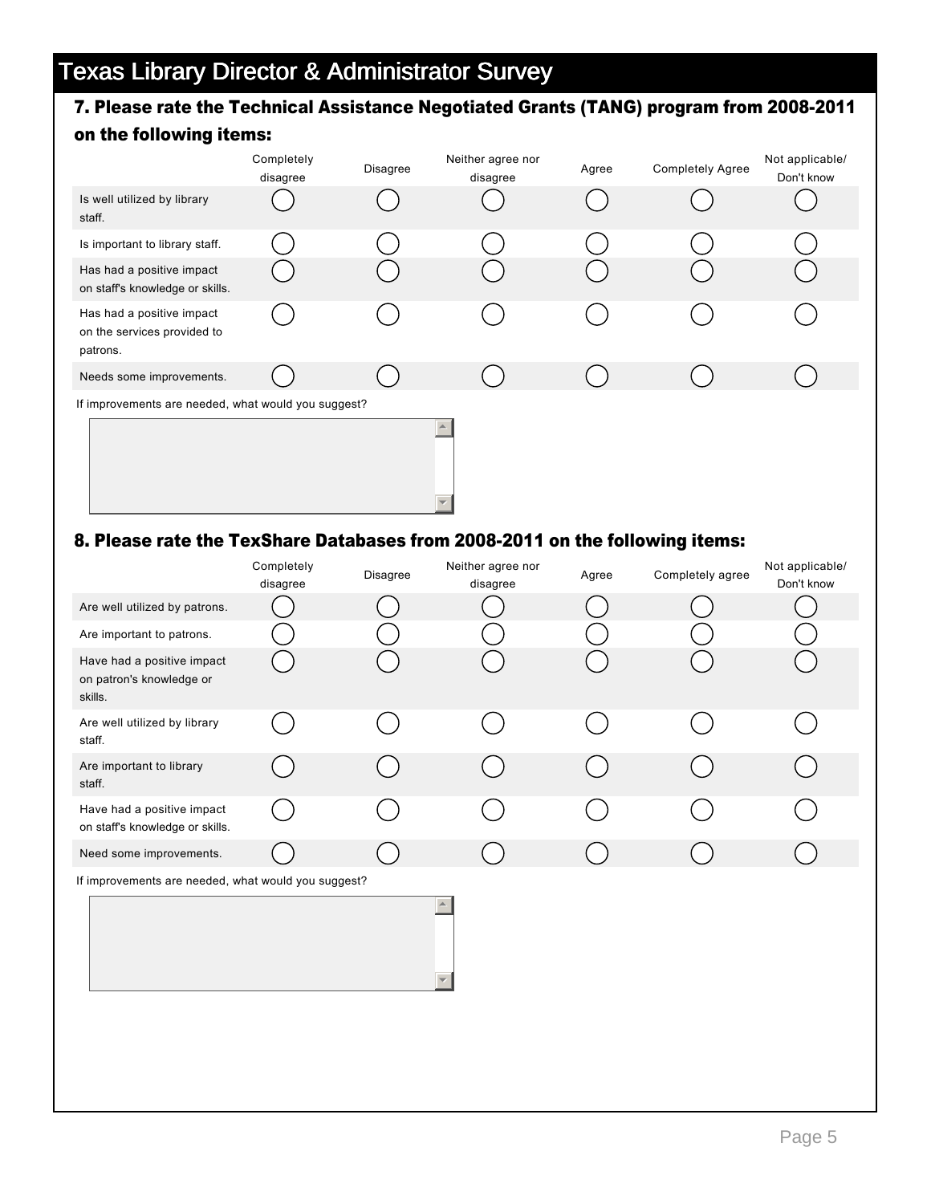# Texas Library Director & Administrator Survey

## 7. Please rate the Technical Assistance Negotiated Grants (TANG) program from 2008-2011 on the following items:

| | Completely disagree | Disagree | Neither agree nor disagree | Agree | Completely Agree | Not applicable/ Don't know |
|---|---|---|---|---|---|---|
| Is well utilized by library staff. | ◯ | ◯ | ◯ | ◯ | ◯ | ◯ |
| Is important to library staff. | ◯ | ◯ | ◯ | ◯ | ◯ | ◯ |
| Has had a positive impact on staff's knowledge or skills. | ◯ | ◯ | ◯ | ◯ | ◯ | ◯ |
| Has had a positive impact on the services provided to patrons. | ◯ | ◯ | ◯ | ◯ | ◯ | ◯ |
| Needs some improvements. | ◯ | ◯ | ◯ | ◯ | ◯ | ◯ |

If improvements are needed, what would you suggest?

## 8. Please rate the TexShare Databases from 2008-2011 on the following items:

| | Completely disagree | Disagree | Neither agree nor disagree | Agree | Completely agree | Not applicable/ Don't know |
|---|---|---|---|---|---|---|
| Are well utilized by patrons. | ◯ | ◯ | ◯ | ◯ | ◯ | ◯ |
| Are important to patrons. | ◯ | ◯ | ◯ | ◯ | ◯ | ◯ |
| Have had a positive impact on patron's knowledge or skills. | ◯ | ◯ | ◯ | ◯ | ◯ | ◯ |
| Are well utilized by library staff. | ◯ | ◯ | ◯ | ◯ | ◯ | ◯ |
| Are important to library staff. | ◯ | ◯ | ◯ | ◯ | ◯ | ◯ |
| Have had a positive impact on staff's knowledge or skills. | ◯ | ◯ | ◯ | ◯ | ◯ | ◯ |
| Need some improvements. | ◯ | ◯ | ◯ | ◯ | ◯ | ◯ |

If improvements are needed, what would you suggest?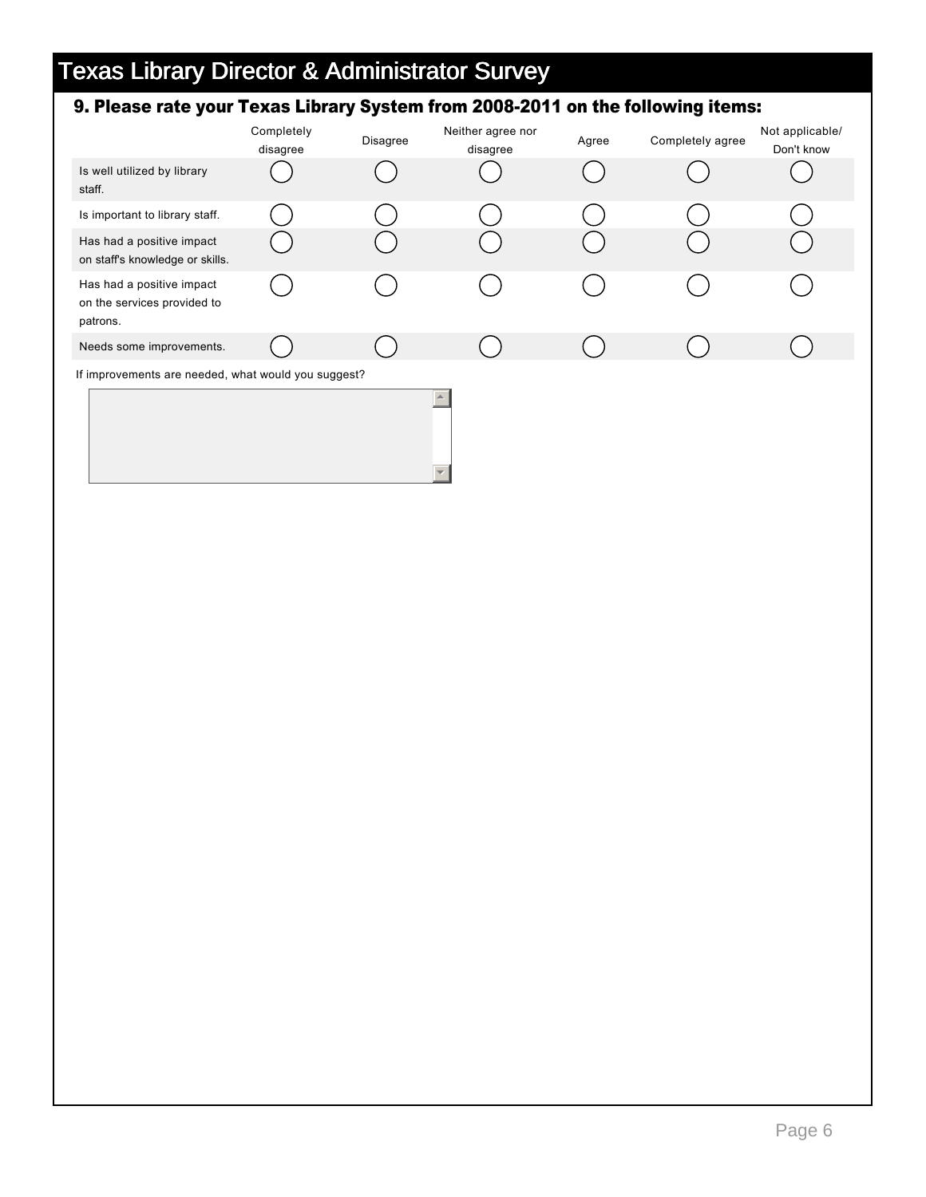# Texas Library Director & Administrator Survey

## 9. Please rate your Texas Library System from 2008-2011 on the following items:

| | Completely disagree | Disagree | Neither agree nor disagree | Agree | Completely agree | Not applicable/ Don't know |
|---|---|---|---|---|---|---|
| Is well utilized by library staff. | ◯ | ◯ | ◯ | ◯ | ◯ | ◯ |
| Is important to library staff. | ◯ | ◯ | ◯ | ◯ | ◯ | ◯ |
| Has had a positive impact on staff's knowledge or skills. | ◯ | ◯ | ◯ | ◯ | ◯ | ◯ |
| Has had a positive impact on the services provided to patrons. | ◯ | ◯ | ◯ | ◯ | ◯ | ◯ |
| Needs some improvements. | ◯ | ◯ | ◯ | ◯ | ◯ | ◯ |

If improvements are needed, what would you suggest?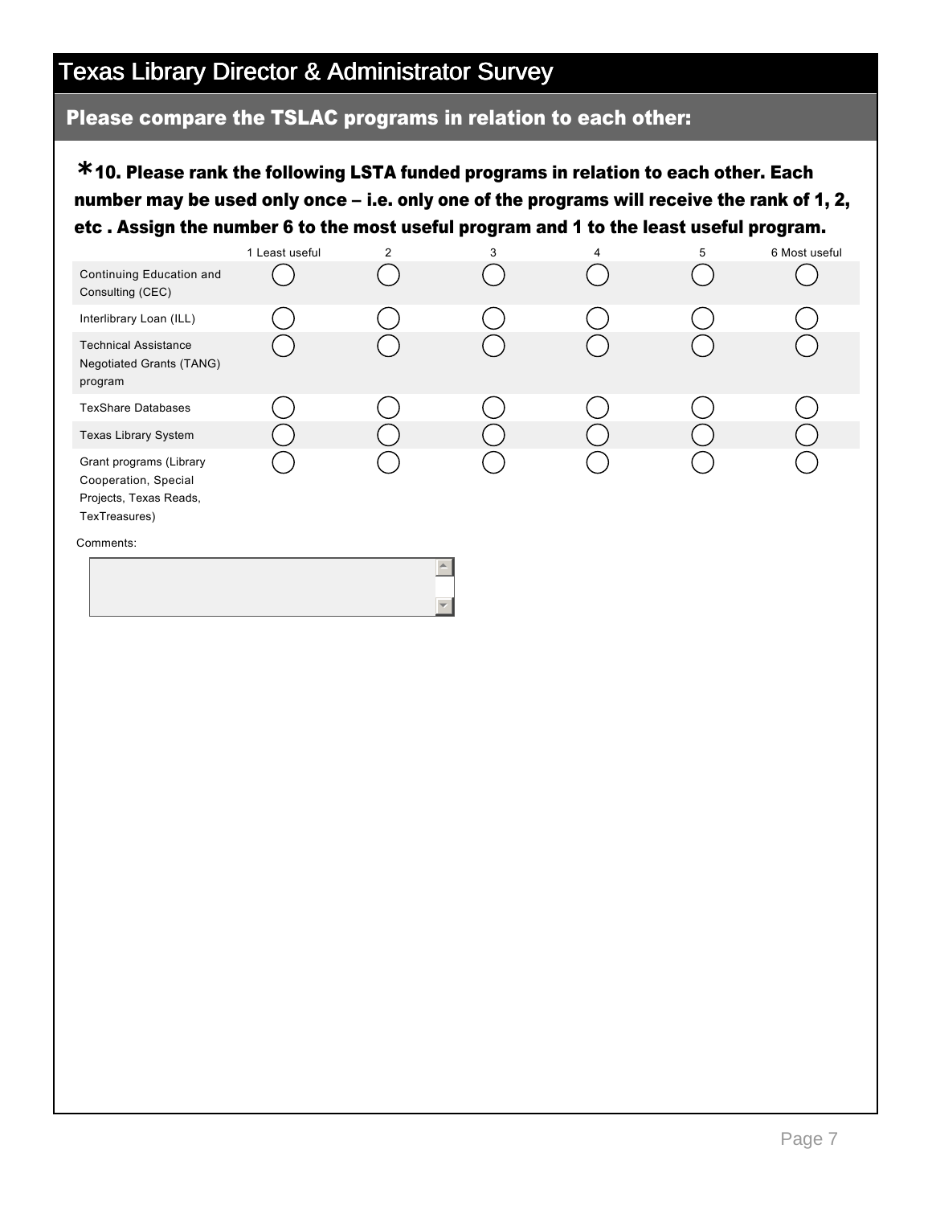# Texas Library Director & Administrator Survey

## Please compare the TSLAC programs in relation to each other:

**\*10. Please rank the following LSTA funded programs in relation to each other. Each number may be used only once – i.e. only one of the programs will receive the rank of 1, 2, etc . Assign the number 6 to the most useful program and 1 to the least useful program.**

| | 1 Least useful | 2 | 3 | 4 | 5 | 6 Most useful |
|---|---|---|---|---|---|---|
| Continuing Education and Consulting (CEC) | ◯ | ◯ | ◯ | ◯ | ◯ | ◯ |
| Interlibrary Loan (ILL) | ◯ | ◯ | ◯ | ◯ | ◯ | ◯ |
| Technical Assistance Negotiated Grants (TANG) program | ◯ | ◯ | ◯ | ◯ | ◯ | ◯ |
| TexShare Databases | ◯ | ◯ | ◯ | ◯ | ◯ | ◯ |
| Texas Library System | ◯ | ◯ | ◯ | ◯ | ◯ | ◯ |
| Grant programs (Library Cooperation, Special Projects, Texas Reads, TexTreasures) | ◯ | ◯ | ◯ | ◯ | ◯ | ◯ |

Comments: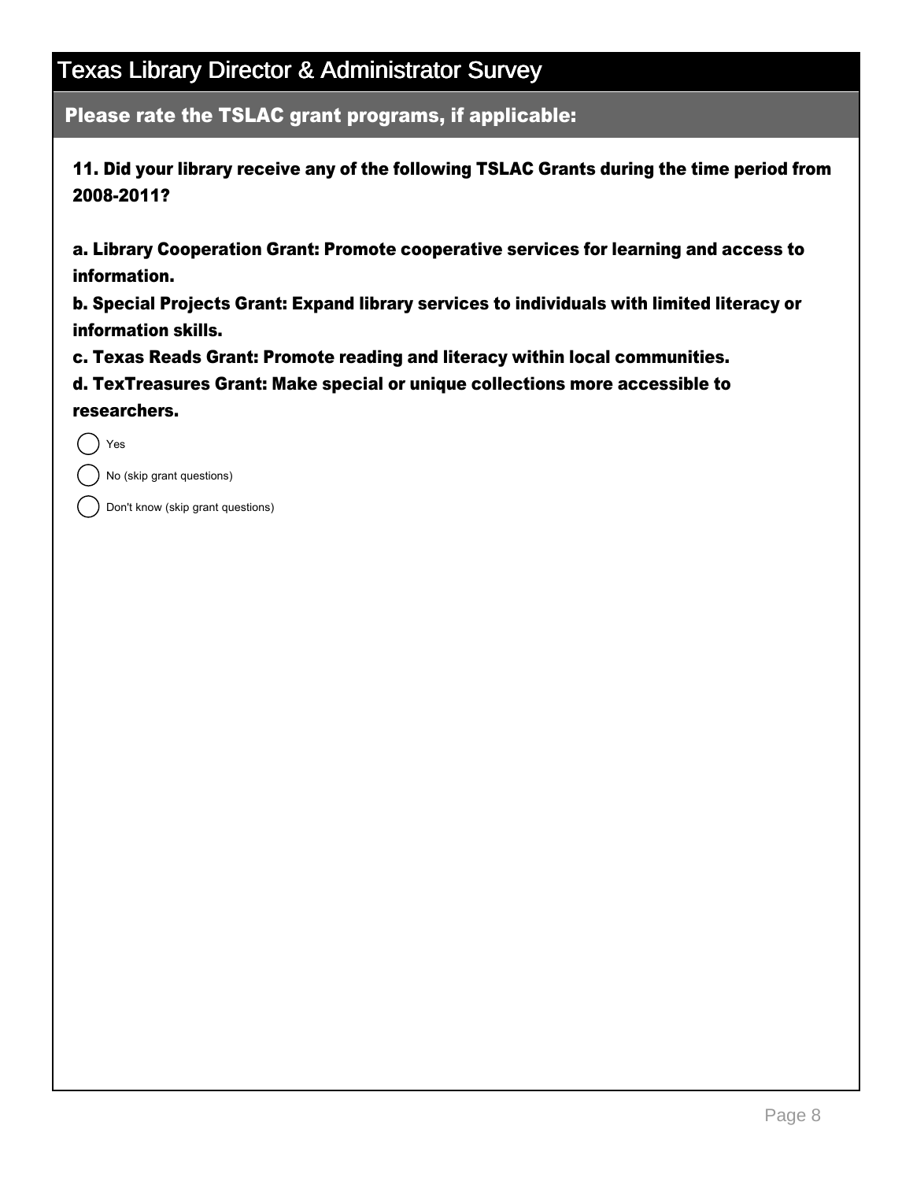# Texas Library Director & Administrator Survey

## Please rate the TSLAC grant programs, if applicable:

**11. Did your library receive any of the following TSLAC Grants during the time period from 2008-2011?**

**a. Library Cooperation Grant: Promote cooperative services for learning and access to information.**
**b. Special Projects Grant: Expand library services to individuals with limited literacy or information skills.**
**c. Texas Reads Grant: Promote reading and literacy within local communities.**
**d. TexTreasures Grant: Make special or unique collections more accessible to researchers.**

- ◯ Yes
- ◯ No (skip grant questions)
- ◯ Don't know (skip grant questions)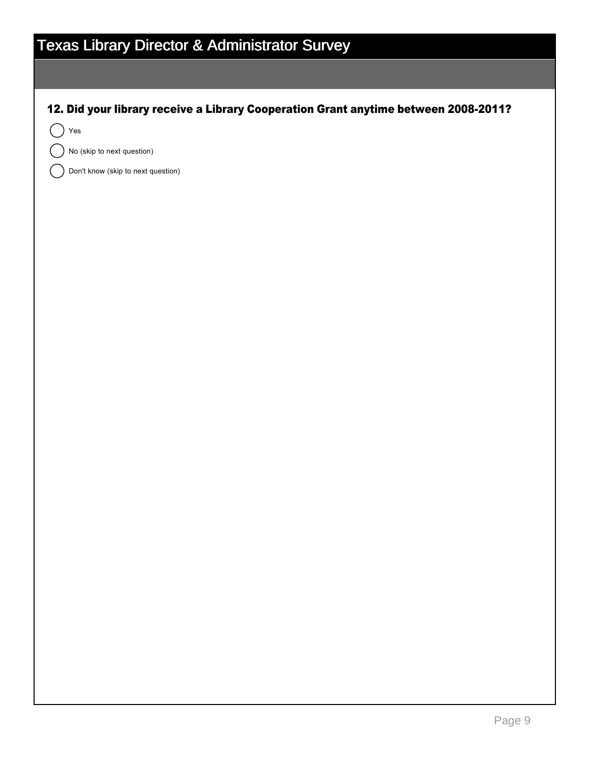# Texas Library Director & Administrator Survey

**12. Did your library receive a Library Cooperation Grant anytime between 2008-2011?**

- ◯ Yes
- ◯ No (skip to next question)
- ◯ Don't know (skip to next question)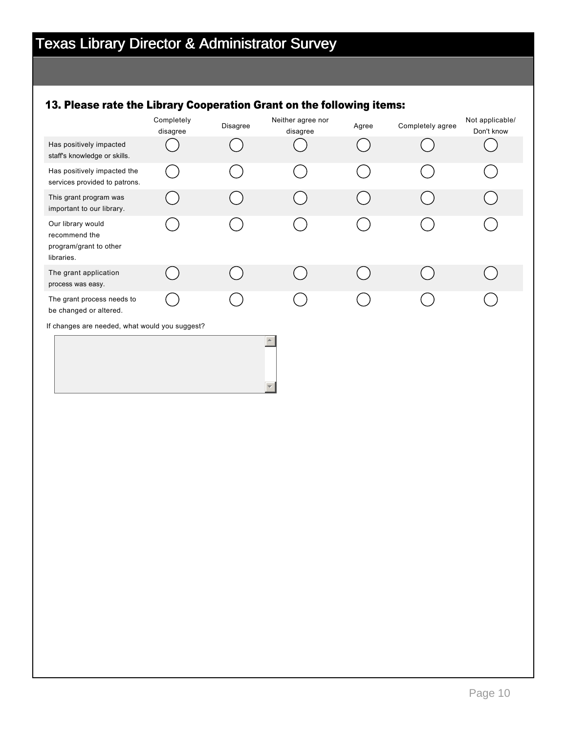# Texas Library Director & Administrator Survey

## 13. Please rate the Library Cooperation Grant on the following items:

| | Completely disagree | Disagree | Neither agree nor disagree | Agree | Completely agree | Not applicable/ Don't know |
|---|---|---|---|---|---|---|
| Has positively impacted staff's knowledge or skills. | ◯ | ◯ | ◯ | ◯ | ◯ | ◯ |
| Has positively impacted the services provided to patrons. | ◯ | ◯ | ◯ | ◯ | ◯ | ◯ |
| This grant program was important to our library. | ◯ | ◯ | ◯ | ◯ | ◯ | ◯ |
| Our library would recommend the program/grant to other libraries. | ◯ | ◯ | ◯ | ◯ | ◯ | ◯ |
| The grant application process was easy. | ◯ | ◯ | ◯ | ◯ | ◯ | ◯ |
| The grant process needs to be changed or altered. | ◯ | ◯ | ◯ | ◯ | ◯ | ◯ |

If changes are needed, what would you suggest?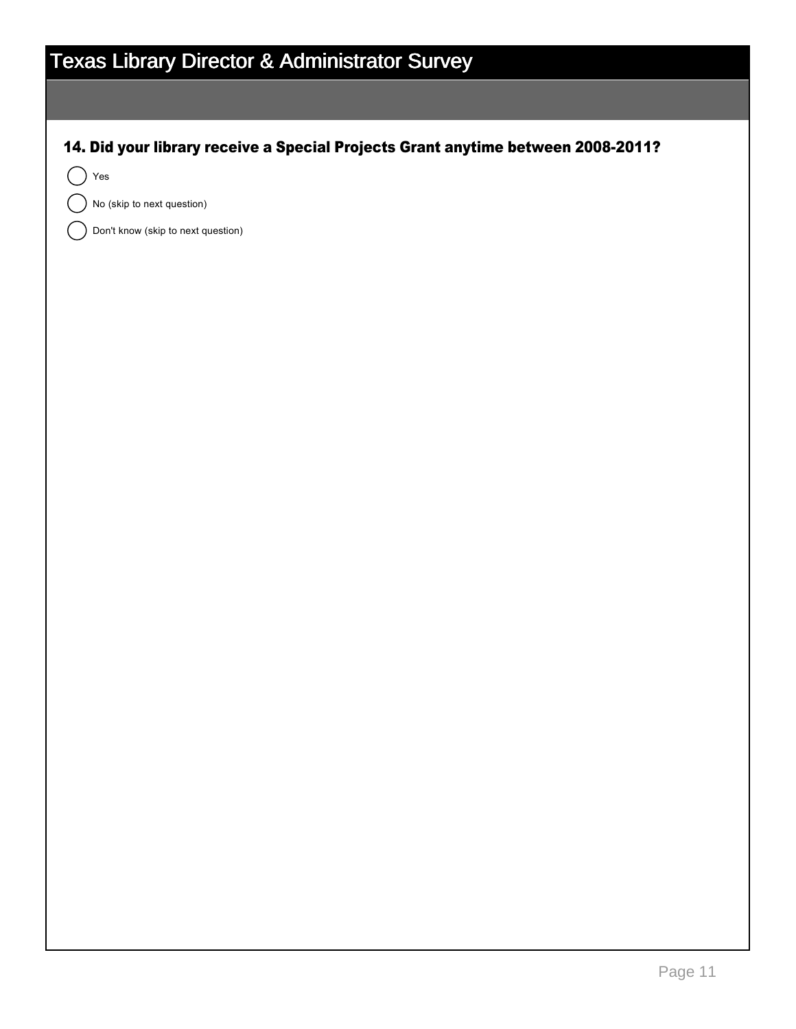# Texas Library Director & Administrator Survey

**14. Did your library receive a Special Projects Grant anytime between 2008-2011?**

- ( ) Yes
- ( ) No (skip to next question)
- ( ) Don't know (skip to next question)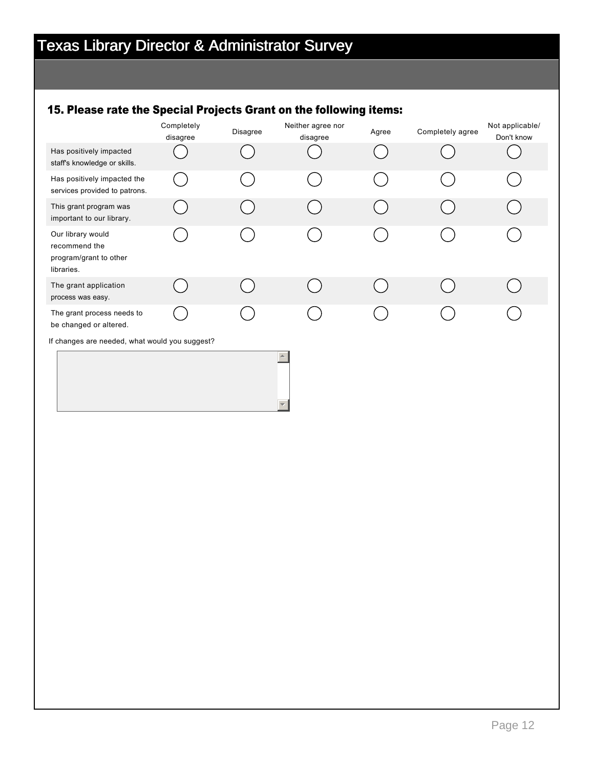# Texas Library Director & Administrator Survey

### 15. Please rate the Special Projects Grant on the following items:

| | Completely disagree | Disagree | Neither agree nor disagree | Agree | Completely agree | Not applicable/ Don't know |
|---|---|---|---|---|---|---|
| Has positively impacted staff's knowledge or skills. | ◯ | ◯ | ◯ | ◯ | ◯ | ◯ |
| Has positively impacted the services provided to patrons. | ◯ | ◯ | ◯ | ◯ | ◯ | ◯ |
| This grant program was important to our library. | ◯ | ◯ | ◯ | ◯ | ◯ | ◯ |
| Our library would recommend the program/grant to other libraries. | ◯ | ◯ | ◯ | ◯ | ◯ | ◯ |
| The grant application process was easy. | ◯ | ◯ | ◯ | ◯ | ◯ | ◯ |
| The grant process needs to be changed or altered. | ◯ | ◯ | ◯ | ◯ | ◯ | ◯ |

If changes are needed, what would you suggest?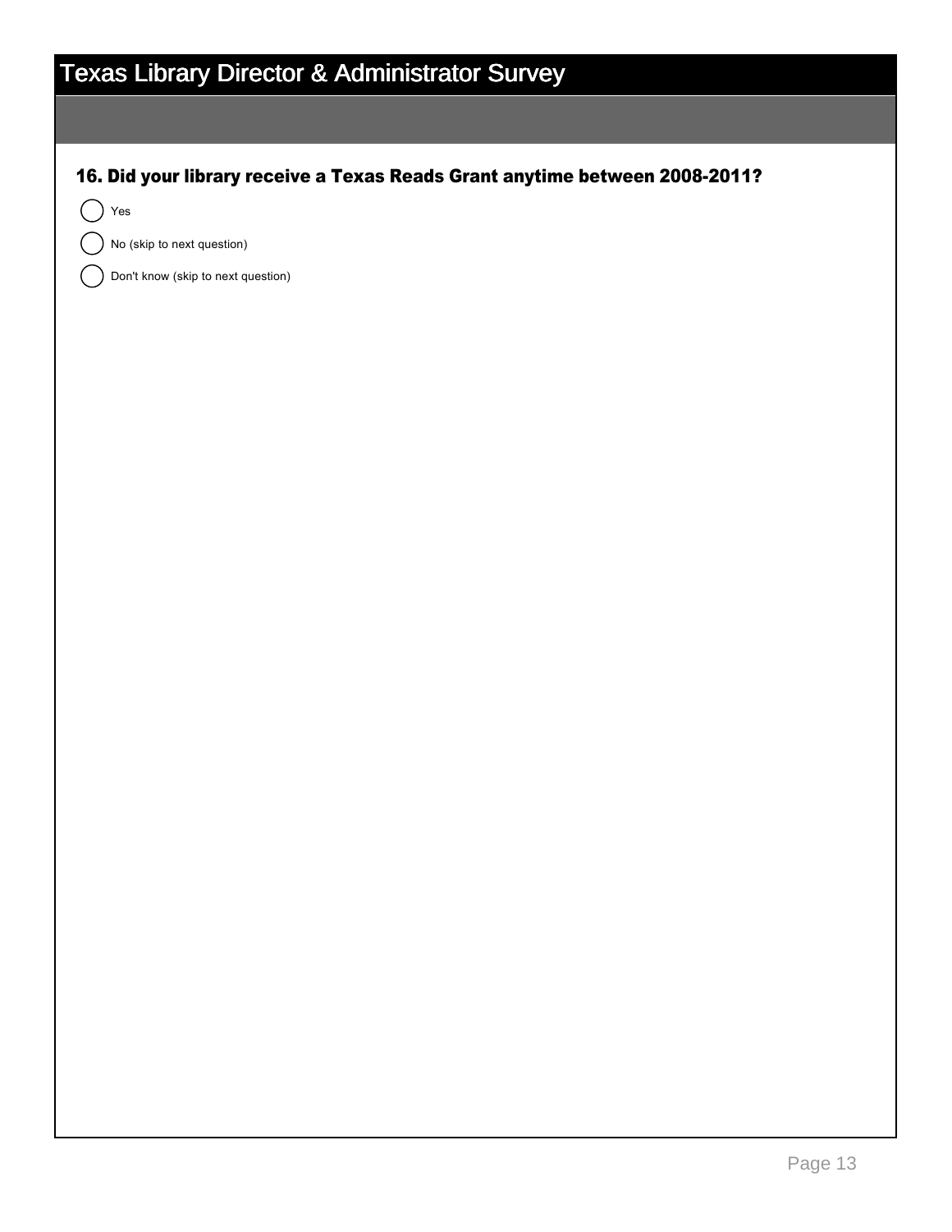# Texas Library Director & Administrator Survey

**16. Did your library receive a Texas Reads Grant anytime between 2008-2011?**

- ◯ Yes
- ◯ No (skip to next question)
- ◯ Don't know (skip to next question)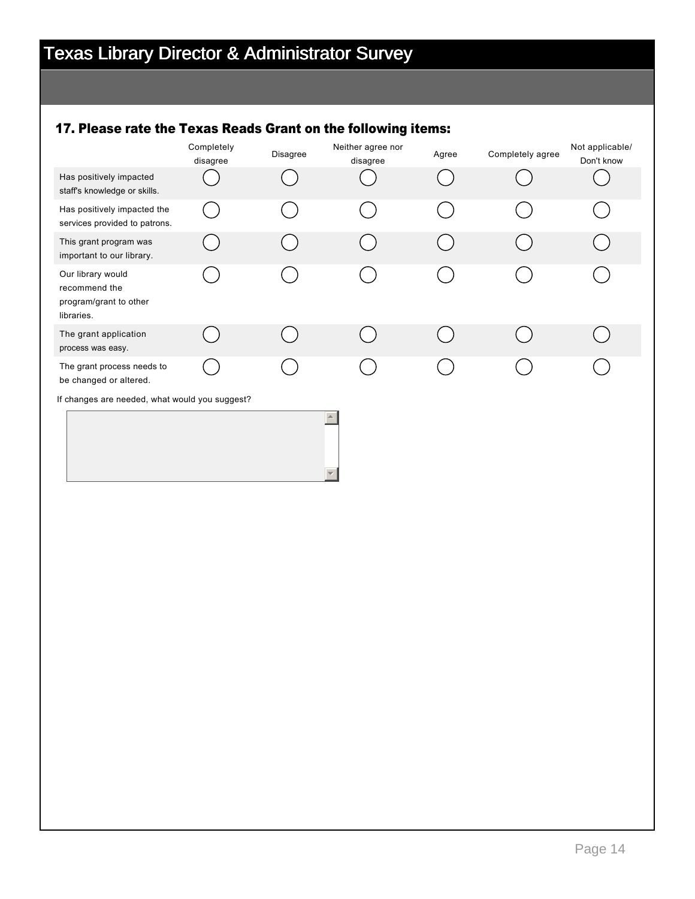# Texas Library Director & Administrator Survey

### 17. Please rate the Texas Reads Grant on the following items:

| | Completely disagree | Disagree | Neither agree nor disagree | Agree | Completely agree | Not applicable/ Don't know |
|---|---|---|---|---|---|---|
| Has positively impacted staff's knowledge or skills. | ◯ | ◯ | ◯ | ◯ | ◯ | ◯ |
| Has positively impacted the services provided to patrons. | ◯ | ◯ | ◯ | ◯ | ◯ | ◯ |
| This grant program was important to our library. | ◯ | ◯ | ◯ | ◯ | ◯ | ◯ |
| Our library would recommend the program/grant to other libraries. | ◯ | ◯ | ◯ | ◯ | ◯ | ◯ |
| The grant application process was easy. | ◯ | ◯ | ◯ | ◯ | ◯ | ◯ |
| The grant process needs to be changed or altered. | ◯ | ◯ | ◯ | ◯ | ◯ | ◯ |

If changes are needed, what would you suggest?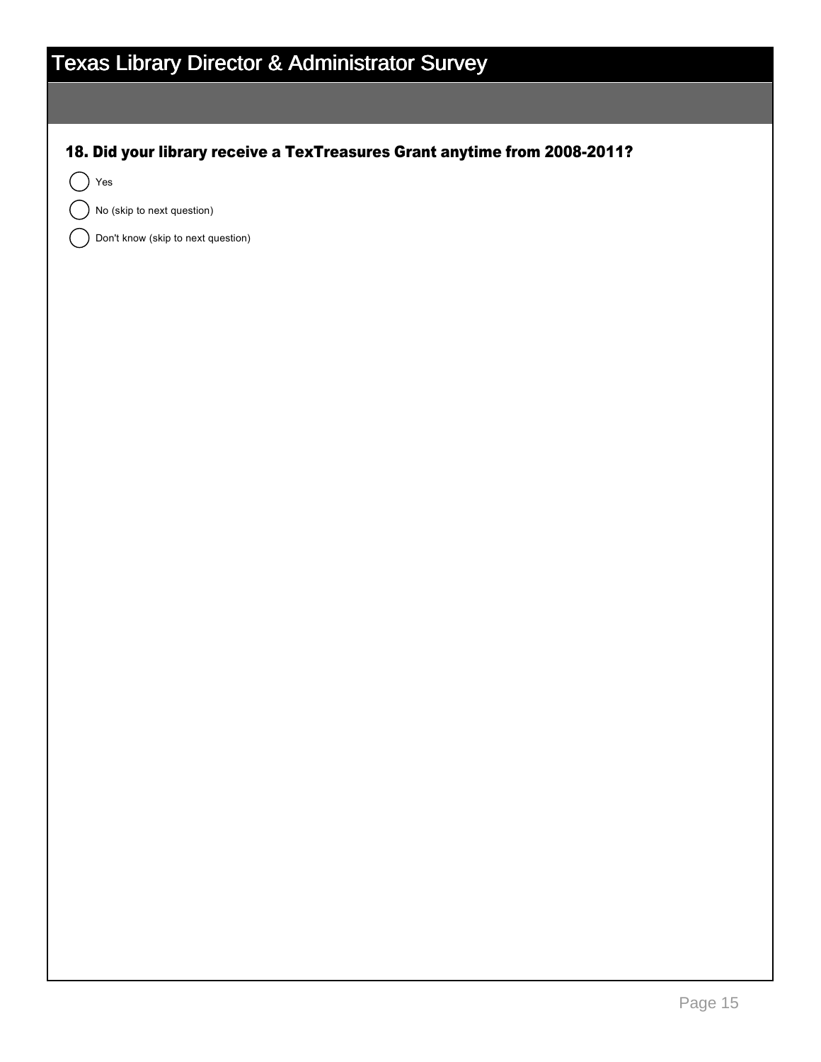# Texas Library Director & Administrator Survey

**18. Did your library receive a TexTreasures Grant anytime from 2008-2011?**

- Yes
- No (skip to next question)
- Don't know (skip to next question)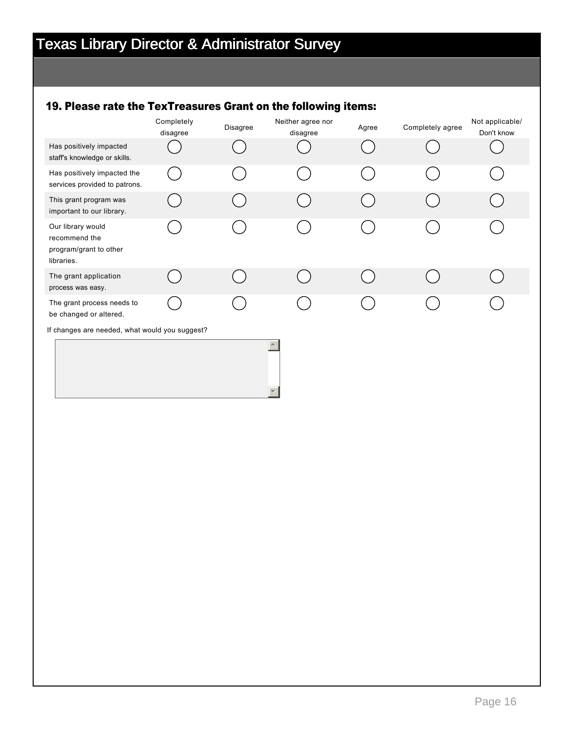# Texas Library Director & Administrator Survey

### 19. Please rate the TexTreasures Grant on the following items:

| | Completely disagree | Disagree | Neither agree nor disagree | Agree | Completely agree | Not applicable/ Don't know |
|---|---|---|---|---|---|---|
| Has positively impacted staff's knowledge or skills. | ◯ | ◯ | ◯ | ◯ | ◯ | ◯ |
| Has positively impacted the services provided to patrons. | ◯ | ◯ | ◯ | ◯ | ◯ | ◯ |
| This grant program was important to our library. | ◯ | ◯ | ◯ | ◯ | ◯ | ◯ |
| Our library would recommend the program/grant to other libraries. | ◯ | ◯ | ◯ | ◯ | ◯ | ◯ |
| The grant application process was easy. | ◯ | ◯ | ◯ | ◯ | ◯ | ◯ |
| The grant process needs to be changed or altered. | ◯ | ◯ | ◯ | ◯ | ◯ | ◯ |

If changes are needed, what would you suggest?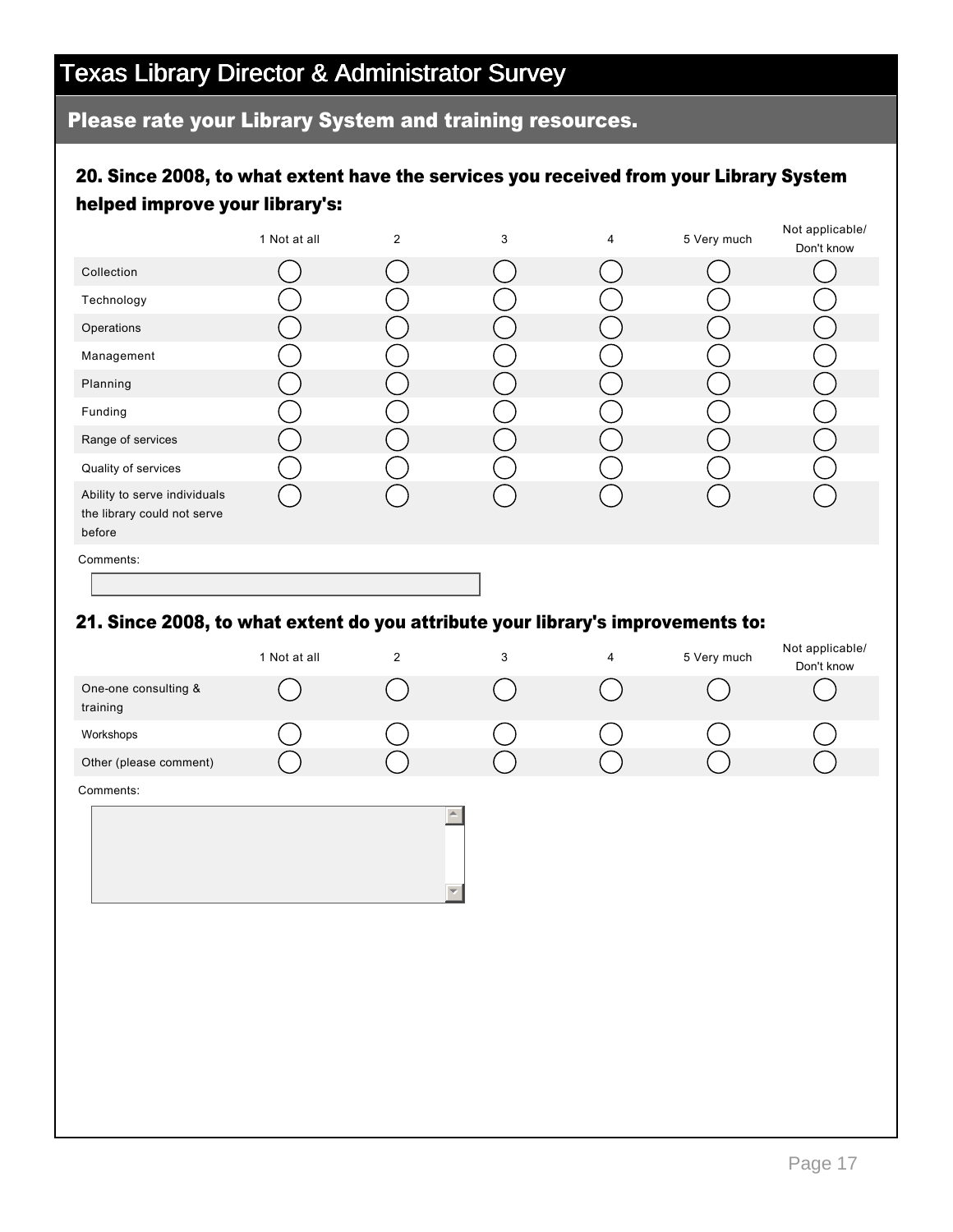# Texas Library Director & Administrator Survey

## Please rate your Library System and training resources.

### 20. Since 2008, to what extent have the services you received from your Library System helped improve your library's:

| | 1 Not at all | 2 | 3 | 4 | 5 Very much | Not applicable/ Don't know |
|---|---|---|---|---|---|---|
| Collection | ○ | ○ | ○ | ○ | ○ | ○ |
| Technology | ○ | ○ | ○ | ○ | ○ | ○ |
| Operations | ○ | ○ | ○ | ○ | ○ | ○ |
| Management | ○ | ○ | ○ | ○ | ○ | ○ |
| Planning | ○ | ○ | ○ | ○ | ○ | ○ |
| Funding | ○ | ○ | ○ | ○ | ○ | ○ |
| Range of services | ○ | ○ | ○ | ○ | ○ | ○ |
| Quality of services | ○ | ○ | ○ | ○ | ○ | ○ |
| Ability to serve individuals the library could not serve before | ○ | ○ | ○ | ○ | ○ | ○ |

Comments:

### 21. Since 2008, to what extent do you attribute your library's improvements to:

| | 1 Not at all | 2 | 3 | 4 | 5 Very much | Not applicable/ Don't know |
|---|---|---|---|---|---|---|
| One-one consulting & training | ○ | ○ | ○ | ○ | ○ | ○ |
| Workshops | ○ | ○ | ○ | ○ | ○ | ○ |
| Other (please comment) | ○ | ○ | ○ | ○ | ○ | ○ |

Comments: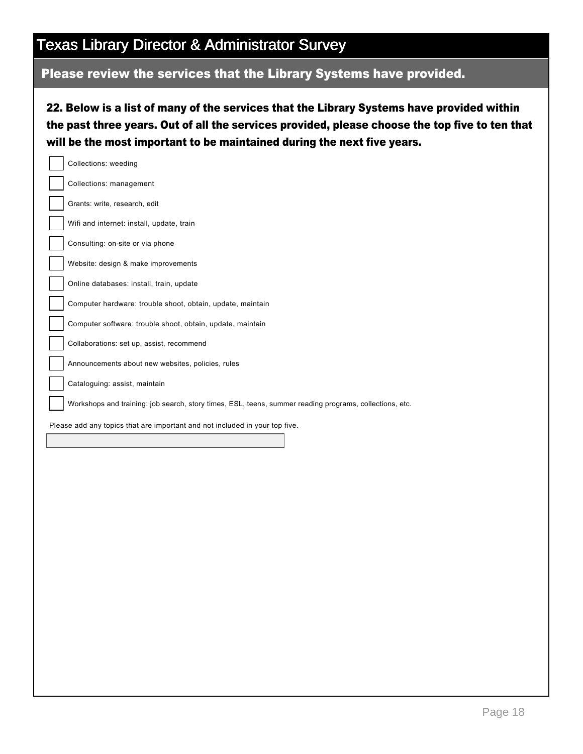# Texas Library Director & Administrator Survey

## Please review the services that the Library Systems have provided.

**22. Below is a list of many of the services that the Library Systems have provided within the past three years. Out of all the services provided, please choose the top five to ten that will be the most important to be maintained during the next five years.**

- [ ] Collections: weeding
- [ ] Collections: management
- [ ] Grants: write, research, edit
- [ ] Wifi and internet: install, update, train
- [ ] Consulting: on-site or via phone
- [ ] Website: design & make improvements
- [ ] Online databases: install, train, update
- [ ] Computer hardware: trouble shoot, obtain, update, maintain
- [ ] Computer software: trouble shoot, obtain, update, maintain
- [ ] Collaborations: set up, assist, recommend
- [ ] Announcements about new websites, policies, rules
- [ ] Cataloguing: assist, maintain
- [ ] Workshops and training: job search, story times, ESL, teens, summer reading programs, collections, etc.

Please add any topics that are important and not included in your top five.

\_\_\_\_\_\_\_\_\_\_\_\_\_\_\_\_\_\_\_\_\_\_\_\_\_\_\_\_\_\_\_\_\_\_\_\_\_\_\_\_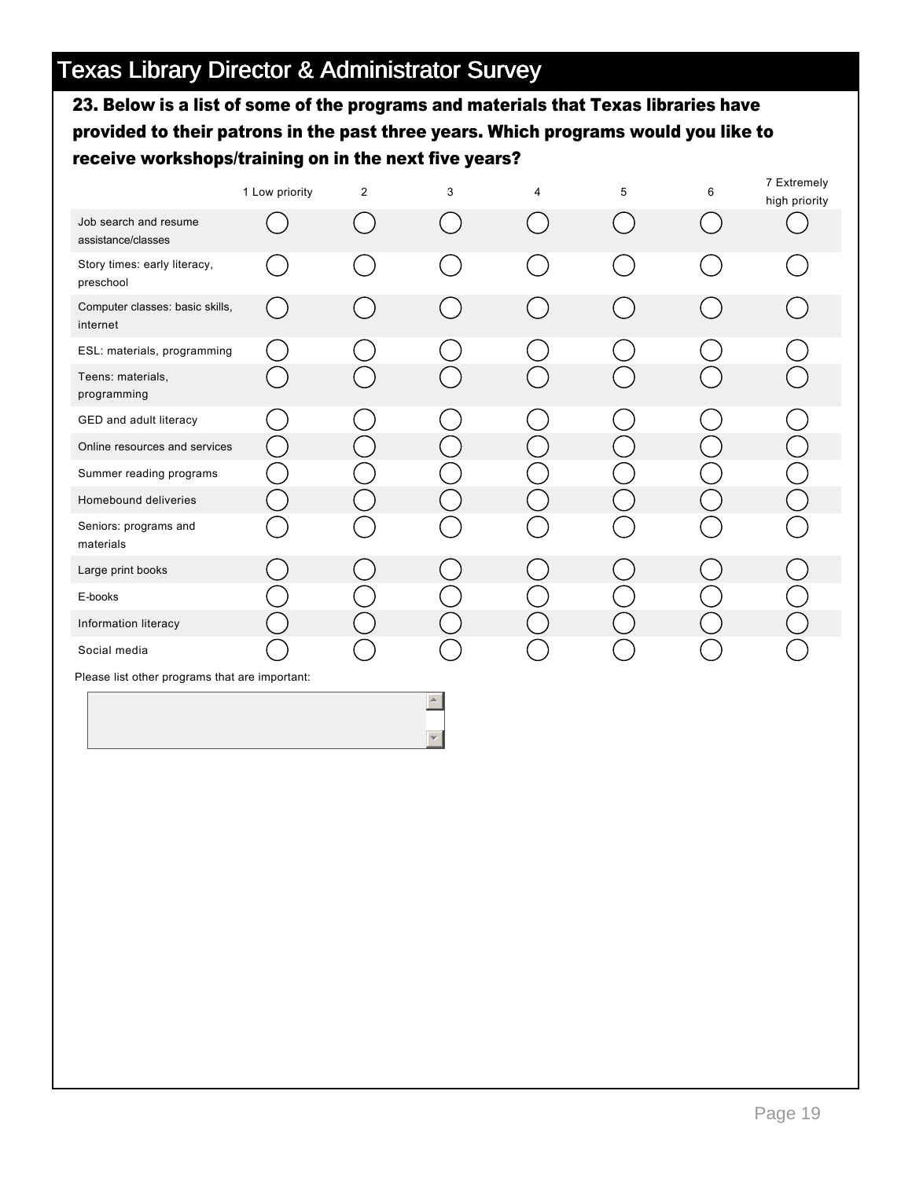# Texas Library Director & Administrator Survey

**23. Below is a list of some of the programs and materials that Texas libraries have provided to their patrons in the past three years. Which programs would you like to receive workshops/training on in the next five years?**

| | 1 Low priority | 2 | 3 | 4 | 5 | 6 | 7 Extremely high priority |
|---|---|---|---|---|---|---|---|
| Job search and resume assistance/classes | ◯ | ◯ | ◯ | ◯ | ◯ | ◯ | ◯ |
| Story times: early literacy, preschool | ◯ | ◯ | ◯ | ◯ | ◯ | ◯ | ◯ |
| Computer classes: basic skills, internet | ◯ | ◯ | ◯ | ◯ | ◯ | ◯ | ◯ |
| ESL: materials, programming | ◯ | ◯ | ◯ | ◯ | ◯ | ◯ | ◯ |
| Teens: materials, programming | ◯ | ◯ | ◯ | ◯ | ◯ | ◯ | ◯ |
| GED and adult literacy | ◯ | ◯ | ◯ | ◯ | ◯ | ◯ | ◯ |
| Online resources and services | ◯ | ◯ | ◯ | ◯ | ◯ | ◯ | ◯ |
| Summer reading programs | ◯ | ◯ | ◯ | ◯ | ◯ | ◯ | ◯ |
| Homebound deliveries | ◯ | ◯ | ◯ | ◯ | ◯ | ◯ | ◯ |
| Seniors: programs and materials | ◯ | ◯ | ◯ | ◯ | ◯ | ◯ | ◯ |
| Large print books | ◯ | ◯ | ◯ | ◯ | ◯ | ◯ | ◯ |
| E-books | ◯ | ◯ | ◯ | ◯ | ◯ | ◯ | ◯ |
| Information literacy | ◯ | ◯ | ◯ | ◯ | ◯ | ◯ | ◯ |
| Social media | ◯ | ◯ | ◯ | ◯ | ◯ | ◯ | ◯ |

Please list other programs that are important: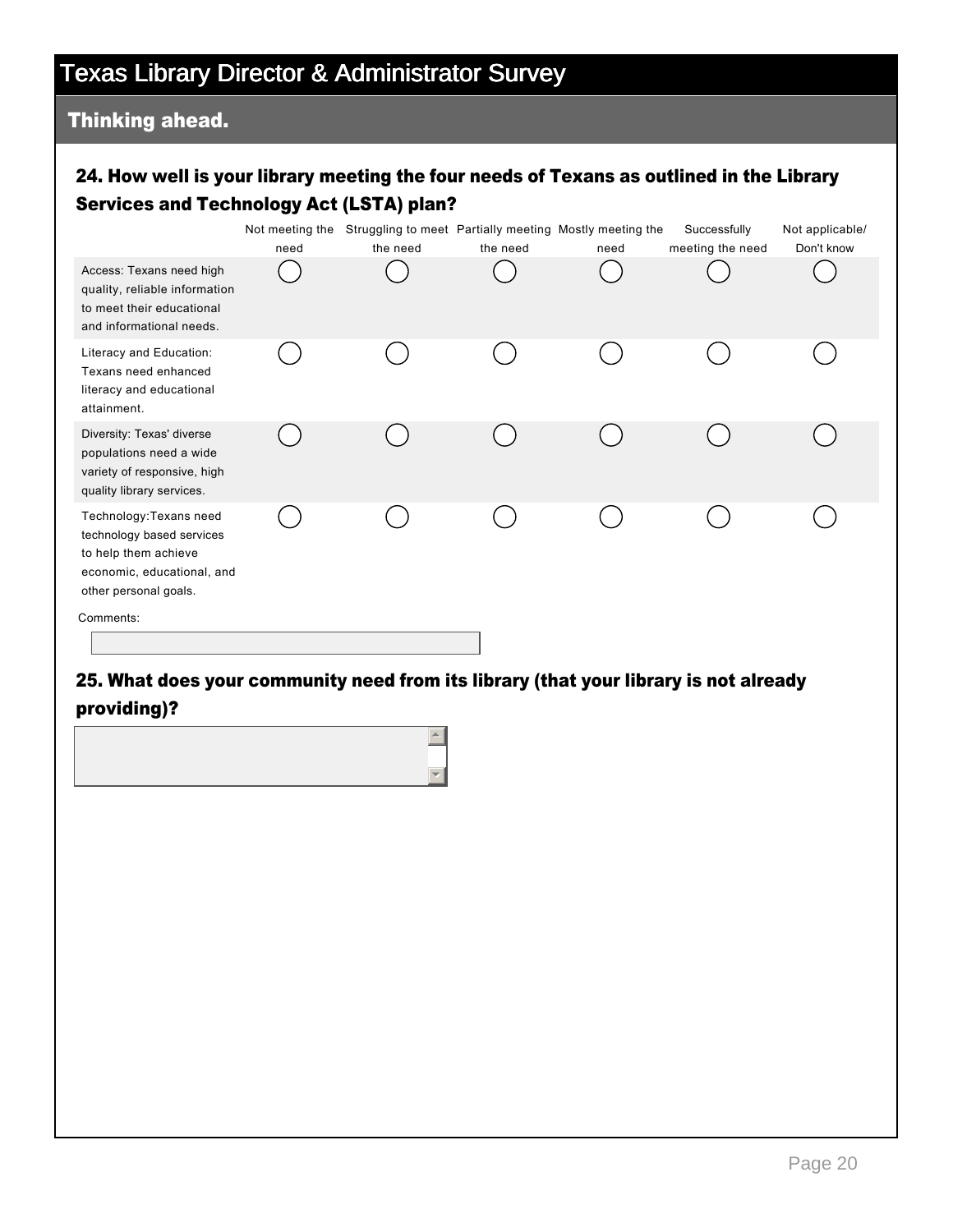# Texas Library Director & Administrator Survey

## Thinking ahead.

### 24. How well is your library meeting the four needs of Texans as outlined in the Library Services and Technology Act (LSTA) plan?

| | Not meeting the need | Struggling to meet the need | Partially meeting the need | Mostly meeting the need | Successfully meeting the need | Not applicable/ Don't know |
|---|---|---|---|---|---|---|
| Access: Texans need high quality, reliable information to meet their educational and informational needs. | ◯ | ◯ | ◯ | ◯ | ◯ | ◯ |
| Literacy and Education: Texans need enhanced literacy and educational attainment. | ◯ | ◯ | ◯ | ◯ | ◯ | ◯ |
| Diversity: Texas' diverse populations need a wide variety of responsive, high quality library services. | ◯ | ◯ | ◯ | ◯ | ◯ | ◯ |
| Technology:Texans need technology based services to help them achieve economic, educational, and other personal goals. | ◯ | ◯ | ◯ | ◯ | ◯ | ◯ |

Comments:

### 25. What does your community need from its library (that your library is not already providing)?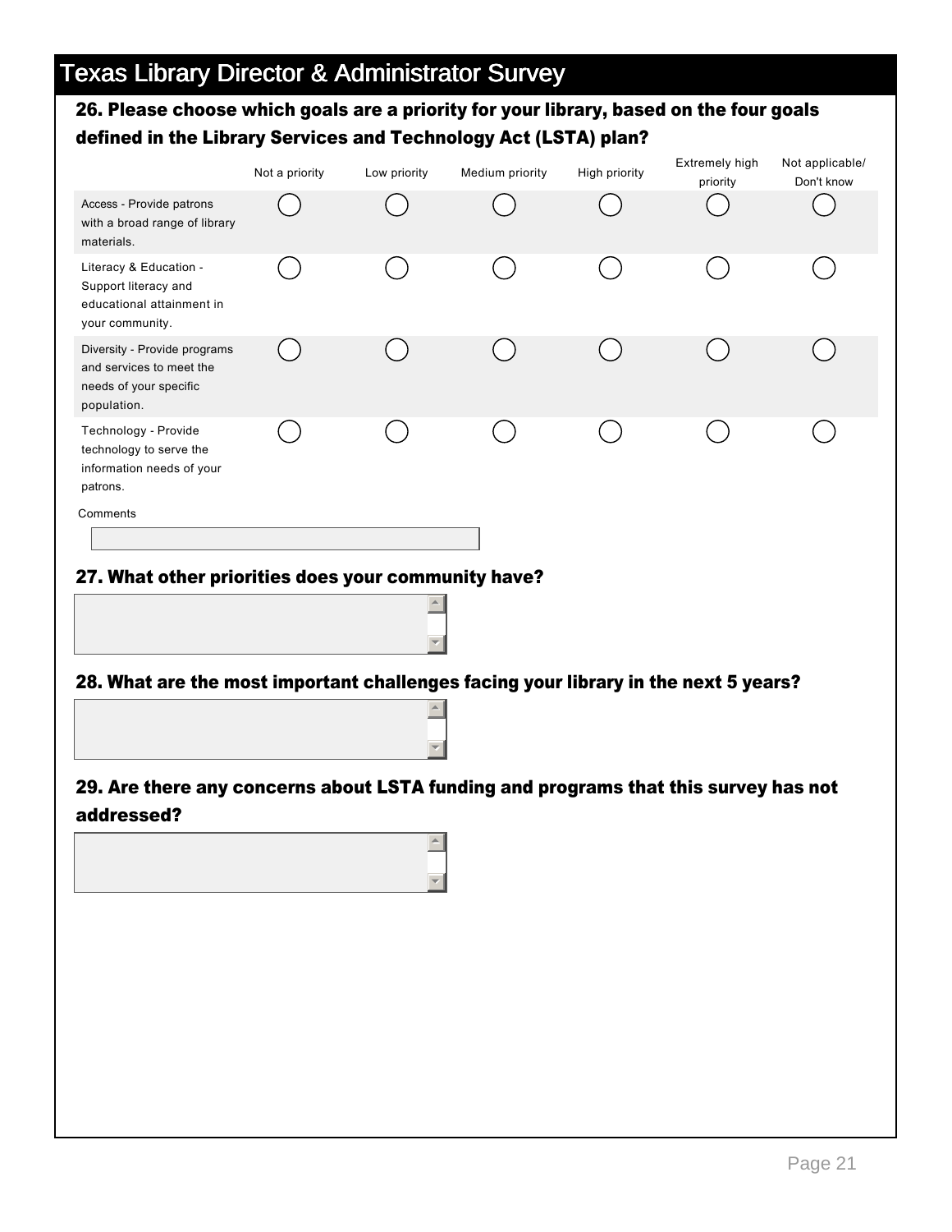# Texas Library Director & Administrator Survey

**26. Please choose which goals are a priority for your library, based on the four goals defined in the Library Services and Technology Act (LSTA) plan?**

| | Not a priority | Low priority | Medium priority | High priority | Extremely high priority | Not applicable/ Don't know |
|---|---|---|---|---|---|---|
| Access - Provide patrons with a broad range of library materials. | ◯ | ◯ | ◯ | ◯ | ◯ | ◯ |
| Literacy & Education - Support literacy and educational attainment in your community. | ◯ | ◯ | ◯ | ◯ | ◯ | ◯ |
| Diversity - Provide programs and services to meet the needs of your specific population. | ◯ | ◯ | ◯ | ◯ | ◯ | ◯ |
| Technology - Provide technology to serve the information needs of your patrons. | ◯ | ◯ | ◯ | ◯ | ◯ | ◯ |

Comments

**27. What other priorities does your community have?**

**28. What are the most important challenges facing your library in the next 5 years?**

**29. Are there any concerns about LSTA funding and programs that this survey has not addressed?**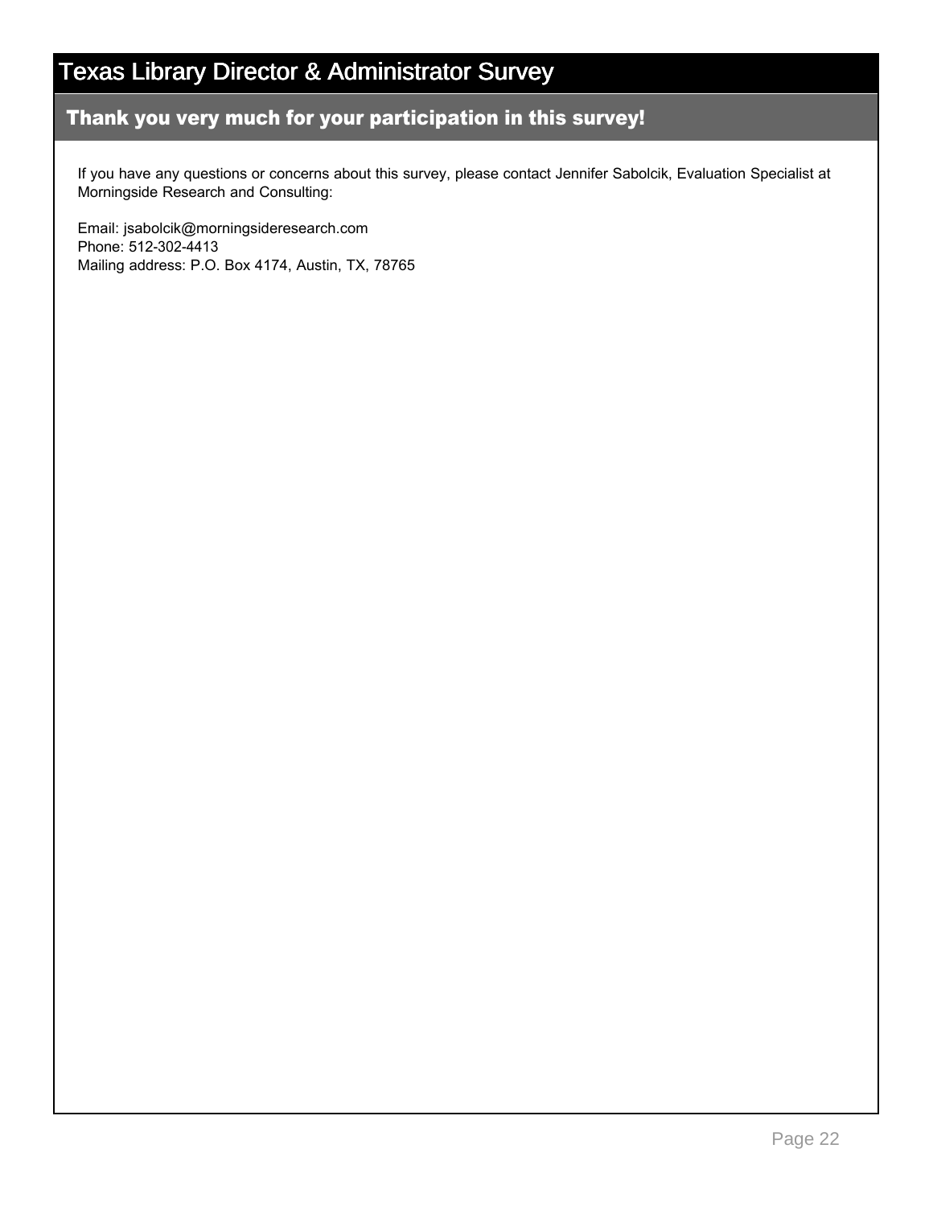# Texas Library Director & Administrator Survey

## Thank you very much for your participation in this survey!

If you have any questions or concerns about this survey, please contact Jennifer Sabolcik, Evaluation Specialist at Morningside Research and Consulting:

Email: jsabolcik@morningsideresearch.com
Phone: 512-302-4413
Mailing address: P.O. Box 4174, Austin, TX, 78765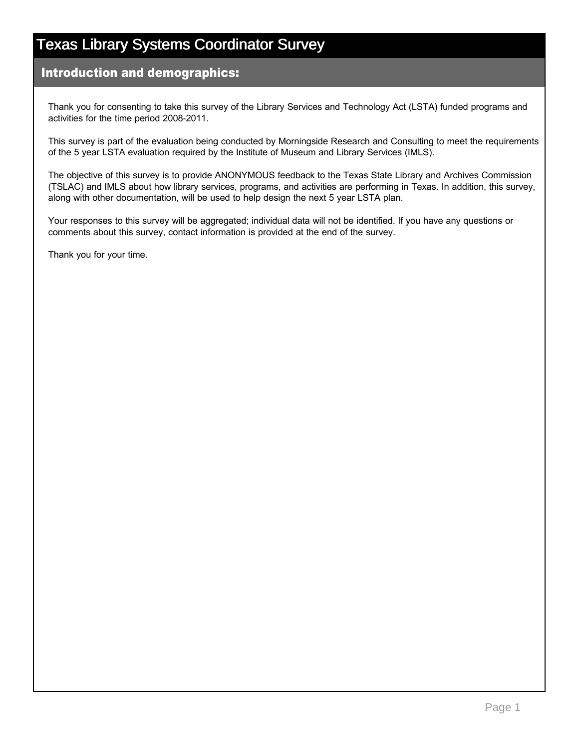# Texas Library Systems Coordinator Survey

## Introduction and demographics:

Thank you for consenting to take this survey of the Library Services and Technology Act (LSTA) funded programs and activities for the time period 2008-2011.

This survey is part of the evaluation being conducted by Morningside Research and Consulting to meet the requirements of the 5 year LSTA evaluation required by the Institute of Museum and Library Services (IMLS).

The objective of this survey is to provide ANONYMOUS feedback to the Texas State Library and Archives Commission (TSLAC) and IMLS about how library services, programs, and activities are performing in Texas. In addition, this survey, along with other documentation, will be used to help design the next 5 year LSTA plan.

Your responses to this survey will be aggregated; individual data will not be identified. If you have any questions or comments about this survey, contact information is provided at the end of the survey.

Thank you for your time.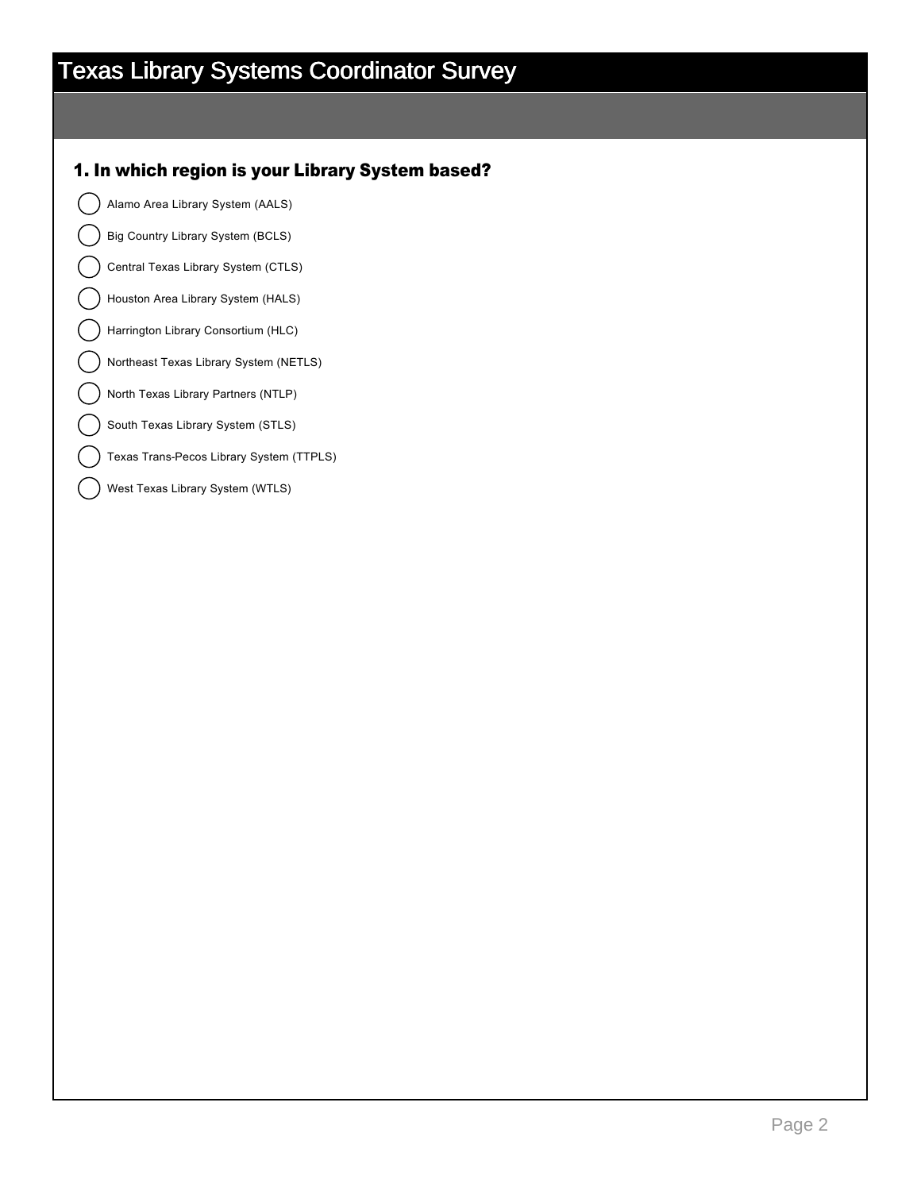# Texas Library Systems Coordinator Survey

**1. In which region is your Library System based?**

- ◯ Alamo Area Library System (AALS)
- ◯ Big Country Library System (BCLS)
- ◯ Central Texas Library System (CTLS)
- ◯ Houston Area Library System (HALS)
- ◯ Harrington Library Consortium (HLC)
- ◯ Northeast Texas Library System (NETLS)
- ◯ North Texas Library Partners (NTLP)
- ◯ South Texas Library System (STLS)
- ◯ Texas Trans-Pecos Library System (TTPLS)
- ◯ West Texas Library System (WTLS)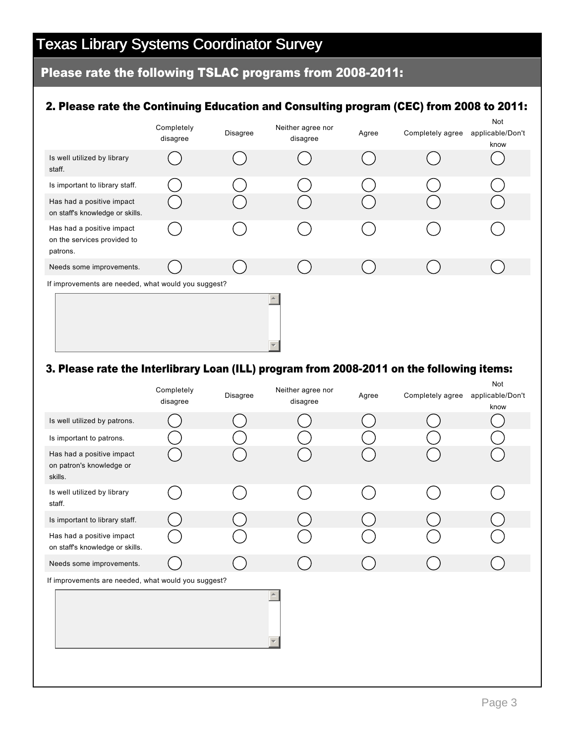# Texas Library Systems Coordinator Survey

## Please rate the following TSLAC programs from 2008-2011:

### 2. Please rate the Continuing Education and Consulting program (CEC) from 2008 to 2011:

| | Completely disagree | Disagree | Neither agree nor disagree | Agree | Completely agree | Not applicable/Don't know |
|---|---|---|---|---|---|---|
| Is well utilized by library staff. | ◯ | ◯ | ◯ | ◯ | ◯ | ◯ |
| Is important to library staff. | ◯ | ◯ | ◯ | ◯ | ◯ | ◯ |
| Has had a positive impact on staff's knowledge or skills. | ◯ | ◯ | ◯ | ◯ | ◯ | ◯ |
| Has had a positive impact on the services provided to patrons. | ◯ | ◯ | ◯ | ◯ | ◯ | ◯ |
| Needs some improvements. | ◯ | ◯ | ◯ | ◯ | ◯ | ◯ |

If improvements are needed, what would you suggest?

### 3. Please rate the Interlibrary Loan (ILL) program from 2008-2011 on the following items:

| | Completely disagree | Disagree | Neither agree nor disagree | Agree | Completely agree | Not applicable/Don't know |
|---|---|---|---|---|---|---|
| Is well utilized by patrons. | ◯ | ◯ | ◯ | ◯ | ◯ | ◯ |
| Is important to patrons. | ◯ | ◯ | ◯ | ◯ | ◯ | ◯ |
| Has had a positive impact on patron's knowledge or skills. | ◯ | ◯ | ◯ | ◯ | ◯ | ◯ |
| Is well utilized by library staff. | ◯ | ◯ | ◯ | ◯ | ◯ | ◯ |
| Is important to library staff. | ◯ | ◯ | ◯ | ◯ | ◯ | ◯ |
| Has had a positive impact on staff's knowledge or skills. | ◯ | ◯ | ◯ | ◯ | ◯ | ◯ |
| Needs some improvements. | ◯ | ◯ | ◯ | ◯ | ◯ | ◯ |

If improvements are needed, what would you suggest?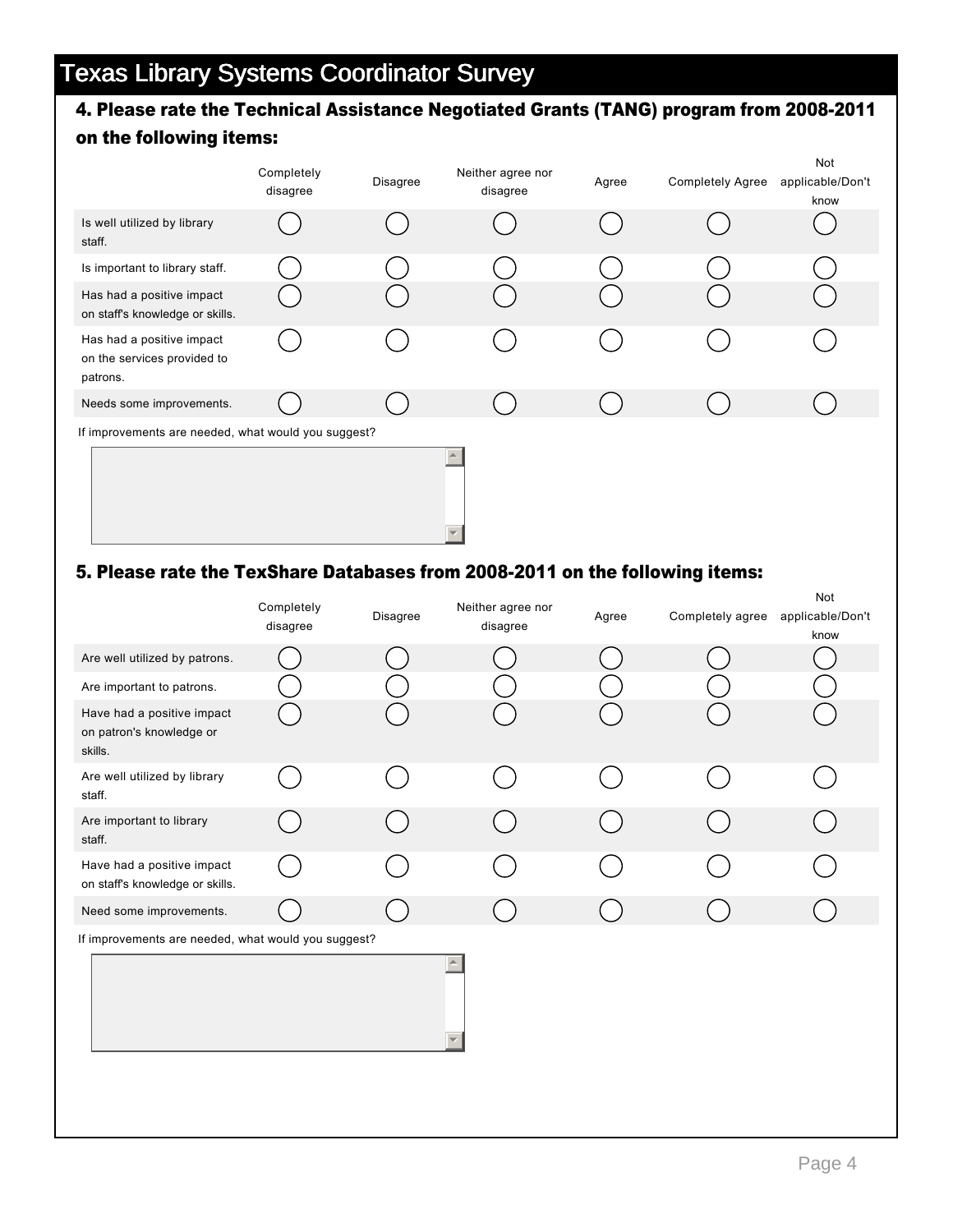# Texas Library Systems Coordinator Survey

## 4. Please rate the Technical Assistance Negotiated Grants (TANG) program from 2008-2011 on the following items:

| | Completely disagree | Disagree | Neither agree nor disagree | Agree | Completely Agree | Not applicable/Don't know |
|---|---|---|---|---|---|---|
| Is well utilized by library staff. | ◯ | ◯ | ◯ | ◯ | ◯ | ◯ |
| Is important to library staff. | ◯ | ◯ | ◯ | ◯ | ◯ | ◯ |
| Has had a positive impact on staff's knowledge or skills. | ◯ | ◯ | ◯ | ◯ | ◯ | ◯ |
| Has had a positive impact on the services provided to patrons. | ◯ | ◯ | ◯ | ◯ | ◯ | ◯ |
| Needs some improvements. | ◯ | ◯ | ◯ | ◯ | ◯ | ◯ |

If improvements are needed, what would you suggest?

## 5. Please rate the TexShare Databases from 2008-2011 on the following items:

| | Completely disagree | Disagree | Neither agree nor disagree | Agree | Completely agree | Not applicable/Don't know |
|---|---|---|---|---|---|---|
| Are well utilized by patrons. | ◯ | ◯ | ◯ | ◯ | ◯ | ◯ |
| Are important to patrons. | ◯ | ◯ | ◯ | ◯ | ◯ | ◯ |
| Have had a positive impact on patron's knowledge or skills. | ◯ | ◯ | ◯ | ◯ | ◯ | ◯ |
| Are well utilized by library staff. | ◯ | ◯ | ◯ | ◯ | ◯ | ◯ |
| Are important to library staff. | ◯ | ◯ | ◯ | ◯ | ◯ | ◯ |
| Have had a positive impact on staff's knowledge or skills. | ◯ | ◯ | ◯ | ◯ | ◯ | ◯ |
| Need some improvements. | ◯ | ◯ | ◯ | ◯ | ◯ | ◯ |

If improvements are needed, what would you suggest?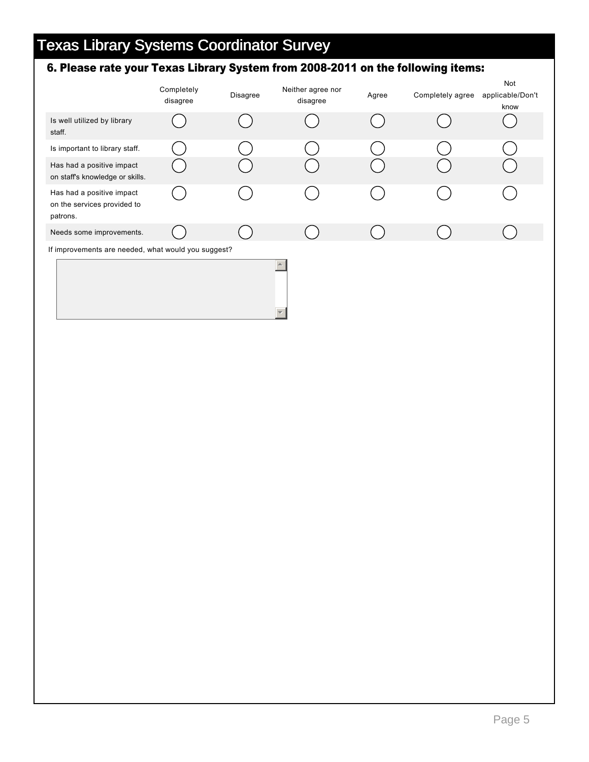# Texas Library Systems Coordinator Survey

## 6. Please rate your Texas Library System from 2008-2011 on the following items:

| | Completely disagree | Disagree | Neither agree nor disagree | Agree | Completely agree | Not applicable/Don't know |
|---|---|---|---|---|---|---|
| Is well utilized by library staff. | ◯ | ◯ | ◯ | ◯ | ◯ | ◯ |
| Is important to library staff. | ◯ | ◯ | ◯ | ◯ | ◯ | ◯ |
| Has had a positive impact on staff's knowledge or skills. | ◯ | ◯ | ◯ | ◯ | ◯ | ◯ |
| Has had a positive impact on the services provided to patrons. | ◯ | ◯ | ◯ | ◯ | ◯ | ◯ |
| Needs some improvements. | ◯ | ◯ | ◯ | ◯ | ◯ | ◯ |

If improvements are needed, what would you suggest?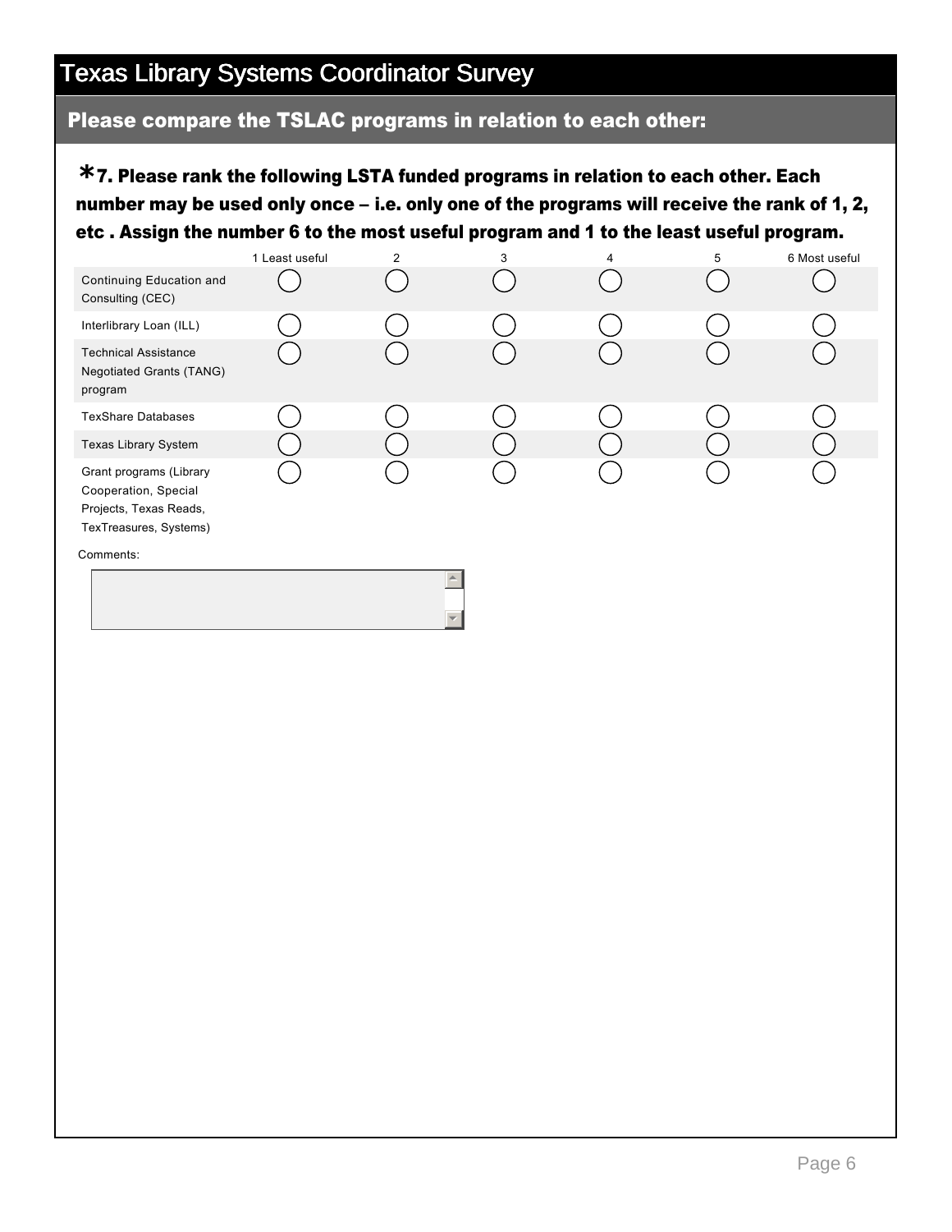# Texas Library Systems Coordinator Survey

## Please compare the TSLAC programs in relation to each other:

**\*7. Please rank the following LSTA funded programs in relation to each other. Each number may be used only once – i.e. only one of the programs will receive the rank of 1, 2, etc . Assign the number 6 to the most useful program and 1 to the least useful program.**

| | 1 Least useful | 2 | 3 | 4 | 5 | 6 Most useful |
|---|---|---|---|---|---|---|
| Continuing Education and Consulting (CEC) | ◯ | ◯ | ◯ | ◯ | ◯ | ◯ |
| Interlibrary Loan (ILL) | ◯ | ◯ | ◯ | ◯ | ◯ | ◯ |
| Technical Assistance Negotiated Grants (TANG) program | ◯ | ◯ | ◯ | ◯ | ◯ | ◯ |
| TexShare Databases | ◯ | ◯ | ◯ | ◯ | ◯ | ◯ |
| Texas Library System | ◯ | ◯ | ◯ | ◯ | ◯ | ◯ |
| Grant programs (Library Cooperation, Special Projects, Texas Reads, TexTreasures, Systems) | ◯ | ◯ | ◯ | ◯ | ◯ | ◯ |

Comments: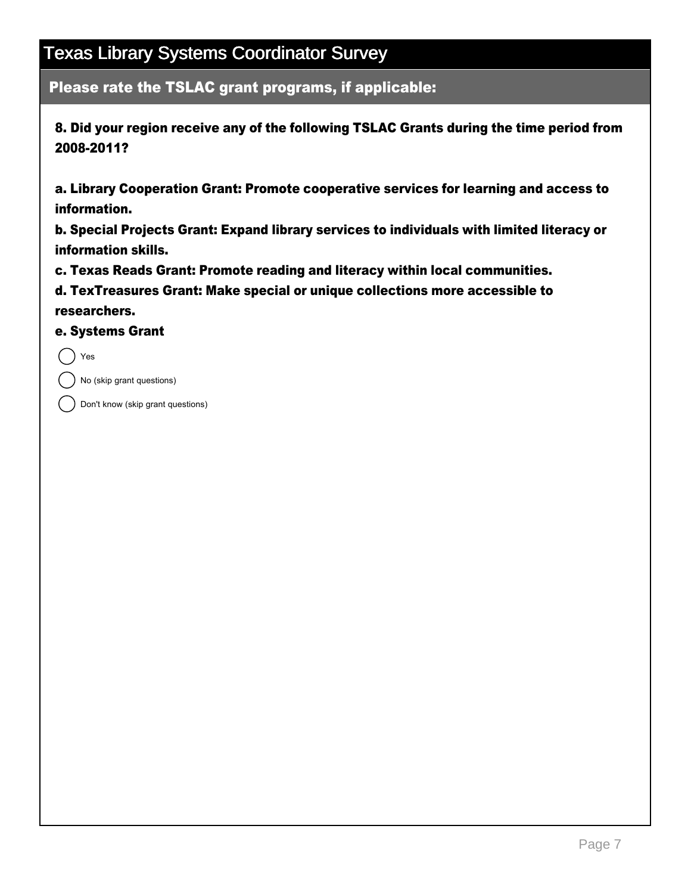# Texas Library Systems Coordinator Survey

## Please rate the TSLAC grant programs, if applicable:

**8. Did your region receive any of the following TSLAC Grants during the time period from 2008-2011?**

**a. Library Cooperation Grant: Promote cooperative services for learning and access to information.**

**b. Special Projects Grant: Expand library services to individuals with limited literacy or information skills.**

**c. Texas Reads Grant: Promote reading and literacy within local communities.**

**d. TexTreasures Grant: Make special or unique collections more accessible to researchers.**

**e. Systems Grant**

- ○ Yes
- ○ No (skip grant questions)
- ○ Don't know (skip grant questions)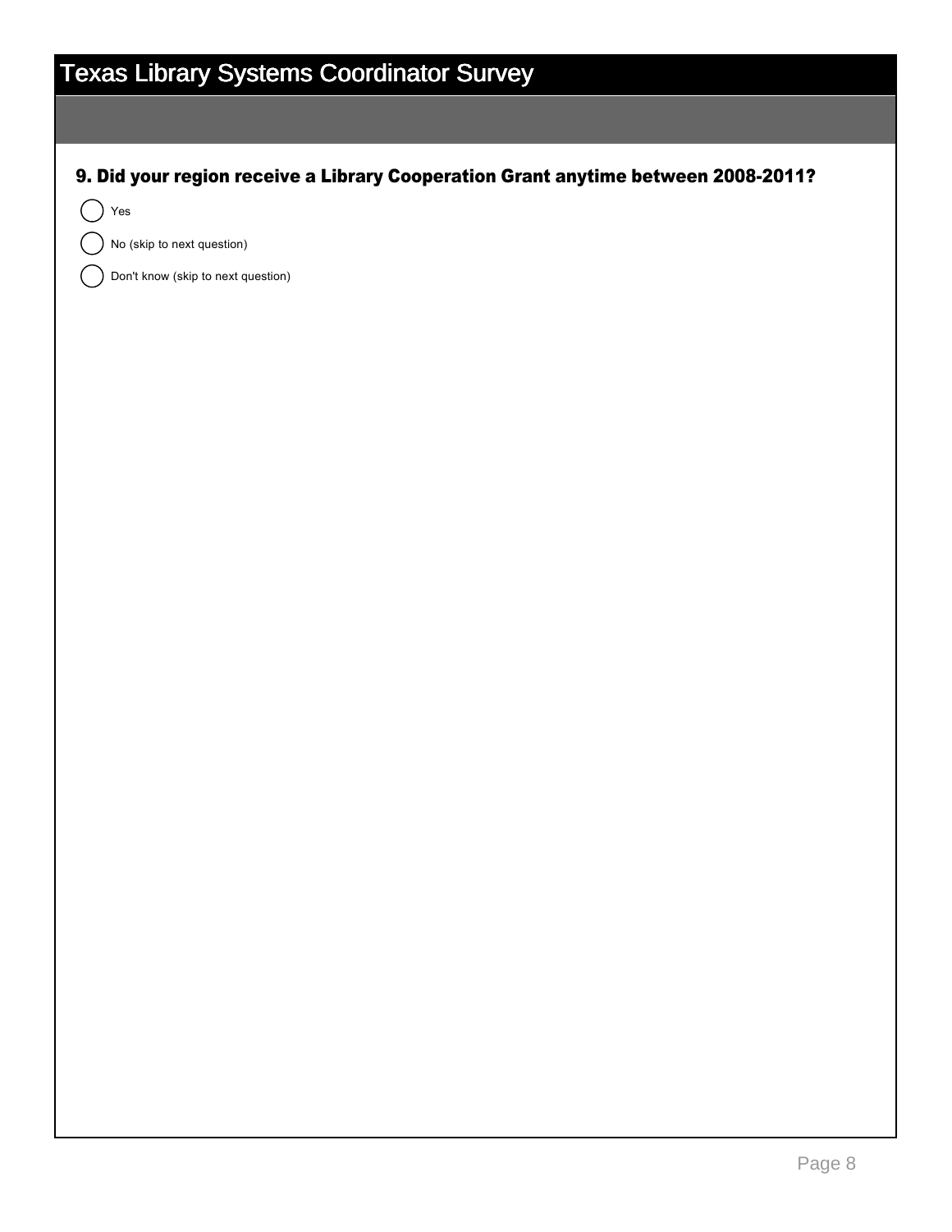# Texas Library Systems Coordinator Survey

**9. Did your region receive a Library Cooperation Grant anytime between 2008-2011?**

- ◯ Yes
- ◯ No (skip to next question)
- ◯ Don't know (skip to next question)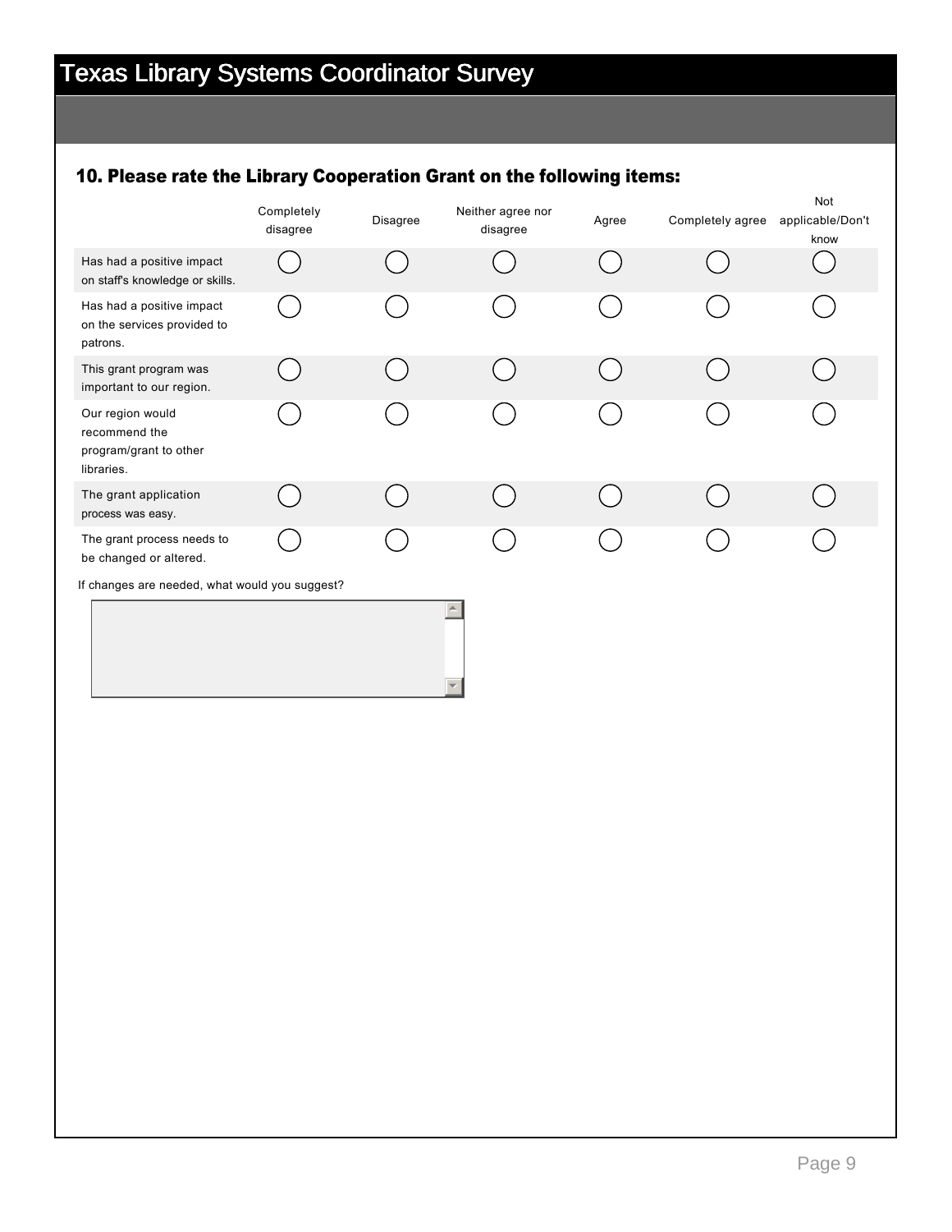# Texas Library Systems Coordinator Survey

### 10. Please rate the Library Cooperation Grant on the following items:

| | Completely disagree | Disagree | Neither agree nor disagree | Agree | Completely agree | Not applicable/Don't know |
|---|---|---|---|---|---|---|
| Has had a positive impact on staff's knowledge or skills. | ◯ | ◯ | ◯ | ◯ | ◯ | ◯ |
| Has had a positive impact on the services provided to patrons. | ◯ | ◯ | ◯ | ◯ | ◯ | ◯ |
| This grant program was important to our region. | ◯ | ◯ | ◯ | ◯ | ◯ | ◯ |
| Our region would recommend the program/grant to other libraries. | ◯ | ◯ | ◯ | ◯ | ◯ | ◯ |
| The grant application process was easy. | ◯ | ◯ | ◯ | ◯ | ◯ | ◯ |
| The grant process needs to be changed or altered. | ◯ | ◯ | ◯ | ◯ | ◯ | ◯ |

If changes are needed, what would you suggest?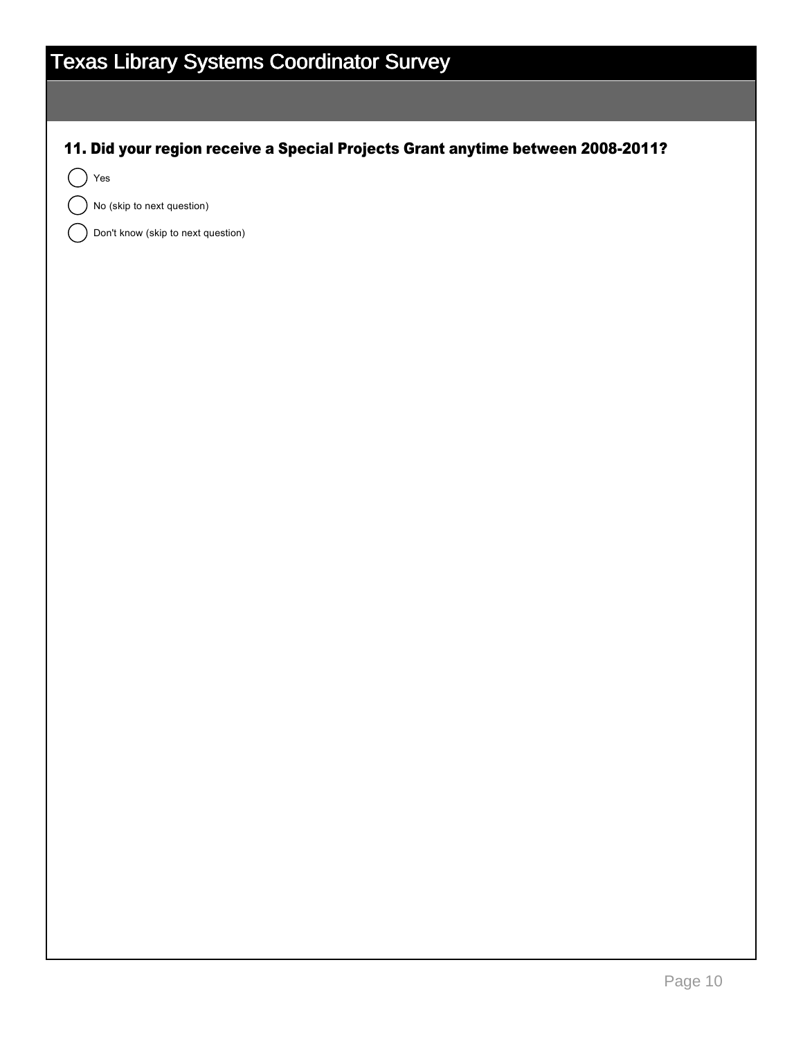# Texas Library Systems Coordinator Survey

**11. Did your region receive a Special Projects Grant anytime between 2008-2011?**

- ◯ Yes
- ◯ No (skip to next question)
- ◯ Don't know (skip to next question)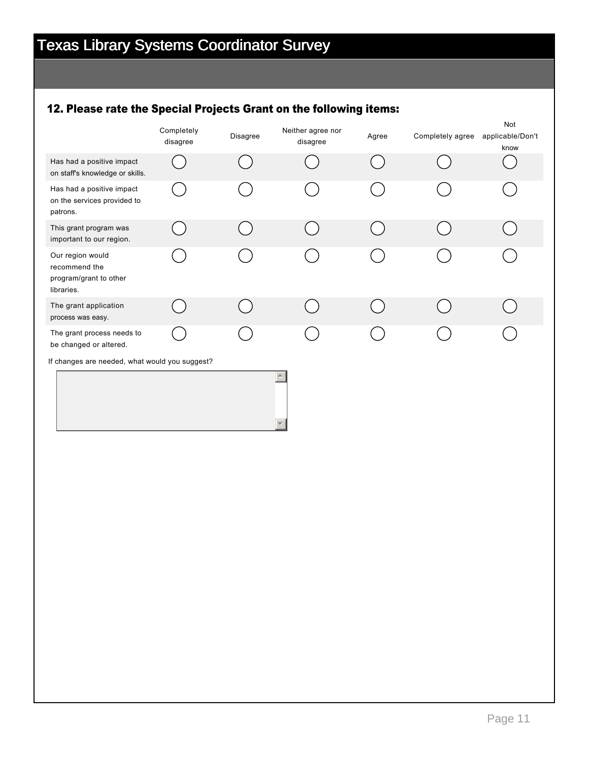# Texas Library Systems Coordinator Survey

### 12. Please rate the Special Projects Grant on the following items:

| | Completely disagree | Disagree | Neither agree nor disagree | Agree | Completely agree | Not applicable/Don't know |
|---|---|---|---|---|---|---|
| Has had a positive impact on staff's knowledge or skills. | ◯ | ◯ | ◯ | ◯ | ◯ | ◯ |
| Has had a positive impact on the services provided to patrons. | ◯ | ◯ | ◯ | ◯ | ◯ | ◯ |
| This grant program was important to our region. | ◯ | ◯ | ◯ | ◯ | ◯ | ◯ |
| Our region would recommend the program/grant to other libraries. | ◯ | ◯ | ◯ | ◯ | ◯ | ◯ |
| The grant application process was easy. | ◯ | ◯ | ◯ | ◯ | ◯ | ◯ |
| The grant process needs to be changed or altered. | ◯ | ◯ | ◯ | ◯ | ◯ | ◯ |

If changes are needed, what would you suggest?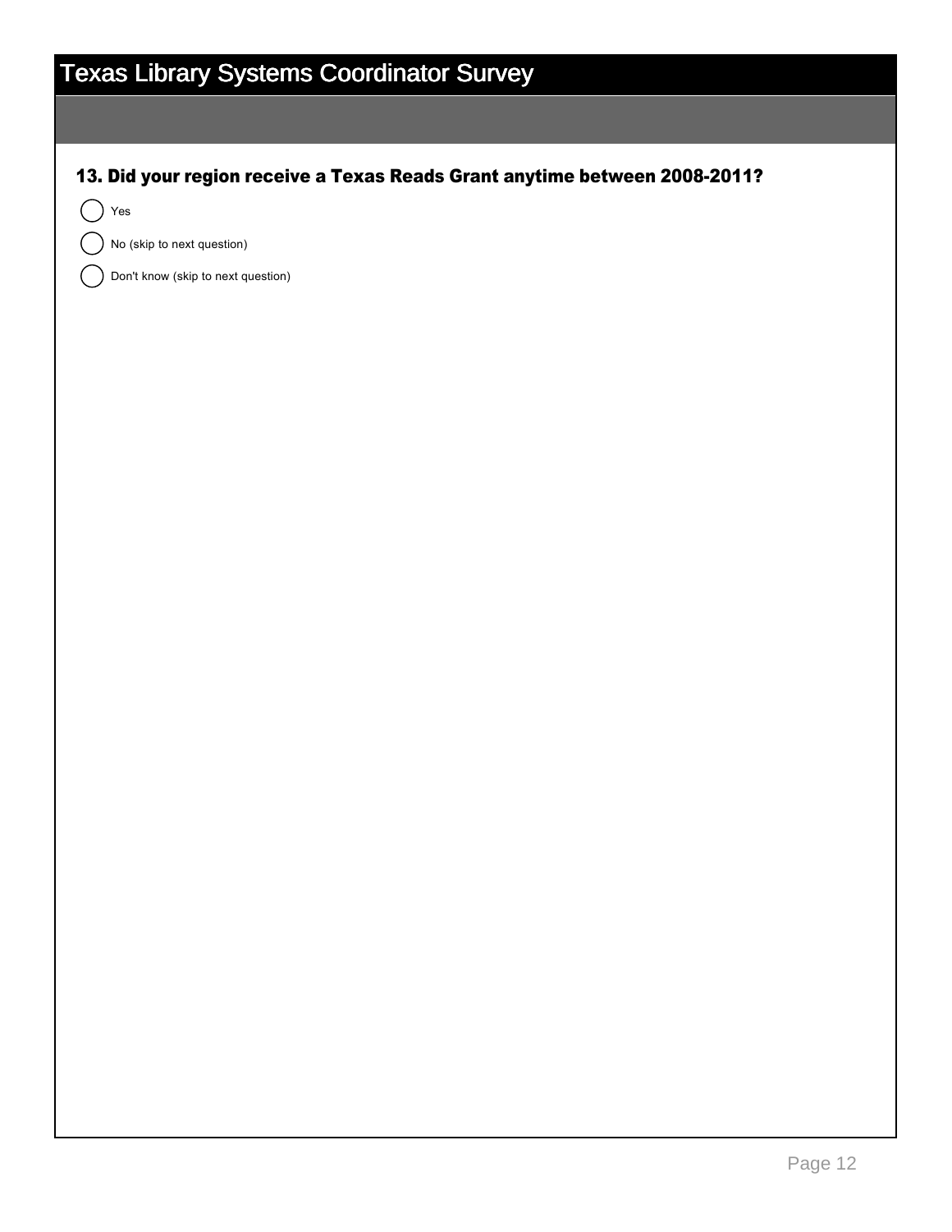# Texas Library Systems Coordinator Survey

**13. Did your region receive a Texas Reads Grant anytime between 2008-2011?**

- ◯ Yes
- ◯ No (skip to next question)
- ◯ Don't know (skip to next question)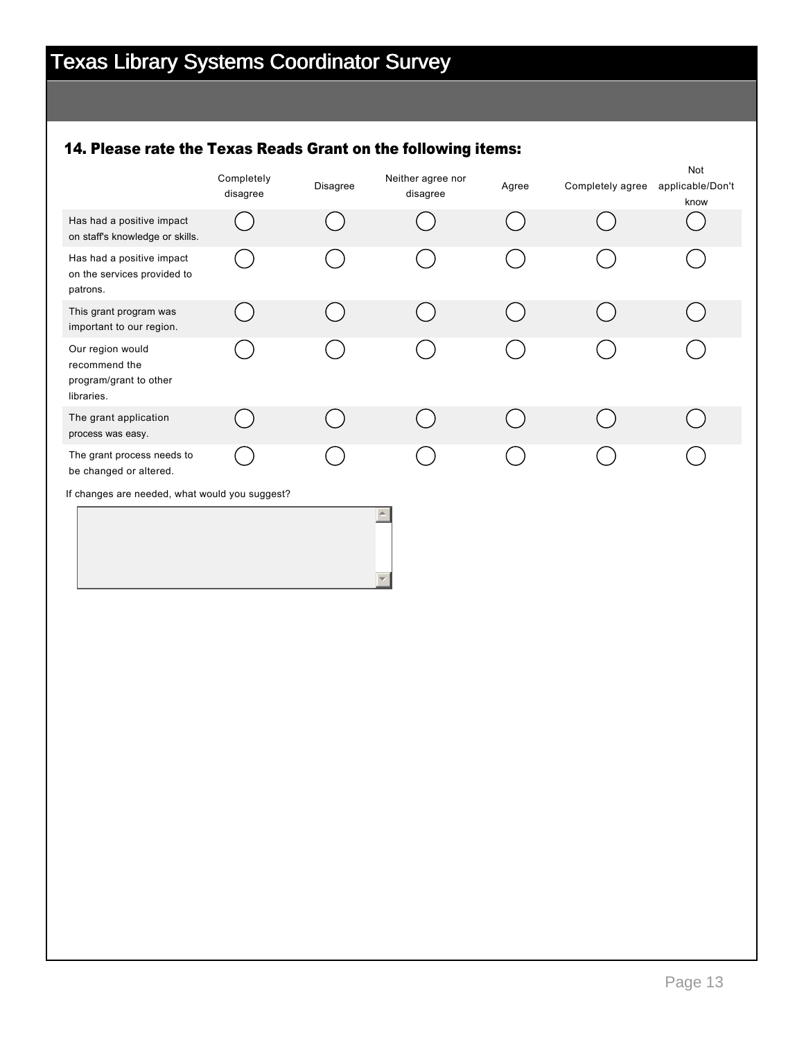# Texas Library Systems Coordinator Survey

### 14. Please rate the Texas Reads Grant on the following items:

| | Completely disagree | Disagree | Neither agree nor disagree | Agree | Completely agree | Not applicable/Don't know |
|---|---|---|---|---|---|---|
| Has had a positive impact on staff's knowledge or skills. | ◯ | ◯ | ◯ | ◯ | ◯ | ◯ |
| Has had a positive impact on the services provided to patrons. | ◯ | ◯ | ◯ | ◯ | ◯ | ◯ |
| This grant program was important to our region. | ◯ | ◯ | ◯ | ◯ | ◯ | ◯ |
| Our region would recommend the program/grant to other libraries. | ◯ | ◯ | ◯ | ◯ | ◯ | ◯ |
| The grant application process was easy. | ◯ | ◯ | ◯ | ◯ | ◯ | ◯ |
| The grant process needs to be changed or altered. | ◯ | ◯ | ◯ | ◯ | ◯ | ◯ |

If changes are needed, what would you suggest?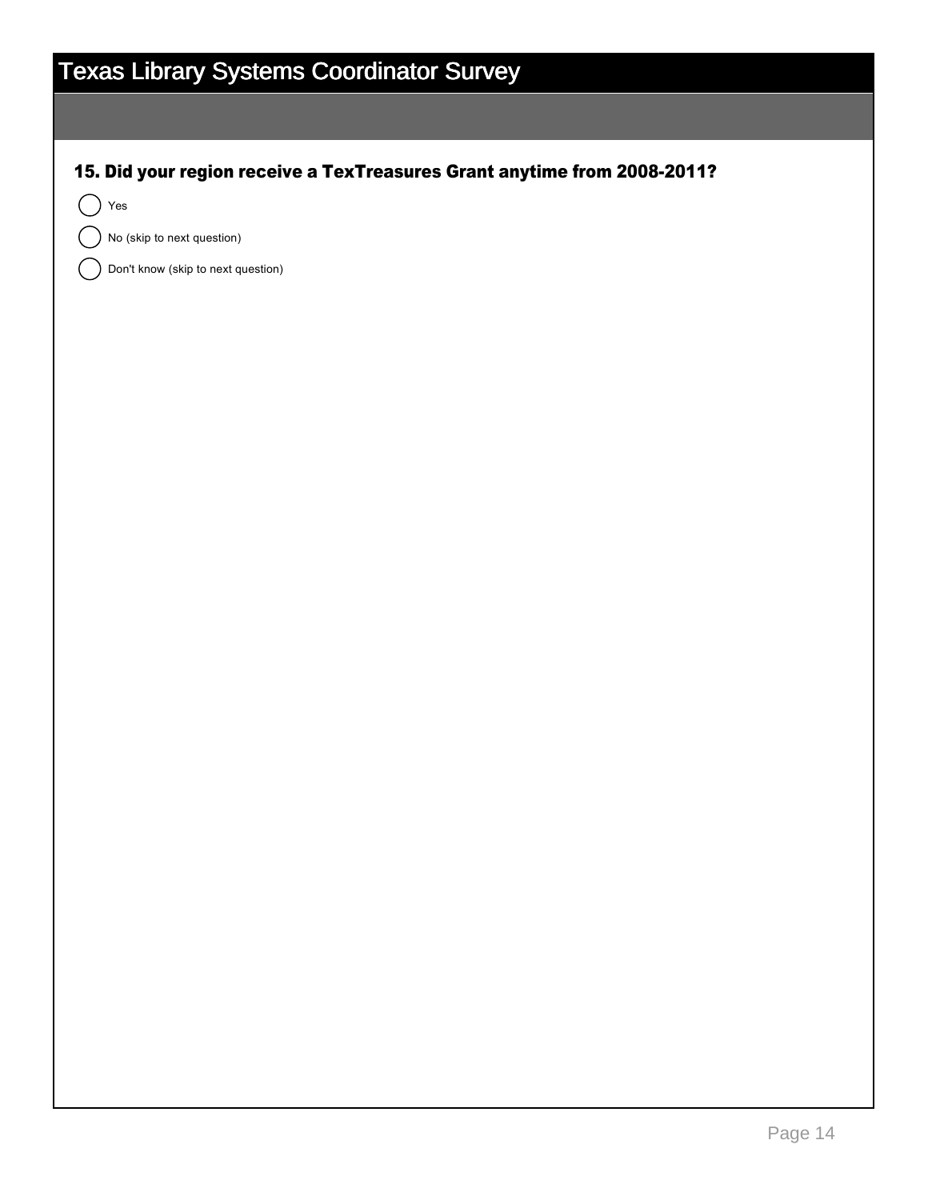# Texas Library Systems Coordinator Survey

**15. Did your region receive a TexTreasures Grant anytime from 2008-2011?**

- ◯ Yes
- ◯ No (skip to next question)
- ◯ Don't know (skip to next question)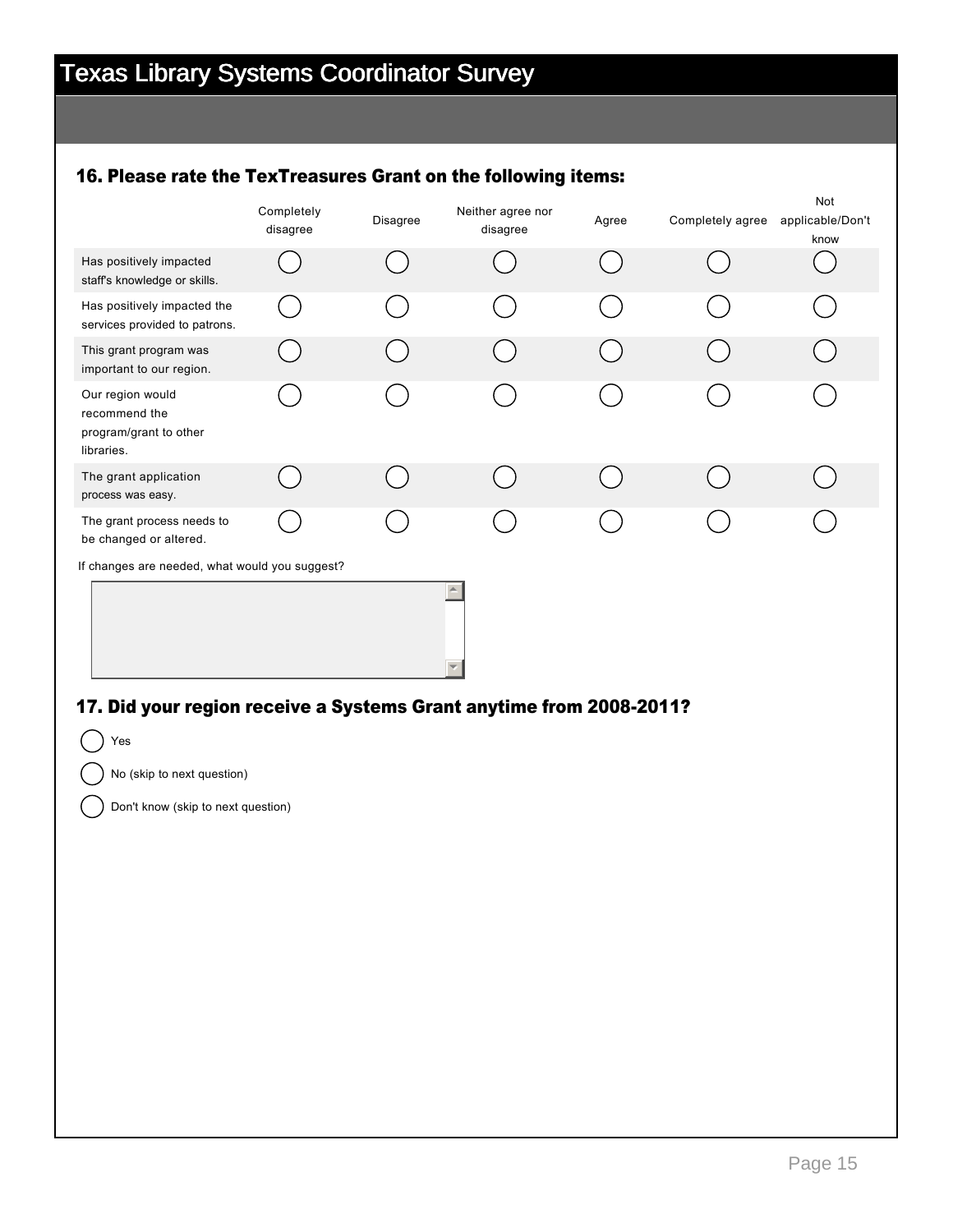# Texas Library Systems Coordinator Survey

### 16. Please rate the TexTreasures Grant on the following items:

| | Completely disagree | Disagree | Neither agree nor disagree | Agree | Completely agree | Not applicable/Don't know |
|---|---|---|---|---|---|---|
| Has positively impacted staff's knowledge or skills. | ◯ | ◯ | ◯ | ◯ | ◯ | ◯ |
| Has positively impacted the services provided to patrons. | ◯ | ◯ | ◯ | ◯ | ◯ | ◯ |
| This grant program was important to our region. | ◯ | ◯ | ◯ | ◯ | ◯ | ◯ |
| Our region would recommend the program/grant to other libraries. | ◯ | ◯ | ◯ | ◯ | ◯ | ◯ |
| The grant application process was easy. | ◯ | ◯ | ◯ | ◯ | ◯ | ◯ |
| The grant process needs to be changed or altered. | ◯ | ◯ | ◯ | ◯ | ◯ | ◯ |

If changes are needed, what would you suggest?

### 17. Did your region receive a Systems Grant anytime from 2008-2011?

- ◯ Yes
- ◯ No (skip to next question)
- ◯ Don't know (skip to next question)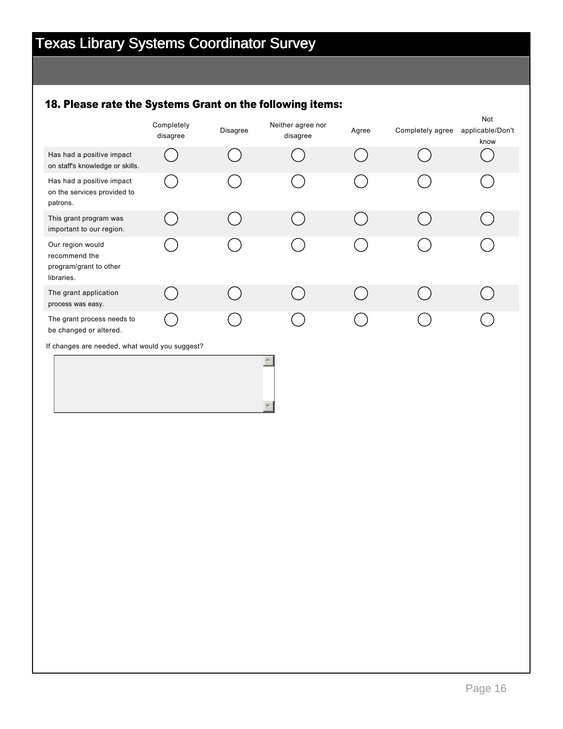# Texas Library Systems Coordinator Survey

### 18. Please rate the Systems Grant on the following items:

| | Completely disagree | Disagree | Neither agree nor disagree | Agree | Completely agree | Not applicable/Don't know |
|---|---|---|---|---|---|---|
| Has had a positive impact on staff's knowledge or skills. | ◯ | ◯ | ◯ | ◯ | ◯ | ◯ |
| Has had a positive impact on the services provided to patrons. | ◯ | ◯ | ◯ | ◯ | ◯ | ◯ |
| This grant program was important to our region. | ◯ | ◯ | ◯ | ◯ | ◯ | ◯ |
| Our region would recommend the program/grant to other libraries. | ◯ | ◯ | ◯ | ◯ | ◯ | ◯ |
| The grant application process was easy. | ◯ | ◯ | ◯ | ◯ | ◯ | ◯ |
| The grant process needs to be changed or altered. | ◯ | ◯ | ◯ | ◯ | ◯ | ◯ |

If changes are needed, what would you suggest?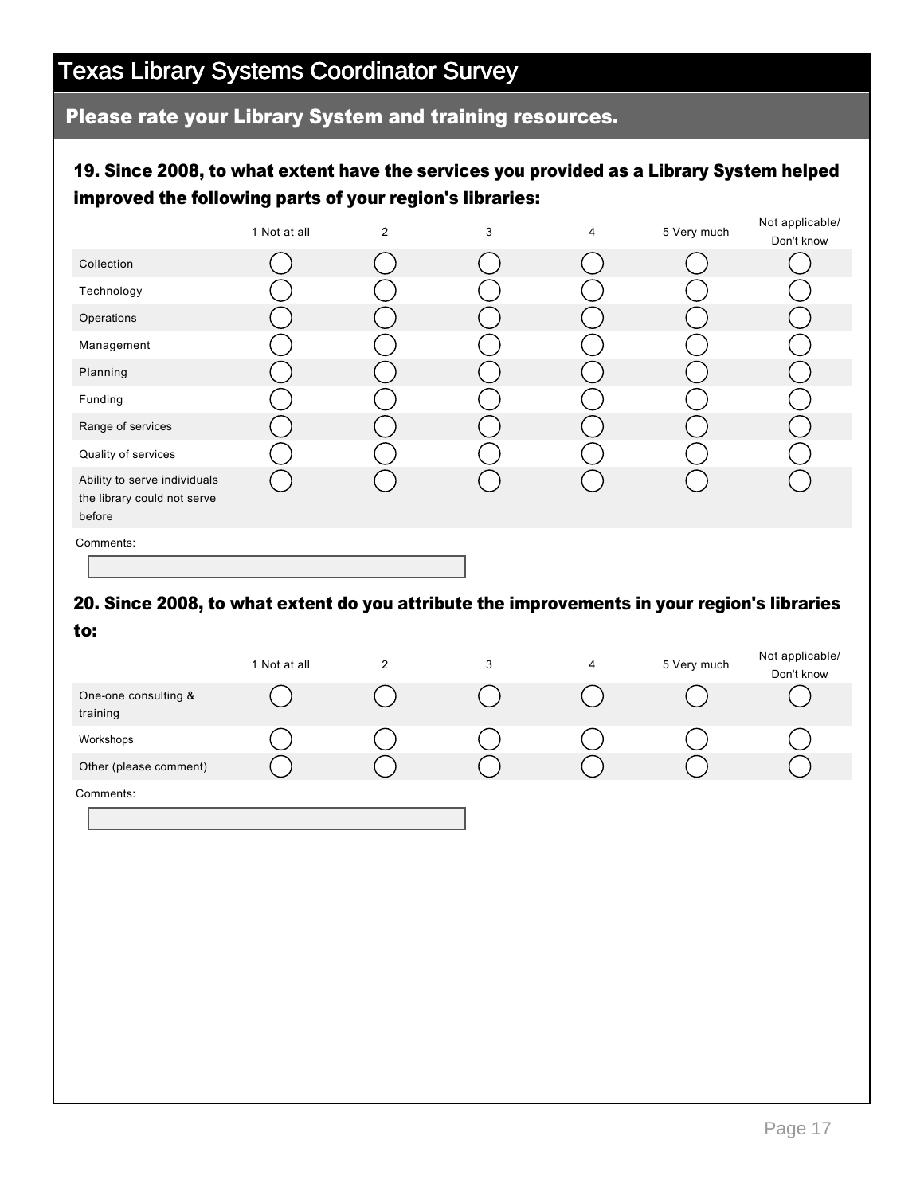# Texas Library Systems Coordinator Survey

## Please rate your Library System and training resources.

### 19. Since 2008, to what extent have the services you provided as a Library System helped improved the following parts of your region's libraries:

| | 1 Not at all | 2 | 3 | 4 | 5 Very much | Not applicable/ Don't know |
|---|---|---|---|---|---|---|
| Collection | ◯ | ◯ | ◯ | ◯ | ◯ | ◯ |
| Technology | ◯ | ◯ | ◯ | ◯ | ◯ | ◯ |
| Operations | ◯ | ◯ | ◯ | ◯ | ◯ | ◯ |
| Management | ◯ | ◯ | ◯ | ◯ | ◯ | ◯ |
| Planning | ◯ | ◯ | ◯ | ◯ | ◯ | ◯ |
| Funding | ◯ | ◯ | ◯ | ◯ | ◯ | ◯ |
| Range of services | ◯ | ◯ | ◯ | ◯ | ◯ | ◯ |
| Quality of services | ◯ | ◯ | ◯ | ◯ | ◯ | ◯ |
| Ability to serve individuals the library could not serve before | ◯ | ◯ | ◯ | ◯ | ◯ | ◯ |

Comments:

### 20. Since 2008, to what extent do you attribute the improvements in your region's libraries to:

| | 1 Not at all | 2 | 3 | 4 | 5 Very much | Not applicable/ Don't know |
|---|---|---|---|---|---|---|
| One-one consulting & training | ◯ | ◯ | ◯ | ◯ | ◯ | ◯ |
| Workshops | ◯ | ◯ | ◯ | ◯ | ◯ | ◯ |
| Other (please comment) | ◯ | ◯ | ◯ | ◯ | ◯ | ◯ |

Comments: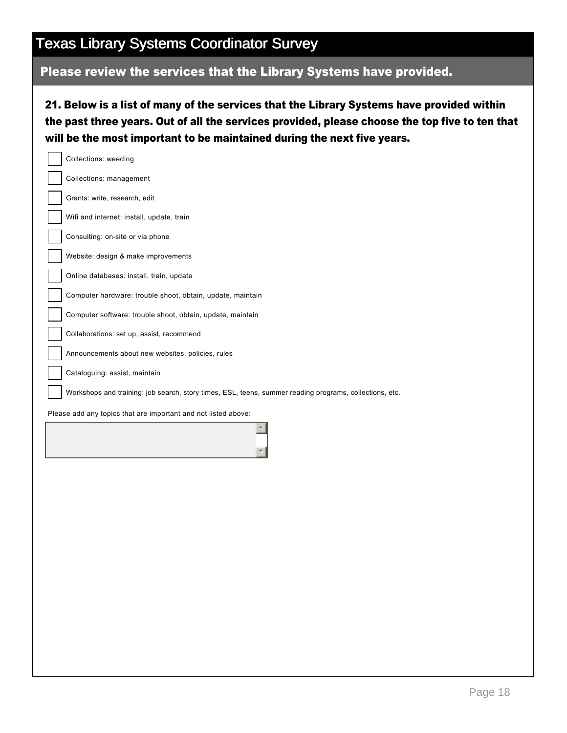# Texas Library Systems Coordinator Survey

## Please review the services that the Library Systems have provided.

**21. Below is a list of many of the services that the Library Systems have provided within the past three years. Out of all the services provided, please choose the top five to ten that will be the most important to be maintained during the next five years.**

- [ ] Collections: weeding
- [ ] Collections: management
- [ ] Grants: write, research, edit
- [ ] Wifi and internet: install, update, train
- [ ] Consulting: on-site or via phone
- [ ] Website: design & make improvements
- [ ] Online databases: install, train, update
- [ ] Computer hardware: trouble shoot, obtain, update, maintain
- [ ] Computer software: trouble shoot, obtain, update, maintain
- [ ] Collaborations: set up, assist, recommend
- [ ] Announcements about new websites, policies, rules
- [ ] Cataloguing: assist, maintain
- [ ] Workshops and training: job search, story times, ESL, teens, summer reading programs, collections, etc.

Please add any topics that are important and not listed above: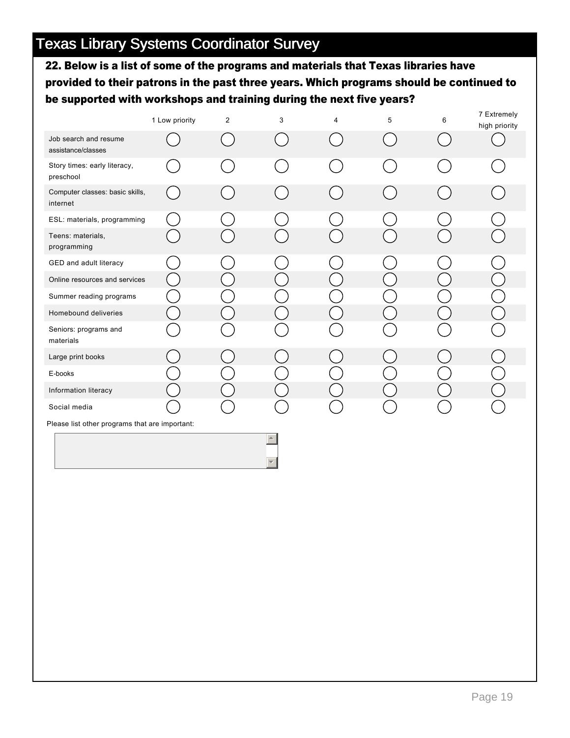# Texas Library Systems Coordinator Survey

**22. Below is a list of some of the programs and materials that Texas libraries have provided to their patrons in the past three years. Which programs should be continued to be supported with workshops and training during the next five years?**

| | 1 Low priority | 2 | 3 | 4 | 5 | 6 | 7 Extremely high priority |
|---|---|---|---|---|---|---|---|
| Job search and resume assistance/classes | ◯ | ◯ | ◯ | ◯ | ◯ | ◯ | ◯ |
| Story times: early literacy, preschool | ◯ | ◯ | ◯ | ◯ | ◯ | ◯ | ◯ |
| Computer classes: basic skills, internet | ◯ | ◯ | ◯ | ◯ | ◯ | ◯ | ◯ |
| ESL: materials, programming | ◯ | ◯ | ◯ | ◯ | ◯ | ◯ | ◯ |
| Teens: materials, programming | ◯ | ◯ | ◯ | ◯ | ◯ | ◯ | ◯ |
| GED and adult literacy | ◯ | ◯ | ◯ | ◯ | ◯ | ◯ | ◯ |
| Online resources and services | ◯ | ◯ | ◯ | ◯ | ◯ | ◯ | ◯ |
| Summer reading programs | ◯ | ◯ | ◯ | ◯ | ◯ | ◯ | ◯ |
| Homebound deliveries | ◯ | ◯ | ◯ | ◯ | ◯ | ◯ | ◯ |
| Seniors: programs and materials | ◯ | ◯ | ◯ | ◯ | ◯ | ◯ | ◯ |
| Large print books | ◯ | ◯ | ◯ | ◯ | ◯ | ◯ | ◯ |
| E-books | ◯ | ◯ | ◯ | ◯ | ◯ | ◯ | ◯ |
| Information literacy | ◯ | ◯ | ◯ | ◯ | ◯ | ◯ | ◯ |
| Social media | ◯ | ◯ | ◯ | ◯ | ◯ | ◯ | ◯ |

Please list other programs that are important: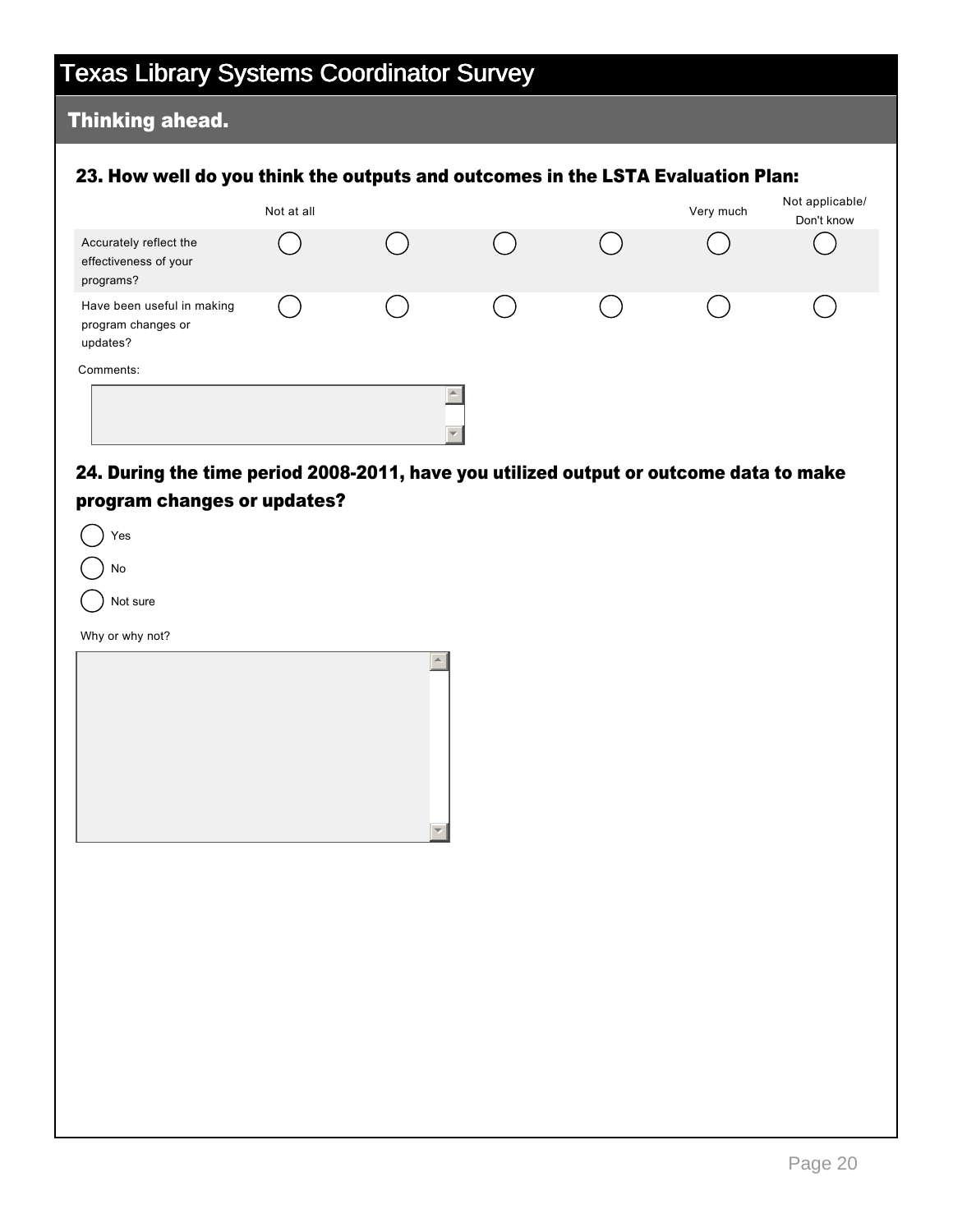# Texas Library Systems Coordinator Survey

## Thinking ahead.

### 23. How well do you think the outputs and outcomes in the LSTA Evaluation Plan:

| | Not at all | | | | Very much | Not applicable/ Don't know |
|---|---|---|---|---|---|---|
| Accurately reflect the effectiveness of your programs? | ○ | ○ | ○ | ○ | ○ | ○ |
| Have been useful in making program changes or updates? | ○ | ○ | ○ | ○ | ○ | ○ |

Comments:

### 24. During the time period 2008-2011, have you utilized output or outcome data to make program changes or updates?

- ○ Yes
- ○ No
- ○ Not sure

Why or why not?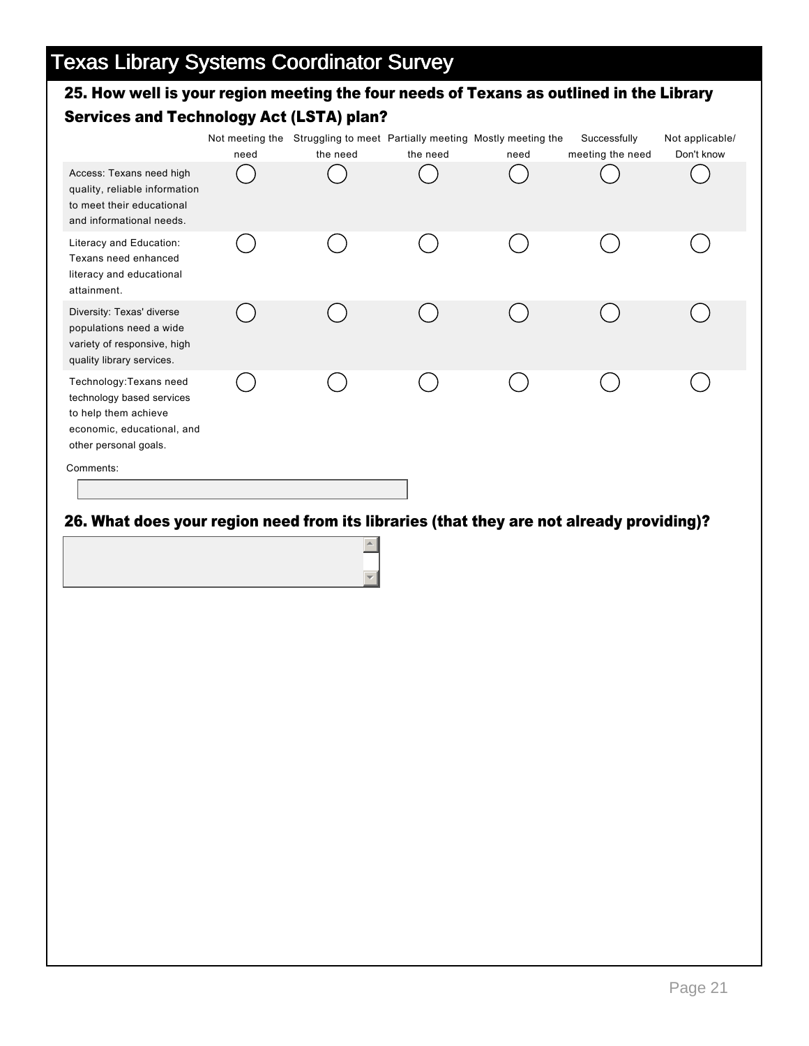# Texas Library Systems Coordinator Survey

## 25. How well is your region meeting the four needs of Texans as outlined in the Library Services and Technology Act (LSTA) plan?

| | Not meeting the need | Struggling to meet the need | Partially meeting the need | Mostly meeting the need | Successfully meeting the need | Not applicable/ Don't know |
|---|---|---|---|---|---|---|
| Access: Texans need high quality, reliable information to meet their educational and informational needs. | ◯ | ◯ | ◯ | ◯ | ◯ | ◯ |
| Literacy and Education: Texans need enhanced literacy and educational attainment. | ◯ | ◯ | ◯ | ◯ | ◯ | ◯ |
| Diversity: Texas' diverse populations need a wide variety of responsive, high quality library services. | ◯ | ◯ | ◯ | ◯ | ◯ | ◯ |
| Technology:Texans need technology based services to help them achieve economic, educational, and other personal goals. | ◯ | ◯ | ◯ | ◯ | ◯ | ◯ |

Comments:

## 26. What does your region need from its libraries (that they are not already providing)?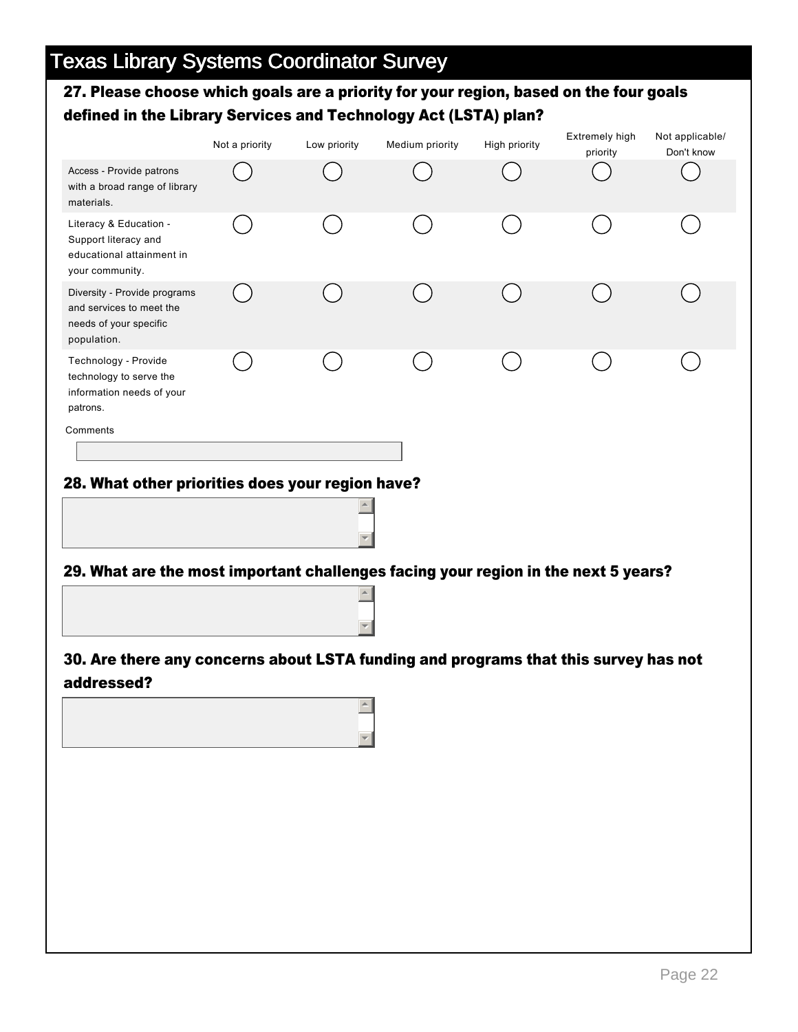# Texas Library Systems Coordinator Survey

**27. Please choose which goals are a priority for your region, based on the four goals defined in the Library Services and Technology Act (LSTA) plan?**

| | Not a priority | Low priority | Medium priority | High priority | Extremely high priority | Not applicable/ Don't know |
|---|---|---|---|---|---|---|
| Access - Provide patrons with a broad range of library materials. | ◯ | ◯ | ◯ | ◯ | ◯ | ◯ |
| Literacy & Education - Support literacy and educational attainment in your community. | ◯ | ◯ | ◯ | ◯ | ◯ | ◯ |
| Diversity - Provide programs and services to meet the needs of your specific population. | ◯ | ◯ | ◯ | ◯ | ◯ | ◯ |
| Technology - Provide technology to serve the information needs of your patrons. | ◯ | ◯ | ◯ | ◯ | ◯ | ◯ |

Comments

**28. What other priorities does your region have?**

**29. What are the most important challenges facing your region in the next 5 years?**

**30. Are there any concerns about LSTA funding and programs that this survey has not addressed?**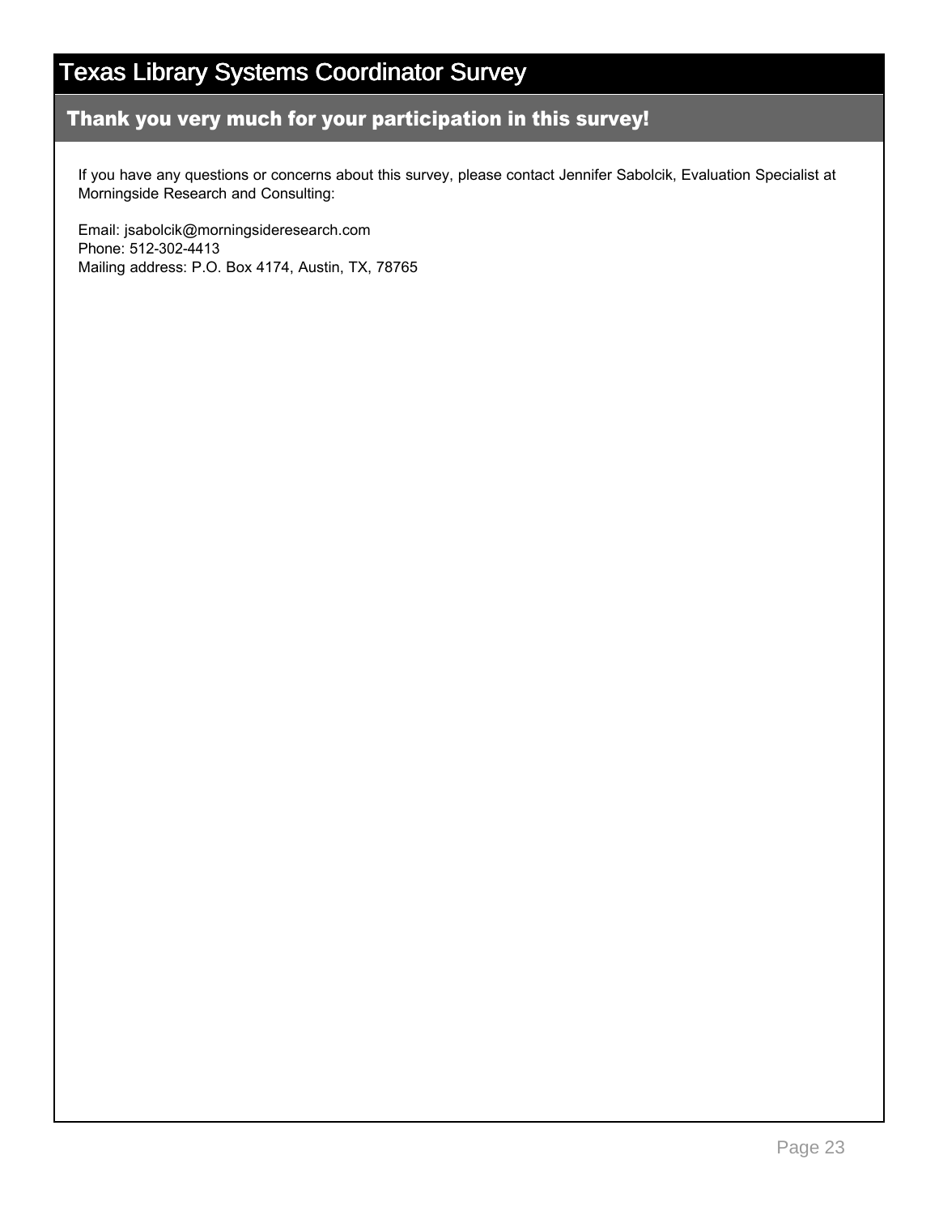# Texas Library Systems Coordinator Survey

## Thank you very much for your participation in this survey!

If you have any questions or concerns about this survey, please contact Jennifer Sabolcik, Evaluation Specialist at Morningside Research and Consulting:

Email: jsabolcik@morningsideresearch.com
Phone: 512-302-4413
Mailing address: P.O. Box 4174, Austin, TX, 78765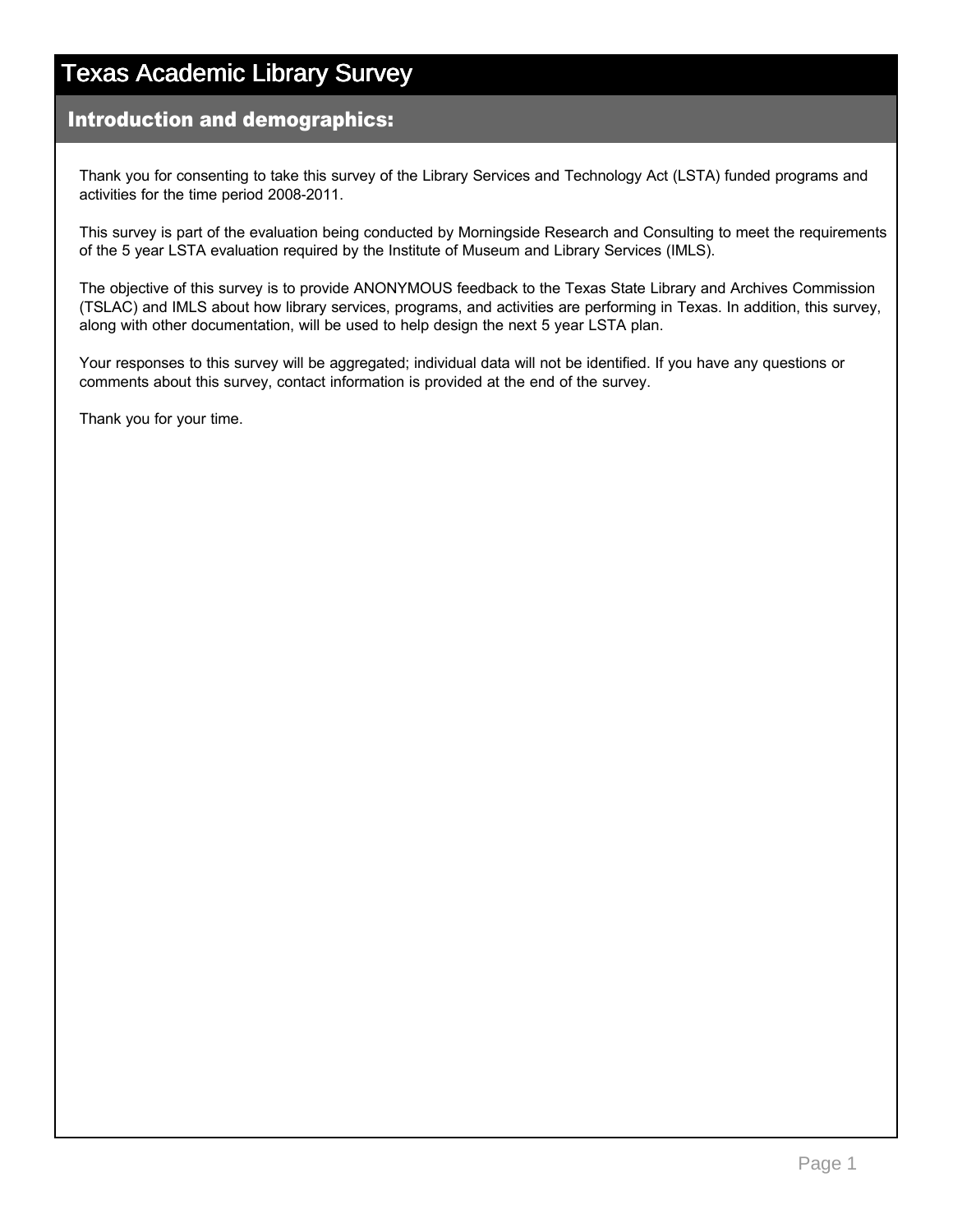# Texas Academic Library Survey

## Introduction and demographics:

Thank you for consenting to take this survey of the Library Services and Technology Act (LSTA) funded programs and activities for the time period 2008-2011.

This survey is part of the evaluation being conducted by Morningside Research and Consulting to meet the requirements of the 5 year LSTA evaluation required by the Institute of Museum and Library Services (IMLS).

The objective of this survey is to provide ANONYMOUS feedback to the Texas State Library and Archives Commission (TSLAC) and IMLS about how library services, programs, and activities are performing in Texas. In addition, this survey, along with other documentation, will be used to help design the next 5 year LSTA plan.

Your responses to this survey will be aggregated; individual data will not be identified. If you have any questions or comments about this survey, contact information is provided at the end of the survey.

Thank you for your time.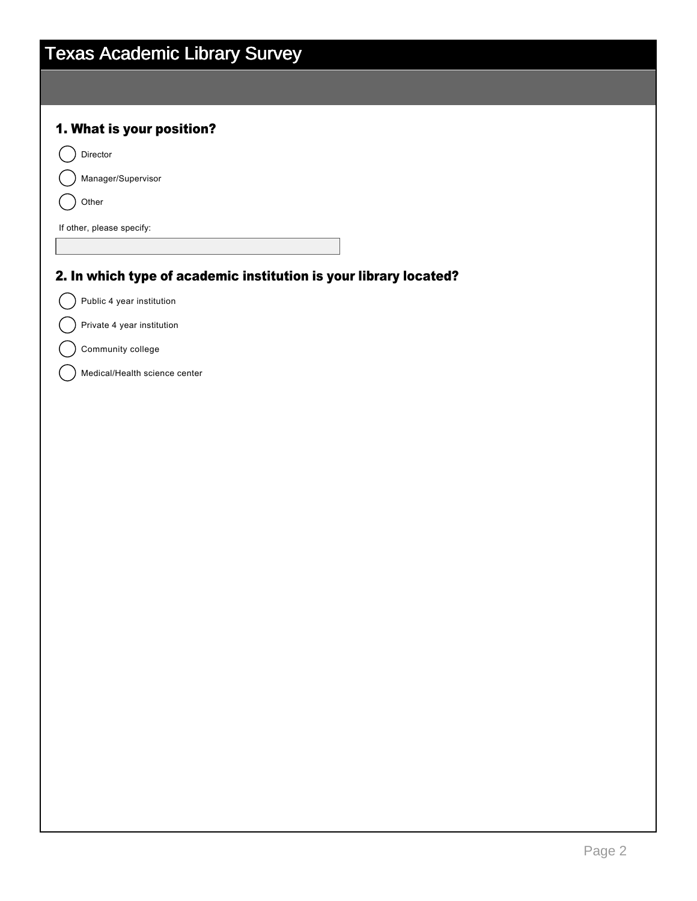# Texas Academic Library Survey

### 1. What is your position?

- ( ) Director
- ( ) Manager/Supervisor
- ( ) Other

If other, please specify:

\_\_\_\_\_\_\_\_\_\_\_\_\_\_\_\_\_\_\_\_

### 2. In which type of academic institution is your library located?

- ( ) Public 4 year institution
- ( ) Private 4 year institution
- ( ) Community college
- ( ) Medical/Health science center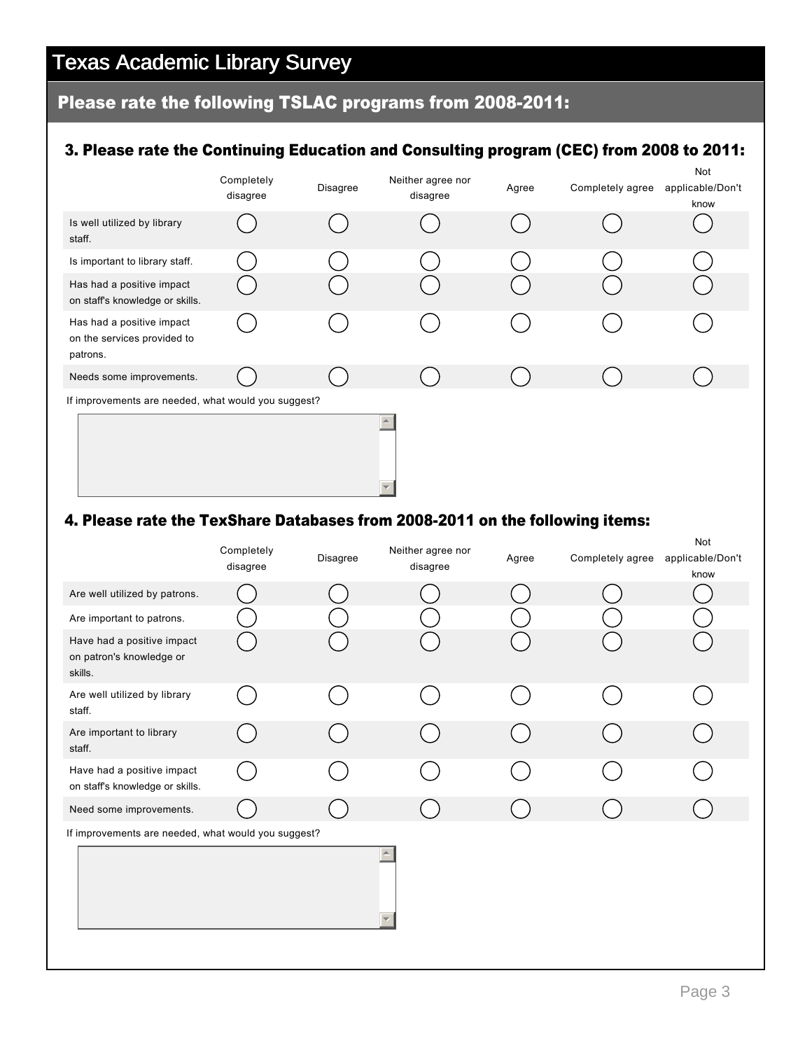# Texas Academic Library Survey

## Please rate the following TSLAC programs from 2008-2011:

### 3. Please rate the Continuing Education and Consulting program (CEC) from 2008 to 2011:

| | Completely disagree | Disagree | Neither agree nor disagree | Agree | Completely agree | Not applicable/Don't know |
|---|---|---|---|---|---|---|
| Is well utilized by library staff. | ◯ | ◯ | ◯ | ◯ | ◯ | ◯ |
| Is important to library staff. | ◯ | ◯ | ◯ | ◯ | ◯ | ◯ |
| Has had a positive impact on staff's knowledge or skills. | ◯ | ◯ | ◯ | ◯ | ◯ | ◯ |
| Has had a positive impact on the services provided to patrons. | ◯ | ◯ | ◯ | ◯ | ◯ | ◯ |
| Needs some improvements. | ◯ | ◯ | ◯ | ◯ | ◯ | ◯ |

If improvements are needed, what would you suggest?

### 4. Please rate the TexShare Databases from 2008-2011 on the following items:

| | Completely disagree | Disagree | Neither agree nor disagree | Agree | Completely agree | Not applicable/Don't know |
|---|---|---|---|---|---|---|
| Are well utilized by patrons. | ◯ | ◯ | ◯ | ◯ | ◯ | ◯ |
| Are important to patrons. | ◯ | ◯ | ◯ | ◯ | ◯ | ◯ |
| Have had a positive impact on patron's knowledge or skills. | ◯ | ◯ | ◯ | ◯ | ◯ | ◯ |
| Are well utilized by library staff. | ◯ | ◯ | ◯ | ◯ | ◯ | ◯ |
| Are important to library staff. | ◯ | ◯ | ◯ | ◯ | ◯ | ◯ |
| Have had a positive impact on staff's knowledge or skills. | ◯ | ◯ | ◯ | ◯ | ◯ | ◯ |
| Need some improvements. | ◯ | ◯ | ◯ | ◯ | ◯ | ◯ |

If improvements are needed, what would you suggest?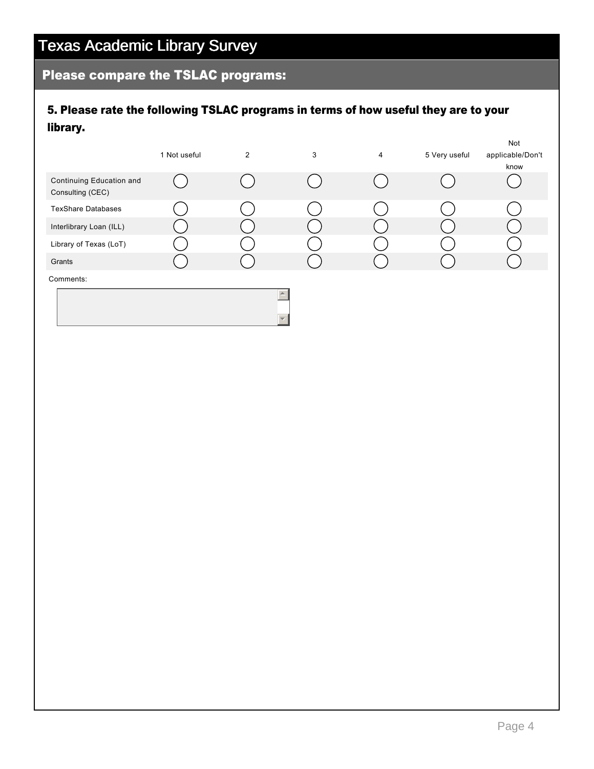# Texas Academic Library Survey

## Please compare the TSLAC programs:

### 5. Please rate the following TSLAC programs in terms of how useful they are to your library.

| | 1 Not useful | 2 | 3 | 4 | 5 Very useful | Not applicable/Don't know |
|---|---|---|---|---|---|---|
| Continuing Education and Consulting (CEC) | ◯ | ◯ | ◯ | ◯ | ◯ | ◯ |
| TexShare Databases | ◯ | ◯ | ◯ | ◯ | ◯ | ◯ |
| Interlibrary Loan (ILL) | ◯ | ◯ | ◯ | ◯ | ◯ | ◯ |
| Library of Texas (LoT) | ◯ | ◯ | ◯ | ◯ | ◯ | ◯ |
| Grants | ◯ | ◯ | ◯ | ◯ | ◯ | ◯ |

Comments: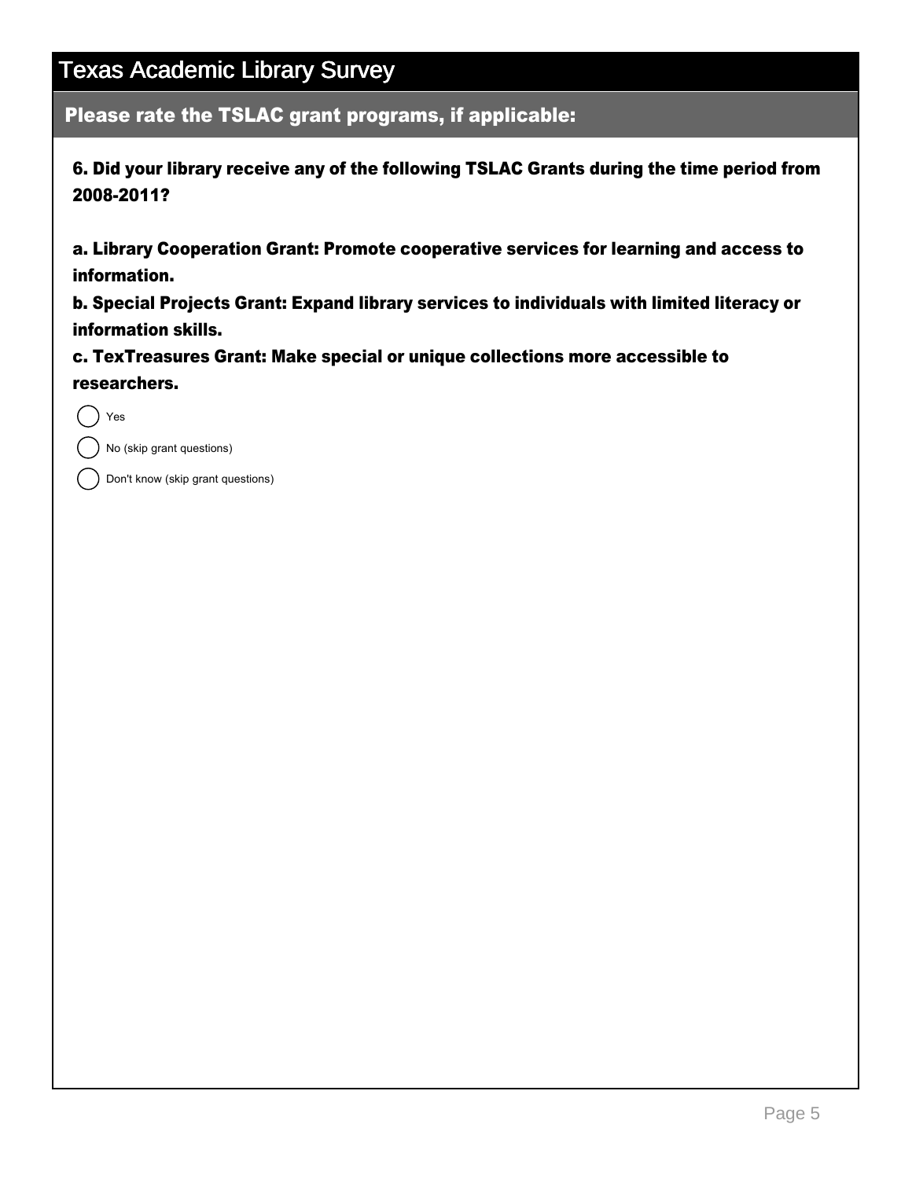# Texas Academic Library Survey

## Please rate the TSLAC grant programs, if applicable:

**6. Did your library receive any of the following TSLAC Grants during the time period from 2008-2011?**

**a. Library Cooperation Grant: Promote cooperative services for learning and access to information.**
**b. Special Projects Grant: Expand library services to individuals with limited literacy or information skills.**
**c. TexTreasures Grant: Make special or unique collections more accessible to researchers.**

- ◯ Yes
- ◯ No (skip grant questions)
- ◯ Don't know (skip grant questions)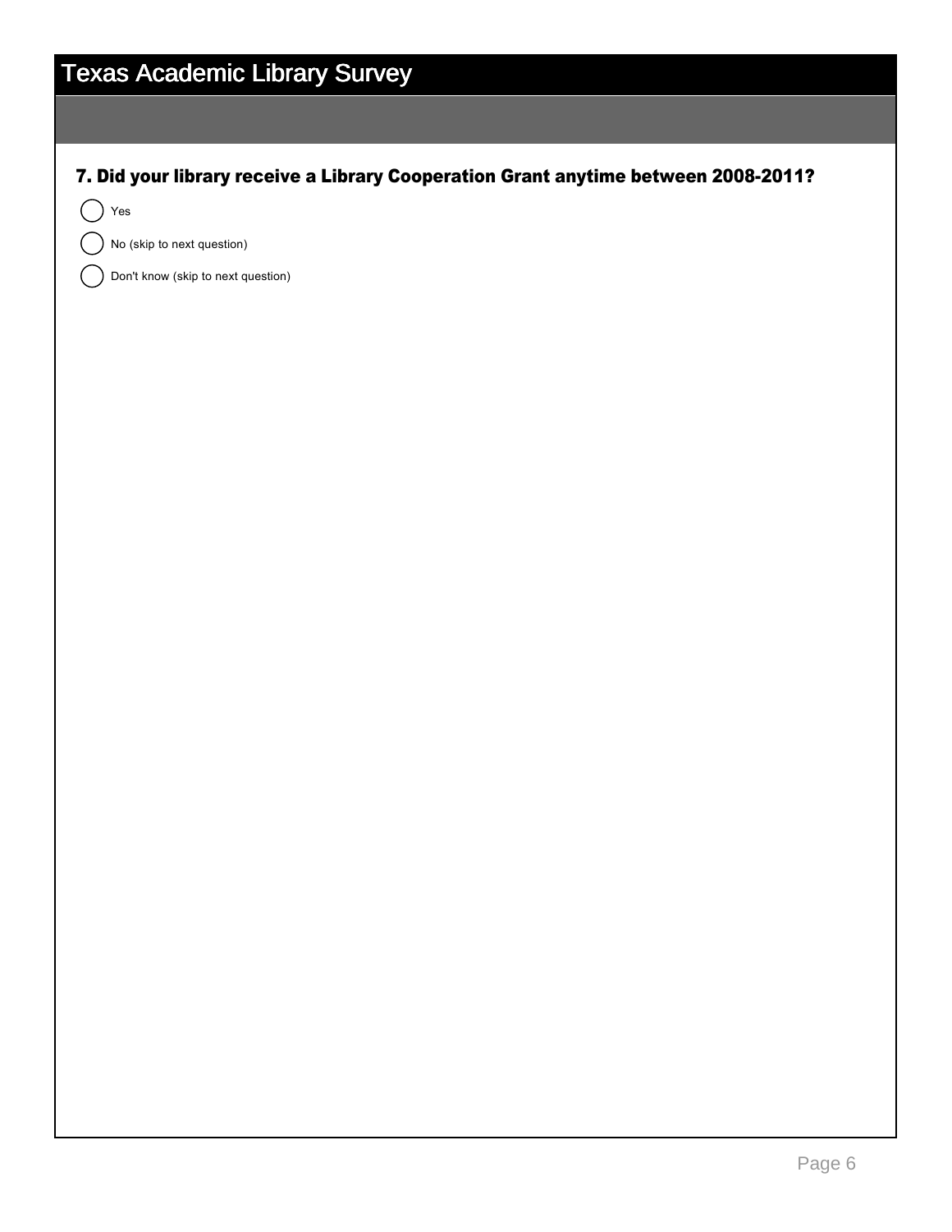# Texas Academic Library Survey

**7. Did your library receive a Library Cooperation Grant anytime between 2008-2011?**

- Yes
- No (skip to next question)
- Don't know (skip to next question)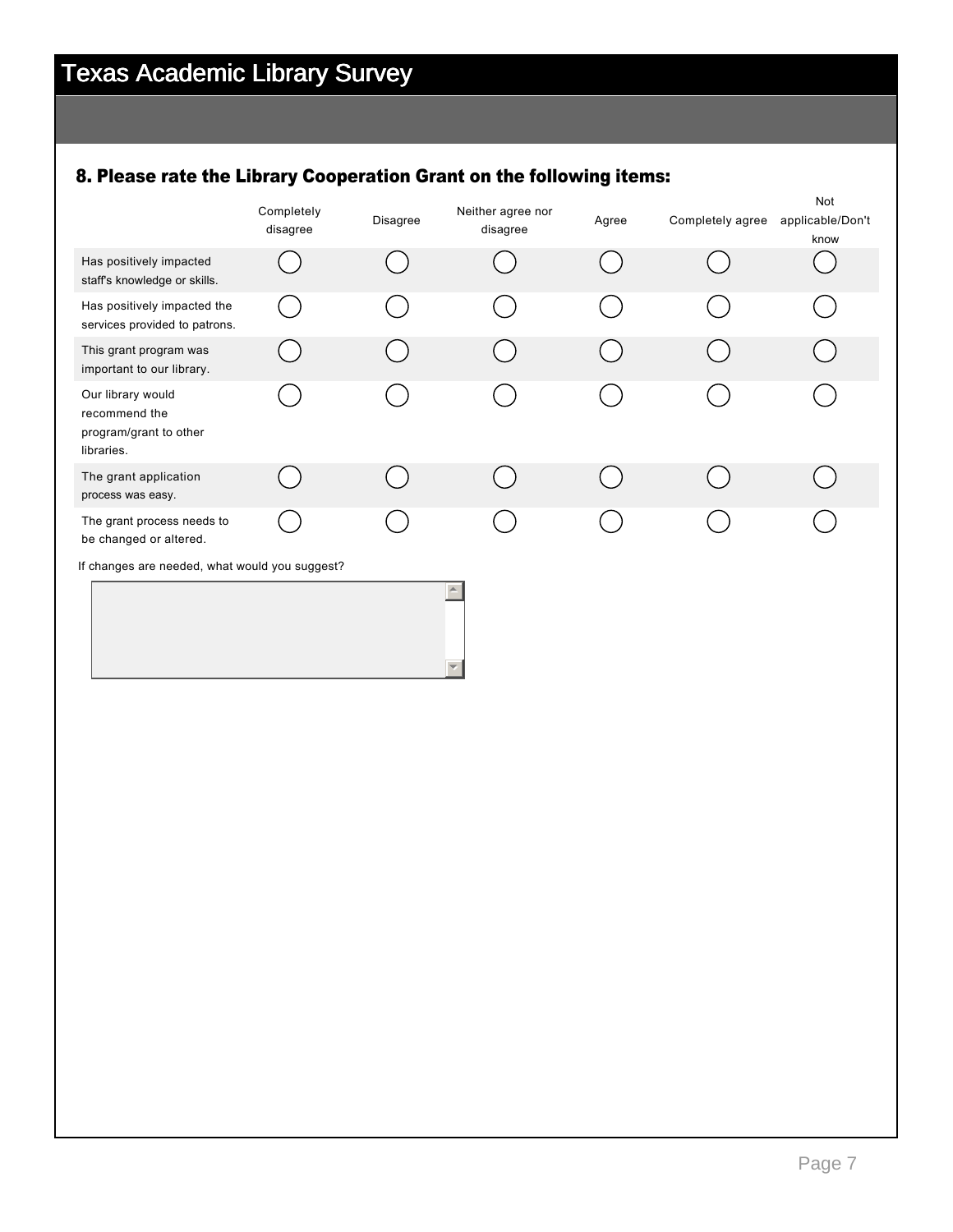# Texas Academic Library Survey

### 8. Please rate the Library Cooperation Grant on the following items:

| | Completely disagree | Disagree | Neither agree nor disagree | Agree | Completely agree | Not applicable/Don't know |
|---|---|---|---|---|---|---|
| Has positively impacted staff's knowledge or skills. | ◯ | ◯ | ◯ | ◯ | ◯ | ◯ |
| Has positively impacted the services provided to patrons. | ◯ | ◯ | ◯ | ◯ | ◯ | ◯ |
| This grant program was important to our library. | ◯ | ◯ | ◯ | ◯ | ◯ | ◯ |
| Our library would recommend the program/grant to other libraries. | ◯ | ◯ | ◯ | ◯ | ◯ | ◯ |
| The grant application process was easy. | ◯ | ◯ | ◯ | ◯ | ◯ | ◯ |
| The grant process needs to be changed or altered. | ◯ | ◯ | ◯ | ◯ | ◯ | ◯ |

If changes are needed, what would you suggest?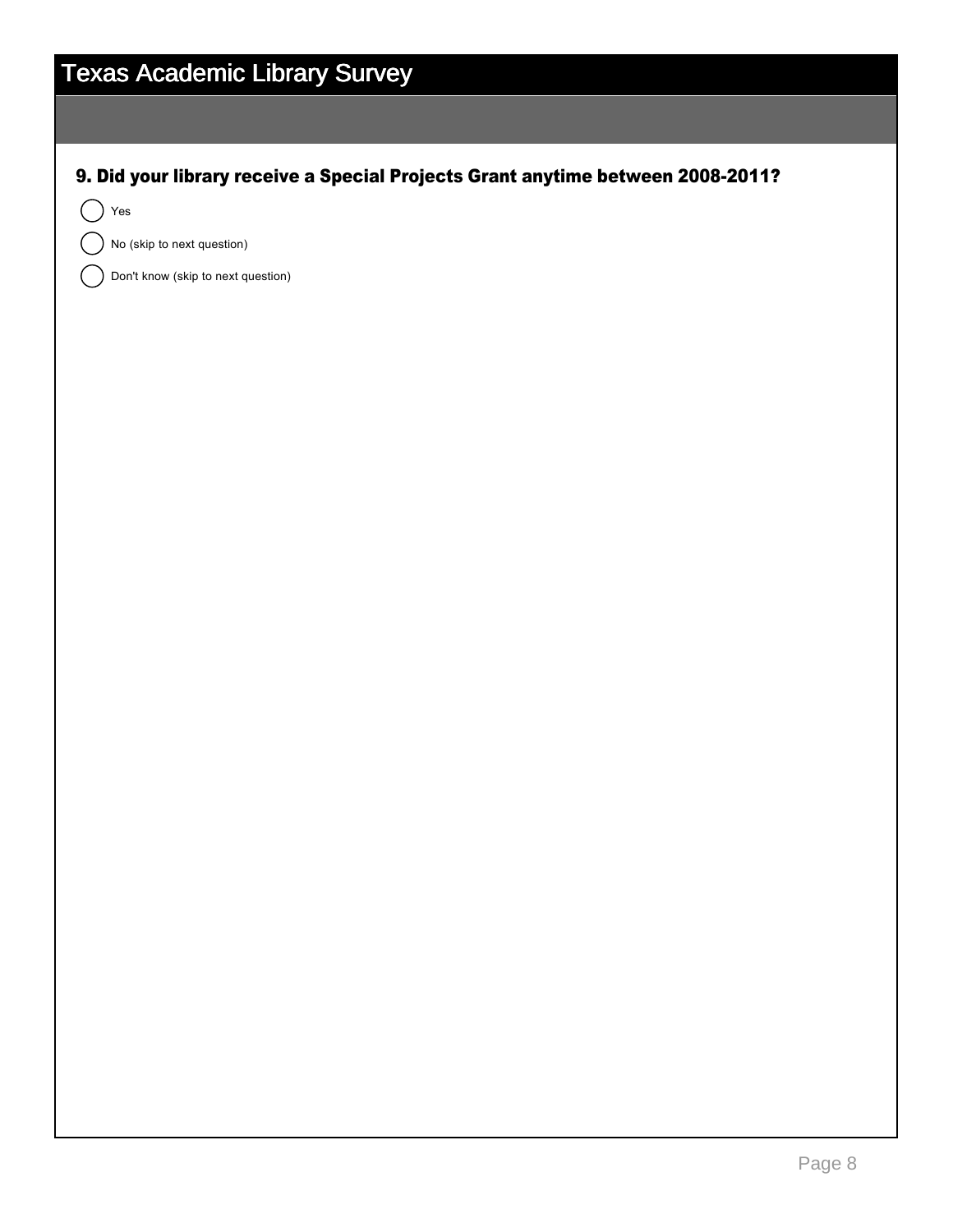# Texas Academic Library Survey

**9. Did your library receive a Special Projects Grant anytime between 2008-2011?**

- ◯ Yes
- ◯ No (skip to next question)
- ◯ Don't know (skip to next question)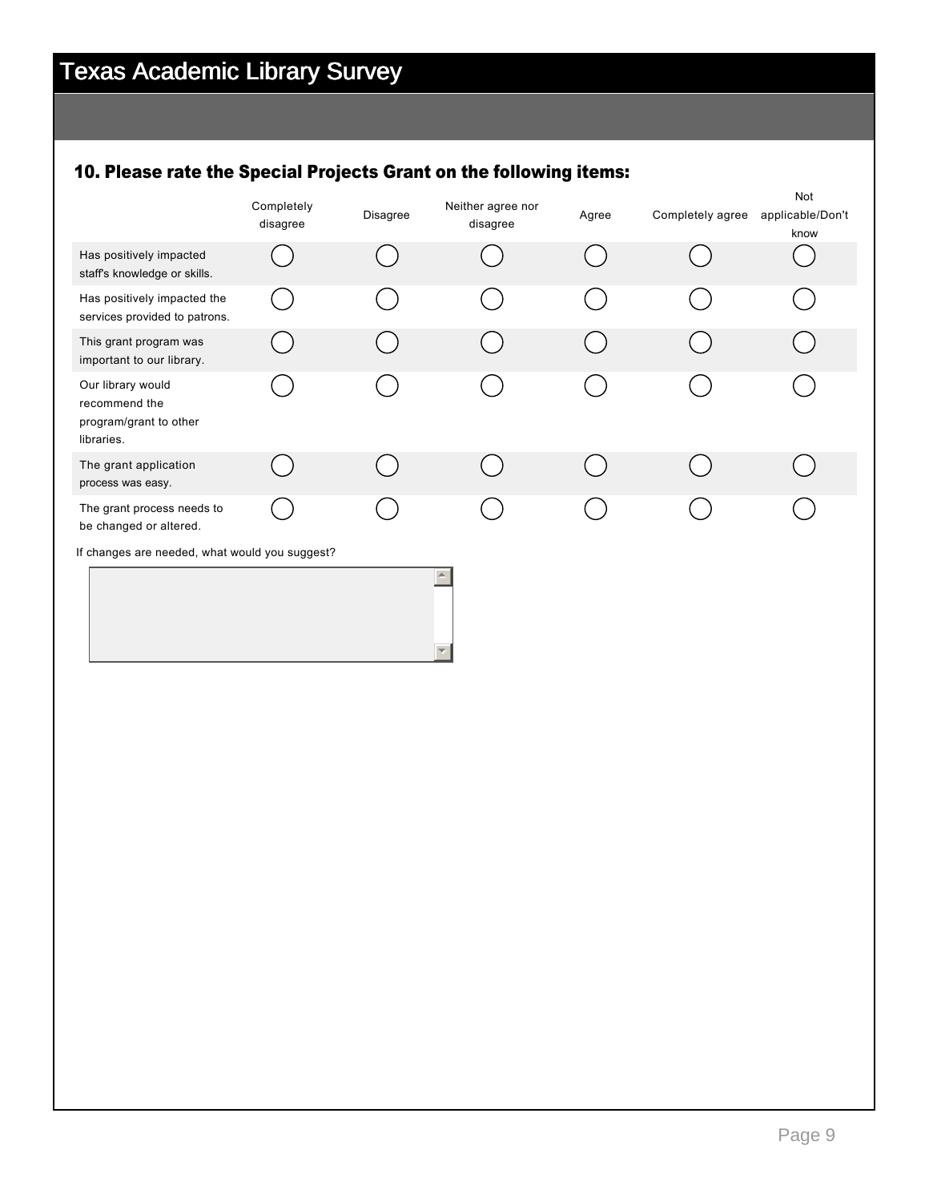# Texas Academic Library Survey

### 10. Please rate the Special Projects Grant on the following items:

| | Completely disagree | Disagree | Neither agree nor disagree | Agree | Completely agree | Not applicable/Don't know |
|---|---|---|---|---|---|---|
| Has positively impacted staff's knowledge or skills. | ◯ | ◯ | ◯ | ◯ | ◯ | ◯ |
| Has positively impacted the services provided to patrons. | ◯ | ◯ | ◯ | ◯ | ◯ | ◯ |
| This grant program was important to our library. | ◯ | ◯ | ◯ | ◯ | ◯ | ◯ |
| Our library would recommend the program/grant to other libraries. | ◯ | ◯ | ◯ | ◯ | ◯ | ◯ |
| The grant application process was easy. | ◯ | ◯ | ◯ | ◯ | ◯ | ◯ |
| The grant process needs to be changed or altered. | ◯ | ◯ | ◯ | ◯ | ◯ | ◯ |

If changes are needed, what would you suggest?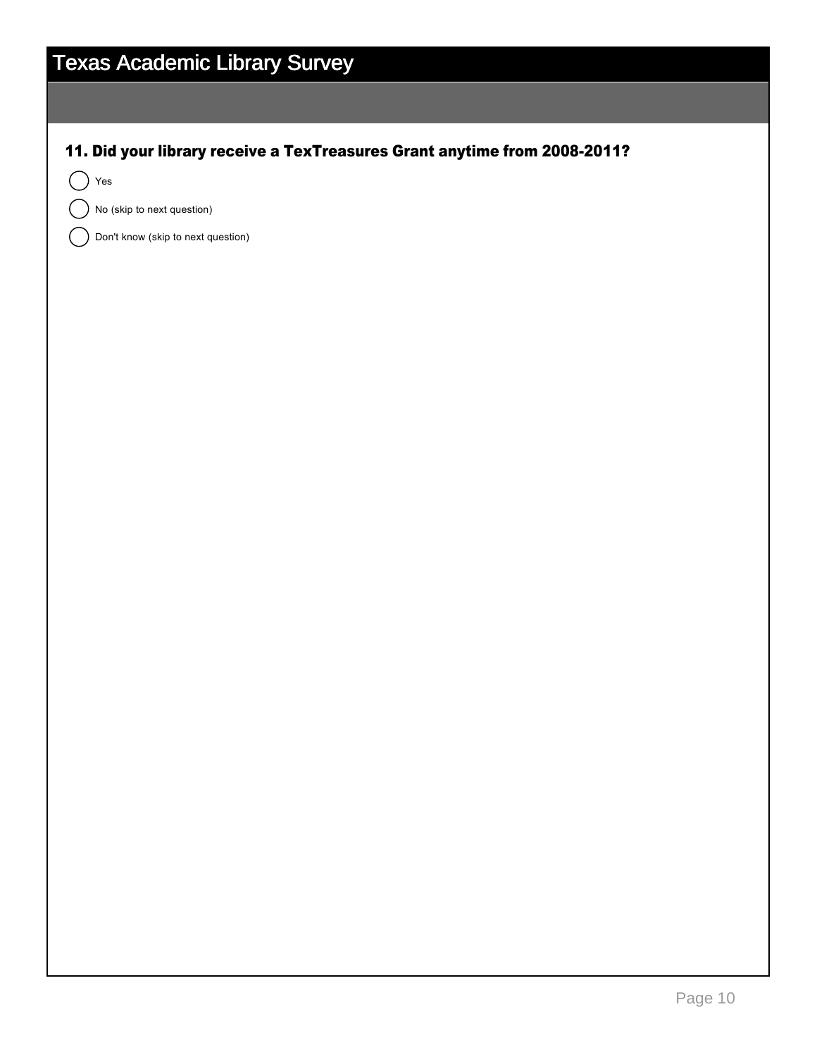# Texas Academic Library Survey

### 11. Did your library receive a TexTreasures Grant anytime from 2008-2011?

- ( ) Yes
- ( ) No (skip to next question)
- ( ) Don't know (skip to next question)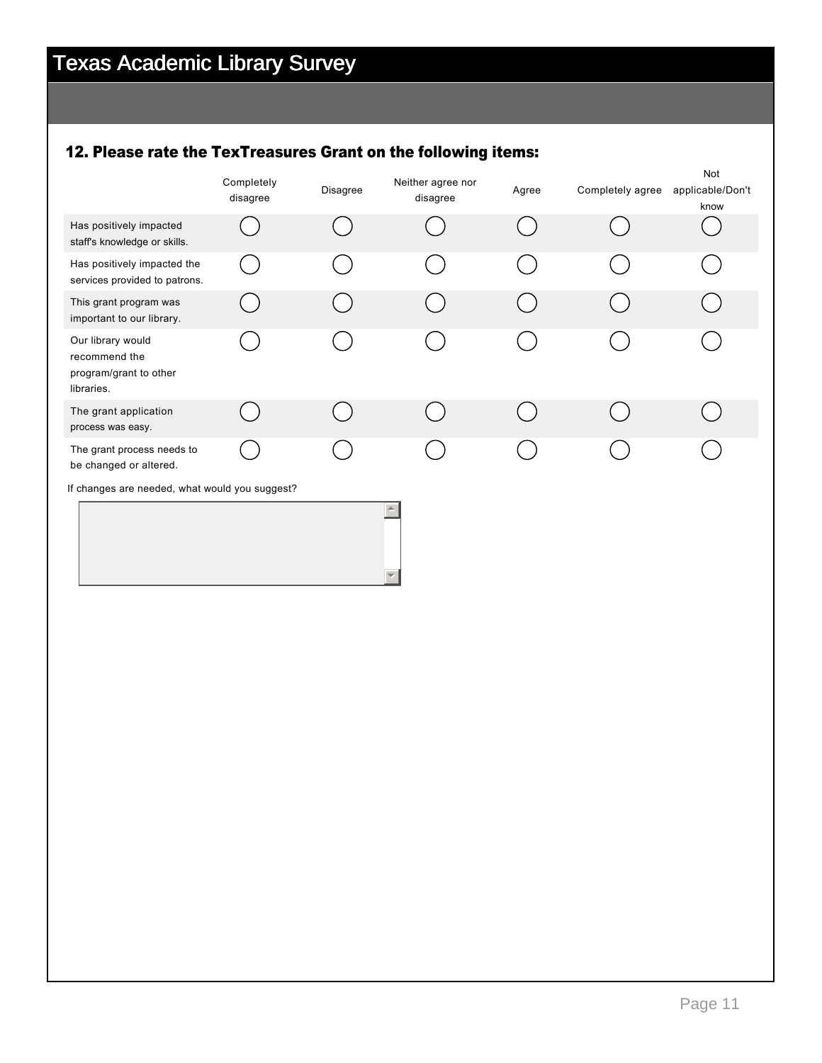# Texas Academic Library Survey

## 12. Please rate the TexTreasures Grant on the following items:

| | Completely disagree | Disagree | Neither agree nor disagree | Agree | Completely agree | Not applicable/Don't know |
|---|---|---|---|---|---|---|
| Has positively impacted staff's knowledge or skills. | ◯ | ◯ | ◯ | ◯ | ◯ | ◯ |
| Has positively impacted the services provided to patrons. | ◯ | ◯ | ◯ | ◯ | ◯ | ◯ |
| This grant program was important to our library. | ◯ | ◯ | ◯ | ◯ | ◯ | ◯ |
| Our library would recommend the program/grant to other libraries. | ◯ | ◯ | ◯ | ◯ | ◯ | ◯ |
| The grant application process was easy. | ◯ | ◯ | ◯ | ◯ | ◯ | ◯ |
| The grant process needs to be changed or altered. | ◯ | ◯ | ◯ | ◯ | ◯ | ◯ |

If changes are needed, what would you suggest?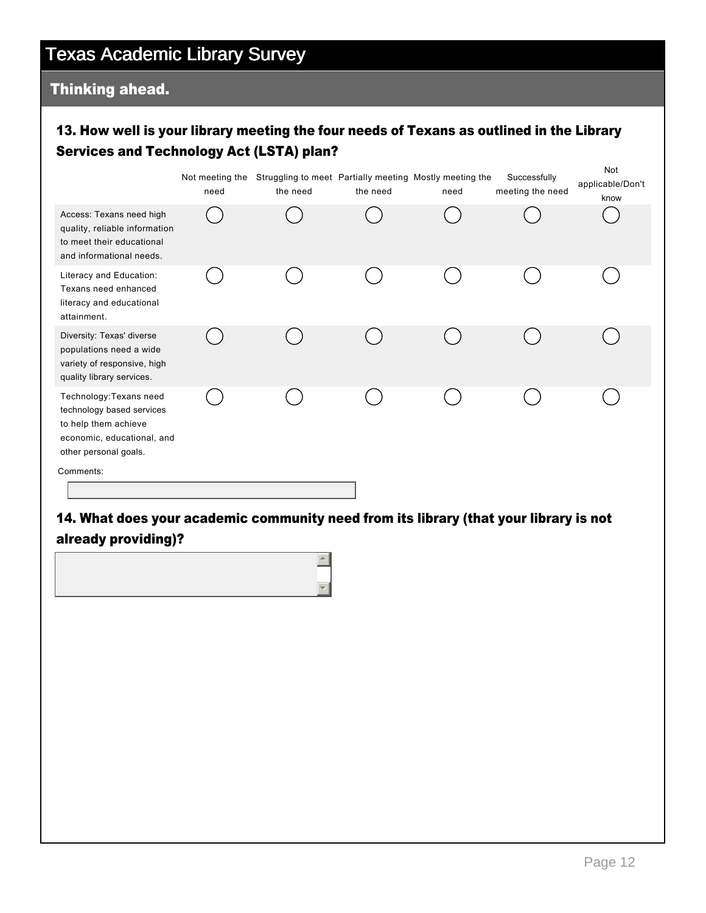# Texas Academic Library Survey

## Thinking ahead.

### 13. How well is your library meeting the four needs of Texans as outlined in the Library Services and Technology Act (LSTA) plan?

| | Not meeting the need | Struggling to meet the need | Partially meeting the need | Mostly meeting the need | Successfully meeting the need | Not applicable/Don't know |
|---|---|---|---|---|---|---|
| Access: Texans need high quality, reliable information to meet their educational and informational needs. | ◯ | ◯ | ◯ | ◯ | ◯ | ◯ |
| Literacy and Education: Texans need enhanced literacy and educational attainment. | ◯ | ◯ | ◯ | ◯ | ◯ | ◯ |
| Diversity: Texas' diverse populations need a wide variety of responsive, high quality library services. | ◯ | ◯ | ◯ | ◯ | ◯ | ◯ |
| Technology:Texans need technology based services to help them achieve economic, educational, and other personal goals. | ◯ | ◯ | ◯ | ◯ | ◯ | ◯ |

Comments:

### 14. What does your academic community need from its library (that your library is not already providing)?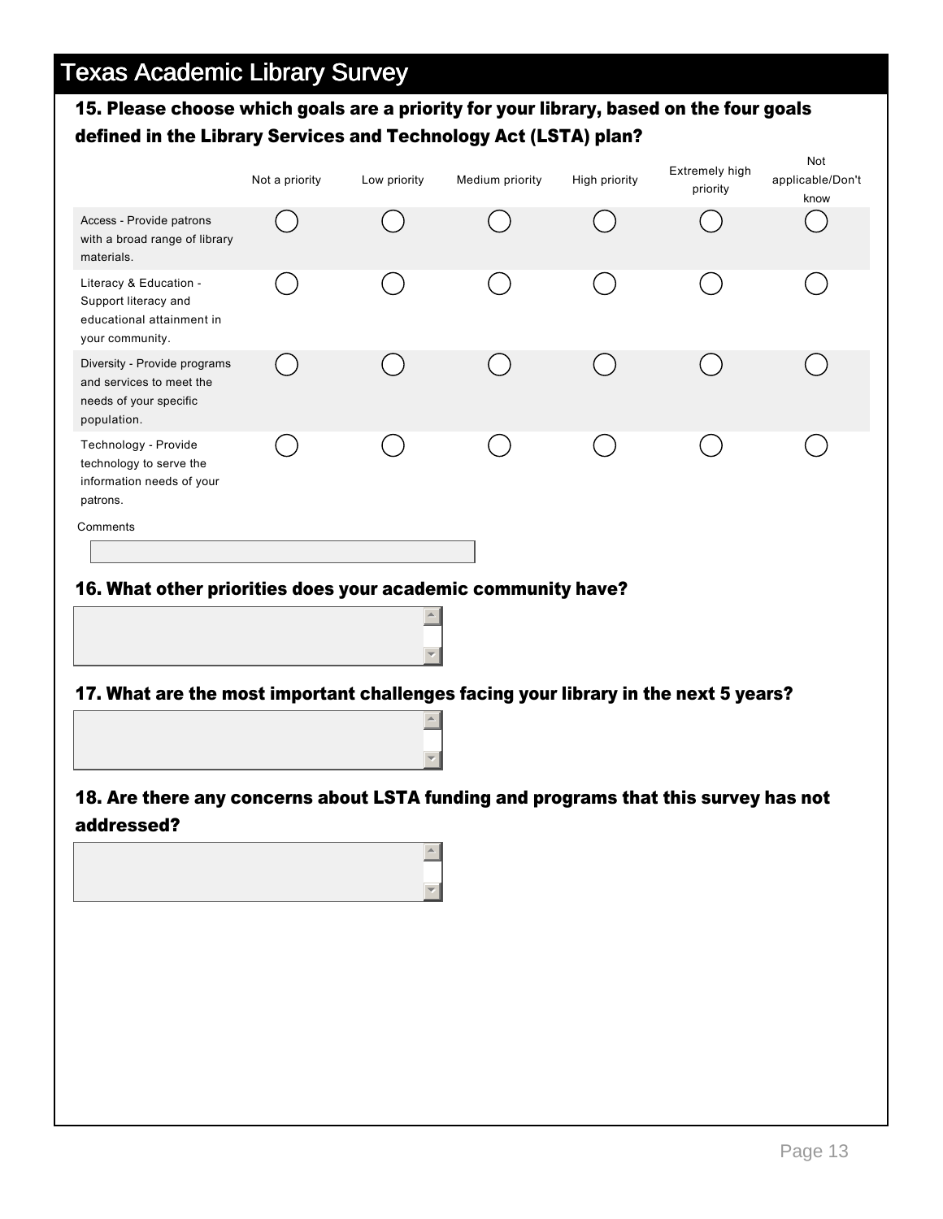# Texas Academic Library Survey

### 15. Please choose which goals are a priority for your library, based on the four goals defined in the Library Services and Technology Act (LSTA) plan?

| | Not a priority | Low priority | Medium priority | High priority | Extremely high priority | Not applicable/Don't know |
|---|---|---|---|---|---|---|
| Access - Provide patrons with a broad range of library materials. | ◯ | ◯ | ◯ | ◯ | ◯ | ◯ |
| Literacy & Education - Support literacy and educational attainment in your community. | ◯ | ◯ | ◯ | ◯ | ◯ | ◯ |
| Diversity - Provide programs and services to meet the needs of your specific population. | ◯ | ◯ | ◯ | ◯ | ◯ | ◯ |
| Technology - Provide technology to serve the information needs of your patrons. | ◯ | ◯ | ◯ | ◯ | ◯ | ◯ |

Comments

### 16. What other priorities does your academic community have?

### 17. What are the most important challenges facing your library in the next 5 years?

### 18. Are there any concerns about LSTA funding and programs that this survey has not addressed?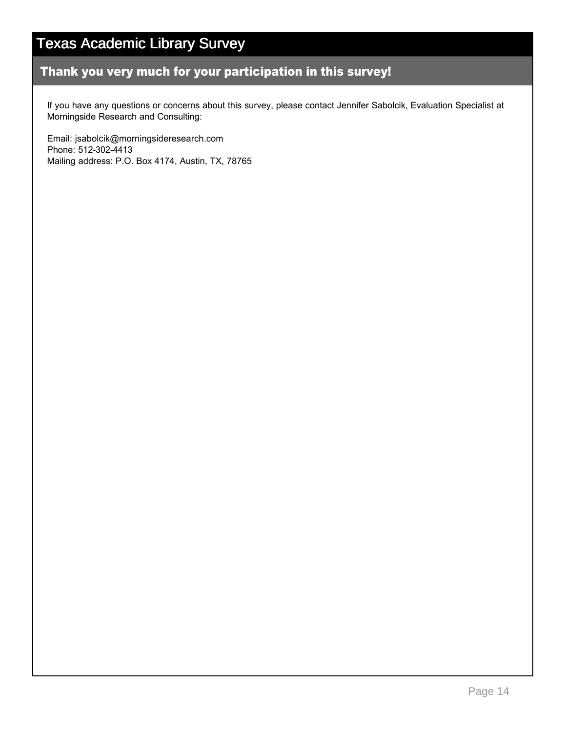# Texas Academic Library Survey

## Thank you very much for your participation in this survey!

If you have any questions or concerns about this survey, please contact Jennifer Sabolcik, Evaluation Specialist at Morningside Research and Consulting:

Email: jsabolcik@morningsideresearch.com
Phone: 512-302-4413
Mailing address: P.O. Box 4174, Austin, TX, 78765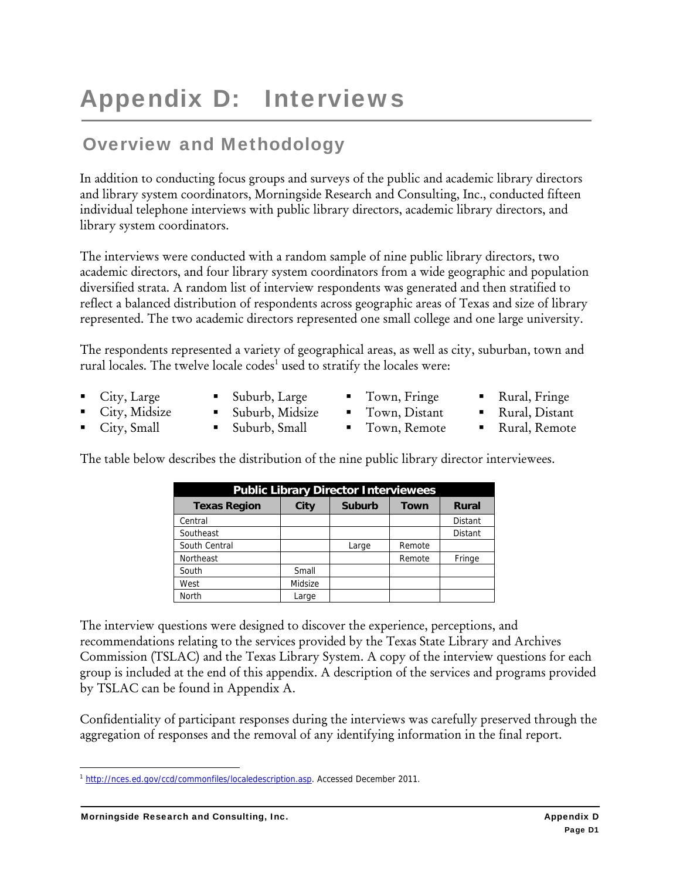# Appendix D: Interviews

## Overview and Methodology

In addition to conducting focus groups and surveys of the public and academic library directors and library system coordinators, Morningside Research and Consulting, Inc., conducted fifteen individual telephone interviews with public library directors, academic library directors, and library system coordinators.

The interviews were conducted with a random sample of nine public library directors, two academic directors, and four library system coordinators from a wide geographic and population diversified strata. A random list of interview respondents was generated and then stratified to reflect a balanced distribution of respondents across geographic areas of Texas and size of library represented. The two academic directors represented one small college and one large university.

The respondents represented a variety of geographical areas, as well as city, suburban, town and rural locales. The twelve locale codes[1] used to stratify the locales were:

- City, Large
- City, Midsize
- City, Small
- Suburb, Large
- Suburb, Midsize
- Suburb, Small
- Town, Fringe
- Town, Distant
- Town, Remote
- Rural, Fringe
- Rural, Distant
- Rural, Remote

The table below describes the distribution of the nine public library director interviewees.

| Public Library Director Interviewees | | | | |
|---|---|---|---|---|
| **Texas Region** | **City** | **Suburb** | **Town** | **Rural** |
| Central | | | | Distant |
| Southeast | | | | Distant |
| South Central | | Large | Remote | |
| Northeast | | | Remote | Fringe |
| South | Small | | | |
| West | Midsize | | | |
| North | Large | | | |

The interview questions were designed to discover the experience, perceptions, and recommendations relating to the services provided by the Texas State Library and Archives Commission (TSLAC) and the Texas Library System. A copy of the interview questions for each group is included at the end of this appendix. A description of the services and programs provided by TSLAC can be found in Appendix A.

Confidentiality of participant responses during the interviews was carefully preserved through the aggregation of responses and the removal of any identifying information in the final report.

---

[1] http://nces.ed.gov/ccd/commonfiles/localedescription.asp. Accessed December 2011.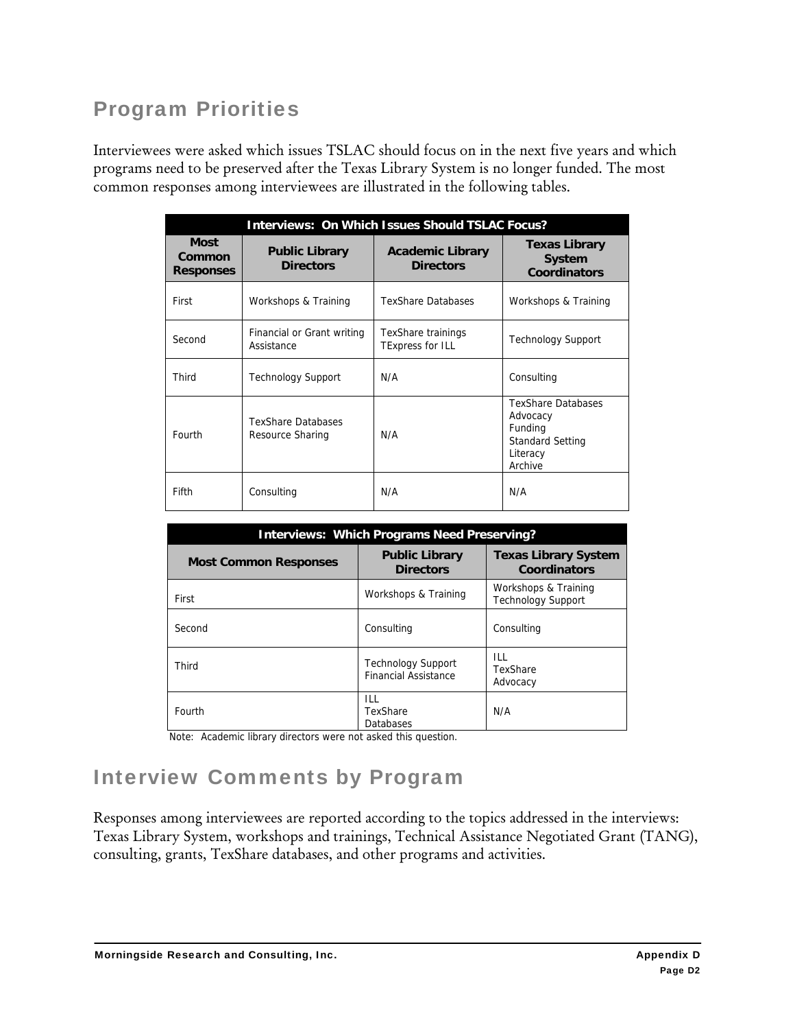## Program Priorities

Interviewees were asked which issues TSLAC should focus on in the next five years and which programs need to be preserved after the Texas Library System is no longer funded. The most common responses among interviewees are illustrated in the following tables.

| Interviews: On Which Issues Should TSLAC Focus? | | | |
|---|---|---|---|
| **Most Common Responses** | **Public Library Directors** | **Academic Library Directors** | **Texas Library System Coordinators** |
| First | Workshops & Training | TexShare Databases | Workshops & Training |
| Second | Financial or Grant writing Assistance | TexShare trainings<br>TExpress for ILL | Technology Support |
| Third | Technology Support | N/A | Consulting |
| Fourth | TexShare Databases<br>Resource Sharing | N/A | TexShare Databases<br>Advocacy<br>Funding<br>Standard Setting<br>Literacy<br>Archive |
| Fifth | Consulting | N/A | N/A |

| Interviews: Which Programs Need Preserving? | | |
|---|---|---|
| **Most Common Responses** | **Public Library Directors** | **Texas Library System Coordinators** |
| First | Workshops & Training | Workshops & Training<br>Technology Support |
| Second | Consulting | Consulting |
| Third | Technology Support<br>Financial Assistance | ILL<br>TexShare<br>Advocacy |
| Fourth | ILL<br>TexShare<br>Databases | N/A |

Note: Academic library directors were not asked this question.

## Interview Comments by Program

Responses among interviewees are reported according to the topics addressed in the interviews: Texas Library System, workshops and trainings, Technical Assistance Negotiated Grant (TANG), consulting, grants, TexShare databases, and other programs and activities.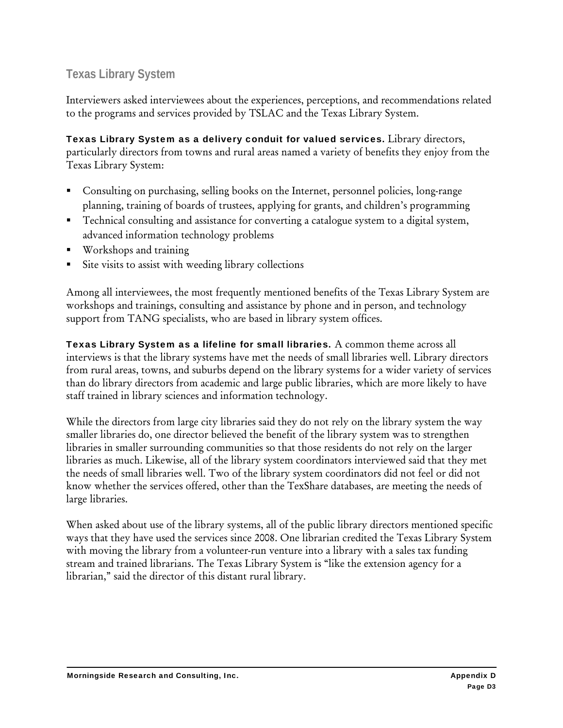## Texas Library System

Interviewers asked interviewees about the experiences, perceptions, and recommendations related to the programs and services provided by TSLAC and the Texas Library System.

**Texas Library System as a delivery conduit for valued services.** Library directors, particularly directors from towns and rural areas named a variety of benefits they enjoy from the Texas Library System:

- Consulting on purchasing, selling books on the Internet, personnel policies, long-range planning, training of boards of trustees, applying for grants, and children's programming
- Technical consulting and assistance for converting a catalogue system to a digital system, advanced information technology problems
- Workshops and training
- Site visits to assist with weeding library collections

Among all interviewees, the most frequently mentioned benefits of the Texas Library System are workshops and trainings, consulting and assistance by phone and in person, and technology support from TANG specialists, who are based in library system offices.

**Texas Library System as a lifeline for small libraries.** A common theme across all interviews is that the library systems have met the needs of small libraries well. Library directors from rural areas, towns, and suburbs depend on the library systems for a wider variety of services than do library directors from academic and large public libraries, which are more likely to have staff trained in library sciences and information technology.

While the directors from large city libraries said they do not rely on the library system the way smaller libraries do, one director believed the benefit of the library system was to strengthen libraries in smaller surrounding communities so that those residents do not rely on the larger libraries as much. Likewise, all of the library system coordinators interviewed said that they met the needs of small libraries well. Two of the library system coordinators did not feel or did not know whether the services offered, other than the TexShare databases, are meeting the needs of large libraries.

When asked about use of the library systems, all of the public library directors mentioned specific ways that they have used the services since 2008. One librarian credited the Texas Library System with moving the library from a volunteer-run venture into a library with a sales tax funding stream and trained librarians. The Texas Library System is "like the extension agency for a librarian," said the director of this distant rural library.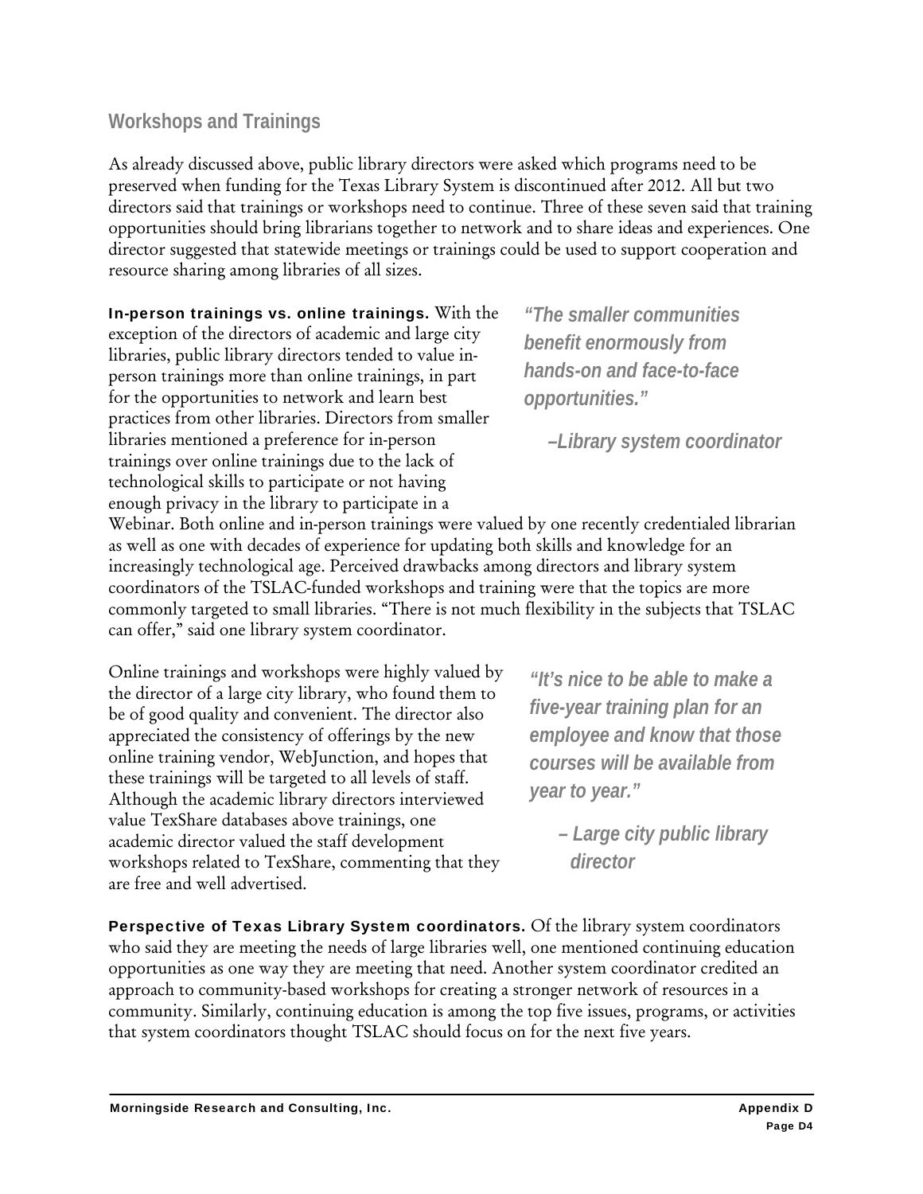## Workshops and Trainings

As already discussed above, public library directors were asked which programs need to be preserved when funding for the Texas Library System is discontinued after 2012. All but two directors said that trainings or workshops need to continue. Three of these seven said that training opportunities should bring librarians together to network and to share ideas and experiences. One director suggested that statewide meetings or trainings could be used to support cooperation and resource sharing among libraries of all sizes.

**In-person trainings vs. online trainings.** With the exception of the directors of academic and large city libraries, public library directors tended to value in-person trainings more than online trainings, in part for the opportunities to network and learn best practices from other libraries. Directors from smaller libraries mentioned a preference for in-person trainings over online trainings due to the lack of technological skills to participate or not having enough privacy in the library to participate in a Webinar. Both online and in-person trainings were valued by one recently credentialed librarian as well as one with decades of experience for updating both skills and knowledge for an increasingly technological age. Perceived drawbacks among directors and library system coordinators of the TSLAC-funded workshops and training were that the topics are more commonly targeted to small libraries. "There is not much flexibility in the subjects that TSLAC can offer," said one library system coordinator.

> ***"The smaller communities benefit enormously from hands-on and face-to-face opportunities."***
>
> ***–Library system coordinator***

Online trainings and workshops were highly valued by the director of a large city library, who found them to be of good quality and convenient. The director also appreciated the consistency of offerings by the new online training vendor, WebJunction, and hopes that these trainings will be targeted to all levels of staff. Although the academic library directors interviewed value TexShare databases above trainings, one academic director valued the staff development workshops related to TexShare, commenting that they are free and well advertised.

> ***"It's nice to be able to make a five-year training plan for an employee and know that those courses will be available from year to year."***
>
> ***– Large city public library director***

**Perspective of Texas Library System coordinators.** Of the library system coordinators who said they are meeting the needs of large libraries well, one mentioned continuing education opportunities as one way they are meeting that need. Another system coordinator credited an approach to community-based workshops for creating a stronger network of resources in a community. Similarly, continuing education is among the top five issues, programs, or activities that system coordinators thought TSLAC should focus on for the next five years.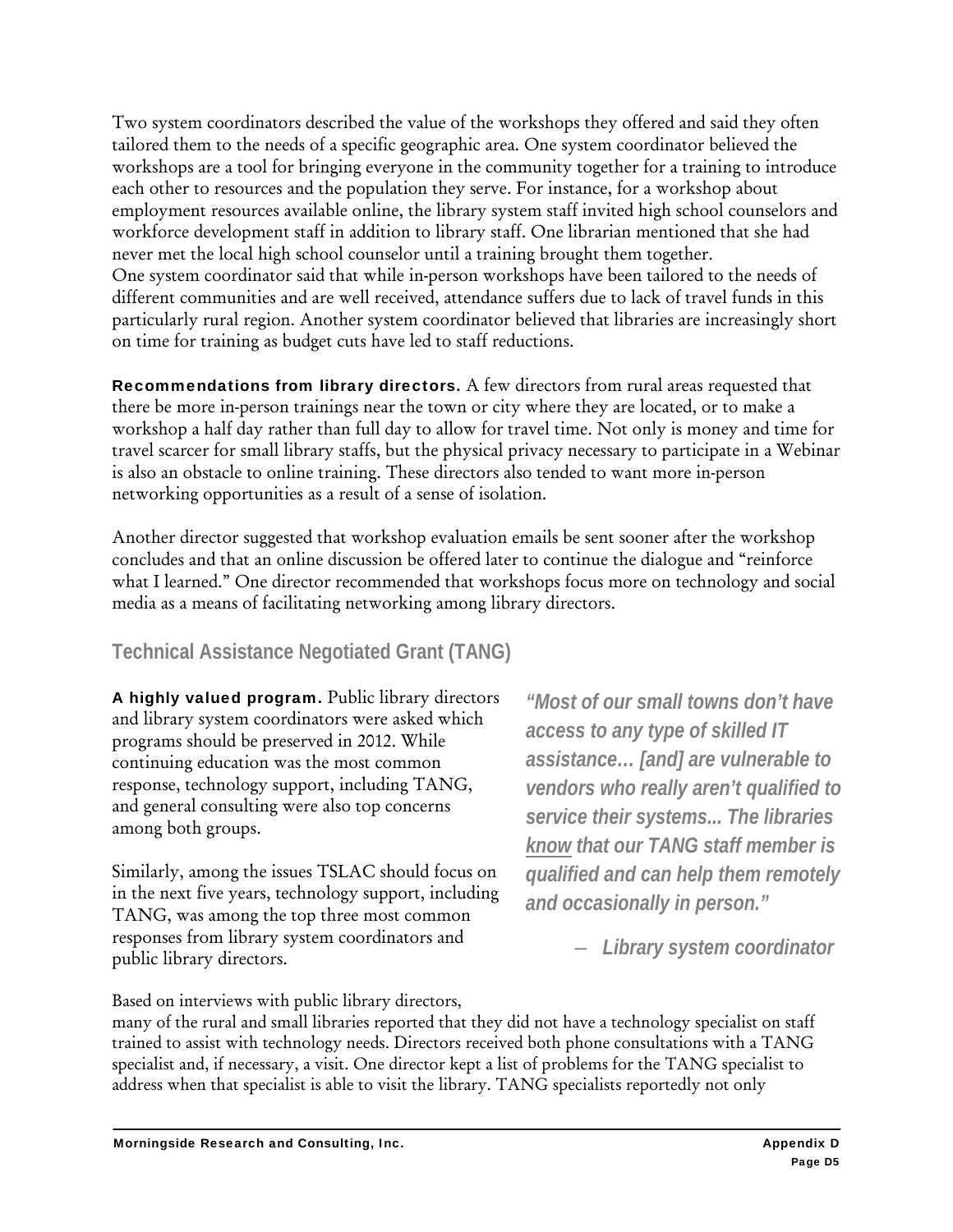Two system coordinators described the value of the workshops they offered and said they often tailored them to the needs of a specific geographic area. One system coordinator believed the workshops are a tool for bringing everyone in the community together for a training to introduce each other to resources and the population they serve. For instance, for a workshop about employment resources available online, the library system staff invited high school counselors and workforce development staff in addition to library staff. One librarian mentioned that she had never met the local high school counselor until a training brought them together.
One system coordinator said that while in-person workshops have been tailored to the needs of different communities and are well received, attendance suffers due to lack of travel funds in this particularly rural region. Another system coordinator believed that libraries are increasingly short on time for training as budget cuts have led to staff reductions.

**Recommendations from library directors.** A few directors from rural areas requested that there be more in-person trainings near the town or city where they are located, or to make a workshop a half day rather than full day to allow for travel time. Not only is money and time for travel scarcer for small library staffs, but the physical privacy necessary to participate in a Webinar is also an obstacle to online training. These directors also tended to want more in-person networking opportunities as a result of a sense of isolation.

Another director suggested that workshop evaluation emails be sent sooner after the workshop concludes and that an online discussion be offered later to continue the dialogue and "reinforce what I learned." One director recommended that workshops focus more on technology and social media as a means of facilitating networking among library directors.

## Technical Assistance Negotiated Grant (TANG)

**A highly valued program.** Public library directors and library system coordinators were asked which programs should be preserved in 2012. While continuing education was the most common response, technology support, including TANG, and general consulting were also top concerns among both groups.

Similarly, among the issues TSLAC should focus on in the next five years, technology support, including TANG, was among the top three most common responses from library system coordinators and public library directors.

> ***"Most of our small towns don't have access to any type of skilled IT assistance… [and] are vulnerable to vendors who really aren't qualified to service their systems... The libraries know that our TANG staff member is qualified and can help them remotely and occasionally in person."***
>
> ***– Library system coordinator***

Based on interviews with public library directors, many of the rural and small libraries reported that they did not have a technology specialist on staff trained to assist with technology needs. Directors received both phone consultations with a TANG specialist and, if necessary, a visit. One director kept a list of problems for the TANG specialist to address when that specialist is able to visit the library. TANG specialists reportedly not only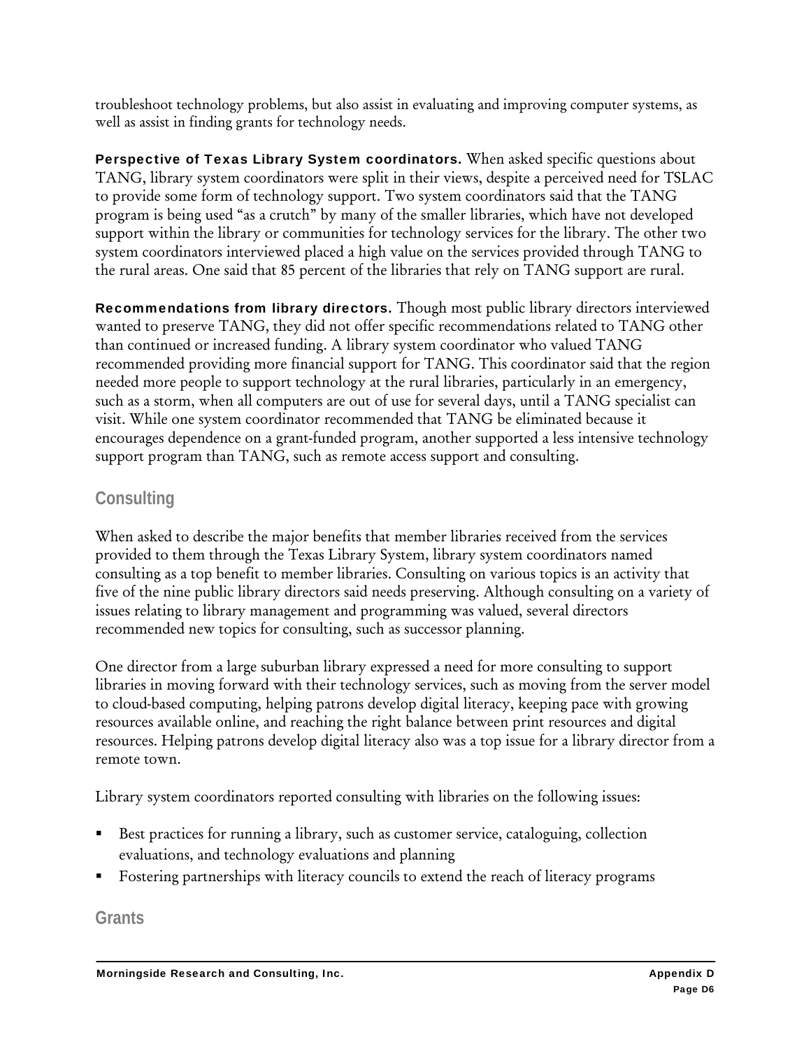troubleshoot technology problems, but also assist in evaluating and improving computer systems, as well as assist in finding grants for technology needs.

**Perspective of Texas Library System coordinators.** When asked specific questions about TANG, library system coordinators were split in their views, despite a perceived need for TSLAC to provide some form of technology support. Two system coordinators said that the TANG program is being used "as a crutch" by many of the smaller libraries, which have not developed support within the library or communities for technology services for the library. The other two system coordinators interviewed placed a high value on the services provided through TANG to the rural areas. One said that 85 percent of the libraries that rely on TANG support are rural.

**Recommendations from library directors.** Though most public library directors interviewed wanted to preserve TANG, they did not offer specific recommendations related to TANG other than continued or increased funding. A library system coordinator who valued TANG recommended providing more financial support for TANG. This coordinator said that the region needed more people to support technology at the rural libraries, particularly in an emergency, such as a storm, when all computers are out of use for several days, until a TANG specialist can visit. While one system coordinator recommended that TANG be eliminated because it encourages dependence on a grant-funded program, another supported a less intensive technology support program than TANG, such as remote access support and consulting.

## Consulting

When asked to describe the major benefits that member libraries received from the services provided to them through the Texas Library System, library system coordinators named consulting as a top benefit to member libraries. Consulting on various topics is an activity that five of the nine public library directors said needs preserving. Although consulting on a variety of issues relating to library management and programming was valued, several directors recommended new topics for consulting, such as successor planning.

One director from a large suburban library expressed a need for more consulting to support libraries in moving forward with their technology services, such as moving from the server model to cloud-based computing, helping patrons develop digital literacy, keeping pace with growing resources available online, and reaching the right balance between print resources and digital resources. Helping patrons develop digital literacy also was a top issue for a library director from a remote town.

Library system coordinators reported consulting with libraries on the following issues:

- Best practices for running a library, such as customer service, cataloguing, collection evaluations, and technology evaluations and planning
- Fostering partnerships with literacy councils to extend the reach of literacy programs

## Grants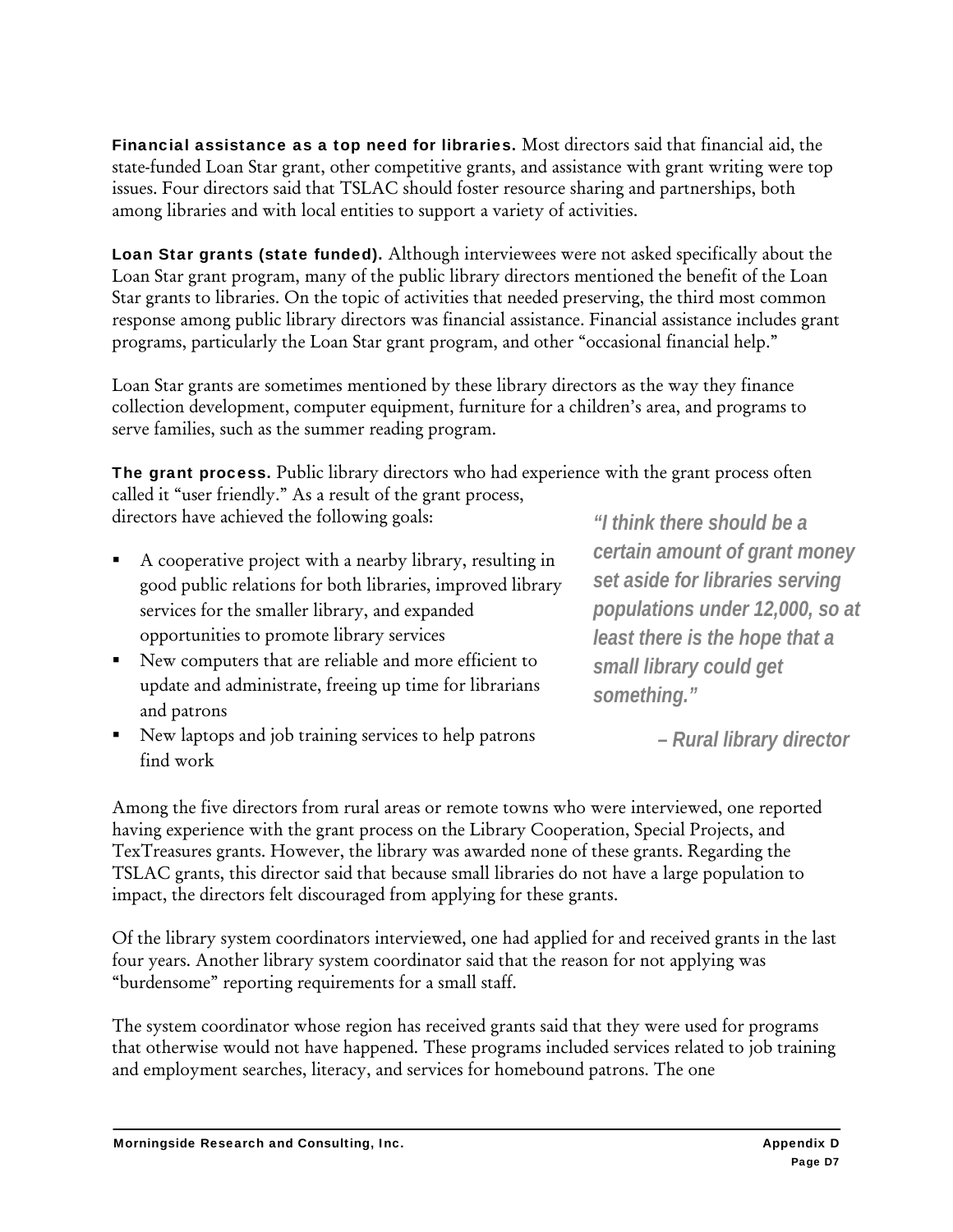**Financial assistance as a top need for libraries.** Most directors said that financial aid, the state-funded Loan Star grant, other competitive grants, and assistance with grant writing were top issues. Four directors said that TSLAC should foster resource sharing and partnerships, both among libraries and with local entities to support a variety of activities.

**Loan Star grants (state funded).** Although interviewees were not asked specifically about the Loan Star grant program, many of the public library directors mentioned the benefit of the Loan Star grants to libraries. On the topic of activities that needed preserving, the third most common response among public library directors was financial assistance. Financial assistance includes grant programs, particularly the Loan Star grant program, and other "occasional financial help."

Loan Star grants are sometimes mentioned by these library directors as the way they finance collection development, computer equipment, furniture for a children's area, and programs to serve families, such as the summer reading program.

**The grant process.** Public library directors who had experience with the grant process often called it "user friendly." As a result of the grant process, directors have achieved the following goals:

- A cooperative project with a nearby library, resulting in good public relations for both libraries, improved library services for the smaller library, and expanded opportunities to promote library services
- New computers that are reliable and more efficient to update and administrate, freeing up time for librarians and patrons
- New laptops and job training services to help patrons find work

> ***"I think there should be a certain amount of grant money set aside for libraries serving populations under 12,000, so at least there is the hope that a small library could get something."***
>
> ***– Rural library director***

Among the five directors from rural areas or remote towns who were interviewed, one reported having experience with the grant process on the Library Cooperation, Special Projects, and TexTreasures grants. However, the library was awarded none of these grants. Regarding the TSLAC grants, this director said that because small libraries do not have a large population to impact, the directors felt discouraged from applying for these grants.

Of the library system coordinators interviewed, one had applied for and received grants in the last four years. Another library system coordinator said that the reason for not applying was "burdensome" reporting requirements for a small staff.

The system coordinator whose region has received grants said that they were used for programs that otherwise would not have happened. These programs included services related to job training and employment searches, literacy, and services for homebound patrons. The one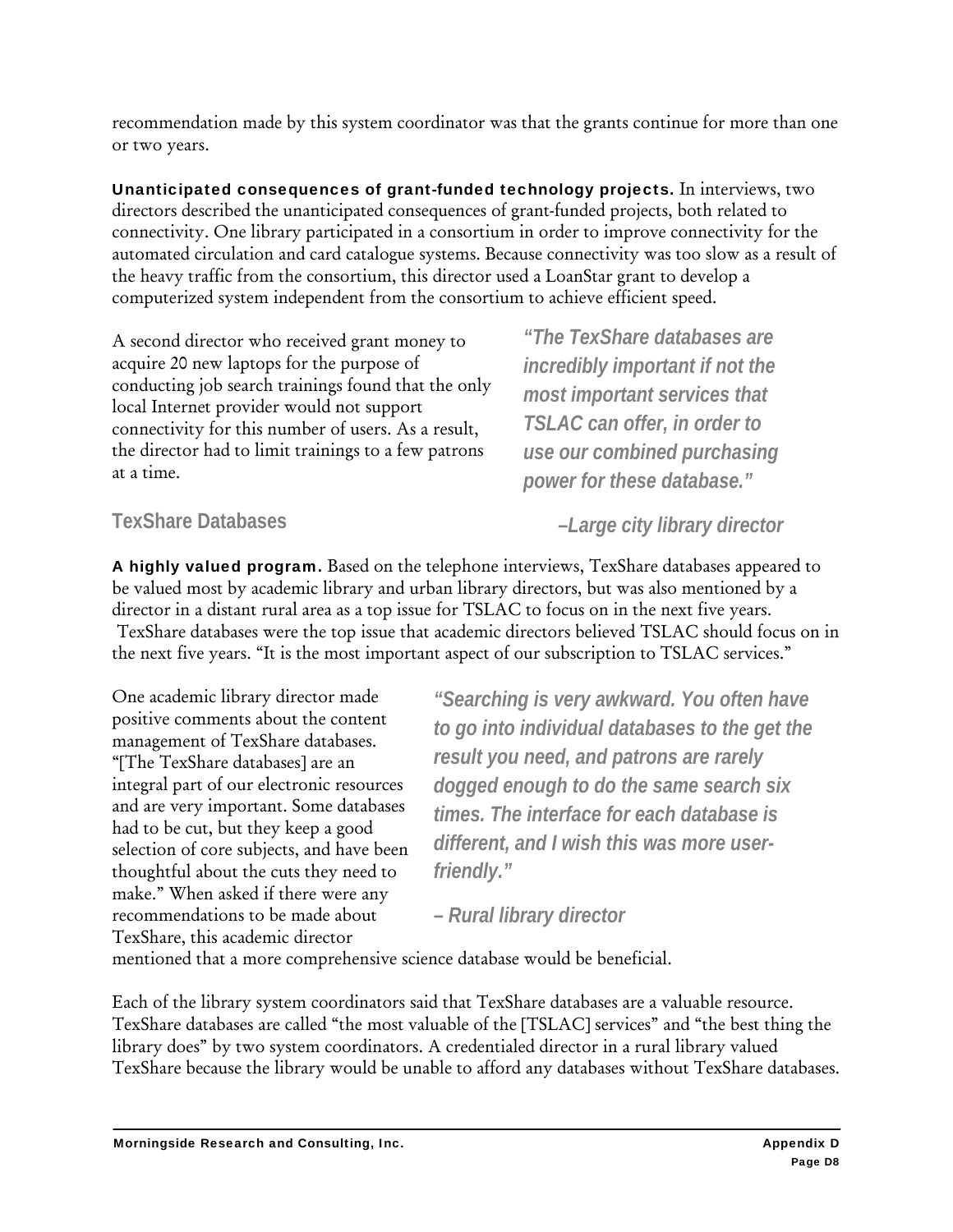recommendation made by this system coordinator was that the grants continue for more than one or two years.

**Unanticipated consequences of grant-funded technology projects.** In interviews, two directors described the unanticipated consequences of grant-funded projects, both related to connectivity. One library participated in a consortium in order to improve connectivity for the automated circulation and card catalogue systems. Because connectivity was too slow as a result of the heavy traffic from the consortium, this director used a LoanStar grant to develop a computerized system independent from the consortium to achieve efficient speed.

A second director who received grant money to acquire 20 new laptops for the purpose of conducting job search trainings found that the only local Internet provider would not support connectivity for this number of users. As a result, the director had to limit trainings to a few patrons at a time.

> ***"The TexShare databases are incredibly important if not the most important services that TSLAC can offer, in order to use our combined purchasing power for these database."***
>
> ***–Large city library director***

## TexShare Databases

**A highly valued program.** Based on the telephone interviews, TexShare databases appeared to be valued most by academic library and urban library directors, but was also mentioned by a director in a distant rural area as a top issue for TSLAC to focus on in the next five years. TexShare databases were the top issue that academic directors believed TSLAC should focus on in the next five years. "It is the most important aspect of our subscription to TSLAC services."

> ***"Searching is very awkward. You often have to go into individual databases to the get the result you need, and patrons are rarely dogged enough to do the same search six times. The interface for each database is different, and I wish this was more user-friendly."***
>
> ***– Rural library director***

One academic library director made positive comments about the content management of TexShare databases. "[The TexShare databases] are an integral part of our electronic resources and are very important. Some databases had to be cut, but they keep a good selection of core subjects, and have been thoughtful about the cuts they need to make." When asked if there were any recommendations to be made about TexShare, this academic director mentioned that a more comprehensive science database would be beneficial.

Each of the library system coordinators said that TexShare databases are a valuable resource. TexShare databases are called "the most valuable of the [TSLAC] services" and "the best thing the library does" by two system coordinators. A credentialed director in a rural library valued TexShare because the library would be unable to afford any databases without TexShare databases.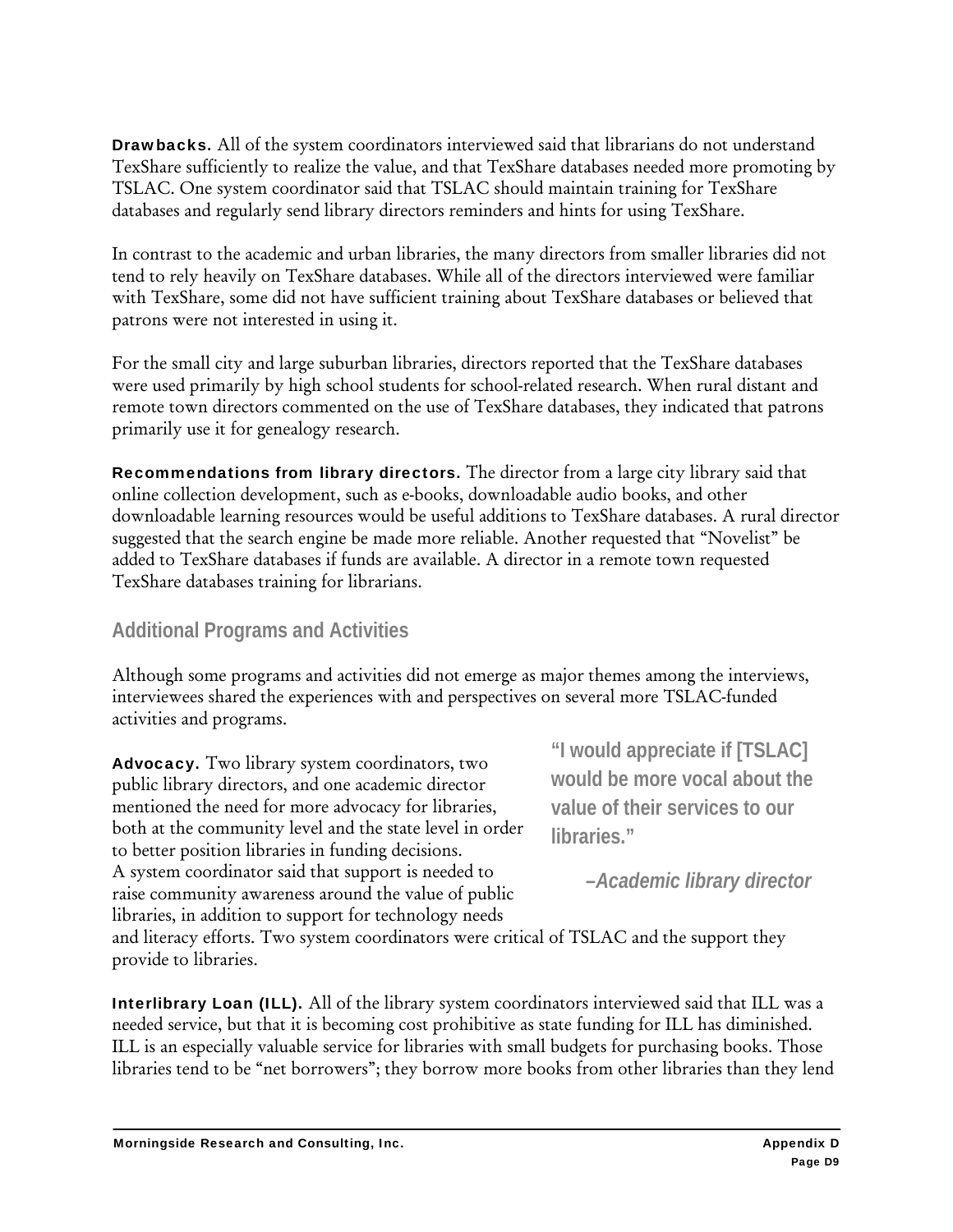**Drawbacks.** All of the system coordinators interviewed said that librarians do not understand TexShare sufficiently to realize the value, and that TexShare databases needed more promoting by TSLAC. One system coordinator said that TSLAC should maintain training for TexShare databases and regularly send library directors reminders and hints for using TexShare.

In contrast to the academic and urban libraries, the many directors from smaller libraries did not tend to rely heavily on TexShare databases. While all of the directors interviewed were familiar with TexShare, some did not have sufficient training about TexShare databases or believed that patrons were not interested in using it.

For the small city and large suburban libraries, directors reported that the TexShare databases were used primarily by high school students for school-related research. When rural distant and remote town directors commented on the use of TexShare databases, they indicated that patrons primarily use it for genealogy research.

**Recommendations from library directors.** The director from a large city library said that online collection development, such as e-books, downloadable audio books, and other downloadable learning resources would be useful additions to TexShare databases. A rural director suggested that the search engine be made more reliable. Another requested that "Novelist" be added to TexShare databases if funds are available. A director in a remote town requested TexShare databases training for librarians.

## Additional Programs and Activities

Although some programs and activities did not emerge as major themes among the interviews, interviewees shared the experiences with and perspectives on several more TSLAC-funded activities and programs.

**Advocacy.** Two library system coordinators, two public library directors, and one academic director mentioned the need for more advocacy for libraries, both at the community level and the state level in order to better position libraries in funding decisions. A system coordinator said that support is needed to raise community awareness around the value of public libraries, in addition to support for technology needs and literacy efforts. Two system coordinators were critical of TSLAC and the support they provide to libraries.

> **"I would appreciate if [TSLAC] would be more vocal about the value of their services to our libraries."**
>
> ***–Academic library director***

**Interlibrary Loan (ILL).** All of the library system coordinators interviewed said that ILL was a needed service, but that it is becoming cost prohibitive as state funding for ILL has diminished. ILL is an especially valuable service for libraries with small budgets for purchasing books. Those libraries tend to be "net borrowers"; they borrow more books from other libraries than they lend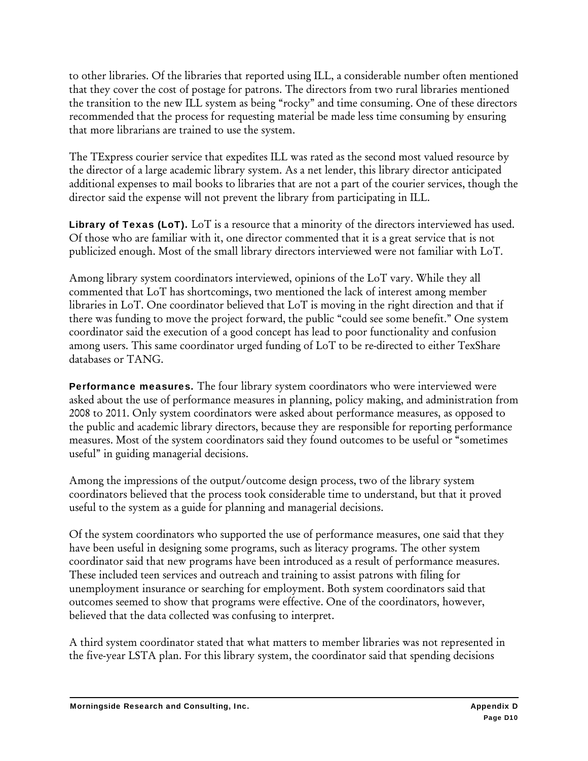to other libraries. Of the libraries that reported using ILL, a considerable number often mentioned that they cover the cost of postage for patrons. The directors from two rural libraries mentioned the transition to the new ILL system as being "rocky" and time consuming. One of these directors recommended that the process for requesting material be made less time consuming by ensuring that more librarians are trained to use the system.

The TExpress courier service that expedites ILL was rated as the second most valued resource by the director of a large academic library system. As a net lender, this library director anticipated additional expenses to mail books to libraries that are not a part of the courier services, though the director said the expense will not prevent the library from participating in ILL.

**Library of Texas (LoT).** LoT is a resource that a minority of the directors interviewed has used. Of those who are familiar with it, one director commented that it is a great service that is not publicized enough. Most of the small library directors interviewed were not familiar with LoT.

Among library system coordinators interviewed, opinions of the LoT vary. While they all commented that LoT has shortcomings, two mentioned the lack of interest among member libraries in LoT. One coordinator believed that LoT is moving in the right direction and that if there was funding to move the project forward, the public "could see some benefit." One system coordinator said the execution of a good concept has lead to poor functionality and confusion among users. This same coordinator urged funding of LoT to be re-directed to either TexShare databases or TANG.

**Performance measures.** The four library system coordinators who were interviewed were asked about the use of performance measures in planning, policy making, and administration from 2008 to 2011. Only system coordinators were asked about performance measures, as opposed to the public and academic library directors, because they are responsible for reporting performance measures. Most of the system coordinators said they found outcomes to be useful or "sometimes useful" in guiding managerial decisions.

Among the impressions of the output/outcome design process, two of the library system coordinators believed that the process took considerable time to understand, but that it proved useful to the system as a guide for planning and managerial decisions.

Of the system coordinators who supported the use of performance measures, one said that they have been useful in designing some programs, such as literacy programs. The other system coordinator said that new programs have been introduced as a result of performance measures. These included teen services and outreach and training to assist patrons with filing for unemployment insurance or searching for employment. Both system coordinators said that outcomes seemed to show that programs were effective. One of the coordinators, however, believed that the data collected was confusing to interpret.

A third system coordinator stated that what matters to member libraries was not represented in the five-year LSTA plan. For this library system, the coordinator said that spending decisions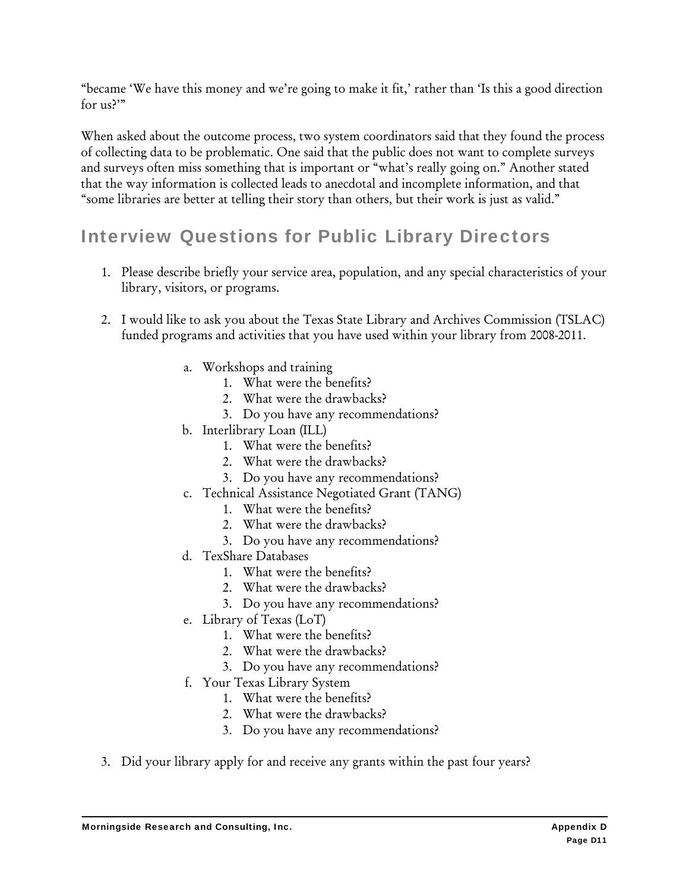"became 'We have this money and we're going to make it fit,' rather than 'Is this a good direction for us?'"

When asked about the outcome process, two system coordinators said that they found the process of collecting data to be problematic. One said that the public does not want to complete surveys and surveys often miss something that is important or "what's really going on." Another stated that the way information is collected leads to anecdotal and incomplete information, and that "some libraries are better at telling their story than others, but their work is just as valid."

## Interview Questions for Public Library Directors

1. Please describe briefly your service area, population, and any special characteristics of your library, visitors, or programs.

2. I would like to ask you about the Texas State Library and Archives Commission (TSLAC) funded programs and activities that you have used within your library from 2008-2011.

   a. Workshops and training
      1. What were the benefits?
      2. What were the drawbacks?
      3. Do you have any recommendations?

   b. Interlibrary Loan (ILL)
      1. What were the benefits?
      2. What were the drawbacks?
      3. Do you have any recommendations?

   c. Technical Assistance Negotiated Grant (TANG)
      1. What were the benefits?
      2. What were the drawbacks?
      3. Do you have any recommendations?

   d. TexShare Databases
      1. What were the benefits?
      2. What were the drawbacks?
      3. Do you have any recommendations?

   e. Library of Texas (LoT)
      1. What were the benefits?
      2. What were the drawbacks?
      3. Do you have any recommendations?

   f. Your Texas Library System
      1. What were the benefits?
      2. What were the drawbacks?
      3. Do you have any recommendations?

3. Did your library apply for and receive any grants within the past four years?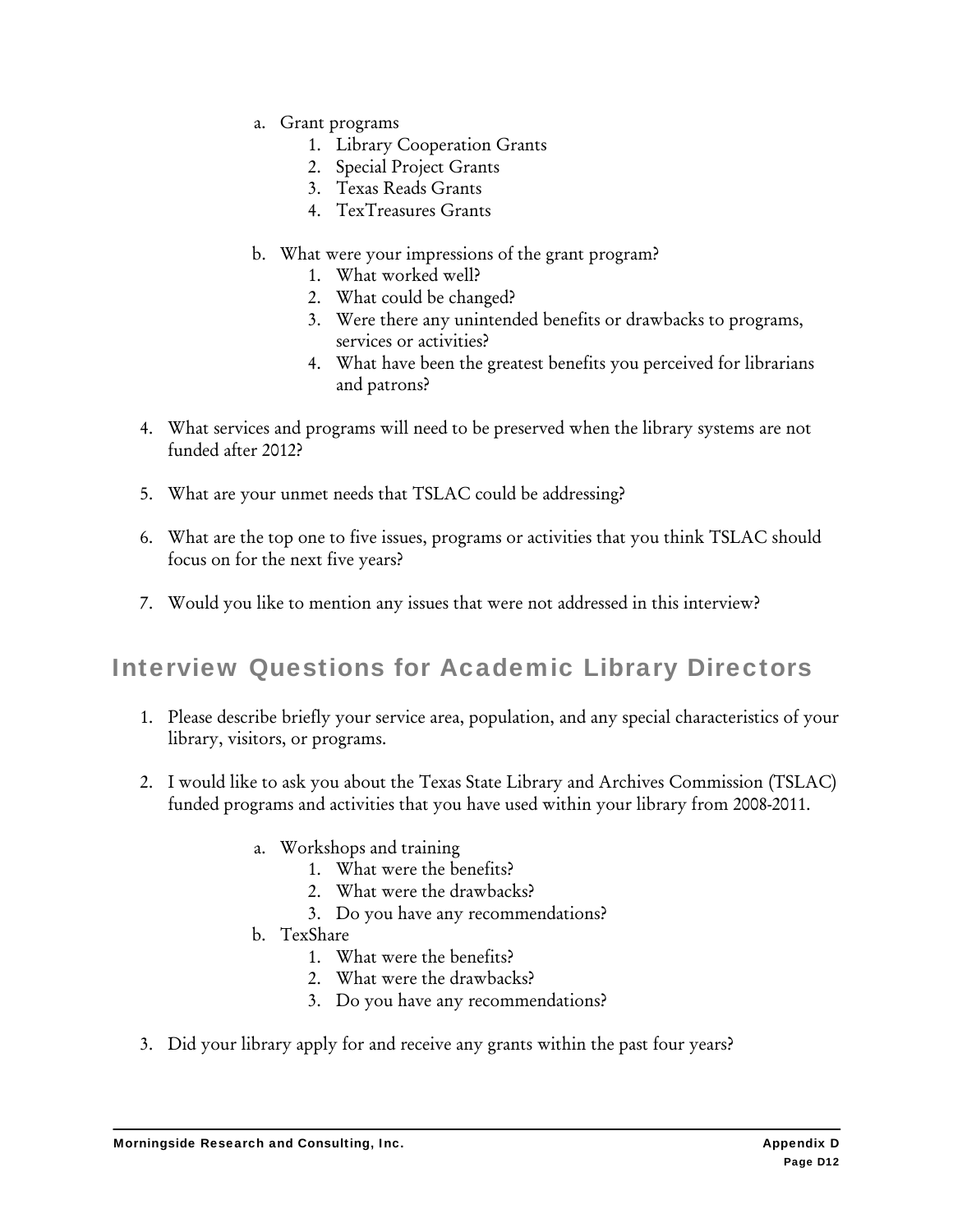a. Grant programs
    1. Library Cooperation Grants
    2. Special Project Grants
    3. Texas Reads Grants
    4. TexTreasures Grants

b. What were your impressions of the grant program?
    1. What worked well?
    2. What could be changed?
    3. Were there any unintended benefits or drawbacks to programs, services or activities?
    4. What have been the greatest benefits you perceived for librarians and patrons?

4. What services and programs will need to be preserved when the library systems are not funded after 2012?

5. What are your unmet needs that TSLAC could be addressing?

6. What are the top one to five issues, programs or activities that you think TSLAC should focus on for the next five years?

7. Would you like to mention any issues that were not addressed in this interview?

## Interview Questions for Academic Library Directors

1. Please describe briefly your service area, population, and any special characteristics of your library, visitors, or programs.

2. I would like to ask you about the Texas State Library and Archives Commission (TSLAC) funded programs and activities that you have used within your library from 2008-2011.

    a. Workshops and training
        1. What were the benefits?
        2. What were the drawbacks?
        3. Do you have any recommendations?

    b. TexShare
        1. What were the benefits?
        2. What were the drawbacks?
        3. Do you have any recommendations?

3. Did your library apply for and receive any grants within the past four years?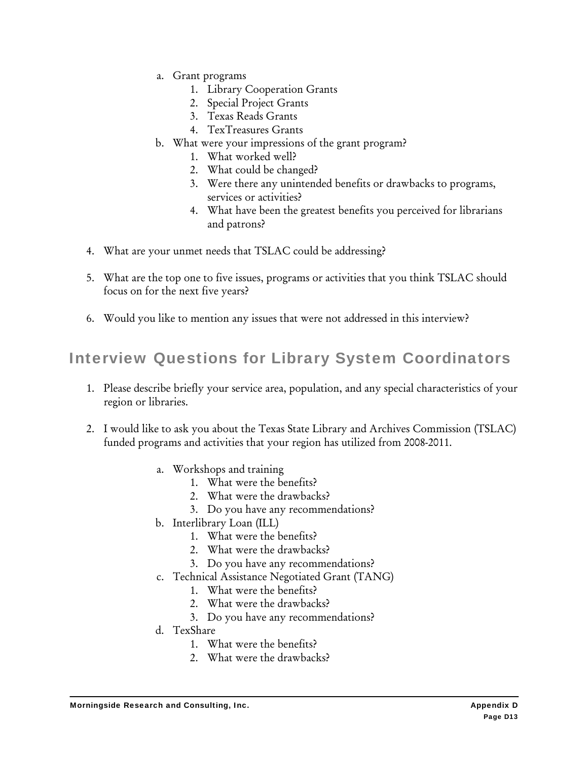a. Grant programs
    1. Library Cooperation Grants
    2. Special Project Grants
    3. Texas Reads Grants
    4. TexTreasures Grants
b. What were your impressions of the grant program?
    1. What worked well?
    2. What could be changed?
    3. Were there any unintended benefits or drawbacks to programs, services or activities?
    4. What have been the greatest benefits you perceived for librarians and patrons?

4. What are your unmet needs that TSLAC could be addressing?

5. What are the top one to five issues, programs or activities that you think TSLAC should focus on for the next five years?

6. Would you like to mention any issues that were not addressed in this interview?

## Interview Questions for Library System Coordinators

1. Please describe briefly your service area, population, and any special characteristics of your region or libraries.

2. I would like to ask you about the Texas State Library and Archives Commission (TSLAC) funded programs and activities that your region has utilized from 2008-2011.

    a. Workshops and training
        1. What were the benefits?
        2. What were the drawbacks?
        3. Do you have any recommendations?
    b. Interlibrary Loan (ILL)
        1. What were the benefits?
        2. What were the drawbacks?
        3. Do you have any recommendations?
    c. Technical Assistance Negotiated Grant (TANG)
        1. What were the benefits?
        2. What were the drawbacks?
        3. Do you have any recommendations?
    d. TexShare
        1. What were the benefits?
        2. What were the drawbacks?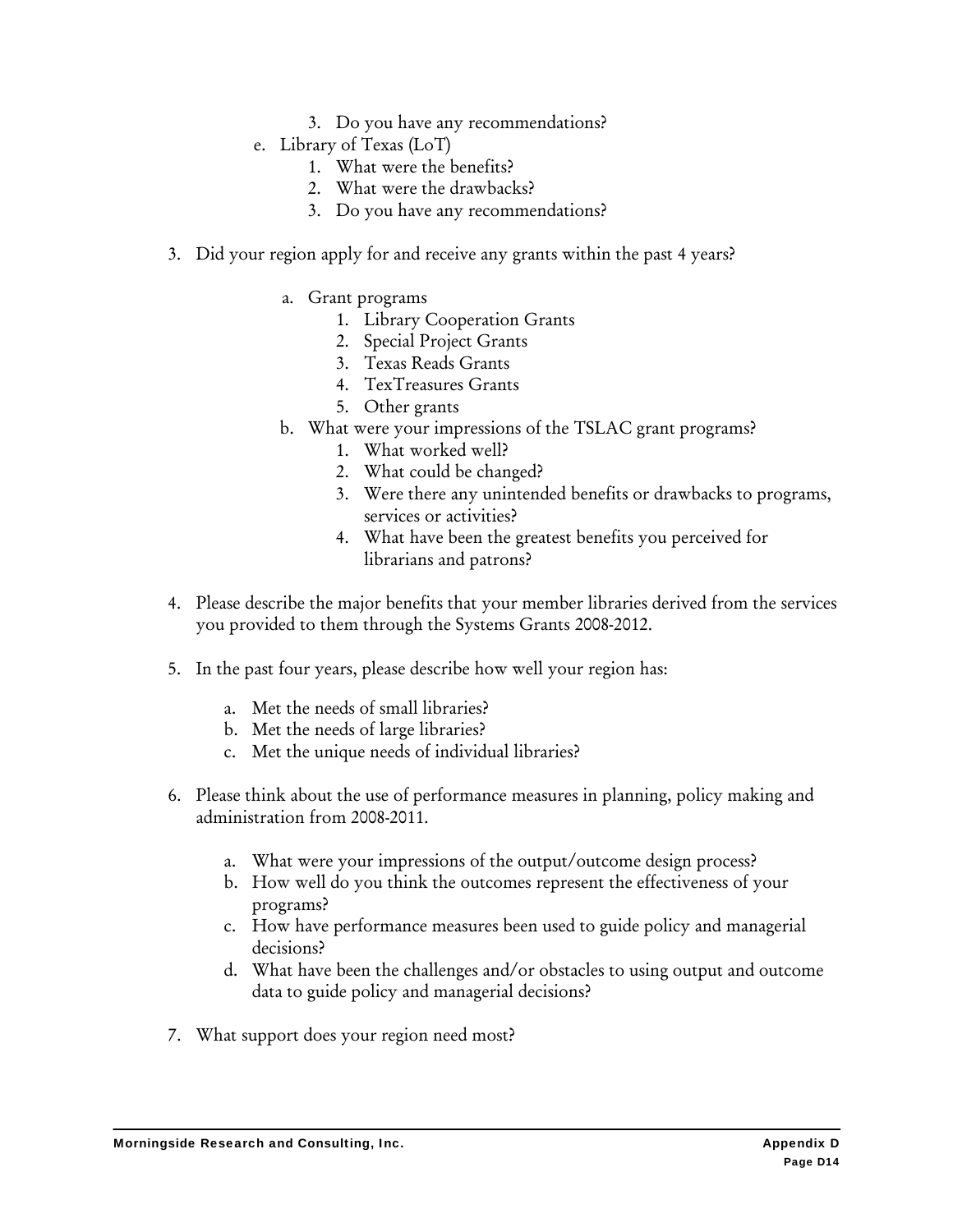3. Do you have any recommendations?
    e. Library of Texas (LoT)
        1. What were the benefits?
        2. What were the drawbacks?
        3. Do you have any recommendations?

3. Did your region apply for and receive any grants within the past 4 years?

    a. Grant programs
        1. Library Cooperation Grants
        2. Special Project Grants
        3. Texas Reads Grants
        4. TexTreasures Grants
        5. Other grants
    b. What were your impressions of the TSLAC grant programs?
        1. What worked well?
        2. What could be changed?
        3. Were there any unintended benefits or drawbacks to programs, services or activities?
        4. What have been the greatest benefits you perceived for librarians and patrons?

4. Please describe the major benefits that your member libraries derived from the services you provided to them through the Systems Grants 2008-2012.

5. In the past four years, please describe how well your region has:

    a. Met the needs of small libraries?
    b. Met the needs of large libraries?
    c. Met the unique needs of individual libraries?

6. Please think about the use of performance measures in planning, policy making and administration from 2008-2011.

    a. What were your impressions of the output/outcome design process?
    b. How well do you think the outcomes represent the effectiveness of your programs?
    c. How have performance measures been used to guide policy and managerial decisions?
    d. What have been the challenges and/or obstacles to using output and outcome data to guide policy and managerial decisions?

7. What support does your region need most?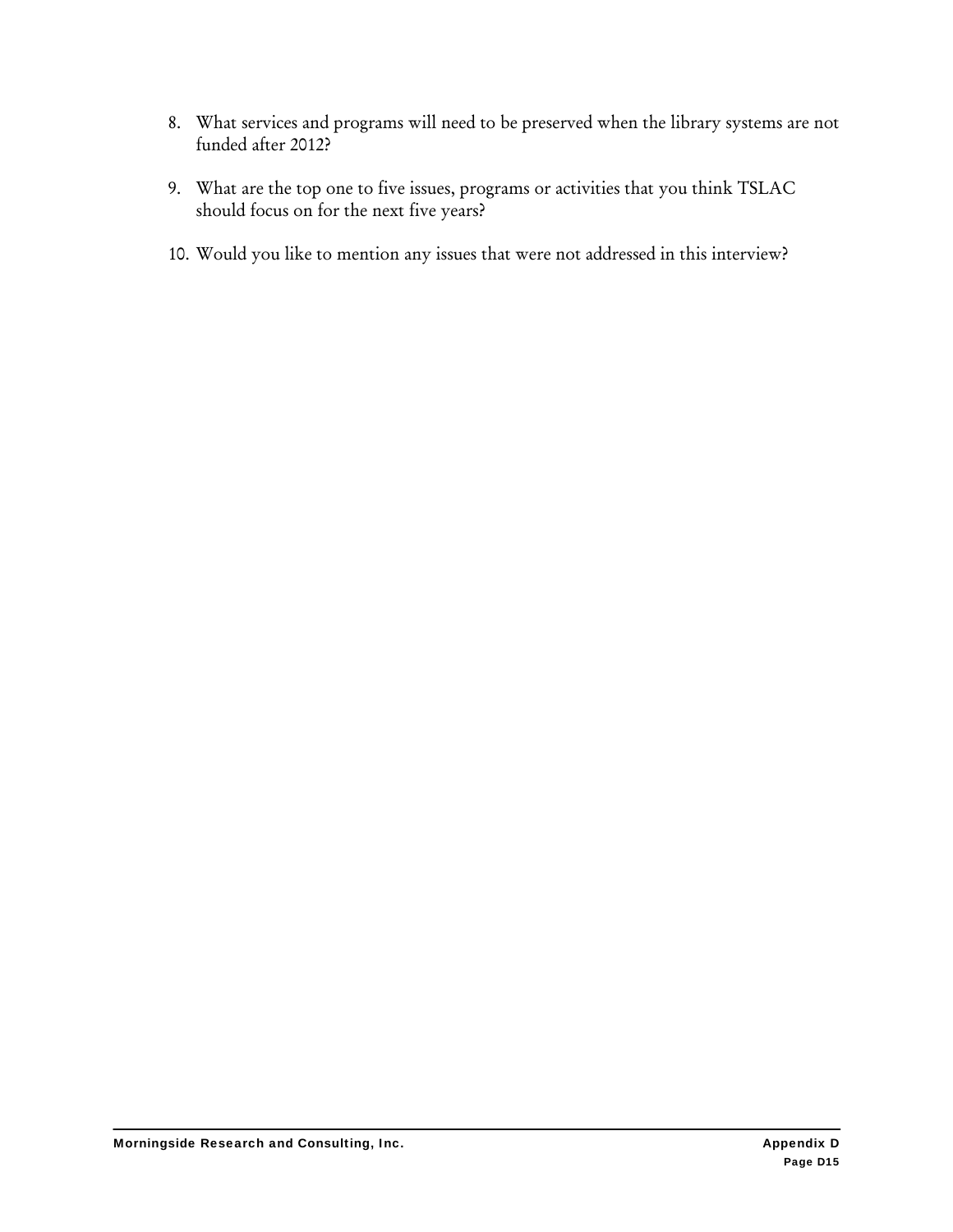8. What services and programs will need to be preserved when the library systems are not funded after 2012?

9. What are the top one to five issues, programs or activities that you think TSLAC should focus on for the next five years?

10. Would you like to mention any issues that were not addressed in this interview?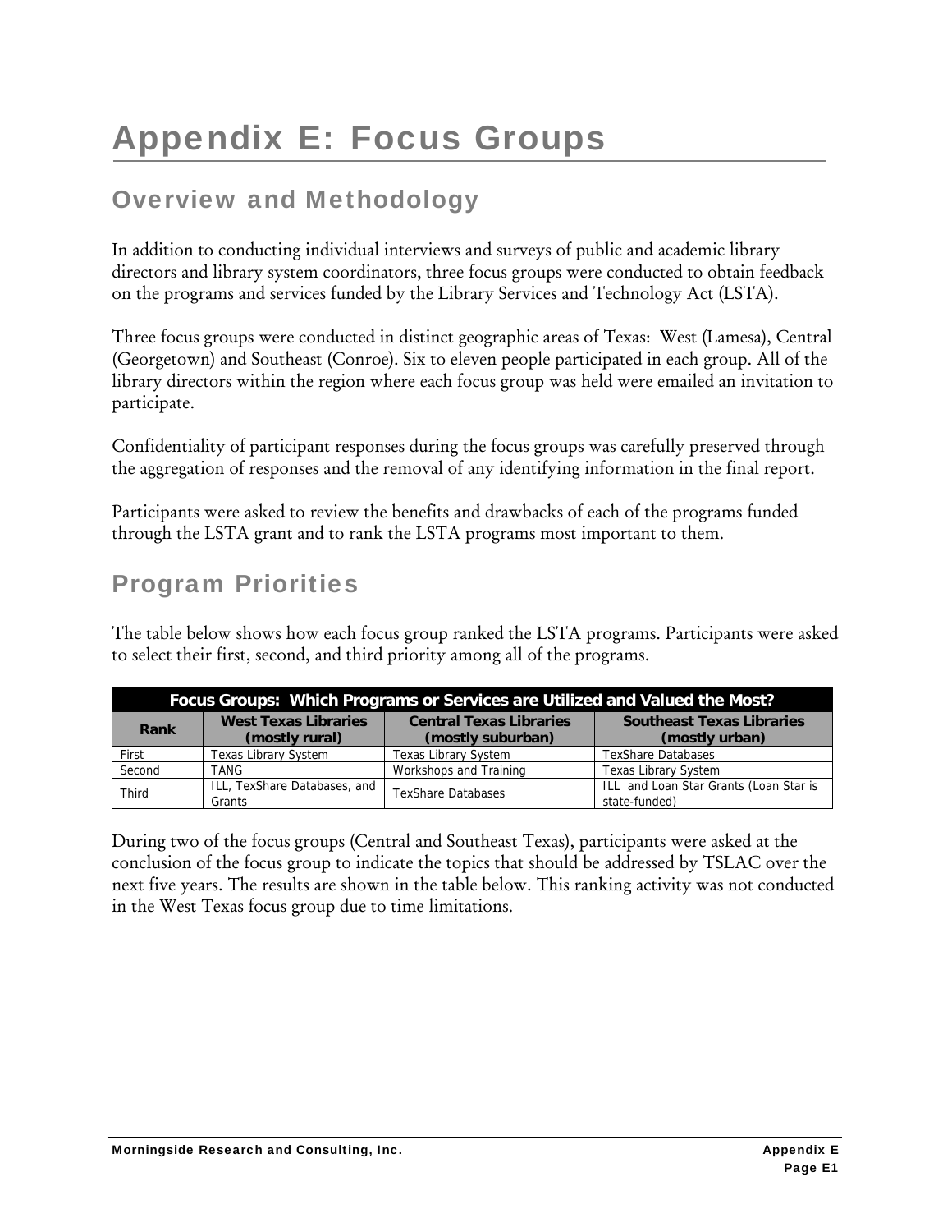# Appendix E: Focus Groups

## Overview and Methodology

In addition to conducting individual interviews and surveys of public and academic library directors and library system coordinators, three focus groups were conducted to obtain feedback on the programs and services funded by the Library Services and Technology Act (LSTA).

Three focus groups were conducted in distinct geographic areas of Texas: West (Lamesa), Central (Georgetown) and Southeast (Conroe). Six to eleven people participated in each group. All of the library directors within the region where each focus group was held were emailed an invitation to participate.

Confidentiality of participant responses during the focus groups was carefully preserved through the aggregation of responses and the removal of any identifying information in the final report.

Participants were asked to review the benefits and drawbacks of each of the programs funded through the LSTA grant and to rank the LSTA programs most important to them.

## Program Priorities

The table below shows how each focus group ranked the LSTA programs. Participants were asked to select their first, second, and third priority among all of the programs.

**Focus Groups: Which Programs or Services are Utilized and Valued the Most?**

| Rank | West Texas Libraries (mostly rural) | Central Texas Libraries (mostly suburban) | Southeast Texas Libraries (mostly urban) |
|---|---|---|---|
| First | Texas Library System | Texas Library System | TexShare Databases |
| Second | TANG | Workshops and Training | Texas Library System |
| Third | ILL, TexShare Databases, and Grants | TexShare Databases | ILL and Loan Star Grants (Loan Star is state-funded) |

During two of the focus groups (Central and Southeast Texas), participants were asked at the conclusion of the focus group to indicate the topics that should be addressed by TSLAC over the next five years. The results are shown in the table below. This ranking activity was not conducted in the West Texas focus group due to time limitations.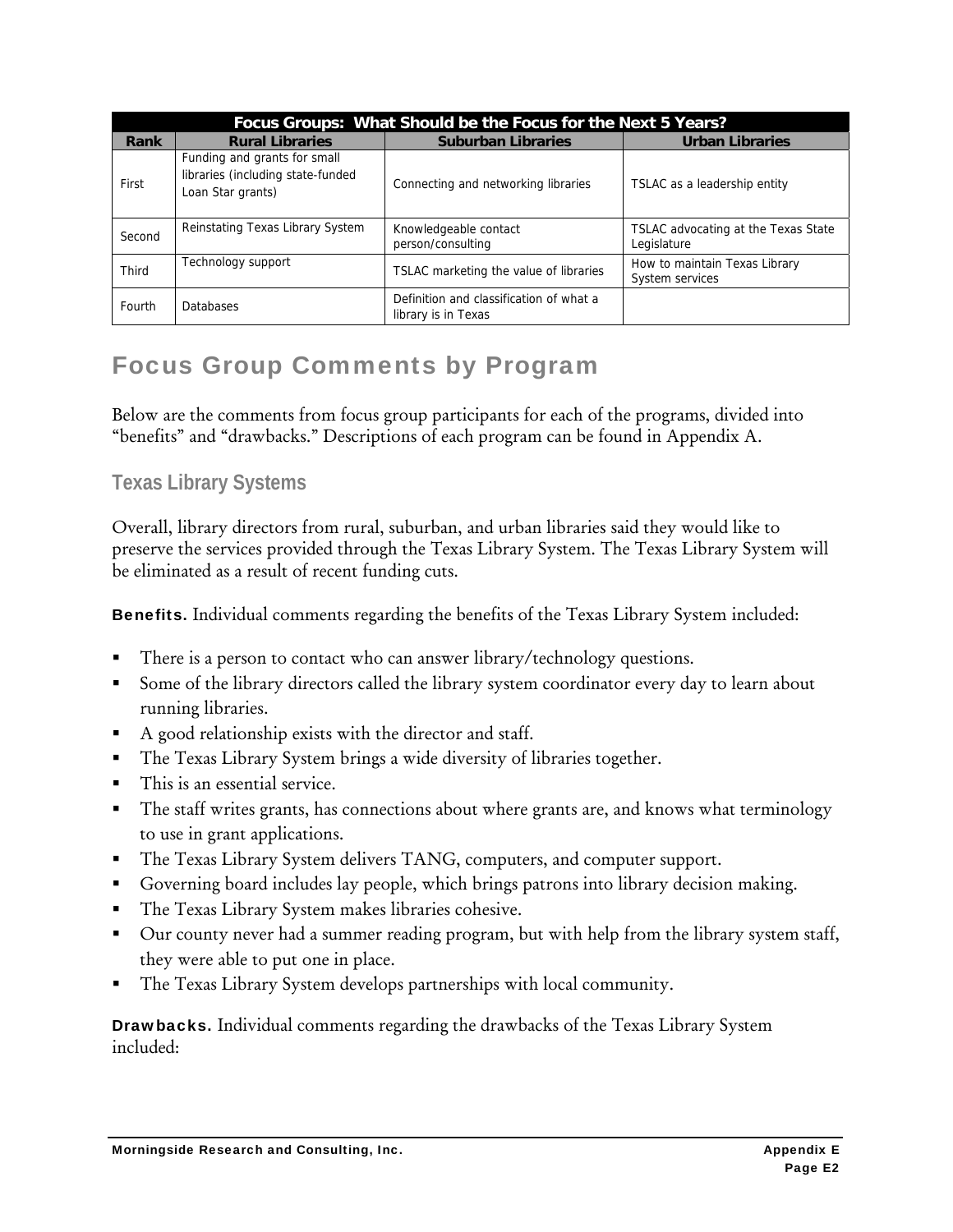| Focus Groups: What Should be the Focus for the Next 5 Years? | | | |
|---|---|---|---|
| Rank | Rural Libraries | Suburban Libraries | Urban Libraries |
| First | Funding and grants for small libraries (including state-funded Loan Star grants) | Connecting and networking libraries | TSLAC as a leadership entity |
| Second | Reinstating Texas Library System | Knowledgeable contact person/consulting | TSLAC advocating at the Texas State Legislature |
| Third | Technology support | TSLAC marketing the value of libraries | How to maintain Texas Library System services |
| Fourth | Databases | Definition and classification of what a library is in Texas | |

# Focus Group Comments by Program

Below are the comments from focus group participants for each of the programs, divided into "benefits" and "drawbacks." Descriptions of each program can be found in Appendix A.

## Texas Library Systems

Overall, library directors from rural, suburban, and urban libraries said they would like to preserve the services provided through the Texas Library System. The Texas Library System will be eliminated as a result of recent funding cuts.

**Benefits.** Individual comments regarding the benefits of the Texas Library System included:

- There is a person to contact who can answer library/technology questions.
- Some of the library directors called the library system coordinator every day to learn about running libraries.
- A good relationship exists with the director and staff.
- The Texas Library System brings a wide diversity of libraries together.
- This is an essential service.
- The staff writes grants, has connections about where grants are, and knows what terminology to use in grant applications.
- The Texas Library System delivers TANG, computers, and computer support.
- Governing board includes lay people, which brings patrons into library decision making.
- The Texas Library System makes libraries cohesive.
- Our county never had a summer reading program, but with help from the library system staff, they were able to put one in place.
- The Texas Library System develops partnerships with local community.

**Drawbacks.** Individual comments regarding the drawbacks of the Texas Library System included: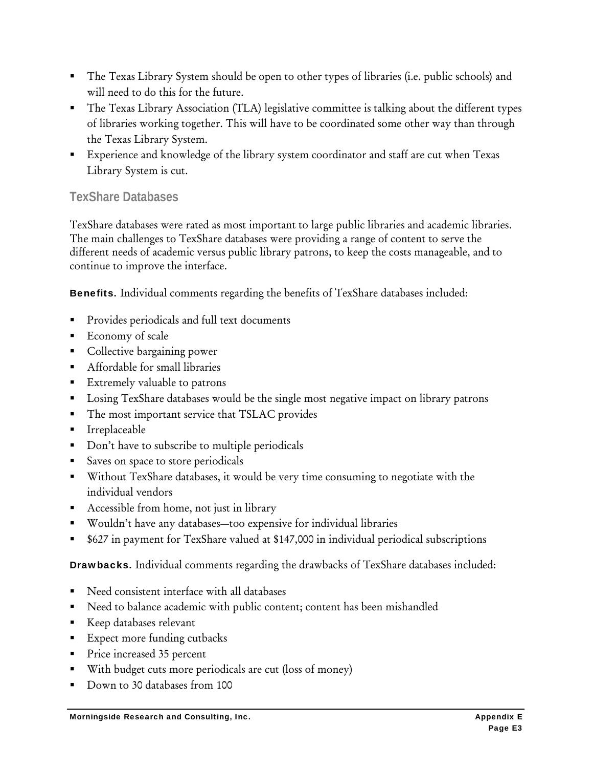- The Texas Library System should be open to other types of libraries (i.e. public schools) and will need to do this for the future.
- The Texas Library Association (TLA) legislative committee is talking about the different types of libraries working together. This will have to be coordinated some other way than through the Texas Library System.
- Experience and knowledge of the library system coordinator and staff are cut when Texas Library System is cut.

### TexShare Databases

TexShare databases were rated as most important to large public libraries and academic libraries. The main challenges to TexShare databases were providing a range of content to serve the different needs of academic versus public library patrons, to keep the costs manageable, and to continue to improve the interface.

**Benefits.** Individual comments regarding the benefits of TexShare databases included:

- Provides periodicals and full text documents
- Economy of scale
- Collective bargaining power
- Affordable for small libraries
- Extremely valuable to patrons
- Losing TexShare databases would be the single most negative impact on library patrons
- The most important service that TSLAC provides
- Irreplaceable
- Don't have to subscribe to multiple periodicals
- Saves on space to store periodicals
- Without TexShare databases, it would be very time consuming to negotiate with the individual vendors
- Accessible from home, not just in library
- Wouldn't have any databases—too expensive for individual libraries
- $627 in payment for TexShare valued at $147,000 in individual periodical subscriptions

**Drawbacks.** Individual comments regarding the drawbacks of TexShare databases included:

- Need consistent interface with all databases
- Need to balance academic with public content; content has been mishandled
- Keep databases relevant
- Expect more funding cutbacks
- Price increased 35 percent
- With budget cuts more periodicals are cut (loss of money)
- Down to 30 databases from 100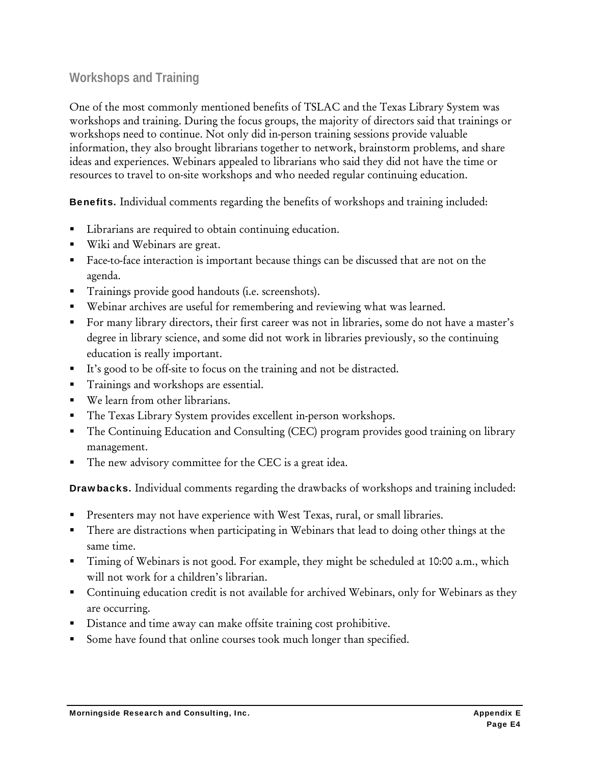## Workshops and Training

One of the most commonly mentioned benefits of TSLAC and the Texas Library System was workshops and training. During the focus groups, the majority of directors said that trainings or workshops need to continue. Not only did in-person training sessions provide valuable information, they also brought librarians together to network, brainstorm problems, and share ideas and experiences. Webinars appealed to librarians who said they did not have the time or resources to travel to on-site workshops and who needed regular continuing education.

**Benefits.** Individual comments regarding the benefits of workshops and training included:

- Librarians are required to obtain continuing education.
- Wiki and Webinars are great.
- Face-to-face interaction is important because things can be discussed that are not on the agenda.
- Trainings provide good handouts (i.e. screenshots).
- Webinar archives are useful for remembering and reviewing what was learned.
- For many library directors, their first career was not in libraries, some do not have a master's degree in library science, and some did not work in libraries previously, so the continuing education is really important.
- It's good to be off-site to focus on the training and not be distracted.
- Trainings and workshops are essential.
- We learn from other librarians.
- The Texas Library System provides excellent in-person workshops.
- The Continuing Education and Consulting (CEC) program provides good training on library management.
- The new advisory committee for the CEC is a great idea.

**Drawbacks.** Individual comments regarding the drawbacks of workshops and training included:

- Presenters may not have experience with West Texas, rural, or small libraries.
- There are distractions when participating in Webinars that lead to doing other things at the same time.
- Timing of Webinars is not good. For example, they might be scheduled at 10:00 a.m., which will not work for a children's librarian.
- Continuing education credit is not available for archived Webinars, only for Webinars as they are occurring.
- Distance and time away can make offsite training cost prohibitive.
- Some have found that online courses took much longer than specified.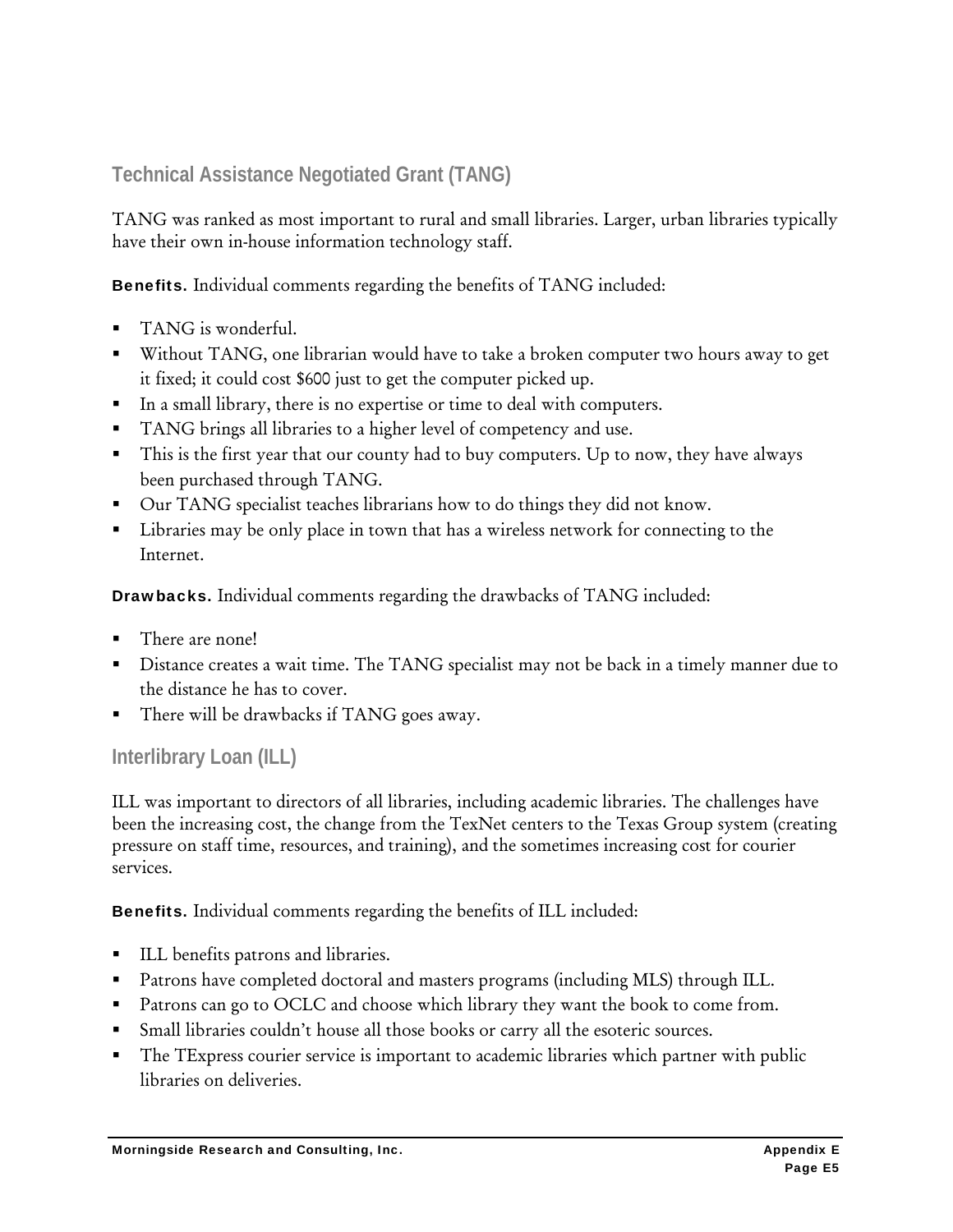## Technical Assistance Negotiated Grant (TANG)

TANG was ranked as most important to rural and small libraries. Larger, urban libraries typically have their own in-house information technology staff.

**Benefits.** Individual comments regarding the benefits of TANG included:

- TANG is wonderful.
- Without TANG, one librarian would have to take a broken computer two hours away to get it fixed; it could cost $600 just to get the computer picked up.
- In a small library, there is no expertise or time to deal with computers.
- TANG brings all libraries to a higher level of competency and use.
- This is the first year that our county had to buy computers. Up to now, they have always been purchased through TANG.
- Our TANG specialist teaches librarians how to do things they did not know.
- Libraries may be only place in town that has a wireless network for connecting to the Internet.

**Drawbacks.** Individual comments regarding the drawbacks of TANG included:

- There are none!
- Distance creates a wait time. The TANG specialist may not be back in a timely manner due to the distance he has to cover.
- There will be drawbacks if TANG goes away.

## Interlibrary Loan (ILL)

ILL was important to directors of all libraries, including academic libraries. The challenges have been the increasing cost, the change from the TexNet centers to the Texas Group system (creating pressure on staff time, resources, and training), and the sometimes increasing cost for courier services.

**Benefits.** Individual comments regarding the benefits of ILL included:

- ILL benefits patrons and libraries.
- Patrons have completed doctoral and masters programs (including MLS) through ILL.
- Patrons can go to OCLC and choose which library they want the book to come from.
- Small libraries couldn't house all those books or carry all the esoteric sources.
- The TExpress courier service is important to academic libraries which partner with public libraries on deliveries.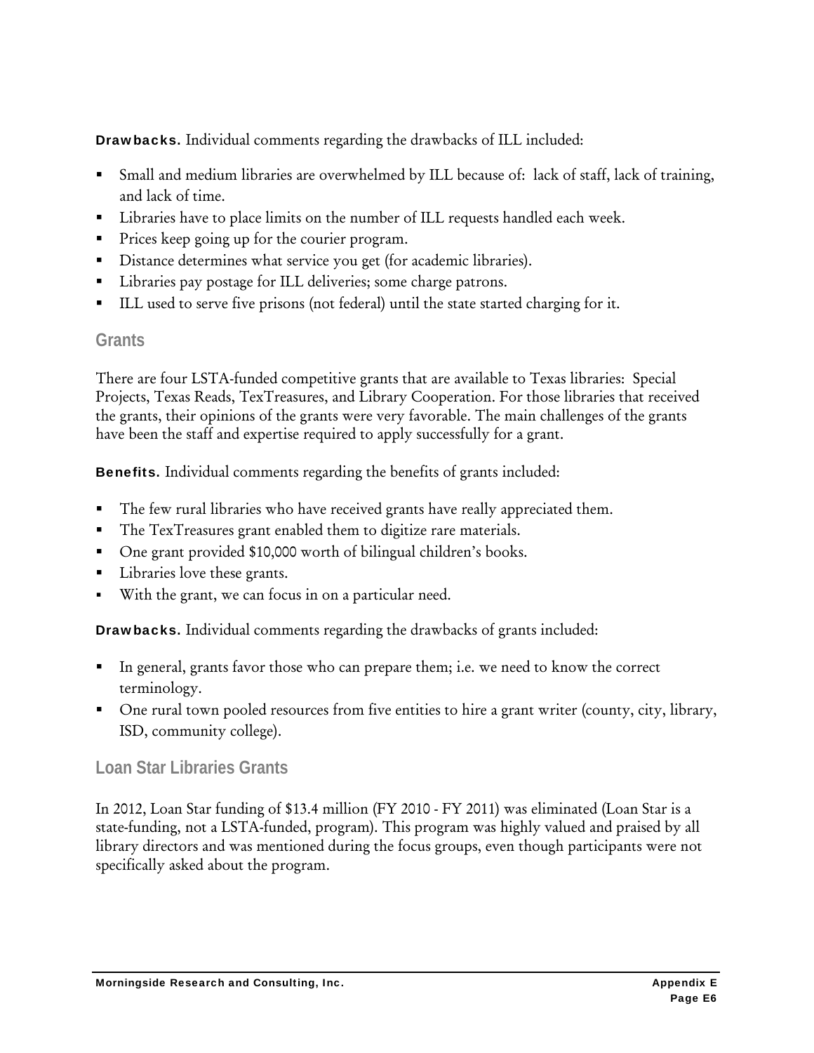**Drawbacks.** Individual comments regarding the drawbacks of ILL included:

- Small and medium libraries are overwhelmed by ILL because of: lack of staff, lack of training, and lack of time.
- Libraries have to place limits on the number of ILL requests handled each week.
- Prices keep going up for the courier program.
- Distance determines what service you get (for academic libraries).
- Libraries pay postage for ILL deliveries; some charge patrons.
- ILL used to serve five prisons (not federal) until the state started charging for it.

### Grants

There are four LSTA-funded competitive grants that are available to Texas libraries: Special Projects, Texas Reads, TexTreasures, and Library Cooperation. For those libraries that received the grants, their opinions of the grants were very favorable. The main challenges of the grants have been the staff and expertise required to apply successfully for a grant.

**Benefits.** Individual comments regarding the benefits of grants included:

- The few rural libraries who have received grants have really appreciated them.
- The TexTreasures grant enabled them to digitize rare materials.
- One grant provided $10,000 worth of bilingual children's books.
- Libraries love these grants.
- With the grant, we can focus in on a particular need.

**Drawbacks.** Individual comments regarding the drawbacks of grants included:

- In general, grants favor those who can prepare them; i.e. we need to know the correct terminology.
- One rural town pooled resources from five entities to hire a grant writer (county, city, library, ISD, community college).

### Loan Star Libraries Grants

In 2012, Loan Star funding of $13.4 million (FY 2010 - FY 2011) was eliminated (Loan Star is a state-funding, not a LSTA-funded, program). This program was highly valued and praised by all library directors and was mentioned during the focus groups, even though participants were not specifically asked about the program.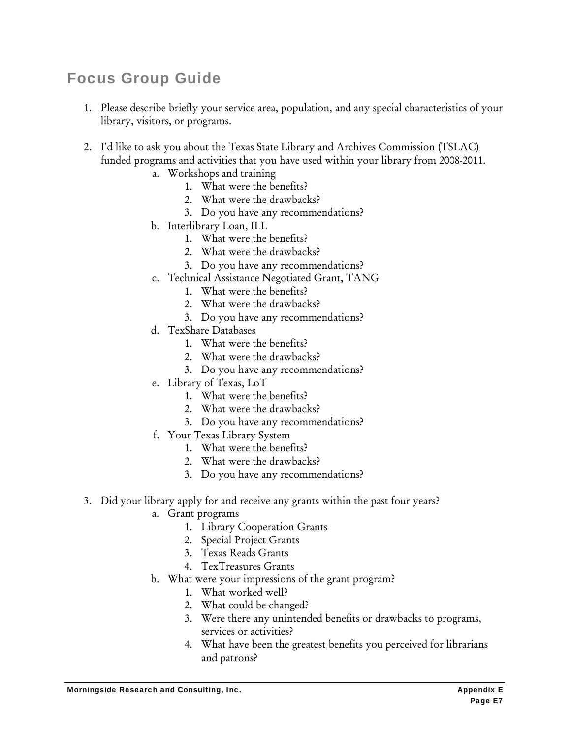## Focus Group Guide

1. Please describe briefly your service area, population, and any special characteristics of your library, visitors, or programs.

2. I'd like to ask you about the Texas State Library and Archives Commission (TSLAC) funded programs and activities that you have used within your library from 2008-2011.
    a. Workshops and training
        1. What were the benefits?
        2. What were the drawbacks?
        3. Do you have any recommendations?
    b. Interlibrary Loan, ILL
        1. What were the benefits?
        2. What were the drawbacks?
        3. Do you have any recommendations?
    c. Technical Assistance Negotiated Grant, TANG
        1. What were the benefits?
        2. What were the drawbacks?
        3. Do you have any recommendations?
    d. TexShare Databases
        1. What were the benefits?
        2. What were the drawbacks?
        3. Do you have any recommendations?
    e. Library of Texas, LoT
        1. What were the benefits?
        2. What were the drawbacks?
        3. Do you have any recommendations?
    f. Your Texas Library System
        1. What were the benefits?
        2. What were the drawbacks?
        3. Do you have any recommendations?

3. Did your library apply for and receive any grants within the past four years?
    a. Grant programs
        1. Library Cooperation Grants
        2. Special Project Grants
        3. Texas Reads Grants
        4. TexTreasures Grants
    b. What were your impressions of the grant program?
        1. What worked well?
        2. What could be changed?
        3. Were there any unintended benefits or drawbacks to programs, services or activities?
        4. What have been the greatest benefits you perceived for librarians and patrons?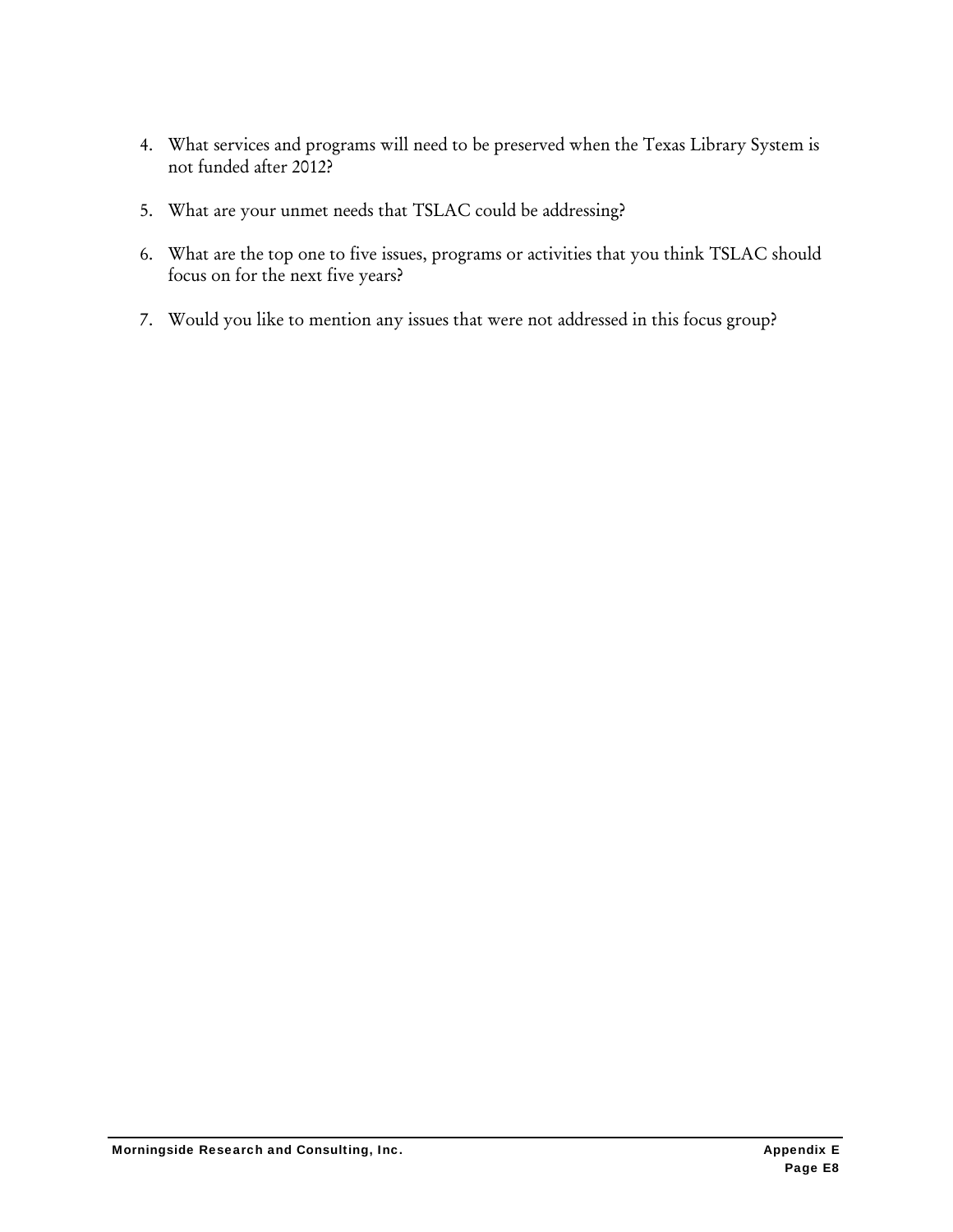4. What services and programs will need to be preserved when the Texas Library System is not funded after 2012?

5. What are your unmet needs that TSLAC could be addressing?

6. What are the top one to five issues, programs or activities that you think TSLAC should focus on for the next five years?

7. Would you like to mention any issues that were not addressed in this focus group?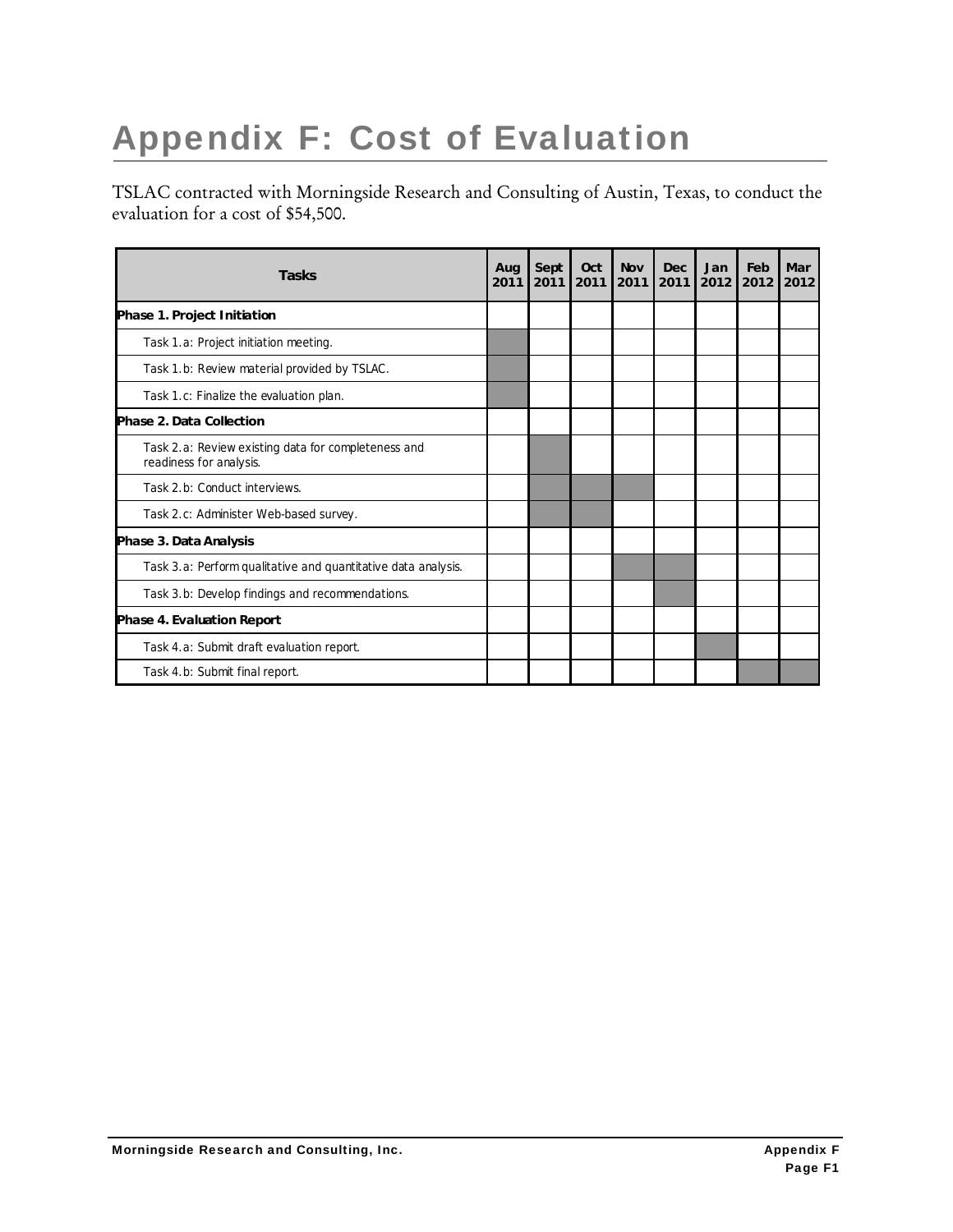# Appendix F: Cost of Evaluation

TSLAC contracted with Morningside Research and Consulting of Austin, Texas, to conduct the evaluation for a cost of $54,500.

| Tasks | Aug 2011 | Sept 2011 | Oct 2011 | Nov 2011 | Dec 2011 | Jan 2012 | Feb 2012 | Mar 2012 |
|---|---|---|---|---|---|---|---|---|
| **Phase 1. Project Initiation** | | | | | | | | |
| Task 1.a: Project initiation meeting. | ■ | | | | | | | |
| Task 1.b: Review material provided by TSLAC. | ■ | | | | | | | |
| Task 1.c: Finalize the evaluation plan. | ■ | | | | | | | |
| **Phase 2. Data Collection** | | | | | | | | |
| Task 2.a: Review existing data for completeness and readiness for analysis. | | ■ | | | | | | |
| Task 2.b: Conduct interviews. | | ■ | ■ | ■ | | | | |
| Task 2.c: Administer Web-based survey. | | ■ | ■ | | | | | |
| **Phase 3. Data Analysis** | | | | | | | | |
| Task 3.a: Perform qualitative and quantitative data analysis. | | | | ■ | ■ | | | |
| Task 3.b: Develop findings and recommendations. | | | | | ■ | | | |
| **Phase 4. Evaluation Report** | | | | | | | | |
| Task 4.a: Submit draft evaluation report. | | | | | | ■ | | |
| Task 4.b: Submit final report. | | | | | | | ■ | ■ |